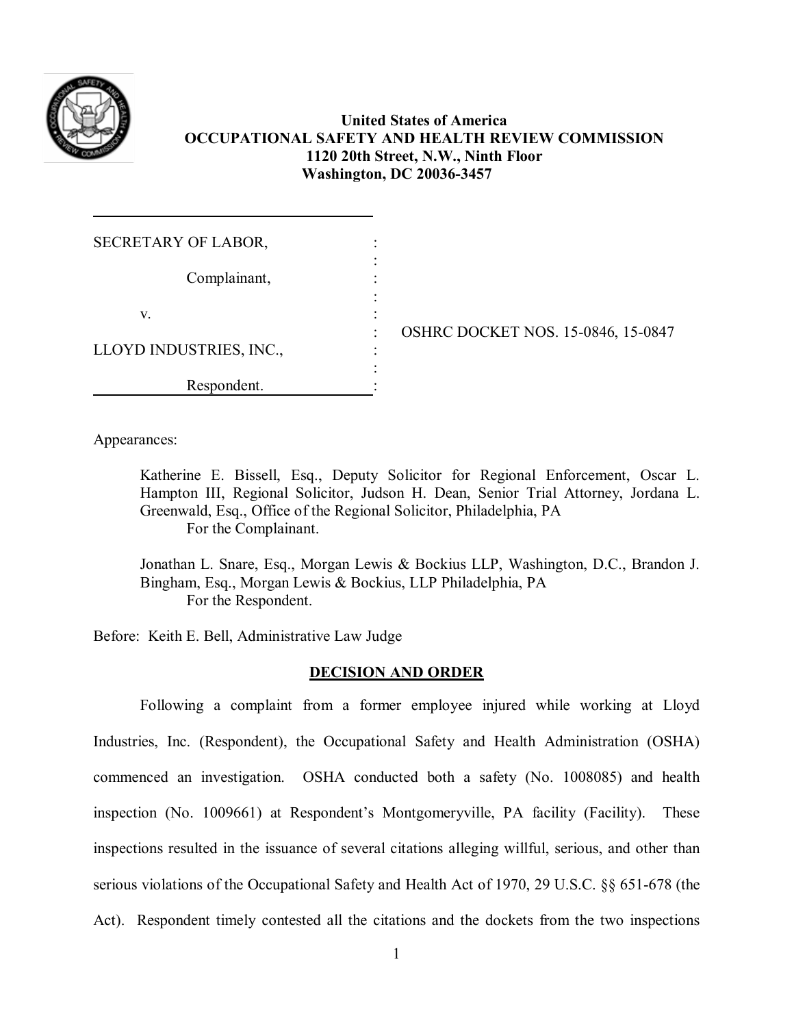**United States of America**
**OCCUPATIONAL SAFETY AND HEALTH REVIEW COMMISSION**
**1120 20th Street, N.W., Ninth Floor**
**Washington, DC 20036-3457**

| | |
|---|---|
| SECRETARY OF LABOR,<br><br>Complainant,<br><br>v.<br><br>LLOYD INDUSTRIES, INC.,<br><br>Respondent. | OSHRC DOCKET NOS. 15-0846, 15-0847 |

Appearances:

Katherine E. Bissell, Esq., Deputy Solicitor for Regional Enforcement, Oscar L. Hampton III, Regional Solicitor, Judson H. Dean, Senior Trial Attorney, Jordana L. Greenwald, Esq., Office of the Regional Solicitor, Philadelphia, PA
For the Complainant.

Jonathan L. Snare, Esq., Morgan Lewis & Bockius LLP, Washington, D.C., Brandon J. Bingham, Esq., Morgan Lewis & Bockius, LLP Philadelphia, PA
For the Respondent.

Before: Keith E. Bell, Administrative Law Judge

## DECISION AND ORDER

Following a complaint from a former employee injured while working at Lloyd Industries, Inc. (Respondent), the Occupational Safety and Health Administration (OSHA) commenced an investigation. OSHA conducted both a safety (No. 1008085) and health inspection (No. 1009661) at Respondent's Montgomeryville, PA facility (Facility). These inspections resulted in the issuance of several citations alleging willful, serious, and other than serious violations of the Occupational Safety and Health Act of 1970, 29 U.S.C. §§ 651-678 (the Act). Respondent timely contested all the citations and the dockets from the two inspections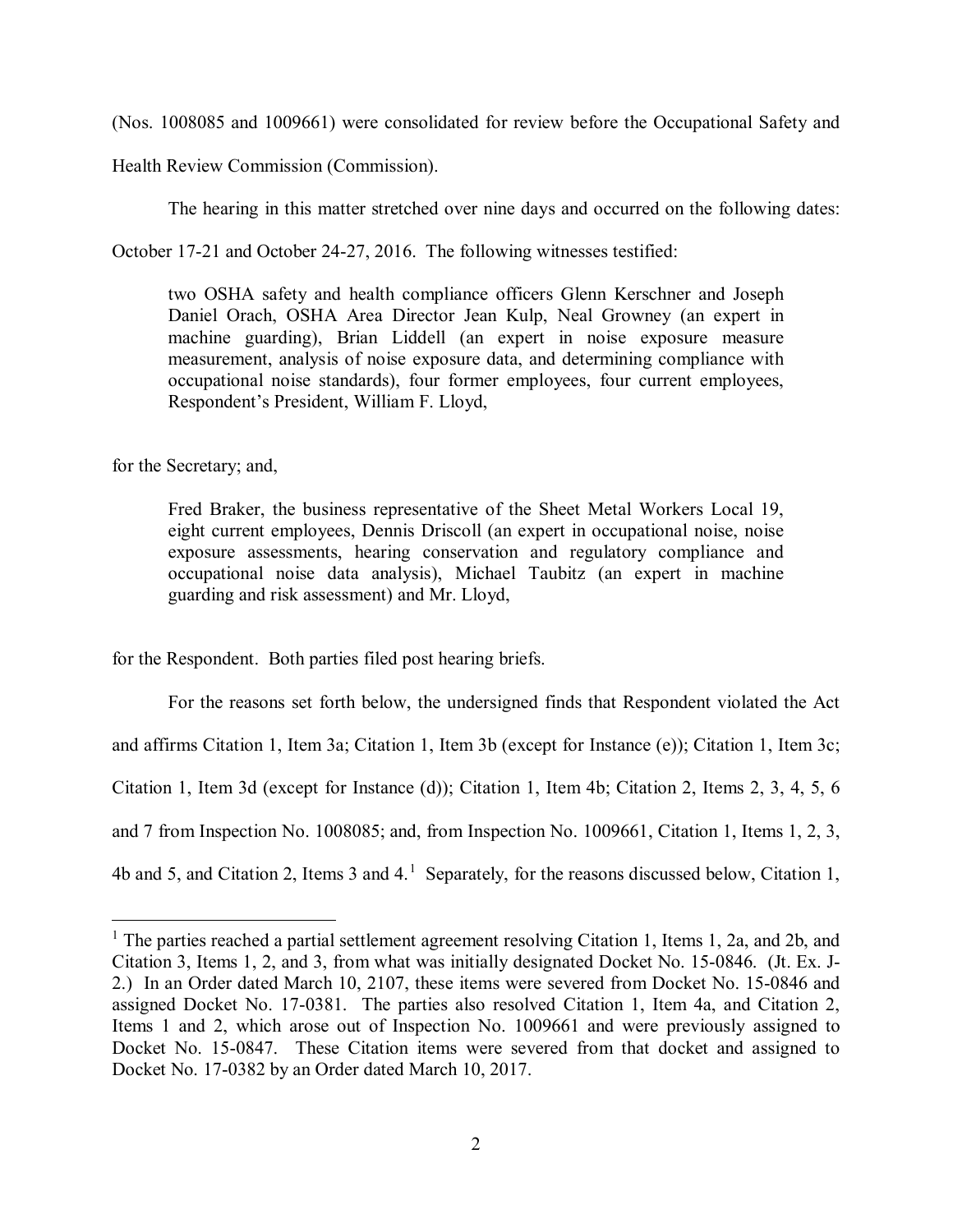(Nos. 1008085 and 1009661) were consolidated for review before the Occupational Safety and Health Review Commission (Commission).

The hearing in this matter stretched over nine days and occurred on the following dates: October 17-21 and October 24-27, 2016. The following witnesses testified:

> two OSHA safety and health compliance officers Glenn Kerschner and Joseph Daniel Orach, OSHA Area Director Jean Kulp, Neal Growney (an expert in machine guarding), Brian Liddell (an expert in noise exposure measure measurement, analysis of noise exposure data, and determining compliance with occupational noise standards), four former employees, four current employees, Respondent's President, William F. Lloyd,

for the Secretary; and,

> Fred Braker, the business representative of the Sheet Metal Workers Local 19, eight current employees, Dennis Driscoll (an expert in occupational noise, noise exposure assessments, hearing conservation and regulatory compliance and occupational noise data analysis), Michael Taubitz (an expert in machine guarding and risk assessment) and Mr. Lloyd,

for the Respondent. Both parties filed post hearing briefs.

For the reasons set forth below, the undersigned finds that Respondent violated the Act and affirms Citation 1, Item 3a; Citation 1, Item 3b (except for Instance (e)); Citation 1, Item 3c; Citation 1, Item 3d (except for Instance (d)); Citation 1, Item 4b; Citation 2, Items 2, 3, 4, 5, 6 and 7 from Inspection No. 1008085; and, from Inspection No. 1009661, Citation 1, Items 1, 2, 3, 4b and 5, and Citation 2, Items 3 and 4.[1] Separately, for the reasons discussed below, Citation 1,

---

[1] The parties reached a partial settlement agreement resolving Citation 1, Items 1, 2a, and 2b, and Citation 3, Items 1, 2, and 3, from what was initially designated Docket No. 15-0846. (Jt. Ex. J-2.) In an Order dated March 10, 2107, these items were severed from Docket No. 15-0846 and assigned Docket No. 17-0381. The parties also resolved Citation 1, Item 4a, and Citation 2, Items 1 and 2, which arose out of Inspection No. 1009661 and were previously assigned to Docket No. 15-0847. These Citation items were severed from that docket and assigned to Docket No. 17-0382 by an Order dated March 10, 2017.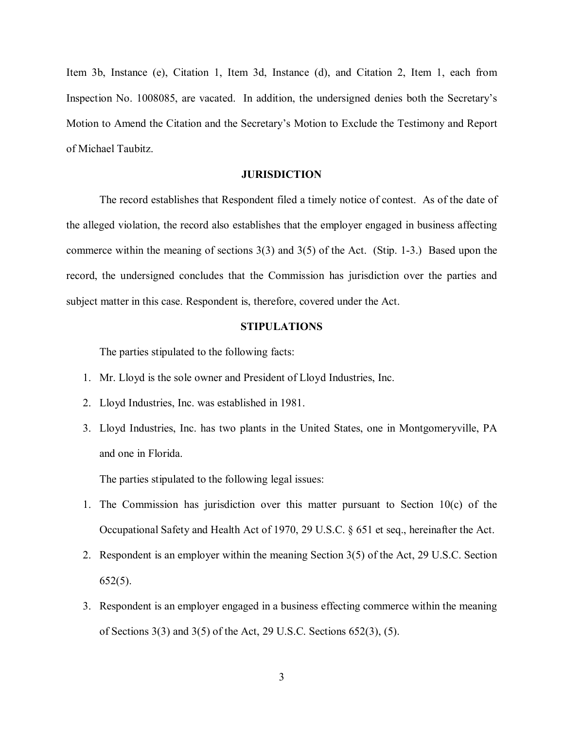Item 3b, Instance (e), Citation 1, Item 3d, Instance (d), and Citation 2, Item 1, each from Inspection No. 1008085, are vacated. In addition, the undersigned denies both the Secretary's Motion to Amend the Citation and the Secretary's Motion to Exclude the Testimony and Report of Michael Taubitz.

## JURISDICTION

The record establishes that Respondent filed a timely notice of contest. As of the date of the alleged violation, the record also establishes that the employer engaged in business affecting commerce within the meaning of sections 3(3) and 3(5) of the Act. (Stip. 1-3.) Based upon the record, the undersigned concludes that the Commission has jurisdiction over the parties and subject matter in this case. Respondent is, therefore, covered under the Act.

## STIPULATIONS

The parties stipulated to the following facts:

1. Mr. Lloyd is the sole owner and President of Lloyd Industries, Inc.
2. Lloyd Industries, Inc. was established in 1981.
3. Lloyd Industries, Inc. has two plants in the United States, one in Montgomeryville, PA and one in Florida.

The parties stipulated to the following legal issues:

1. The Commission has jurisdiction over this matter pursuant to Section 10(c) of the Occupational Safety and Health Act of 1970, 29 U.S.C. § 651 et seq., hereinafter the Act.
2. Respondent is an employer within the meaning Section 3(5) of the Act, 29 U.S.C. Section 652(5).
3. Respondent is an employer engaged in a business effecting commerce within the meaning of Sections 3(3) and 3(5) of the Act, 29 U.S.C. Sections 652(3), (5).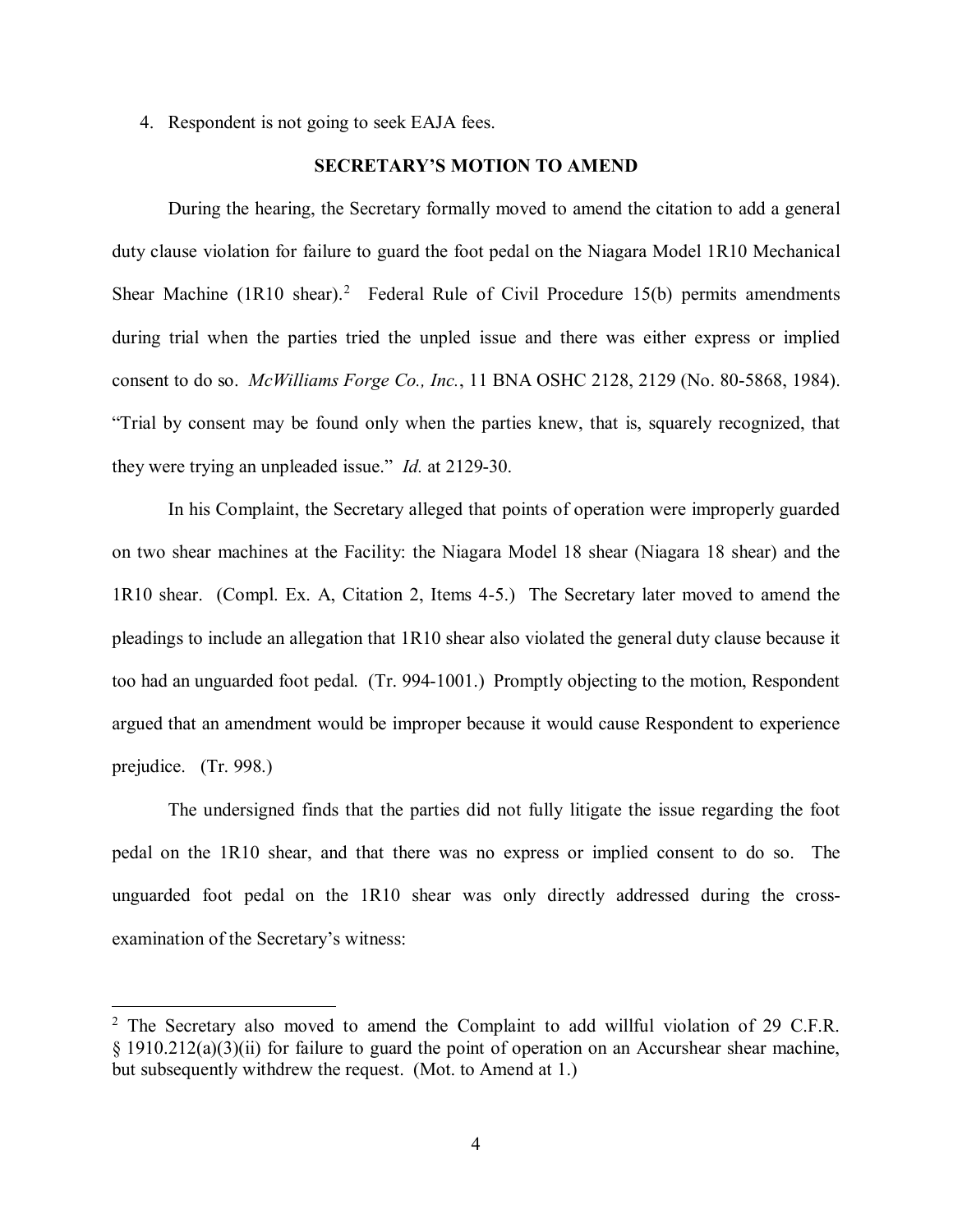4. Respondent is not going to seek EAJA fees.

**SECRETARY'S MOTION TO AMEND**

During the hearing, the Secretary formally moved to amend the citation to add a general duty clause violation for failure to guard the foot pedal on the Niagara Model 1R10 Mechanical Shear Machine (1R10 shear).[2] Federal Rule of Civil Procedure 15(b) permits amendments during trial when the parties tried the unpled issue and there was either express or implied consent to do so. *McWilliams Forge Co., Inc.*, 11 BNA OSHC 2128, 2129 (No. 80-5868, 1984). "Trial by consent may be found only when the parties knew, that is, squarely recognized, that they were trying an unpleaded issue." *Id.* at 2129-30.

In his Complaint, the Secretary alleged that points of operation were improperly guarded on two shear machines at the Facility: the Niagara Model 18 shear (Niagara 18 shear) and the 1R10 shear. (Compl. Ex. A, Citation 2, Items 4-5.) The Secretary later moved to amend the pleadings to include an allegation that 1R10 shear also violated the general duty clause because it too had an unguarded foot pedal. (Tr. 994-1001.) Promptly objecting to the motion, Respondent argued that an amendment would be improper because it would cause Respondent to experience prejudice. (Tr. 998.)

The undersigned finds that the parties did not fully litigate the issue regarding the foot pedal on the 1R10 shear, and that there was no express or implied consent to do so. The unguarded foot pedal on the 1R10 shear was only directly addressed during the cross-examination of the Secretary's witness:

---

[2] The Secretary also moved to amend the Complaint to add willful violation of 29 C.F.R. § 1910.212(a)(3)(ii) for failure to guard the point of operation on an Accurshear shear machine, but subsequently withdrew the request. (Mot. to Amend at 1.)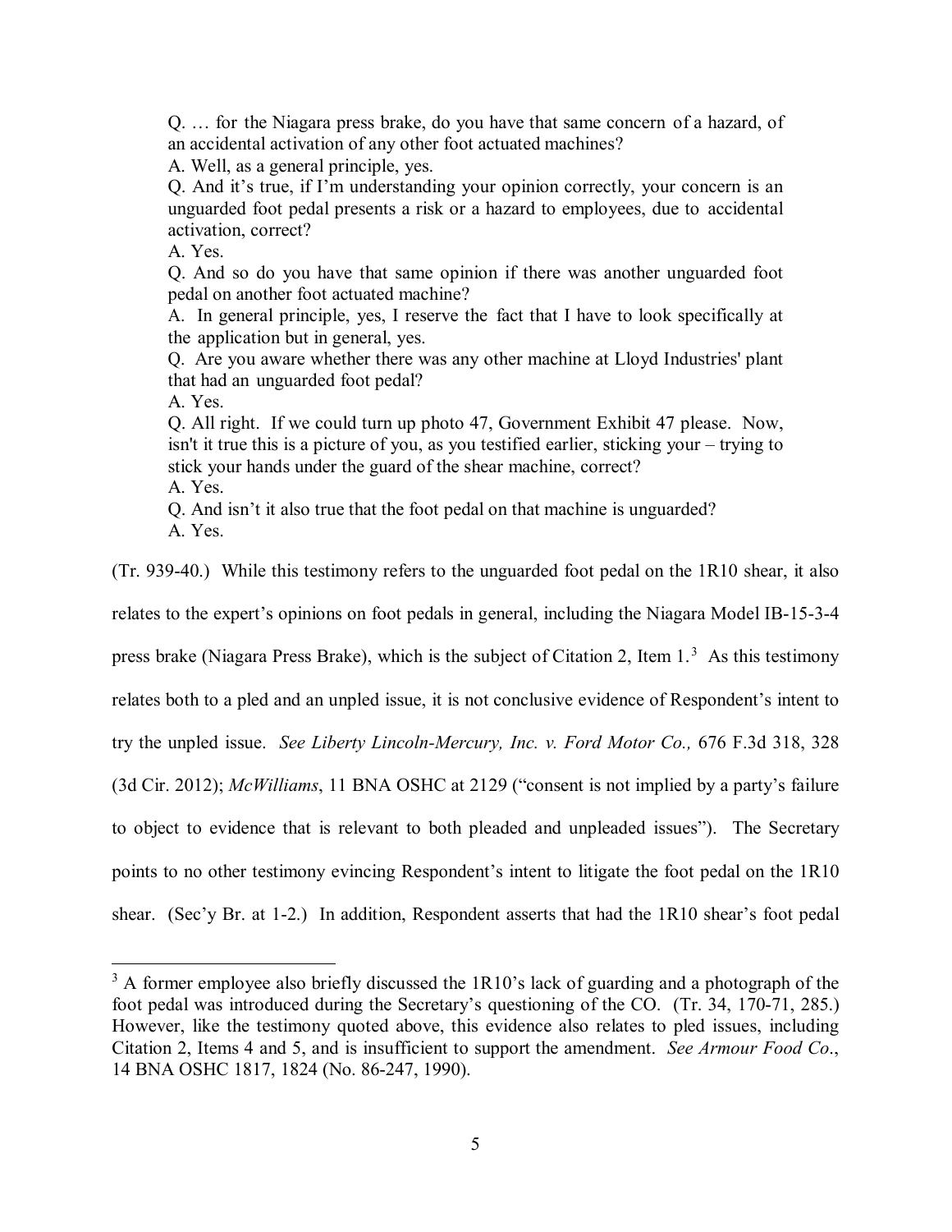> Q. … for the Niagara press brake, do you have that same concern of a hazard, of an accidental activation of any other foot actuated machines?
> A. Well, as a general principle, yes.
> Q. And it's true, if I'm understanding your opinion correctly, your concern is an unguarded foot pedal presents a risk or a hazard to employees, due to accidental activation, correct?
> A. Yes.
> Q. And so do you have that same opinion if there was another unguarded foot pedal on another foot actuated machine?
> A. In general principle, yes, I reserve the fact that I have to look specifically at the application but in general, yes.
> Q. Are you aware whether there was any other machine at Lloyd Industries' plant that had an unguarded foot pedal?
> A. Yes.
> Q. All right. If we could turn up photo 47, Government Exhibit 47 please. Now, isn't it true this is a picture of you, as you testified earlier, sticking your – trying to stick your hands under the guard of the shear machine, correct?
> A. Yes.
> Q. And isn't it also true that the foot pedal on that machine is unguarded?
> A. Yes.

(Tr. 939-40.) While this testimony refers to the unguarded foot pedal on the 1R10 shear, it also relates to the expert's opinions on foot pedals in general, including the Niagara Model IB-15-3-4 press brake (Niagara Press Brake), which is the subject of Citation 2, Item 1.[3] As this testimony relates both to a pled and an unpled issue, it is not conclusive evidence of Respondent's intent to try the unpled issue. *See Liberty Lincoln-Mercury, Inc. v. Ford Motor Co.,* 676 F.3d 318, 328 (3d Cir. 2012); *McWilliams*, 11 BNA OSHC at 2129 ("consent is not implied by a party's failure to object to evidence that is relevant to both pleaded and unpleaded issues"). The Secretary points to no other testimony evincing Respondent's intent to litigate the foot pedal on the 1R10 shear. (Sec'y Br. at 1-2.) In addition, Respondent asserts that had the 1R10 shear's foot pedal

[3] A former employee also briefly discussed the 1R10's lack of guarding and a photograph of the foot pedal was introduced during the Secretary's questioning of the CO. (Tr. 34, 170-71, 285.) However, like the testimony quoted above, this evidence also relates to pled issues, including Citation 2, Items 4 and 5, and is insufficient to support the amendment. *See Armour Food Co.*, 14 BNA OSHC 1817, 1824 (No. 86-247, 1990).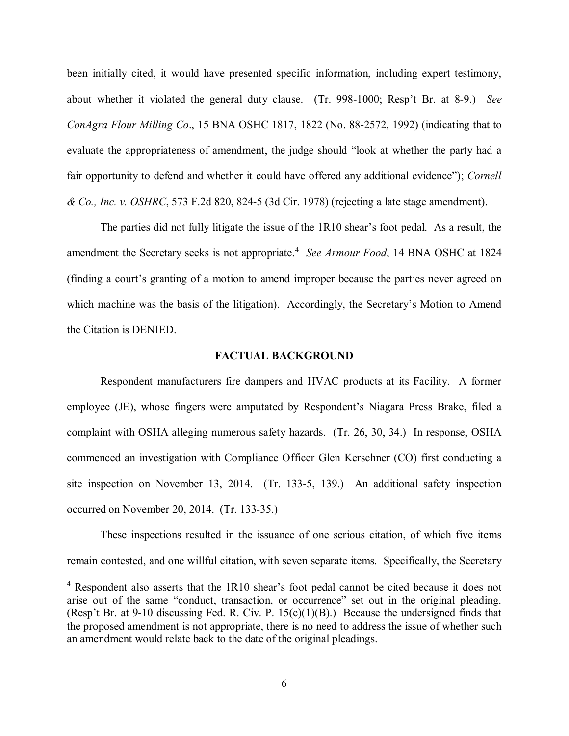been initially cited, it would have presented specific information, including expert testimony, about whether it violated the general duty clause. (Tr. 998-1000; Resp't Br. at 8-9.) *See ConAgra Flour Milling Co*., 15 BNA OSHC 1817, 1822 (No. 88-2572, 1992) (indicating that to evaluate the appropriateness of amendment, the judge should "look at whether the party had a fair opportunity to defend and whether it could have offered any additional evidence"); *Cornell & Co., Inc. v. OSHRC*, 573 F.2d 820, 824-5 (3d Cir. 1978) (rejecting a late stage amendment).

The parties did not fully litigate the issue of the 1R10 shear's foot pedal. As a result, the amendment the Secretary seeks is not appropriate.[4] *See Armour Food*, 14 BNA OSHC at 1824 (finding a court's granting of a motion to amend improper because the parties never agreed on which machine was the basis of the litigation). Accordingly, the Secretary's Motion to Amend the Citation is DENIED.

## FACTUAL BACKGROUND

Respondent manufacturers fire dampers and HVAC products at its Facility. A former employee (JE), whose fingers were amputated by Respondent's Niagara Press Brake, filed a complaint with OSHA alleging numerous safety hazards. (Tr. 26, 30, 34.) In response, OSHA commenced an investigation with Compliance Officer Glen Kerschner (CO) first conducting a site inspection on November 13, 2014. (Tr. 133-5, 139.) An additional safety inspection occurred on November 20, 2014. (Tr. 133-35.)

These inspections resulted in the issuance of one serious citation, of which five items remain contested, and one willful citation, with seven separate items. Specifically, the Secretary

[4] Respondent also asserts that the 1R10 shear's foot pedal cannot be cited because it does not arise out of the same "conduct, transaction, or occurrence" set out in the original pleading. (Resp't Br. at 9-10 discussing Fed. R. Civ. P. 15(c)(1)(B).) Because the undersigned finds that the proposed amendment is not appropriate, there is no need to address the issue of whether such an amendment would relate back to the date of the original pleadings.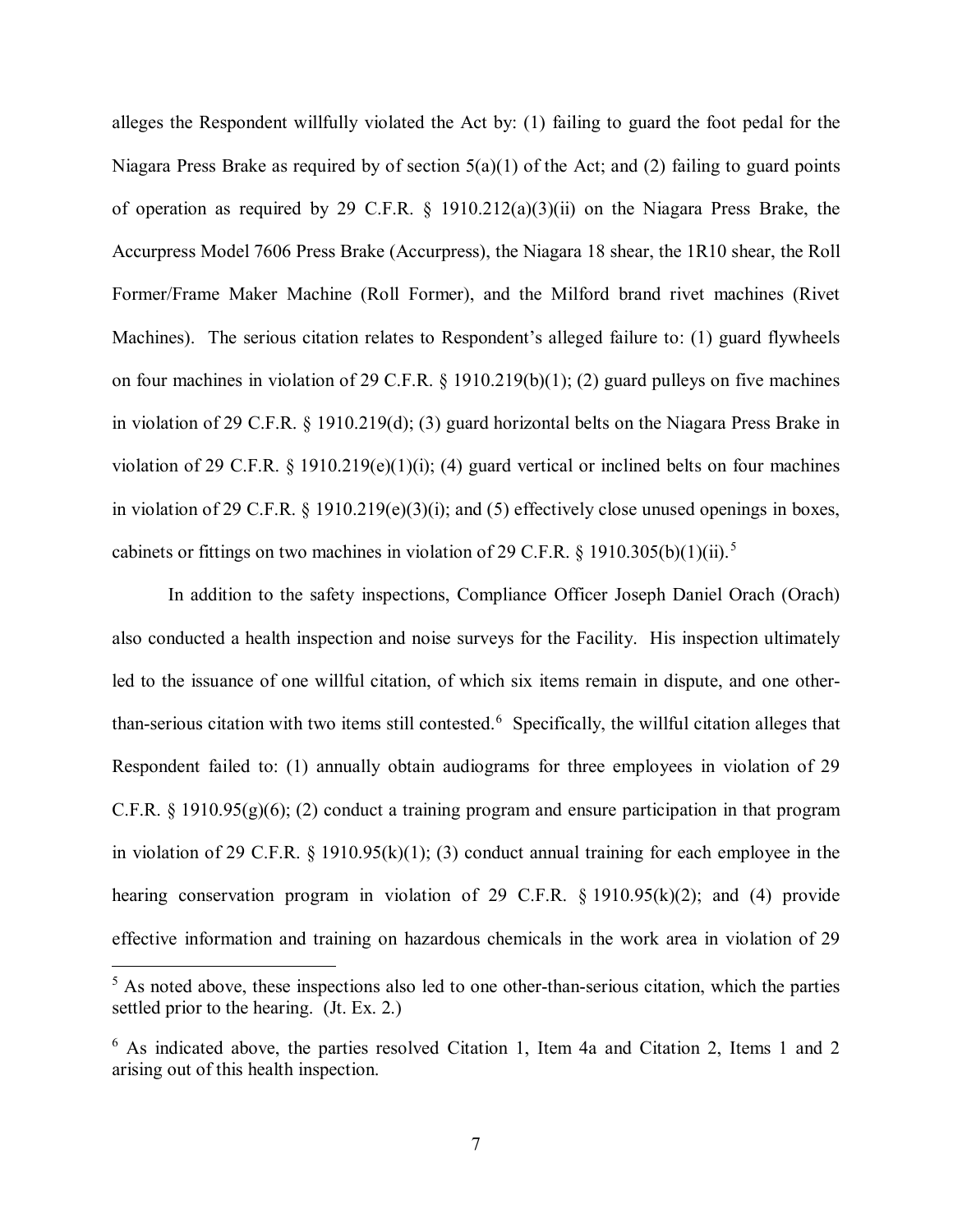alleges the Respondent willfully violated the Act by: (1) failing to guard the foot pedal for the Niagara Press Brake as required by of section 5(a)(1) of the Act; and (2) failing to guard points of operation as required by 29 C.F.R. § 1910.212(a)(3)(ii) on the Niagara Press Brake, the Accurpress Model 7606 Press Brake (Accurpress), the Niagara 18 shear, the 1R10 shear, the Roll Former/Frame Maker Machine (Roll Former), and the Milford brand rivet machines (Rivet Machines). The serious citation relates to Respondent's alleged failure to: (1) guard flywheels on four machines in violation of 29 C.F.R. § 1910.219(b)(1); (2) guard pulleys on five machines in violation of 29 C.F.R. § 1910.219(d); (3) guard horizontal belts on the Niagara Press Brake in violation of 29 C.F.R. § 1910.219(e)(1)(i); (4) guard vertical or inclined belts on four machines in violation of 29 C.F.R. § 1910.219(e)(3)(i); and (5) effectively close unused openings in boxes, cabinets or fittings on two machines in violation of 29 C.F.R. § 1910.305(b)(1)(ii).[5]

In addition to the safety inspections, Compliance Officer Joseph Daniel Orach (Orach) also conducted a health inspection and noise surveys for the Facility. His inspection ultimately led to the issuance of one willful citation, of which six items remain in dispute, and one other-than-serious citation with two items still contested.[6] Specifically, the willful citation alleges that Respondent failed to: (1) annually obtain audiograms for three employees in violation of 29 C.F.R. § 1910.95(g)(6); (2) conduct a training program and ensure participation in that program in violation of 29 C.F.R. § 1910.95(k)(1); (3) conduct annual training for each employee in the hearing conservation program in violation of 29 C.F.R. § 1910.95(k)(2); and (4) provide effective information and training on hazardous chemicals in the work area in violation of 29

---

[5] As noted above, these inspections also led to one other-than-serious citation, which the parties settled prior to the hearing. (Jt. Ex. 2.)

[6] As indicated above, the parties resolved Citation 1, Item 4a and Citation 2, Items 1 and 2 arising out of this health inspection.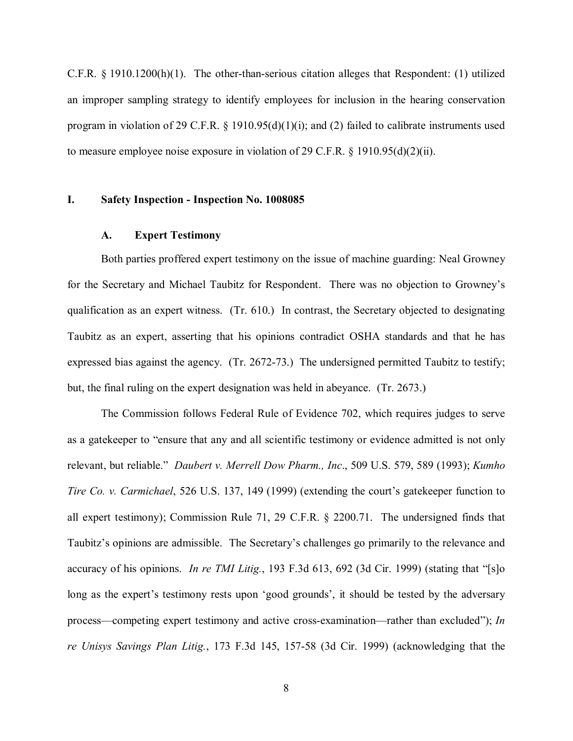C.F.R. § 1910.1200(h)(1). The other-than-serious citation alleges that Respondent: (1) utilized an improper sampling strategy to identify employees for inclusion in the hearing conservation program in violation of 29 C.F.R. § 1910.95(d)(1)(i); and (2) failed to calibrate instruments used to measure employee noise exposure in violation of 29 C.F.R. § 1910.95(d)(2)(ii).

## I. Safety Inspection - Inspection No. 1008085

### A. Expert Testimony

Both parties proffered expert testimony on the issue of machine guarding: Neal Growney for the Secretary and Michael Taubitz for Respondent. There was no objection to Growney's qualification as an expert witness. (Tr. 610.) In contrast, the Secretary objected to designating Taubitz as an expert, asserting that his opinions contradict OSHA standards and that he has expressed bias against the agency. (Tr. 2672-73.) The undersigned permitted Taubitz to testify; but, the final ruling on the expert designation was held in abeyance. (Tr. 2673.)

The Commission follows Federal Rule of Evidence 702, which requires judges to serve as a gatekeeper to "ensure that any and all scientific testimony or evidence admitted is not only relevant, but reliable." *Daubert v. Merrell Dow Pharm., Inc*., 509 U.S. 579, 589 (1993); *Kumho Tire Co. v. Carmichael*, 526 U.S. 137, 149 (1999) (extending the court's gatekeeper function to all expert testimony); Commission Rule 71, 29 C.F.R. § 2200.71. The undersigned finds that Taubitz's opinions are admissible. The Secretary's challenges go primarily to the relevance and accuracy of his opinions. *In re TMI Litig.*, 193 F.3d 613, 692 (3d Cir. 1999) (stating that "[s]o long as the expert's testimony rests upon 'good grounds', it should be tested by the adversary process—competing expert testimony and active cross-examination—rather than excluded"); *In re Unisys Savings Plan Litig.*, 173 F.3d 145, 157-58 (3d Cir. 1999) (acknowledging that the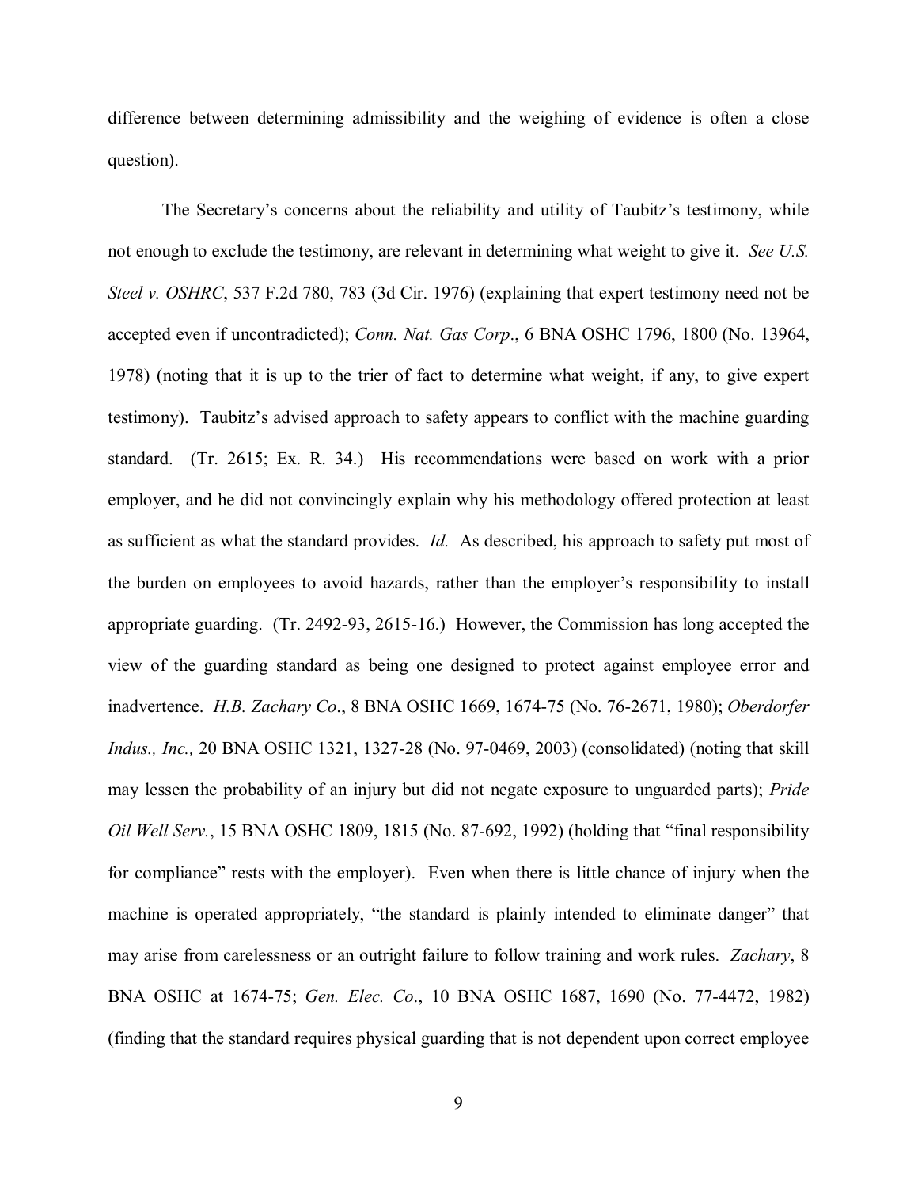difference between determining admissibility and the weighing of evidence is often a close question).

The Secretary's concerns about the reliability and utility of Taubitz's testimony, while not enough to exclude the testimony, are relevant in determining what weight to give it. *See U.S. Steel v. OSHRC*, 537 F.2d 780, 783 (3d Cir. 1976) (explaining that expert testimony need not be accepted even if uncontradicted); *Conn. Nat. Gas Corp*., 6 BNA OSHC 1796, 1800 (No. 13964, 1978) (noting that it is up to the trier of fact to determine what weight, if any, to give expert testimony). Taubitz's advised approach to safety appears to conflict with the machine guarding standard. (Tr. 2615; Ex. R. 34.) His recommendations were based on work with a prior employer, and he did not convincingly explain why his methodology offered protection at least as sufficient as what the standard provides. *Id.* As described, his approach to safety put most of the burden on employees to avoid hazards, rather than the employer's responsibility to install appropriate guarding. (Tr. 2492-93, 2615-16.) However, the Commission has long accepted the view of the guarding standard as being one designed to protect against employee error and inadvertence. *H.B. Zachary Co*., 8 BNA OSHC 1669, 1674-75 (No. 76-2671, 1980); *Oberdorfer Indus., Inc.,* 20 BNA OSHC 1321, 1327-28 (No. 97-0469, 2003) (consolidated) (noting that skill may lessen the probability of an injury but did not negate exposure to unguarded parts); *Pride Oil Well Serv.*, 15 BNA OSHC 1809, 1815 (No. 87-692, 1992) (holding that "final responsibility for compliance" rests with the employer). Even when there is little chance of injury when the machine is operated appropriately, "the standard is plainly intended to eliminate danger" that may arise from carelessness or an outright failure to follow training and work rules. *Zachary*, 8 BNA OSHC at 1674-75; *Gen. Elec. Co*., 10 BNA OSHC 1687, 1690 (No. 77-4472, 1982) (finding that the standard requires physical guarding that is not dependent upon correct employee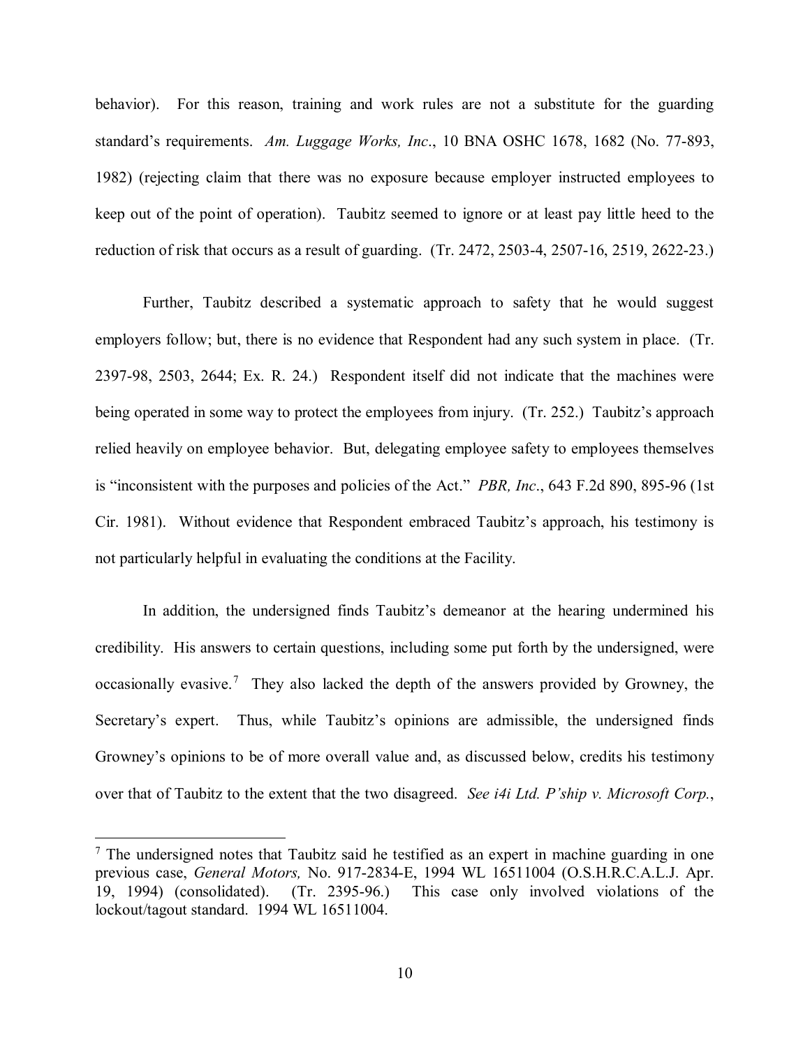behavior). For this reason, training and work rules are not a substitute for the guarding standard's requirements. *Am. Luggage Works, Inc*., 10 BNA OSHC 1678, 1682 (No. 77-893, 1982) (rejecting claim that there was no exposure because employer instructed employees to keep out of the point of operation). Taubitz seemed to ignore or at least pay little heed to the reduction of risk that occurs as a result of guarding. (Tr. 2472, 2503-4, 2507-16, 2519, 2622-23.)

Further, Taubitz described a systematic approach to safety that he would suggest employers follow; but, there is no evidence that Respondent had any such system in place. (Tr. 2397-98, 2503, 2644; Ex. R. 24.) Respondent itself did not indicate that the machines were being operated in some way to protect the employees from injury. (Tr. 252.) Taubitz's approach relied heavily on employee behavior. But, delegating employee safety to employees themselves is "inconsistent with the purposes and policies of the Act." *PBR, Inc*., 643 F.2d 890, 895-96 (1st Cir. 1981). Without evidence that Respondent embraced Taubitz's approach, his testimony is not particularly helpful in evaluating the conditions at the Facility.

In addition, the undersigned finds Taubitz's demeanor at the hearing undermined his credibility. His answers to certain questions, including some put forth by the undersigned, were occasionally evasive.[7] They also lacked the depth of the answers provided by Growney, the Secretary's expert. Thus, while Taubitz's opinions are admissible, the undersigned finds Growney's opinions to be of more overall value and, as discussed below, credits his testimony over that of Taubitz to the extent that the two disagreed. *See i4i Ltd. P'ship v. Microsoft Corp.*,

---

[7] The undersigned notes that Taubitz said he testified as an expert in machine guarding in one previous case, *General Motors,* No. 917-2834-E, 1994 WL 16511004 (O.S.H.R.C.A.L.J. Apr. 19, 1994) (consolidated). (Tr. 2395-96.) This case only involved violations of the lockout/tagout standard. 1994 WL 16511004.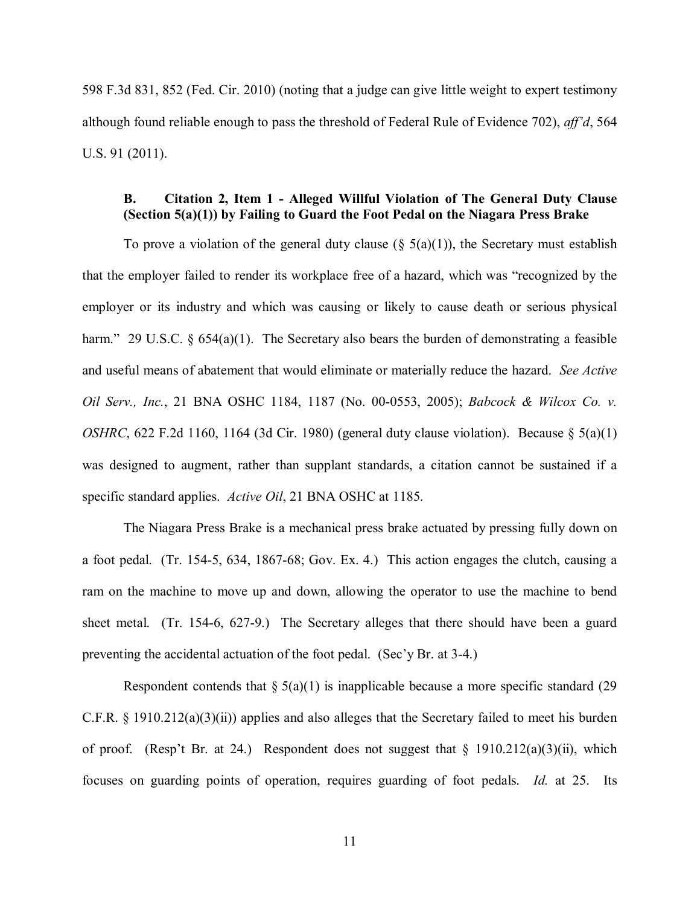598 F.3d 831, 852 (Fed. Cir. 2010) (noting that a judge can give little weight to expert testimony although found reliable enough to pass the threshold of Federal Rule of Evidence 702), *aff'd*, 564 U.S. 91 (2011).

### B. Citation 2, Item 1 - Alleged Willful Violation of The General Duty Clause (Section 5(a)(1)) by Failing to Guard the Foot Pedal on the Niagara Press Brake

To prove a violation of the general duty clause (§ 5(a)(1)), the Secretary must establish that the employer failed to render its workplace free of a hazard, which was "recognized by the employer or its industry and which was causing or likely to cause death or serious physical harm." 29 U.S.C. § 654(a)(1). The Secretary also bears the burden of demonstrating a feasible and useful means of abatement that would eliminate or materially reduce the hazard. *See Active Oil Serv., Inc.*, 21 BNA OSHC 1184, 1187 (No. 00-0553, 2005); *Babcock & Wilcox Co. v. OSHRC*, 622 F.2d 1160, 1164 (3d Cir. 1980) (general duty clause violation). Because § 5(a)(1) was designed to augment, rather than supplant standards, a citation cannot be sustained if a specific standard applies. *Active Oil*, 21 BNA OSHC at 1185.

The Niagara Press Brake is a mechanical press brake actuated by pressing fully down on a foot pedal. (Tr. 154-5, 634, 1867-68; Gov. Ex. 4.) This action engages the clutch, causing a ram on the machine to move up and down, allowing the operator to use the machine to bend sheet metal. (Tr. 154-6, 627-9.) The Secretary alleges that there should have been a guard preventing the accidental actuation of the foot pedal. (Sec'y Br. at 3-4.)

Respondent contends that § 5(a)(1) is inapplicable because a more specific standard (29 C.F.R. § 1910.212(a)(3)(ii)) applies and also alleges that the Secretary failed to meet his burden of proof. (Resp't Br. at 24.) Respondent does not suggest that § 1910.212(a)(3)(ii), which focuses on guarding points of operation, requires guarding of foot pedals. *Id.* at 25. Its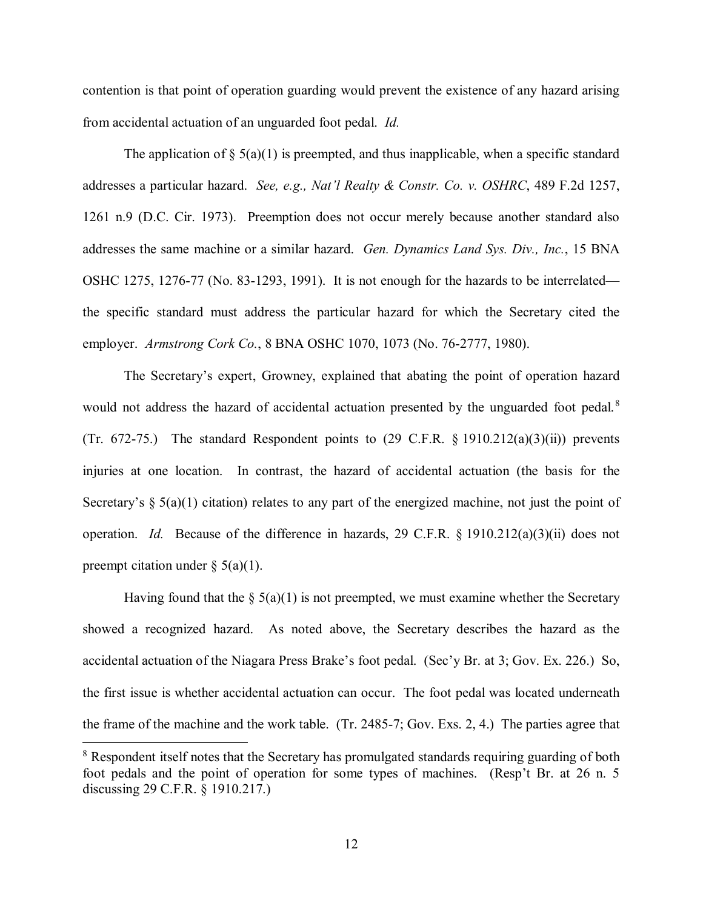contention is that point of operation guarding would prevent the existence of any hazard arising from accidental actuation of an unguarded foot pedal. *Id.*

The application of § 5(a)(1) is preempted, and thus inapplicable, when a specific standard addresses a particular hazard. *See, e.g., Nat'l Realty & Constr. Co. v. OSHRC*, 489 F.2d 1257, 1261 n.9 (D.C. Cir. 1973). Preemption does not occur merely because another standard also addresses the same machine or a similar hazard. *Gen. Dynamics Land Sys. Div., Inc.*, 15 BNA OSHC 1275, 1276-77 (No. 83-1293, 1991). It is not enough for the hazards to be interrelated—the specific standard must address the particular hazard for which the Secretary cited the employer. *Armstrong Cork Co.*, 8 BNA OSHC 1070, 1073 (No. 76-2777, 1980).

The Secretary's expert, Growney, explained that abating the point of operation hazard would not address the hazard of accidental actuation presented by the unguarded foot pedal.[8] (Tr. 672-75.) The standard Respondent points to (29 C.F.R. § 1910.212(a)(3)(ii)) prevents injuries at one location. In contrast, the hazard of accidental actuation (the basis for the Secretary's § 5(a)(1) citation) relates to any part of the energized machine, not just the point of operation. *Id.* Because of the difference in hazards, 29 C.F.R. § 1910.212(a)(3)(ii) does not preempt citation under § 5(a)(1).

Having found that the § 5(a)(1) is not preempted, we must examine whether the Secretary showed a recognized hazard. As noted above, the Secretary describes the hazard as the accidental actuation of the Niagara Press Brake's foot pedal. (Sec'y Br. at 3; Gov. Ex. 226.) So, the first issue is whether accidental actuation can occur. The foot pedal was located underneath the frame of the machine and the work table. (Tr. 2485-7; Gov. Exs. 2, 4.) The parties agree that

[8] Respondent itself notes that the Secretary has promulgated standards requiring guarding of both foot pedals and the point of operation for some types of machines. (Resp't Br. at 26 n. 5 discussing 29 C.F.R. § 1910.217.)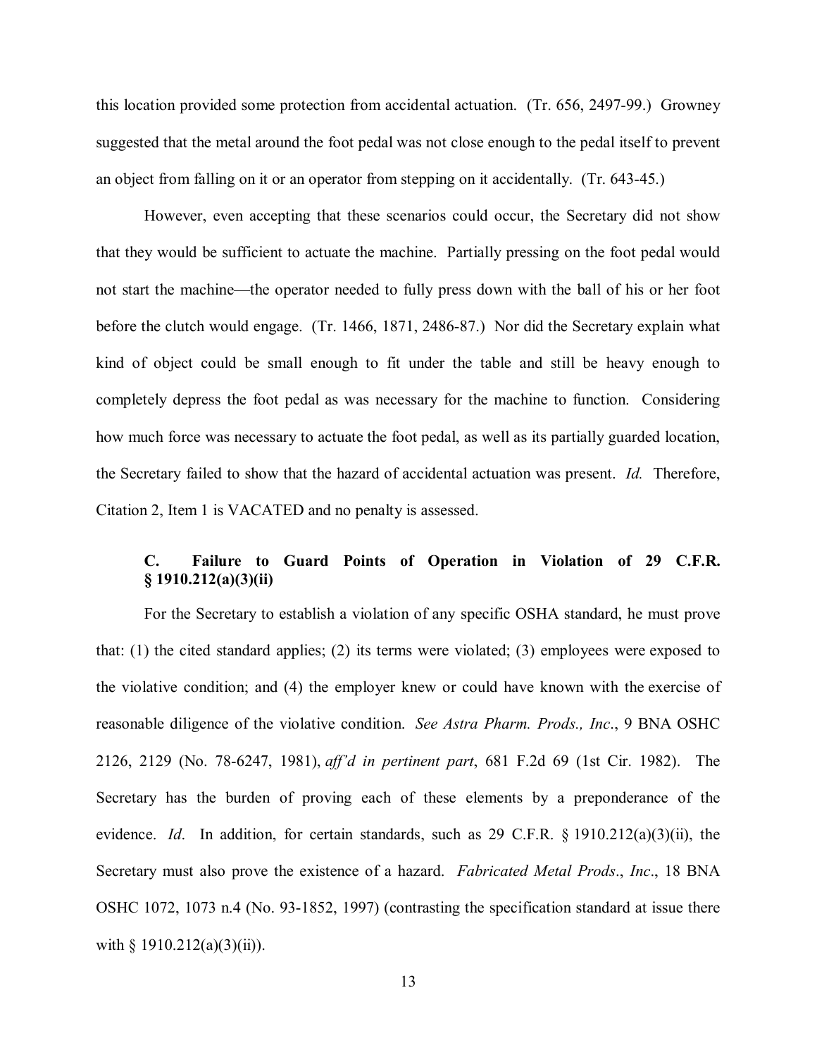this location provided some protection from accidental actuation. (Tr. 656, 2497-99.) Growney suggested that the metal around the foot pedal was not close enough to the pedal itself to prevent an object from falling on it or an operator from stepping on it accidentally. (Tr. 643-45.)

However, even accepting that these scenarios could occur, the Secretary did not show that they would be sufficient to actuate the machine. Partially pressing on the foot pedal would not start the machine—the operator needed to fully press down with the ball of his or her foot before the clutch would engage. (Tr. 1466, 1871, 2486-87.) Nor did the Secretary explain what kind of object could be small enough to fit under the table and still be heavy enough to completely depress the foot pedal as was necessary for the machine to function. Considering how much force was necessary to actuate the foot pedal, as well as its partially guarded location, the Secretary failed to show that the hazard of accidental actuation was present. *Id.* Therefore, Citation 2, Item 1 is VACATED and no penalty is assessed.

### C. Failure to Guard Points of Operation in Violation of 29 C.F.R. § 1910.212(a)(3)(ii)

For the Secretary to establish a violation of any specific OSHA standard, he must prove that: (1) the cited standard applies; (2) its terms were violated; (3) employees were exposed to the violative condition; and (4) the employer knew or could have known with the exercise of reasonable diligence of the violative condition. *See Astra Pharm. Prods., Inc.*, 9 BNA OSHC 2126, 2129 (No. 78-6247, 1981), *aff'd in pertinent part*, 681 F.2d 69 (1st Cir. 1982). The Secretary has the burden of proving each of these elements by a preponderance of the evidence. *Id*. In addition, for certain standards, such as 29 C.F.R. § 1910.212(a)(3)(ii), the Secretary must also prove the existence of a hazard. *Fabricated Metal Prods., Inc.*, 18 BNA OSHC 1072, 1073 n.4 (No. 93-1852, 1997) (contrasting the specification standard at issue there with § 1910.212(a)(3)(ii)).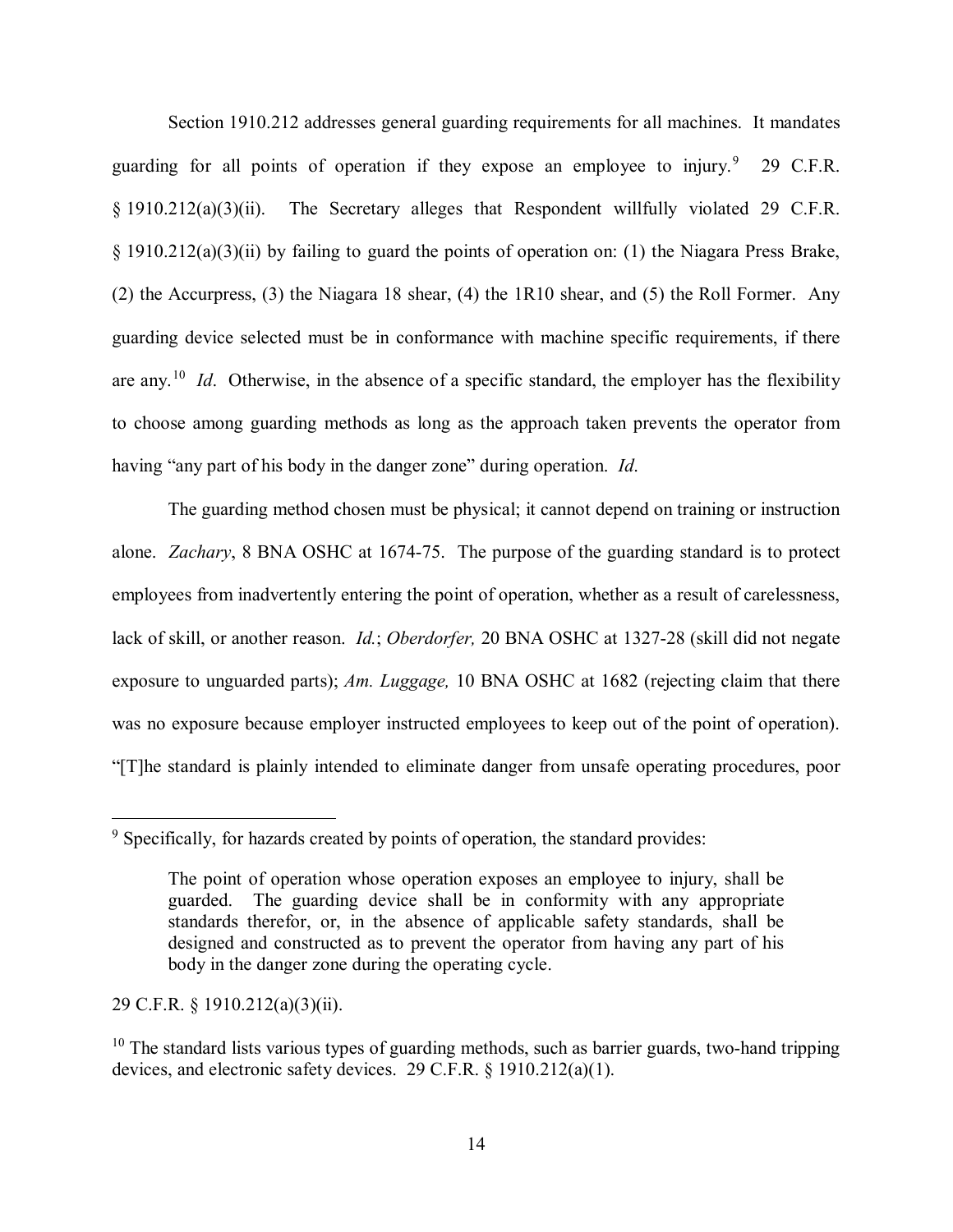Section 1910.212 addresses general guarding requirements for all machines. It mandates guarding for all points of operation if they expose an employee to injury.[9] 29 C.F.R. § 1910.212(a)(3)(ii). The Secretary alleges that Respondent willfully violated 29 C.F.R. § 1910.212(a)(3)(ii) by failing to guard the points of operation on: (1) the Niagara Press Brake, (2) the Accurpress, (3) the Niagara 18 shear, (4) the 1R10 shear, and (5) the Roll Former. Any guarding device selected must be in conformance with machine specific requirements, if there are any.[10] *Id*. Otherwise, in the absence of a specific standard, the employer has the flexibility to choose among guarding methods as long as the approach taken prevents the operator from having "any part of his body in the danger zone" during operation. *Id*.

The guarding method chosen must be physical; it cannot depend on training or instruction alone. *Zachary*, 8 BNA OSHC at 1674-75. The purpose of the guarding standard is to protect employees from inadvertently entering the point of operation, whether as a result of carelessness, lack of skill, or another reason. *Id.*; *Oberdorfer,* 20 BNA OSHC at 1327-28 (skill did not negate exposure to unguarded parts); *Am. Luggage,* 10 BNA OSHC at 1682 (rejecting claim that there was no exposure because employer instructed employees to keep out of the point of operation). "[T]he standard is plainly intended to eliminate danger from unsafe operating procedures, poor

---

[9] Specifically, for hazards created by points of operation, the standard provides:

> The point of operation whose operation exposes an employee to injury, shall be guarded. The guarding device shall be in conformity with any appropriate standards therefor, or, in the absence of applicable safety standards, shall be designed and constructed as to prevent the operator from having any part of his body in the danger zone during the operating cycle.

29 C.F.R. § 1910.212(a)(3)(ii).

[10] The standard lists various types of guarding methods, such as barrier guards, two-hand tripping devices, and electronic safety devices. 29 C.F.R. § 1910.212(a)(1).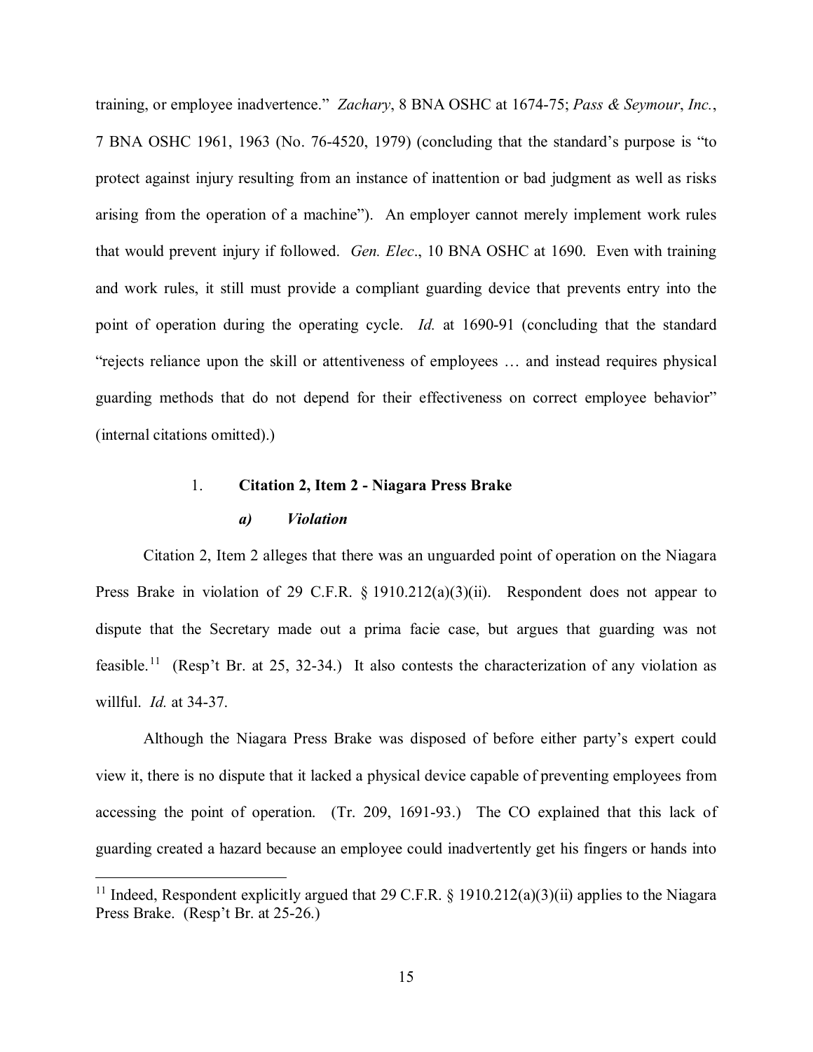training, or employee inadvertence." *Zachary*, 8 BNA OSHC at 1674-75; *Pass & Seymour*, *Inc.*, 7 BNA OSHC 1961, 1963 (No. 76-4520, 1979) (concluding that the standard's purpose is "to protect against injury resulting from an instance of inattention or bad judgment as well as risks arising from the operation of a machine"). An employer cannot merely implement work rules that would prevent injury if followed. *Gen. Elec*., 10 BNA OSHC at 1690. Even with training and work rules, it still must provide a compliant guarding device that prevents entry into the point of operation during the operating cycle. *Id.* at 1690-91 (concluding that the standard "rejects reliance upon the skill or attentiveness of employees … and instead requires physical guarding methods that do not depend for their effectiveness on correct employee behavior" (internal citations omitted).)

### 1. **Citation 2, Item 2 - Niagara Press Brake**

#### ***a) Violation***

Citation 2, Item 2 alleges that there was an unguarded point of operation on the Niagara Press Brake in violation of 29 C.F.R. § 1910.212(a)(3)(ii). Respondent does not appear to dispute that the Secretary made out a prima facie case, but argues that guarding was not feasible.[11] (Resp't Br. at 25, 32-34.) It also contests the characterization of any violation as willful. *Id.* at 34-37.

Although the Niagara Press Brake was disposed of before either party's expert could view it, there is no dispute that it lacked a physical device capable of preventing employees from accessing the point of operation. (Tr. 209, 1691-93.) The CO explained that this lack of guarding created a hazard because an employee could inadvertently get his fingers or hands into

[11] Indeed, Respondent explicitly argued that 29 C.F.R. § 1910.212(a)(3)(ii) applies to the Niagara Press Brake. (Resp't Br. at 25-26.)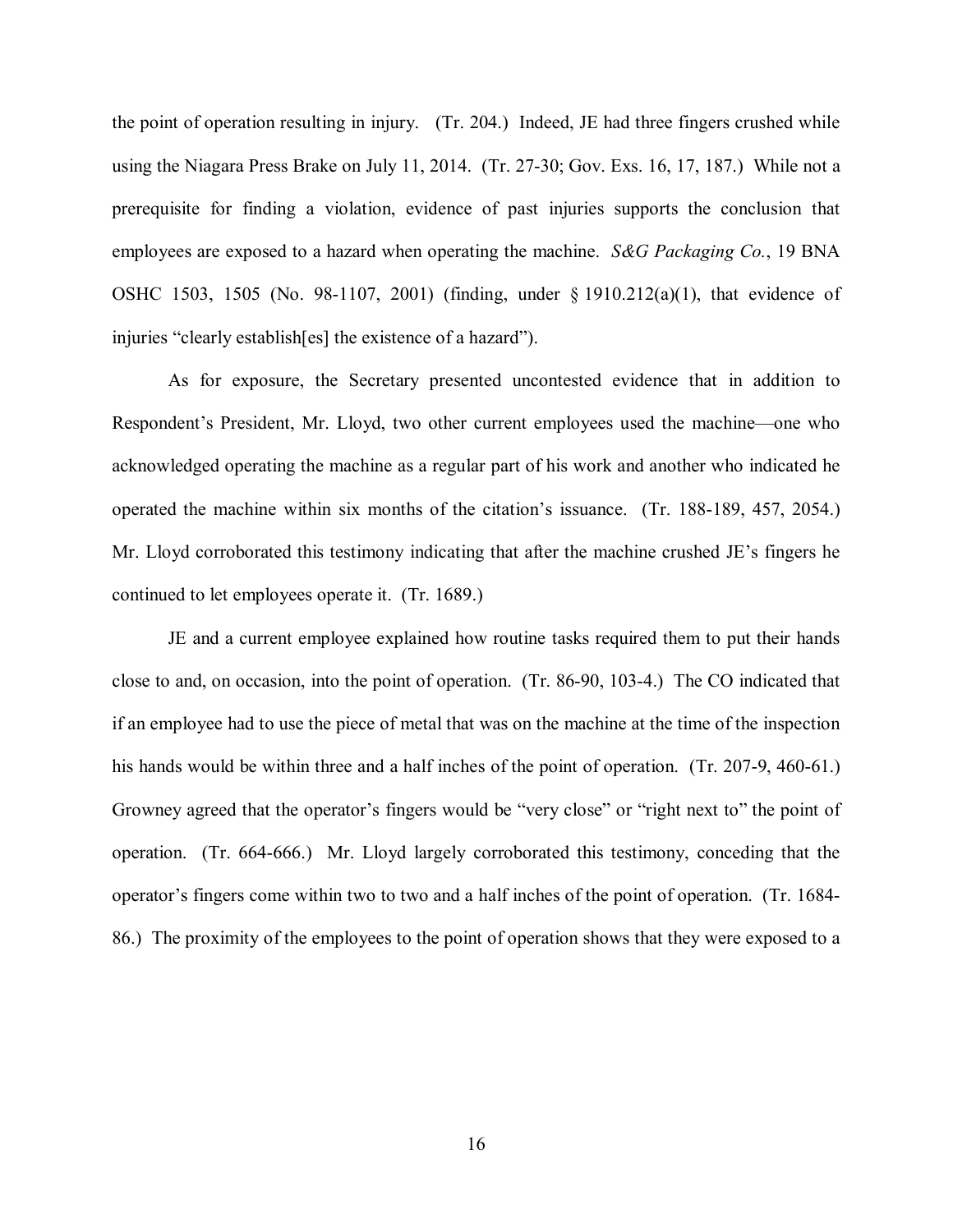the point of operation resulting in injury. (Tr. 204.) Indeed, JE had three fingers crushed while using the Niagara Press Brake on July 11, 2014. (Tr. 27-30; Gov. Exs. 16, 17, 187.) While not a prerequisite for finding a violation, evidence of past injuries supports the conclusion that employees are exposed to a hazard when operating the machine. *S&G Packaging Co.*, 19 BNA OSHC 1503, 1505 (No. 98-1107, 2001) (finding, under § 1910.212(a)(1), that evidence of injuries "clearly establish[es] the existence of a hazard").

As for exposure, the Secretary presented uncontested evidence that in addition to Respondent's President, Mr. Lloyd, two other current employees used the machine—one who acknowledged operating the machine as a regular part of his work and another who indicated he operated the machine within six months of the citation's issuance. (Tr. 188-189, 457, 2054.) Mr. Lloyd corroborated this testimony indicating that after the machine crushed JE's fingers he continued to let employees operate it. (Tr. 1689.)

JE and a current employee explained how routine tasks required them to put their hands close to and, on occasion, into the point of operation. (Tr. 86-90, 103-4.) The CO indicated that if an employee had to use the piece of metal that was on the machine at the time of the inspection his hands would be within three and a half inches of the point of operation. (Tr. 207-9, 460-61.) Growney agreed that the operator's fingers would be "very close" or "right next to" the point of operation. (Tr. 664-666.) Mr. Lloyd largely corroborated this testimony, conceding that the operator's fingers come within two to two and a half inches of the point of operation. (Tr. 1684-86.) The proximity of the employees to the point of operation shows that they were exposed to a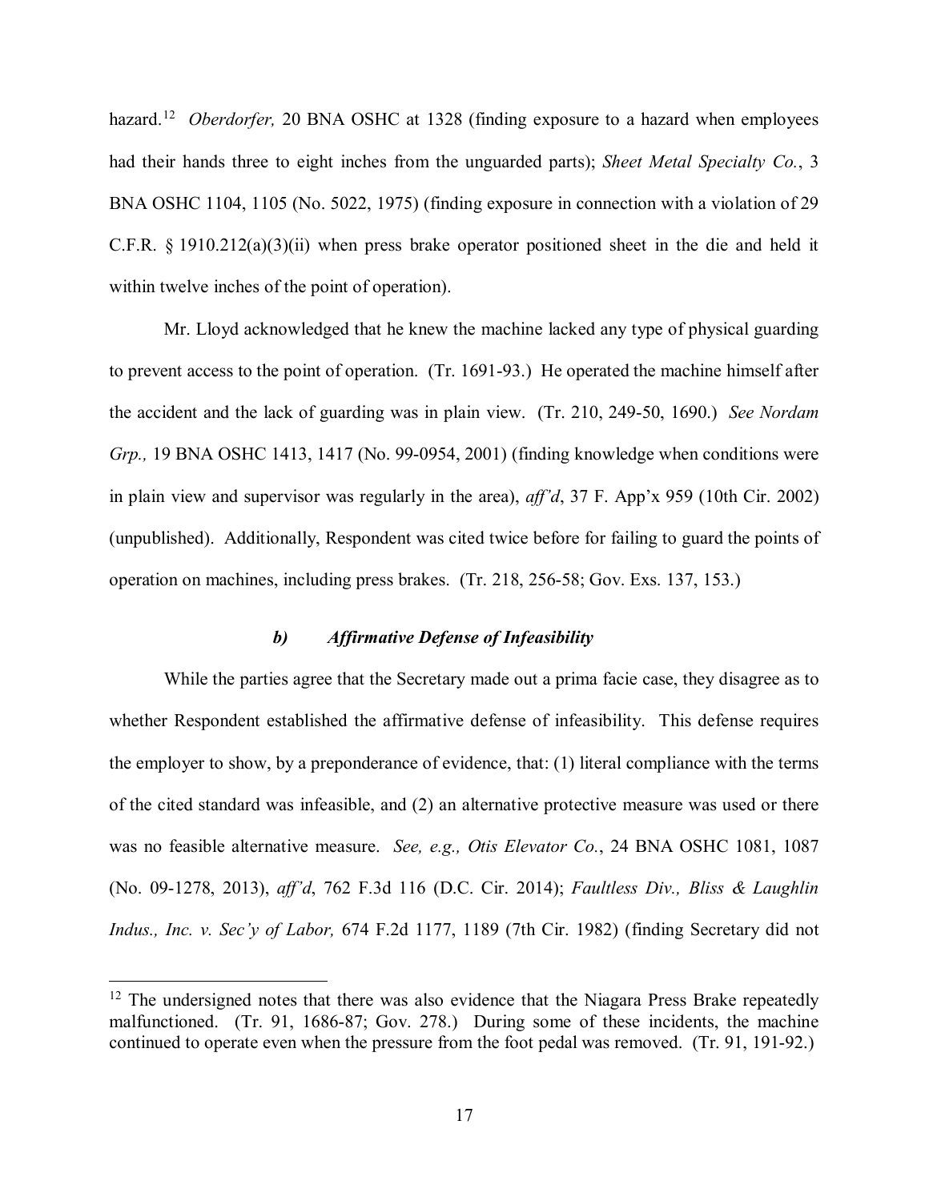hazard.[12] *Oberdorfer,* 20 BNA OSHC at 1328 (finding exposure to a hazard when employees had their hands three to eight inches from the unguarded parts); *Sheet Metal Specialty Co.*, 3 BNA OSHC 1104, 1105 (No. 5022, 1975) (finding exposure in connection with a violation of 29 C.F.R. § 1910.212(a)(3)(ii) when press brake operator positioned sheet in the die and held it within twelve inches of the point of operation).

Mr. Lloyd acknowledged that he knew the machine lacked any type of physical guarding to prevent access to the point of operation. (Tr. 1691-93.) He operated the machine himself after the accident and the lack of guarding was in plain view. (Tr. 210, 249-50, 1690.) *See Nordam Grp.,* 19 BNA OSHC 1413, 1417 (No. 99-0954, 2001) (finding knowledge when conditions were in plain view and supervisor was regularly in the area), *aff'd*, 37 F. App'x 959 (10th Cir. 2002) (unpublished). Additionally, Respondent was cited twice before for failing to guard the points of operation on machines, including press brakes. (Tr. 218, 256-58; Gov. Exs. 137, 153.)

### *b) Affirmative Defense of Infeasibility*

While the parties agree that the Secretary made out a prima facie case, they disagree as to whether Respondent established the affirmative defense of infeasibility. This defense requires the employer to show, by a preponderance of evidence, that: (1) literal compliance with the terms of the cited standard was infeasible, and (2) an alternative protective measure was used or there was no feasible alternative measure. *See, e.g., Otis Elevator Co.*, 24 BNA OSHC 1081, 1087 (No. 09-1278, 2013), *aff'd*, 762 F.3d 116 (D.C. Cir. 2014); *Faultless Div., Bliss & Laughlin Indus., Inc. v. Sec'y of Labor,* 674 F.2d 1177, 1189 (7th Cir. 1982) (finding Secretary did not

---

[12] The undersigned notes that there was also evidence that the Niagara Press Brake repeatedly malfunctioned. (Tr. 91, 1686-87; Gov. 278.) During some of these incidents, the machine continued to operate even when the pressure from the foot pedal was removed. (Tr. 91, 191-92.)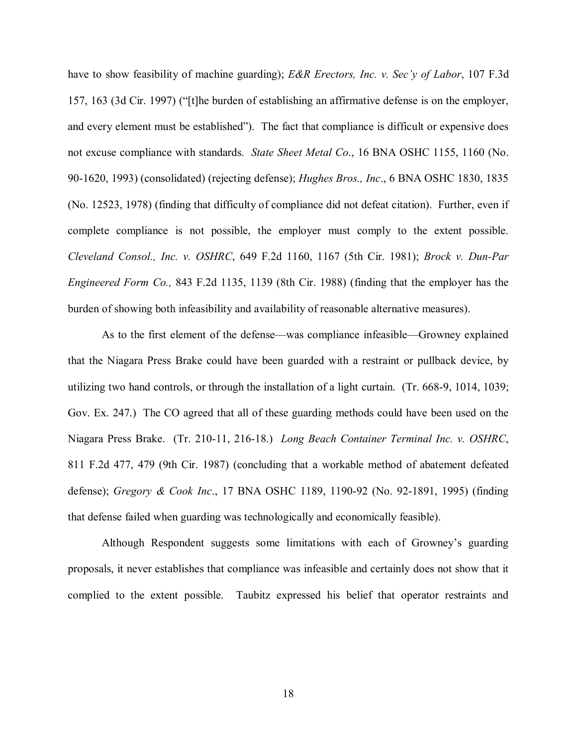have to show feasibility of machine guarding); *E&R Erectors, Inc. v. Sec'y of Labor*, 107 F.3d 157, 163 (3d Cir. 1997) ("[t]he burden of establishing an affirmative defense is on the employer, and every element must be established"). The fact that compliance is difficult or expensive does not excuse compliance with standards. *State Sheet Metal Co*., 16 BNA OSHC 1155, 1160 (No. 90-1620, 1993) (consolidated) (rejecting defense); *Hughes Bros., Inc*., 6 BNA OSHC 1830, 1835 (No. 12523, 1978) (finding that difficulty of compliance did not defeat citation). Further, even if complete compliance is not possible, the employer must comply to the extent possible. *Cleveland Consol., Inc. v. OSHRC*, 649 F.2d 1160, 1167 (5th Cir. 1981); *Brock v. Dun-Par Engineered Form Co.,* 843 F.2d 1135, 1139 (8th Cir. 1988) (finding that the employer has the burden of showing both infeasibility and availability of reasonable alternative measures).

As to the first element of the defense—was compliance infeasible—Growney explained that the Niagara Press Brake could have been guarded with a restraint or pullback device, by utilizing two hand controls, or through the installation of a light curtain. (Tr. 668-9, 1014, 1039; Gov. Ex. 247.) The CO agreed that all of these guarding methods could have been used on the Niagara Press Brake. (Tr. 210-11, 216-18.) *Long Beach Container Terminal Inc. v. OSHRC*, 811 F.2d 477, 479 (9th Cir. 1987) (concluding that a workable method of abatement defeated defense); *Gregory & Cook Inc*., 17 BNA OSHC 1189, 1190-92 (No. 92-1891, 1995) (finding that defense failed when guarding was technologically and economically feasible).

Although Respondent suggests some limitations with each of Growney's guarding proposals, it never establishes that compliance was infeasible and certainly does not show that it complied to the extent possible. Taubitz expressed his belief that operator restraints and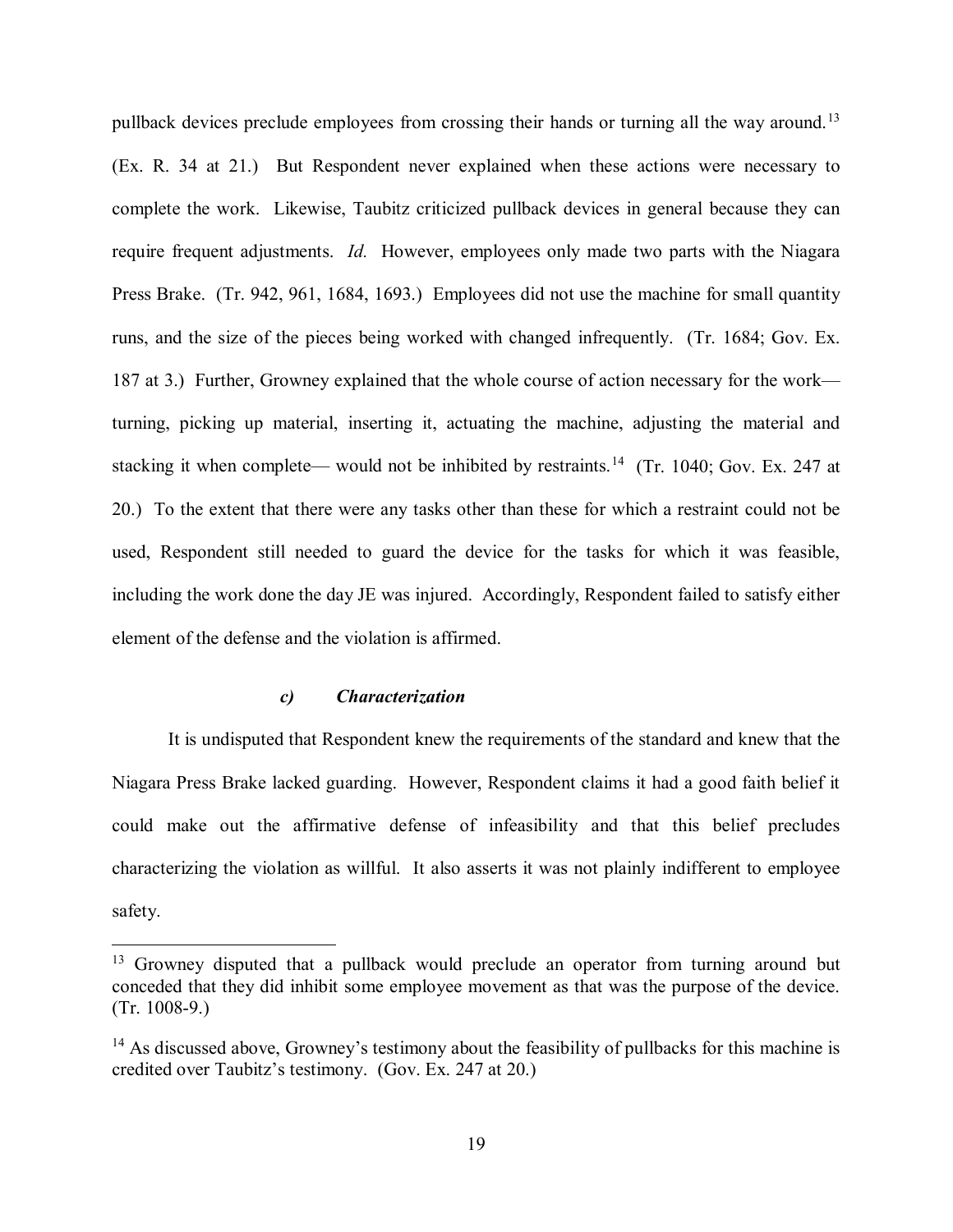pullback devices preclude employees from crossing their hands or turning all the way around.[13] (Ex. R. 34 at 21.) But Respondent never explained when these actions were necessary to complete the work. Likewise, Taubitz criticized pullback devices in general because they can require frequent adjustments. *Id.* However, employees only made two parts with the Niagara Press Brake. (Tr. 942, 961, 1684, 1693.) Employees did not use the machine for small quantity runs, and the size of the pieces being worked with changed infrequently. (Tr. 1684; Gov. Ex. 187 at 3.) Further, Growney explained that the whole course of action necessary for the work—turning, picking up material, inserting it, actuating the machine, adjusting the material and stacking it when complete— would not be inhibited by restraints.[14] (Tr. 1040; Gov. Ex. 247 at 20.) To the extent that there were any tasks other than these for which a restraint could not be used, Respondent still needed to guard the device for the tasks for which it was feasible, including the work done the day JE was injured. Accordingly, Respondent failed to satisfy either element of the defense and the violation is affirmed.

#### *c) Characterization*

It is undisputed that Respondent knew the requirements of the standard and knew that the Niagara Press Brake lacked guarding. However, Respondent claims it had a good faith belief it could make out the affirmative defense of infeasibility and that this belief precludes characterizing the violation as willful. It also asserts it was not plainly indifferent to employee safety.

---

[13] Growney disputed that a pullback would preclude an operator from turning around but conceded that they did inhibit some employee movement as that was the purpose of the device. (Tr. 1008-9.)

[14] As discussed above, Growney's testimony about the feasibility of pullbacks for this machine is credited over Taubitz's testimony. (Gov. Ex. 247 at 20.)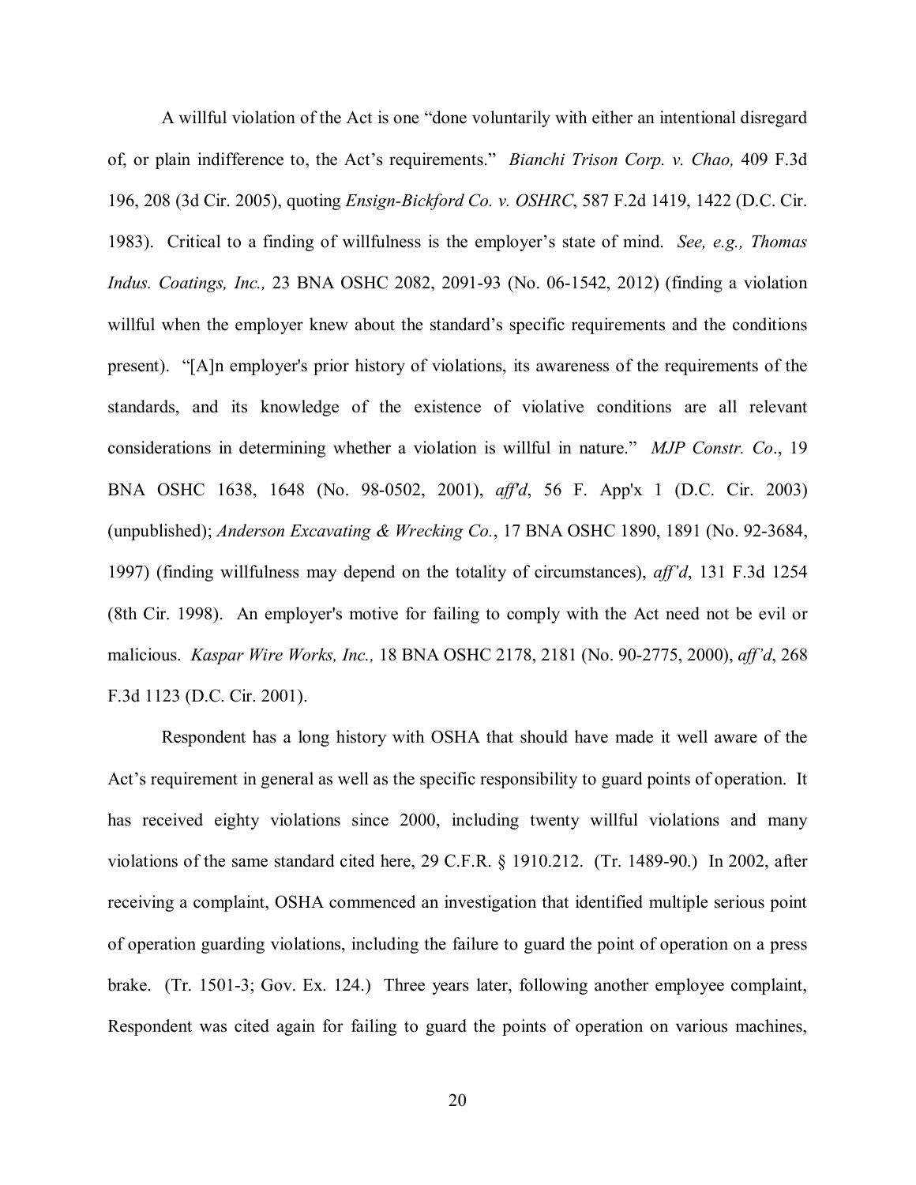A willful violation of the Act is one "done voluntarily with either an intentional disregard of, or plain indifference to, the Act's requirements." *Bianchi Trison Corp. v. Chao,* 409 F.3d 196, 208 (3d Cir. 2005), quoting *Ensign-Bickford Co. v. OSHRC*, 587 F.2d 1419, 1422 (D.C. Cir. 1983). Critical to a finding of willfulness is the employer's state of mind. *See, e.g., Thomas Indus. Coatings, Inc.,* 23 BNA OSHC 2082, 2091-93 (No. 06-1542, 2012) (finding a violation willful when the employer knew about the standard's specific requirements and the conditions present). "[A]n employer's prior history of violations, its awareness of the requirements of the standards, and its knowledge of the existence of violative conditions are all relevant considerations in determining whether a violation is willful in nature." *MJP Constr. Co*., 19 BNA OSHC 1638, 1648 (No. 98-0502, 2001), *aff'd*, 56 F. App'x 1 (D.C. Cir. 2003) (unpublished); *Anderson Excavating & Wrecking Co.*, 17 BNA OSHC 1890, 1891 (No. 92-3684, 1997) (finding willfulness may depend on the totality of circumstances), *aff'd*, 131 F.3d 1254 (8th Cir. 1998). An employer's motive for failing to comply with the Act need not be evil or malicious. *Kaspar Wire Works, Inc.,* 18 BNA OSHC 2178, 2181 (No. 90-2775, 2000), *aff'd*, 268 F.3d 1123 (D.C. Cir. 2001).

Respondent has a long history with OSHA that should have made it well aware of the Act's requirement in general as well as the specific responsibility to guard points of operation. It has received eighty violations since 2000, including twenty willful violations and many violations of the same standard cited here, 29 C.F.R. § 1910.212. (Tr. 1489-90.) In 2002, after receiving a complaint, OSHA commenced an investigation that identified multiple serious point of operation guarding violations, including the failure to guard the point of operation on a press brake. (Tr. 1501-3; Gov. Ex. 124.) Three years later, following another employee complaint, Respondent was cited again for failing to guard the points of operation on various machines,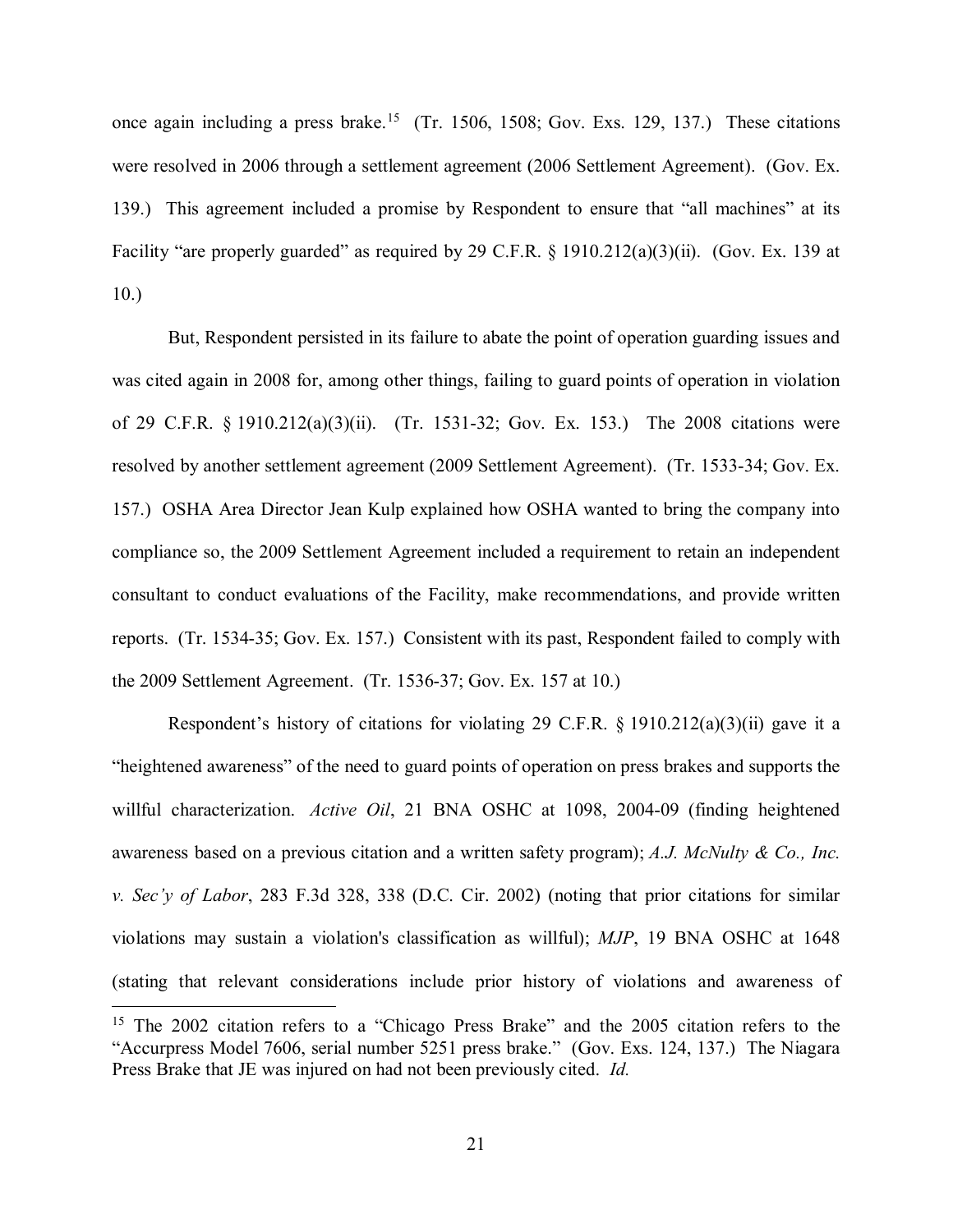once again including a press brake.[15] (Tr. 1506, 1508; Gov. Exs. 129, 137.) These citations were resolved in 2006 through a settlement agreement (2006 Settlement Agreement). (Gov. Ex. 139.) This agreement included a promise by Respondent to ensure that "all machines" at its Facility "are properly guarded" as required by 29 C.F.R. § 1910.212(a)(3)(ii). (Gov. Ex. 139 at 10.)

But, Respondent persisted in its failure to abate the point of operation guarding issues and was cited again in 2008 for, among other things, failing to guard points of operation in violation of 29 C.F.R. § 1910.212(a)(3)(ii). (Tr. 1531-32; Gov. Ex. 153.) The 2008 citations were resolved by another settlement agreement (2009 Settlement Agreement). (Tr. 1533-34; Gov. Ex. 157.) OSHA Area Director Jean Kulp explained how OSHA wanted to bring the company into compliance so, the 2009 Settlement Agreement included a requirement to retain an independent consultant to conduct evaluations of the Facility, make recommendations, and provide written reports. (Tr. 1534-35; Gov. Ex. 157.) Consistent with its past, Respondent failed to comply with the 2009 Settlement Agreement. (Tr. 1536-37; Gov. Ex. 157 at 10.)

Respondent's history of citations for violating 29 C.F.R. § 1910.212(a)(3)(ii) gave it a "heightened awareness" of the need to guard points of operation on press brakes and supports the willful characterization. *Active Oil*, 21 BNA OSHC at 1098, 2004-09 (finding heightened awareness based on a previous citation and a written safety program); *A.J. McNulty & Co., Inc. v. Sec'y of Labor*, 283 F.3d 328, 338 (D.C. Cir. 2002) (noting that prior citations for similar violations may sustain a violation's classification as willful); *MJP*, 19 BNA OSHC at 1648 (stating that relevant considerations include prior history of violations and awareness of

[15] The 2002 citation refers to a "Chicago Press Brake" and the 2005 citation refers to the "Accurpress Model 7606, serial number 5251 press brake." (Gov. Exs. 124, 137.) The Niagara Press Brake that JE was injured on had not been previously cited. *Id.*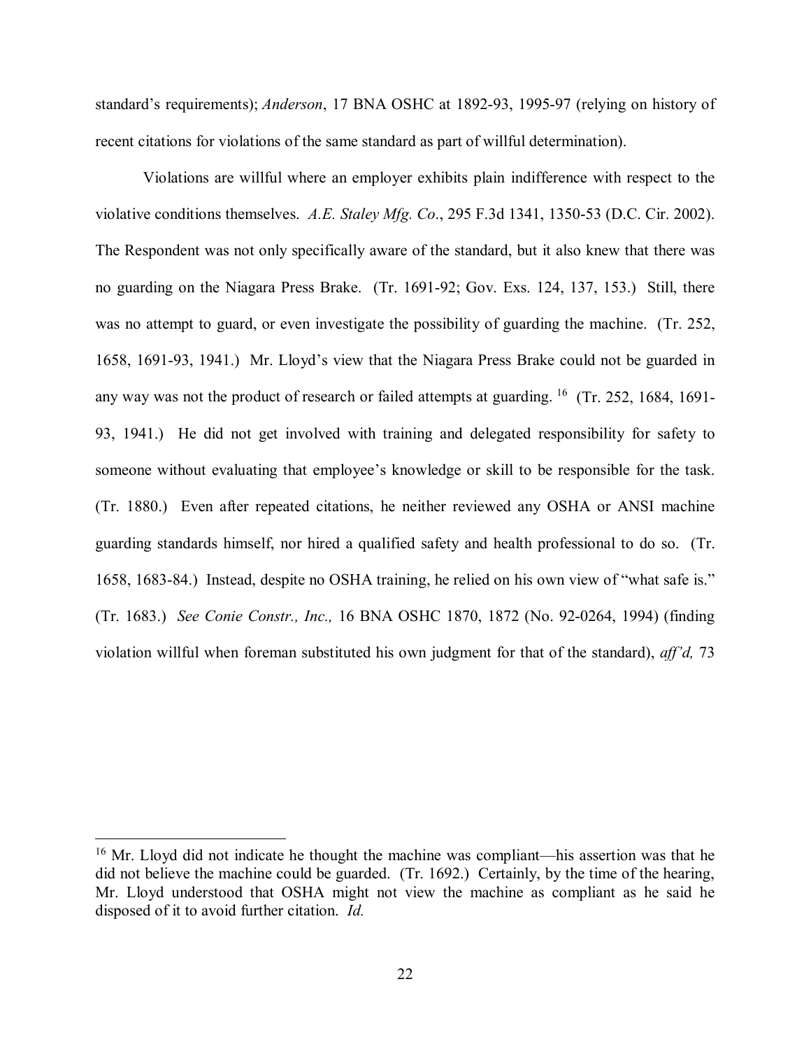standard's requirements); *Anderson*, 17 BNA OSHC at 1892-93, 1995-97 (relying on history of recent citations for violations of the same standard as part of willful determination).

Violations are willful where an employer exhibits plain indifference with respect to the violative conditions themselves. *A.E. Staley Mfg. Co*., 295 F.3d 1341, 1350-53 (D.C. Cir. 2002). The Respondent was not only specifically aware of the standard, but it also knew that there was no guarding on the Niagara Press Brake. (Tr. 1691-92; Gov. Exs. 124, 137, 153.) Still, there was no attempt to guard, or even investigate the possibility of guarding the machine. (Tr. 252, 1658, 1691-93, 1941.) Mr. Lloyd's view that the Niagara Press Brake could not be guarded in any way was not the product of research or failed attempts at guarding. [16] (Tr. 252, 1684, 1691-93, 1941.) He did not get involved with training and delegated responsibility for safety to someone without evaluating that employee's knowledge or skill to be responsible for the task. (Tr. 1880.) Even after repeated citations, he neither reviewed any OSHA or ANSI machine guarding standards himself, nor hired a qualified safety and health professional to do so. (Tr. 1658, 1683-84.) Instead, despite no OSHA training, he relied on his own view of "what safe is." (Tr. 1683.) *See Conie Constr., Inc.,* 16 BNA OSHC 1870, 1872 (No. 92-0264, 1994) (finding violation willful when foreman substituted his own judgment for that of the standard), *aff'd,* 73

---

[16] Mr. Lloyd did not indicate he thought the machine was compliant—his assertion was that he did not believe the machine could be guarded. (Tr. 1692.) Certainly, by the time of the hearing, Mr. Lloyd understood that OSHA might not view the machine as compliant as he said he disposed of it to avoid further citation. *Id.*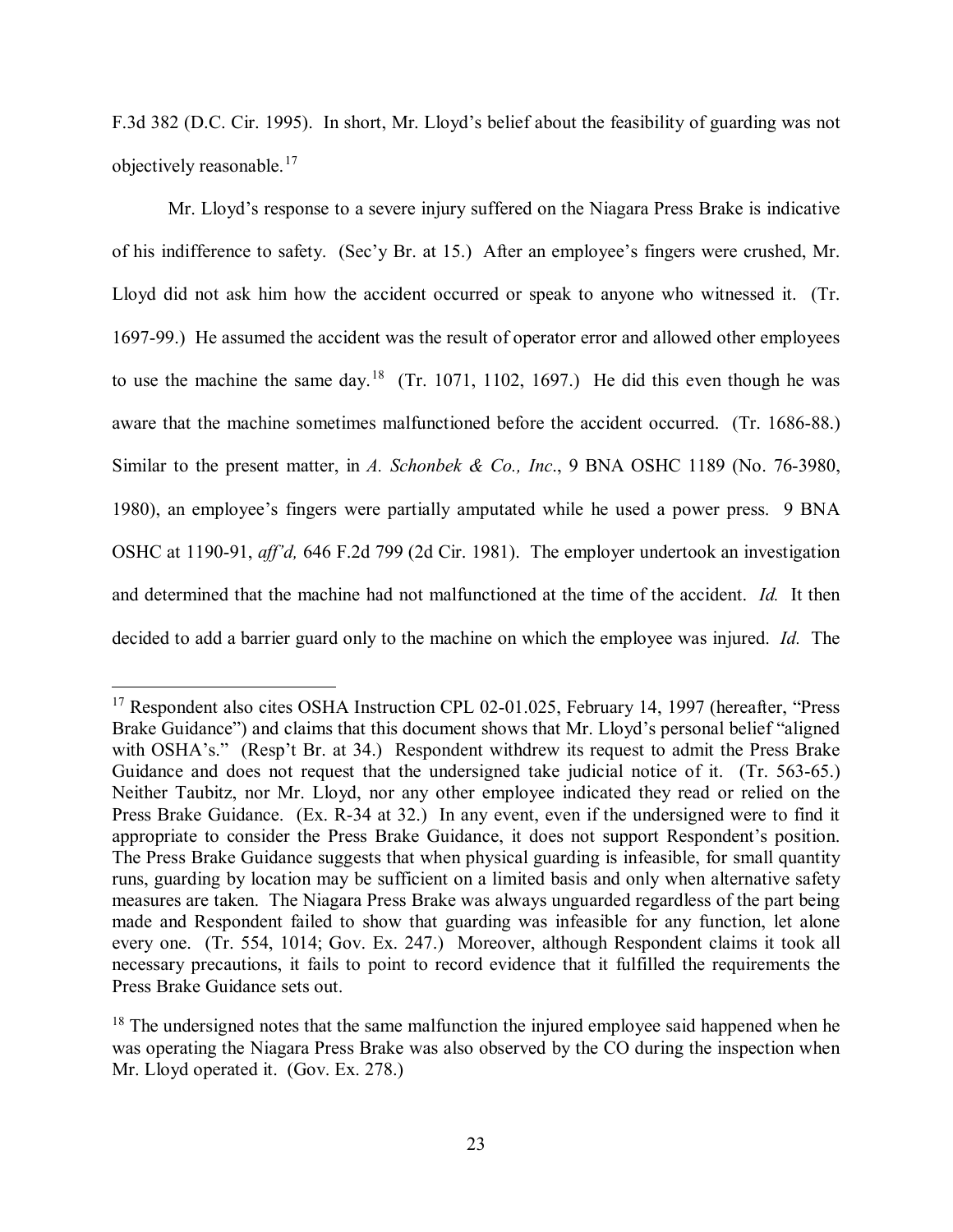F.3d 382 (D.C. Cir. 1995). In short, Mr. Lloyd's belief about the feasibility of guarding was not objectively reasonable.[17]

Mr. Lloyd's response to a severe injury suffered on the Niagara Press Brake is indicative of his indifference to safety. (Sec'y Br. at 15.) After an employee's fingers were crushed, Mr. Lloyd did not ask him how the accident occurred or speak to anyone who witnessed it. (Tr. 1697-99.) He assumed the accident was the result of operator error and allowed other employees to use the machine the same day.[18] (Tr. 1071, 1102, 1697.) He did this even though he was aware that the machine sometimes malfunctioned before the accident occurred. (Tr. 1686-88.) Similar to the present matter, in *A. Schonbek & Co., Inc*., 9 BNA OSHC 1189 (No. 76-3980, 1980), an employee's fingers were partially amputated while he used a power press. 9 BNA OSHC at 1190-91, *aff'd,* 646 F.2d 799 (2d Cir. 1981). The employer undertook an investigation and determined that the machine had not malfunctioned at the time of the accident. *Id.* It then decided to add a barrier guard only to the machine on which the employee was injured. *Id.* The

---

[17] Respondent also cites OSHA Instruction CPL 02-01.025, February 14, 1997 (hereafter, "Press Brake Guidance") and claims that this document shows that Mr. Lloyd's personal belief "aligned with OSHA's." (Resp't Br. at 34.) Respondent withdrew its request to admit the Press Brake Guidance and does not request that the undersigned take judicial notice of it. (Tr. 563-65.) Neither Taubitz, nor Mr. Lloyd, nor any other employee indicated they read or relied on the Press Brake Guidance. (Ex. R-34 at 32.) In any event, even if the undersigned were to find it appropriate to consider the Press Brake Guidance, it does not support Respondent's position. The Press Brake Guidance suggests that when physical guarding is infeasible, for small quantity runs, guarding by location may be sufficient on a limited basis and only when alternative safety measures are taken. The Niagara Press Brake was always unguarded regardless of the part being made and Respondent failed to show that guarding was infeasible for any function, let alone every one. (Tr. 554, 1014; Gov. Ex. 247.) Moreover, although Respondent claims it took all necessary precautions, it fails to point to record evidence that it fulfilled the requirements the Press Brake Guidance sets out.

[18] The undersigned notes that the same malfunction the injured employee said happened when he was operating the Niagara Press Brake was also observed by the CO during the inspection when Mr. Lloyd operated it. (Gov. Ex. 278.)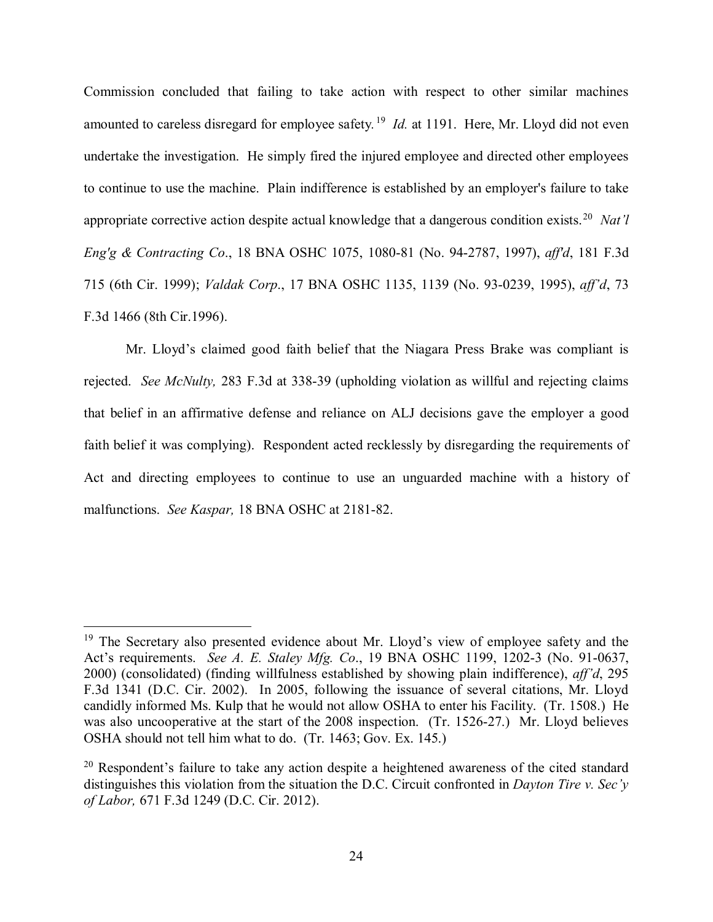Commission concluded that failing to take action with respect to other similar machines amounted to careless disregard for employee safety.[19] *Id.* at 1191. Here, Mr. Lloyd did not even undertake the investigation. He simply fired the injured employee and directed other employees to continue to use the machine. Plain indifference is established by an employer's failure to take appropriate corrective action despite actual knowledge that a dangerous condition exists.[20] *Nat'l Eng'g & Contracting Co*., 18 BNA OSHC 1075, 1080-81 (No. 94-2787, 1997), *aff'd*, 181 F.3d 715 (6th Cir. 1999); *Valdak Corp*., 17 BNA OSHC 1135, 1139 (No. 93-0239, 1995), *aff'd*, 73 F.3d 1466 (8th Cir.1996).

Mr. Lloyd's claimed good faith belief that the Niagara Press Brake was compliant is rejected. *See McNulty,* 283 F.3d at 338-39 (upholding violation as willful and rejecting claims that belief in an affirmative defense and reliance on ALJ decisions gave the employer a good faith belief it was complying). Respondent acted recklessly by disregarding the requirements of Act and directing employees to continue to use an unguarded machine with a history of malfunctions. *See Kaspar,* 18 BNA OSHC at 2181-82.

---

[19] The Secretary also presented evidence about Mr. Lloyd's view of employee safety and the Act's requirements. *See A. E. Staley Mfg. Co*., 19 BNA OSHC 1199, 1202-3 (No. 91-0637, 2000) (consolidated) (finding willfulness established by showing plain indifference), *aff'd*, 295 F.3d 1341 (D.C. Cir. 2002). In 2005, following the issuance of several citations, Mr. Lloyd candidly informed Ms. Kulp that he would not allow OSHA to enter his Facility. (Tr. 1508.) He was also uncooperative at the start of the 2008 inspection. (Tr. 1526-27.) Mr. Lloyd believes OSHA should not tell him what to do. (Tr. 1463; Gov. Ex. 145.)

[20] Respondent's failure to take any action despite a heightened awareness of the cited standard distinguishes this violation from the situation the D.C. Circuit confronted in *Dayton Tire v. Sec'y of Labor,* 671 F.3d 1249 (D.C. Cir. 2012).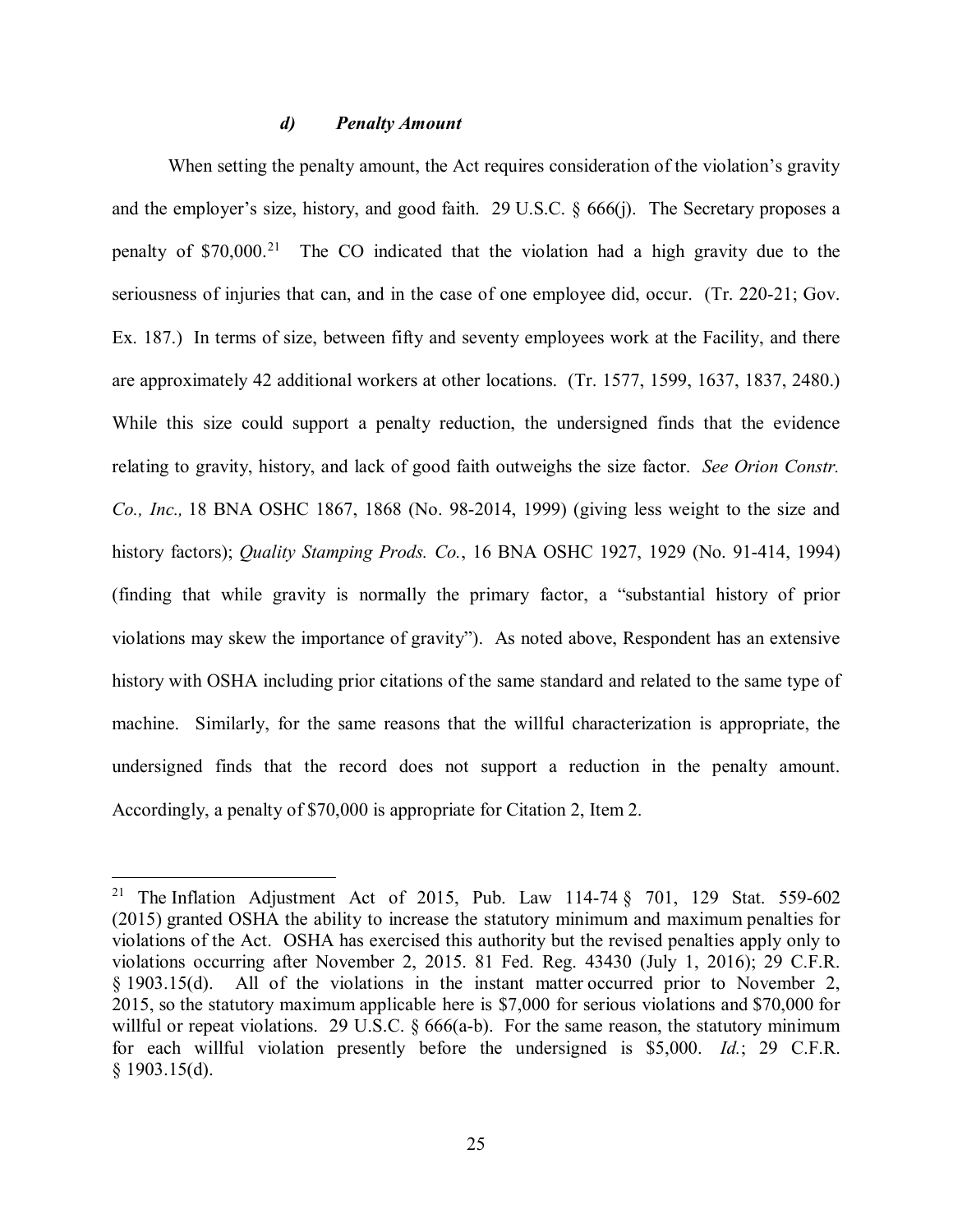#### *d) Penalty Amount*

When setting the penalty amount, the Act requires consideration of the violation's gravity and the employer's size, history, and good faith. 29 U.S.C. § 666(j). The Secretary proposes a penalty of $70,000.[21] The CO indicated that the violation had a high gravity due to the seriousness of injuries that can, and in the case of one employee did, occur. (Tr. 220-21; Gov. Ex. 187.) In terms of size, between fifty and seventy employees work at the Facility, and there are approximately 42 additional workers at other locations. (Tr. 1577, 1599, 1637, 1837, 2480.) While this size could support a penalty reduction, the undersigned finds that the evidence relating to gravity, history, and lack of good faith outweighs the size factor. *See Orion Constr. Co., Inc.,* 18 BNA OSHC 1867, 1868 (No. 98-2014, 1999) (giving less weight to the size and history factors); *Quality Stamping Prods. Co.*, 16 BNA OSHC 1927, 1929 (No. 91-414, 1994) (finding that while gravity is normally the primary factor, a "substantial history of prior violations may skew the importance of gravity"). As noted above, Respondent has an extensive history with OSHA including prior citations of the same standard and related to the same type of machine. Similarly, for the same reasons that the willful characterization is appropriate, the undersigned finds that the record does not support a reduction in the penalty amount. Accordingly, a penalty of $70,000 is appropriate for Citation 2, Item 2.

---

[21] The Inflation Adjustment Act of 2015, Pub. Law 114-74 § 701, 129 Stat. 559-602 (2015) granted OSHA the ability to increase the statutory minimum and maximum penalties for violations of the Act. OSHA has exercised this authority but the revised penalties apply only to violations occurring after November 2, 2015. 81 Fed. Reg. 43430 (July 1, 2016); 29 C.F.R. § 1903.15(d). All of the violations in the instant matter occurred prior to November 2, 2015, so the statutory maximum applicable here is $7,000 for serious violations and $70,000 for willful or repeat violations. 29 U.S.C. § 666(a-b). For the same reason, the statutory minimum for each willful violation presently before the undersigned is $5,000. *Id.*; 29 C.F.R. § 1903.15(d).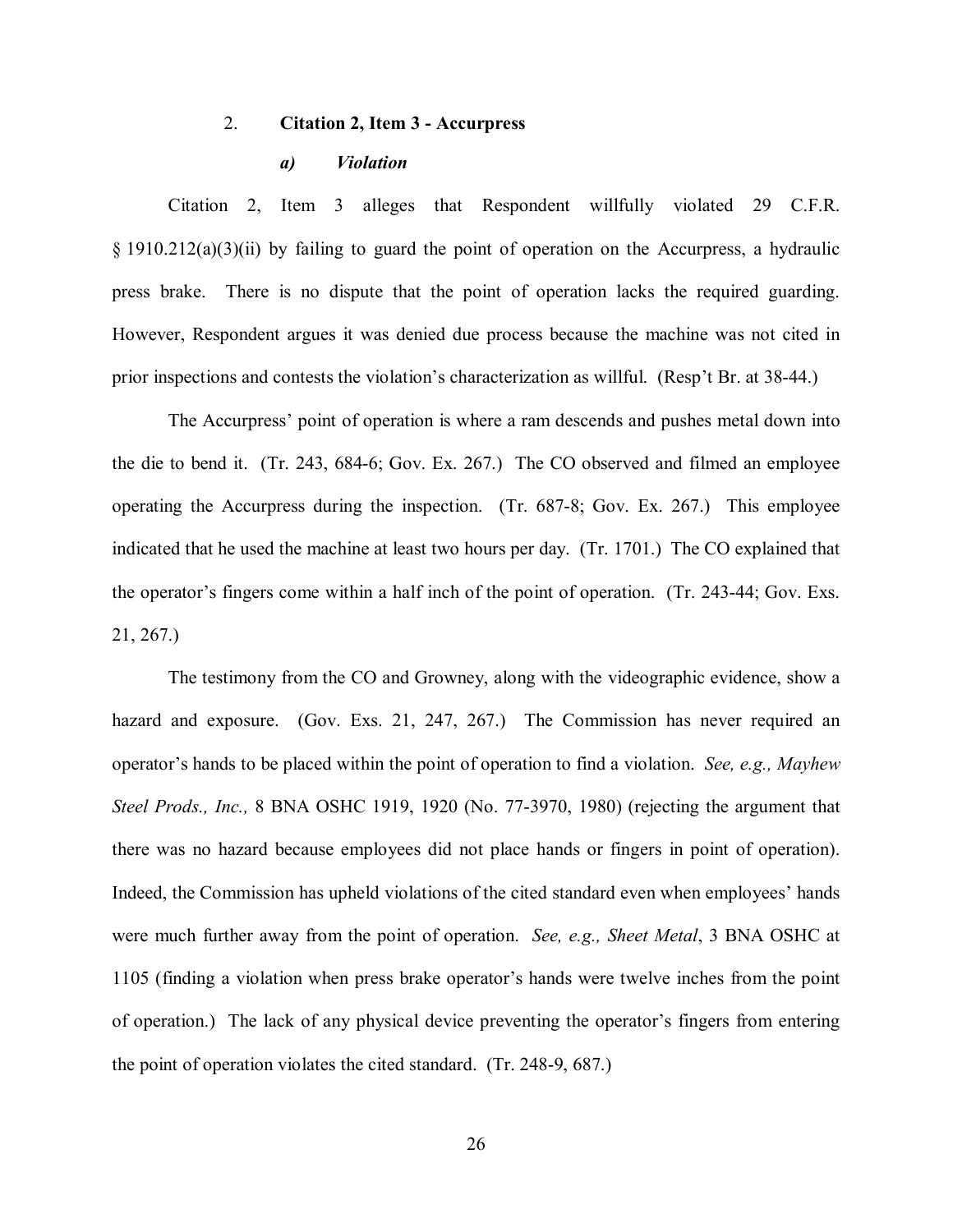### 2. **Citation 2, Item 3 - Accurpress**

#### ***a) Violation***

Citation 2, Item 3 alleges that Respondent willfully violated 29 C.F.R. § 1910.212(a)(3)(ii) by failing to guard the point of operation on the Accurpress, a hydraulic press brake. There is no dispute that the point of operation lacks the required guarding. However, Respondent argues it was denied due process because the machine was not cited in prior inspections and contests the violation's characterization as willful. (Resp't Br. at 38-44.)

The Accurpress' point of operation is where a ram descends and pushes metal down into the die to bend it. (Tr. 243, 684-6; Gov. Ex. 267.) The CO observed and filmed an employee operating the Accurpress during the inspection. (Tr. 687-8; Gov. Ex. 267.) This employee indicated that he used the machine at least two hours per day. (Tr. 1701.) The CO explained that the operator's fingers come within a half inch of the point of operation. (Tr. 243-44; Gov. Exs. 21, 267.)

The testimony from the CO and Growney, along with the videographic evidence, show a hazard and exposure. (Gov. Exs. 21, 247, 267.) The Commission has never required an operator's hands to be placed within the point of operation to find a violation. *See, e.g., Mayhew Steel Prods., Inc.,* 8 BNA OSHC 1919, 1920 (No. 77-3970, 1980) (rejecting the argument that there was no hazard because employees did not place hands or fingers in point of operation). Indeed, the Commission has upheld violations of the cited standard even when employees' hands were much further away from the point of operation. *See, e.g., Sheet Metal*, 3 BNA OSHC at 1105 (finding a violation when press brake operator's hands were twelve inches from the point of operation.) The lack of any physical device preventing the operator's fingers from entering the point of operation violates the cited standard. (Tr. 248-9, 687.)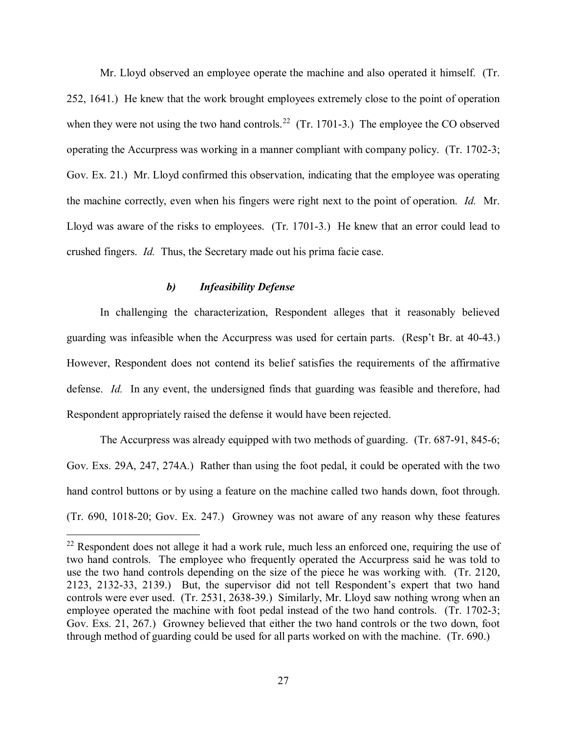Mr. Lloyd observed an employee operate the machine and also operated it himself. (Tr. 252, 1641.) He knew that the work brought employees extremely close to the point of operation when they were not using the two hand controls.[22] (Tr. 1701-3.) The employee the CO observed operating the Accurpress was working in a manner compliant with company policy. (Tr. 1702-3; Gov. Ex. 21.) Mr. Lloyd confirmed this observation, indicating that the employee was operating the machine correctly, even when his fingers were right next to the point of operation. *Id.* Mr. Lloyd was aware of the risks to employees. (Tr. 1701-3.) He knew that an error could lead to crushed fingers. *Id.* Thus, the Secretary made out his prima facie case.

#### *b) Infeasibility Defense*

In challenging the characterization, Respondent alleges that it reasonably believed guarding was infeasible when the Accurpress was used for certain parts. (Resp't Br. at 40-43.) However, Respondent does not contend its belief satisfies the requirements of the affirmative defense. *Id.* In any event, the undersigned finds that guarding was feasible and therefore, had Respondent appropriately raised the defense it would have been rejected.

The Accurpress was already equipped with two methods of guarding. (Tr. 687-91, 845-6; Gov. Exs. 29A, 247, 274A.) Rather than using the foot pedal, it could be operated with the two hand control buttons or by using a feature on the machine called two hands down, foot through. (Tr. 690, 1018-20; Gov. Ex. 247.) Growney was not aware of any reason why these features

---

[22] Respondent does not allege it had a work rule, much less an enforced one, requiring the use of two hand controls. The employee who frequently operated the Accurpress said he was told to use the two hand controls depending on the size of the piece he was working with. (Tr. 2120, 2123, 2132-33, 2139.) But, the supervisor did not tell Respondent's expert that two hand controls were ever used. (Tr. 2531, 2638-39.) Similarly, Mr. Lloyd saw nothing wrong when an employee operated the machine with foot pedal instead of the two hand controls. (Tr. 1702-3; Gov. Exs. 21, 267.) Growney believed that either the two hand controls or the two down, foot through method of guarding could be used for all parts worked on with the machine. (Tr. 690.)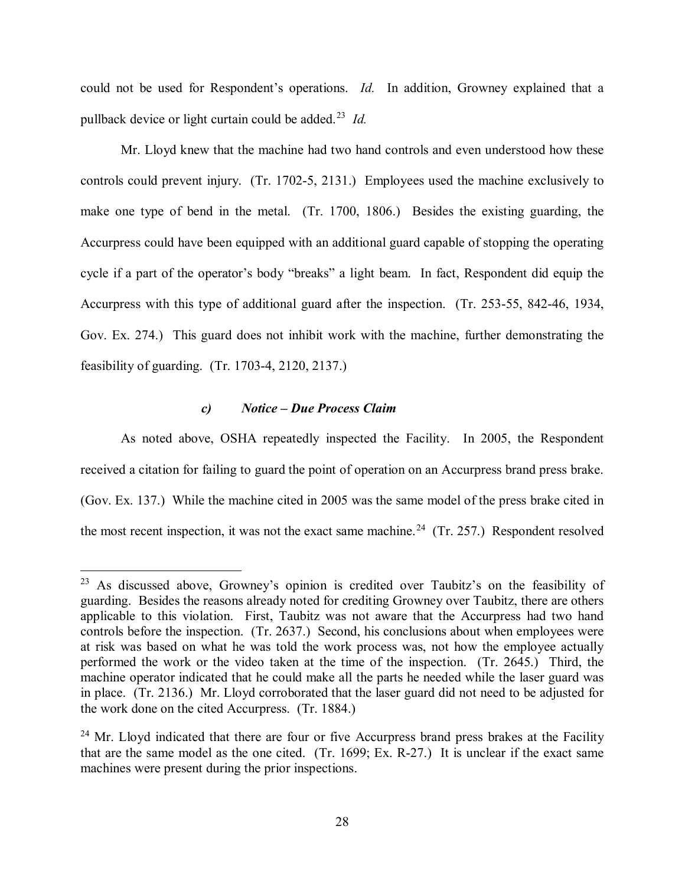could not be used for Respondent's operations. *Id.* In addition, Growney explained that a pullback device or light curtain could be added.[23] *Id.*

Mr. Lloyd knew that the machine had two hand controls and even understood how these controls could prevent injury. (Tr. 1702-5, 2131.) Employees used the machine exclusively to make one type of bend in the metal. (Tr. 1700, 1806.) Besides the existing guarding, the Accurpress could have been equipped with an additional guard capable of stopping the operating cycle if a part of the operator's body "breaks" a light beam. In fact, Respondent did equip the Accurpress with this type of additional guard after the inspection. (Tr. 253-55, 842-46, 1934, Gov. Ex. 274.) This guard does not inhibit work with the machine, further demonstrating the feasibility of guarding. (Tr. 1703-4, 2120, 2137.)

#### *c) Notice – Due Process Claim*

As noted above, OSHA repeatedly inspected the Facility. In 2005, the Respondent received a citation for failing to guard the point of operation on an Accurpress brand press brake. (Gov. Ex. 137.) While the machine cited in 2005 was the same model of the press brake cited in the most recent inspection, it was not the exact same machine.[24] (Tr. 257.) Respondent resolved

---

[23] As discussed above, Growney's opinion is credited over Taubitz's on the feasibility of guarding. Besides the reasons already noted for crediting Growney over Taubitz, there are others applicable to this violation. First, Taubitz was not aware that the Accurpress had two hand controls before the inspection. (Tr. 2637.) Second, his conclusions about when employees were at risk was based on what he was told the work process was, not how the employee actually performed the work or the video taken at the time of the inspection. (Tr. 2645.) Third, the machine operator indicated that he could make all the parts he needed while the laser guard was in place. (Tr. 2136.) Mr. Lloyd corroborated that the laser guard did not need to be adjusted for the work done on the cited Accurpress. (Tr. 1884.)

[24] Mr. Lloyd indicated that there are four or five Accurpress brand press brakes at the Facility that are the same model as the one cited. (Tr. 1699; Ex. R-27.) It is unclear if the exact same machines were present during the prior inspections.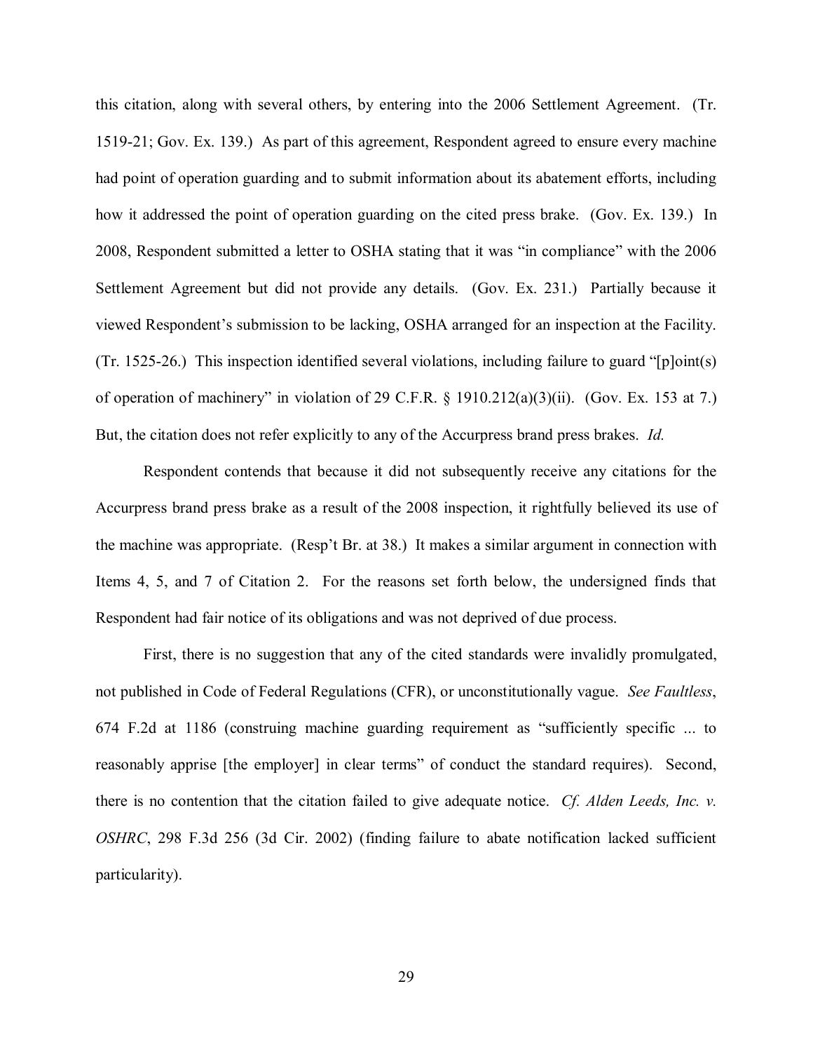this citation, along with several others, by entering into the 2006 Settlement Agreement. (Tr. 1519-21; Gov. Ex. 139.) As part of this agreement, Respondent agreed to ensure every machine had point of operation guarding and to submit information about its abatement efforts, including how it addressed the point of operation guarding on the cited press brake. (Gov. Ex. 139.) In 2008, Respondent submitted a letter to OSHA stating that it was "in compliance" with the 2006 Settlement Agreement but did not provide any details. (Gov. Ex. 231.) Partially because it viewed Respondent's submission to be lacking, OSHA arranged for an inspection at the Facility. (Tr. 1525-26.) This inspection identified several violations, including failure to guard "[p]oint(s) of operation of machinery" in violation of 29 C.F.R. § 1910.212(a)(3)(ii). (Gov. Ex. 153 at 7.) But, the citation does not refer explicitly to any of the Accurpress brand press brakes. *Id.*

Respondent contends that because it did not subsequently receive any citations for the Accurpress brand press brake as a result of the 2008 inspection, it rightfully believed its use of the machine was appropriate. (Resp't Br. at 38.) It makes a similar argument in connection with Items 4, 5, and 7 of Citation 2. For the reasons set forth below, the undersigned finds that Respondent had fair notice of its obligations and was not deprived of due process.

First, there is no suggestion that any of the cited standards were invalidly promulgated, not published in Code of Federal Regulations (CFR), or unconstitutionally vague. *See Faultless*, 674 F.2d at 1186 (construing machine guarding requirement as "sufficiently specific ... to reasonably apprise [the employer] in clear terms" of conduct the standard requires). Second, there is no contention that the citation failed to give adequate notice. *Cf. Alden Leeds, Inc. v. OSHRC*, 298 F.3d 256 (3d Cir. 2002) (finding failure to abate notification lacked sufficient particularity).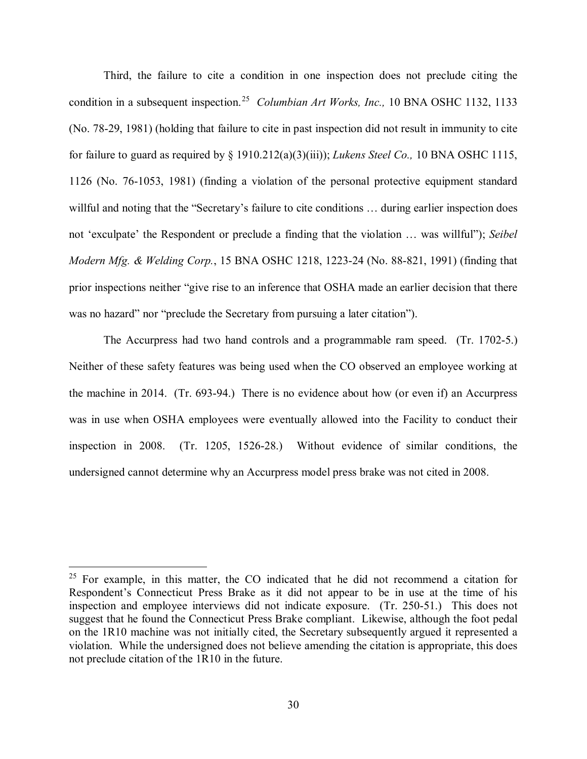Third, the failure to cite a condition in one inspection does not preclude citing the condition in a subsequent inspection.[25] *Columbian Art Works, Inc.,* 10 BNA OSHC 1132, 1133 (No. 78-29, 1981) (holding that failure to cite in past inspection did not result in immunity to cite for failure to guard as required by § 1910.212(a)(3)(iii)); *Lukens Steel Co.,* 10 BNA OSHC 1115, 1126 (No. 76-1053, 1981) (finding a violation of the personal protective equipment standard willful and noting that the "Secretary's failure to cite conditions … during earlier inspection does not 'exculpate' the Respondent or preclude a finding that the violation … was willful"); *Seibel Modern Mfg. & Welding Corp.*, 15 BNA OSHC 1218, 1223-24 (No. 88-821, 1991) (finding that prior inspections neither "give rise to an inference that OSHA made an earlier decision that there was no hazard" nor "preclude the Secretary from pursuing a later citation").

The Accurpress had two hand controls and a programmable ram speed. (Tr. 1702-5.) Neither of these safety features was being used when the CO observed an employee working at the machine in 2014. (Tr. 693-94.) There is no evidence about how (or even if) an Accurpress was in use when OSHA employees were eventually allowed into the Facility to conduct their inspection in 2008. (Tr. 1205, 1526-28.) Without evidence of similar conditions, the undersigned cannot determine why an Accurpress model press brake was not cited in 2008.

---

[25] For example, in this matter, the CO indicated that he did not recommend a citation for Respondent's Connecticut Press Brake as it did not appear to be in use at the time of his inspection and employee interviews did not indicate exposure. (Tr. 250-51.) This does not suggest that he found the Connecticut Press Brake compliant. Likewise, although the foot pedal on the 1R10 machine was not initially cited, the Secretary subsequently argued it represented a violation. While the undersigned does not believe amending the citation is appropriate, this does not preclude citation of the 1R10 in the future.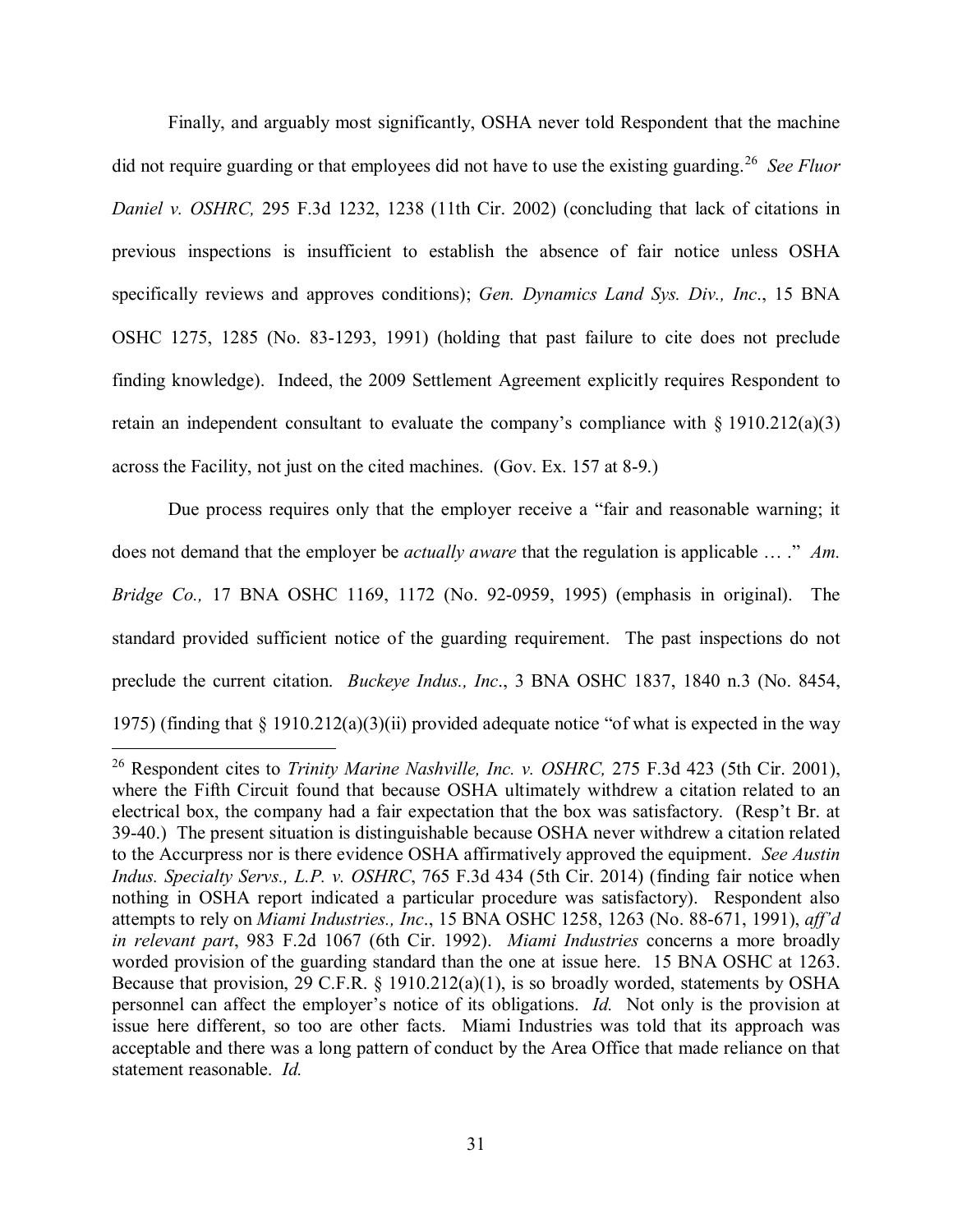Finally, and arguably most significantly, OSHA never told Respondent that the machine did not require guarding or that employees did not have to use the existing guarding.[26] *See Fluor Daniel v. OSHRC,* 295 F.3d 1232, 1238 (11th Cir. 2002) (concluding that lack of citations in previous inspections is insufficient to establish the absence of fair notice unless OSHA specifically reviews and approves conditions); *Gen. Dynamics Land Sys. Div., Inc*., 15 BNA OSHC 1275, 1285 (No. 83-1293, 1991) (holding that past failure to cite does not preclude finding knowledge). Indeed, the 2009 Settlement Agreement explicitly requires Respondent to retain an independent consultant to evaluate the company's compliance with § 1910.212(a)(3) across the Facility, not just on the cited machines. (Gov. Ex. 157 at 8-9.)

Due process requires only that the employer receive a "fair and reasonable warning; it does not demand that the employer be *actually aware* that the regulation is applicable … ." *Am. Bridge Co.,* 17 BNA OSHC 1169, 1172 (No. 92-0959, 1995) (emphasis in original). The standard provided sufficient notice of the guarding requirement. The past inspections do not preclude the current citation. *Buckeye Indus., Inc*., 3 BNA OSHC 1837, 1840 n.3 (No. 8454, 1975) (finding that § 1910.212(a)(3)(ii) provided adequate notice "of what is expected in the way

---

[26] Respondent cites to *Trinity Marine Nashville, Inc. v. OSHRC,* 275 F.3d 423 (5th Cir. 2001), where the Fifth Circuit found that because OSHA ultimately withdrew a citation related to an electrical box, the company had a fair expectation that the box was satisfactory. (Resp't Br. at 39-40.) The present situation is distinguishable because OSHA never withdrew a citation related to the Accurpress nor is there evidence OSHA affirmatively approved the equipment. *See Austin Indus. Specialty Servs., L.P. v. OSHRC*, 765 F.3d 434 (5th Cir. 2014) (finding fair notice when nothing in OSHA report indicated a particular procedure was satisfactory). Respondent also attempts to rely on *Miami Industries., Inc*., 15 BNA OSHC 1258, 1263 (No. 88-671, 1991), *aff'd in relevant part*, 983 F.2d 1067 (6th Cir. 1992). *Miami Industries* concerns a more broadly worded provision of the guarding standard than the one at issue here. 15 BNA OSHC at 1263. Because that provision, 29 C.F.R. § 1910.212(a)(1), is so broadly worded, statements by OSHA personnel can affect the employer's notice of its obligations. *Id.* Not only is the provision at issue here different, so too are other facts. Miami Industries was told that its approach was acceptable and there was a long pattern of conduct by the Area Office that made reliance on that statement reasonable. *Id.*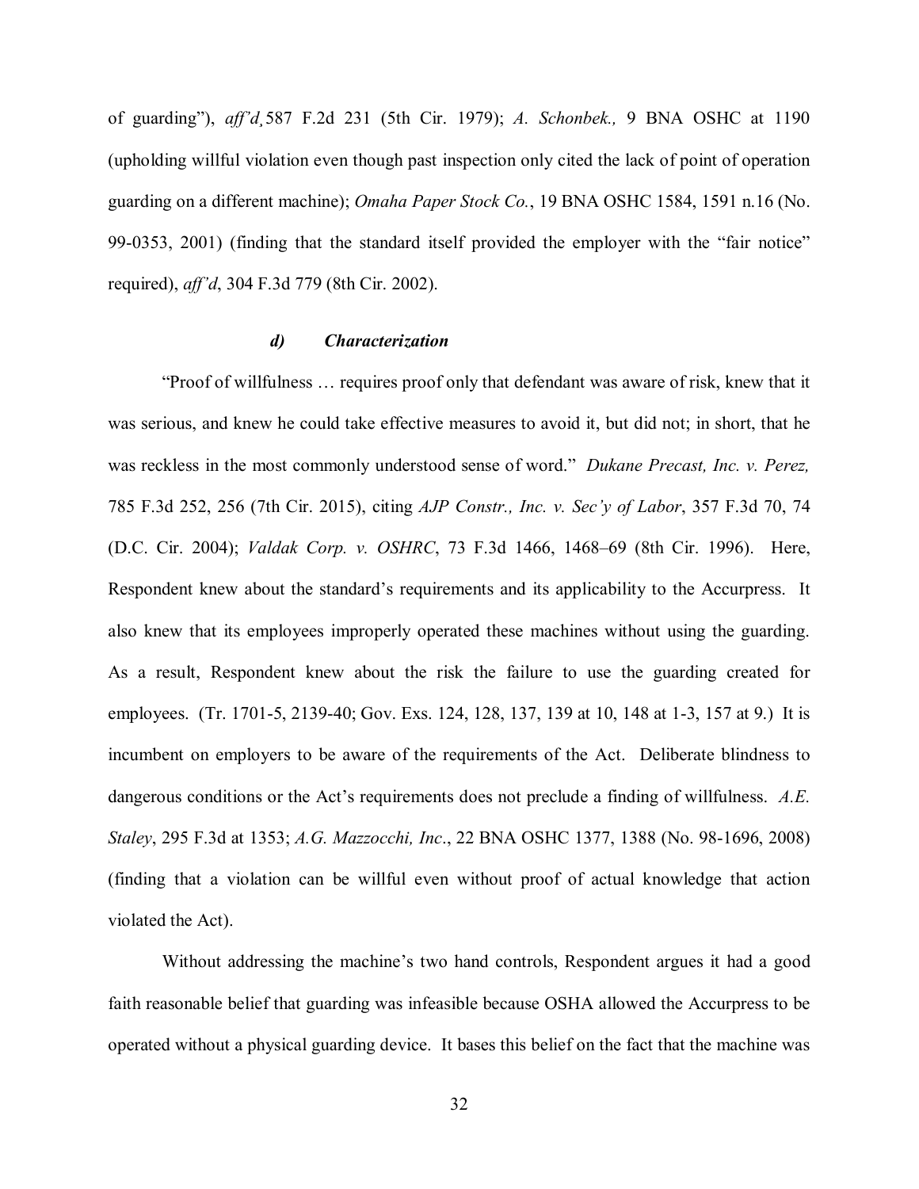of guarding"), *aff'd¸*587 F.2d 231 (5th Cir. 1979); *A. Schonbek.,* 9 BNA OSHC at 1190 (upholding willful violation even though past inspection only cited the lack of point of operation guarding on a different machine); *Omaha Paper Stock Co.*, 19 BNA OSHC 1584, 1591 n.16 (No. 99-0353, 2001) (finding that the standard itself provided the employer with the "fair notice" required), *aff'd*, 304 F.3d 779 (8th Cir. 2002).

#### *d) Characterization*

"Proof of willfulness … requires proof only that defendant was aware of risk, knew that it was serious, and knew he could take effective measures to avoid it, but did not; in short, that he was reckless in the most commonly understood sense of word." *Dukane Precast, Inc. v. Perez,* 785 F.3d 252, 256 (7th Cir. 2015), citing *AJP Constr., Inc. v. Sec'y of Labor*, 357 F.3d 70, 74 (D.C. Cir. 2004); *Valdak Corp. v. OSHRC*, 73 F.3d 1466, 1468–69 (8th Cir. 1996). Here, Respondent knew about the standard's requirements and its applicability to the Accurpress. It also knew that its employees improperly operated these machines without using the guarding. As a result, Respondent knew about the risk the failure to use the guarding created for employees. (Tr. 1701-5, 2139-40; Gov. Exs. 124, 128, 137, 139 at 10, 148 at 1-3, 157 at 9.) It is incumbent on employers to be aware of the requirements of the Act. Deliberate blindness to dangerous conditions or the Act's requirements does not preclude a finding of willfulness. *A.E. Staley*, 295 F.3d at 1353; *A.G. Mazzocchi, Inc*., 22 BNA OSHC 1377, 1388 (No. 98-1696, 2008) (finding that a violation can be willful even without proof of actual knowledge that action violated the Act).

Without addressing the machine's two hand controls, Respondent argues it had a good faith reasonable belief that guarding was infeasible because OSHA allowed the Accurpress to be operated without a physical guarding device. It bases this belief on the fact that the machine was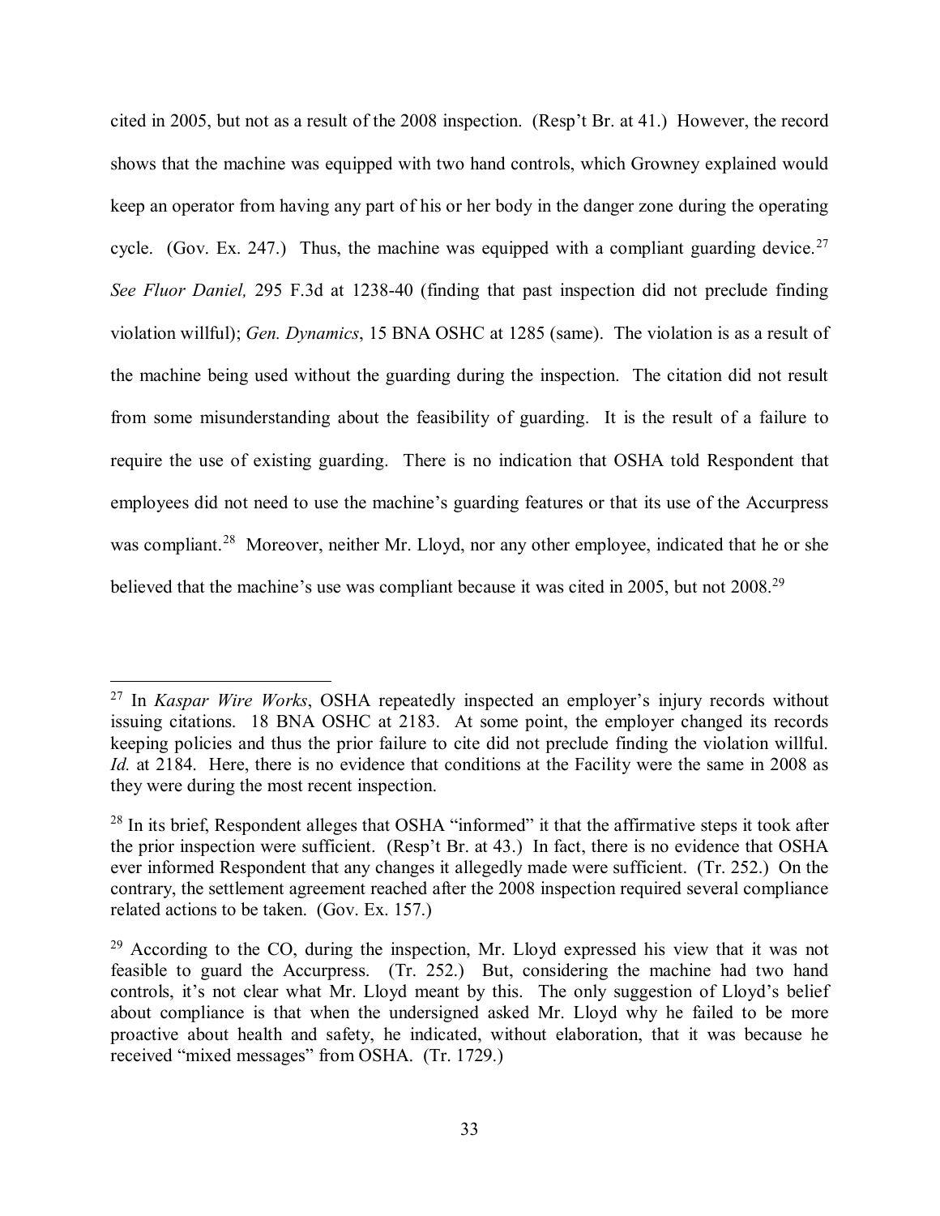cited in 2005, but not as a result of the 2008 inspection. (Resp't Br. at 41.) However, the record shows that the machine was equipped with two hand controls, which Growney explained would keep an operator from having any part of his or her body in the danger zone during the operating cycle. (Gov. Ex. 247.) Thus, the machine was equipped with a compliant guarding device.[27] *See Fluor Daniel,* 295 F.3d at 1238-40 (finding that past inspection did not preclude finding violation willful); *Gen. Dynamics*, 15 BNA OSHC at 1285 (same). The violation is as a result of the machine being used without the guarding during the inspection. The citation did not result from some misunderstanding about the feasibility of guarding. It is the result of a failure to require the use of existing guarding. There is no indication that OSHA told Respondent that employees did not need to use the machine's guarding features or that its use of the Accurpress was compliant.[28] Moreover, neither Mr. Lloyd, nor any other employee, indicated that he or she believed that the machine's use was compliant because it was cited in 2005, but not 2008.[29]

---

[27] In *Kaspar Wire Works*, OSHA repeatedly inspected an employer's injury records without issuing citations. 18 BNA OSHC at 2183. At some point, the employer changed its records keeping policies and thus the prior failure to cite did not preclude finding the violation willful. *Id.* at 2184. Here, there is no evidence that conditions at the Facility were the same in 2008 as they were during the most recent inspection.

[28] In its brief, Respondent alleges that OSHA "informed" it that the affirmative steps it took after the prior inspection were sufficient. (Resp't Br. at 43.) In fact, there is no evidence that OSHA ever informed Respondent that any changes it allegedly made were sufficient. (Tr. 252.) On the contrary, the settlement agreement reached after the 2008 inspection required several compliance related actions to be taken. (Gov. Ex. 157.)

[29] According to the CO, during the inspection, Mr. Lloyd expressed his view that it was not feasible to guard the Accurpress. (Tr. 252.) But, considering the machine had two hand controls, it's not clear what Mr. Lloyd meant by this. The only suggestion of Lloyd's belief about compliance is that when the undersigned asked Mr. Lloyd why he failed to be more proactive about health and safety, he indicated, without elaboration, that it was because he received "mixed messages" from OSHA. (Tr. 1729.)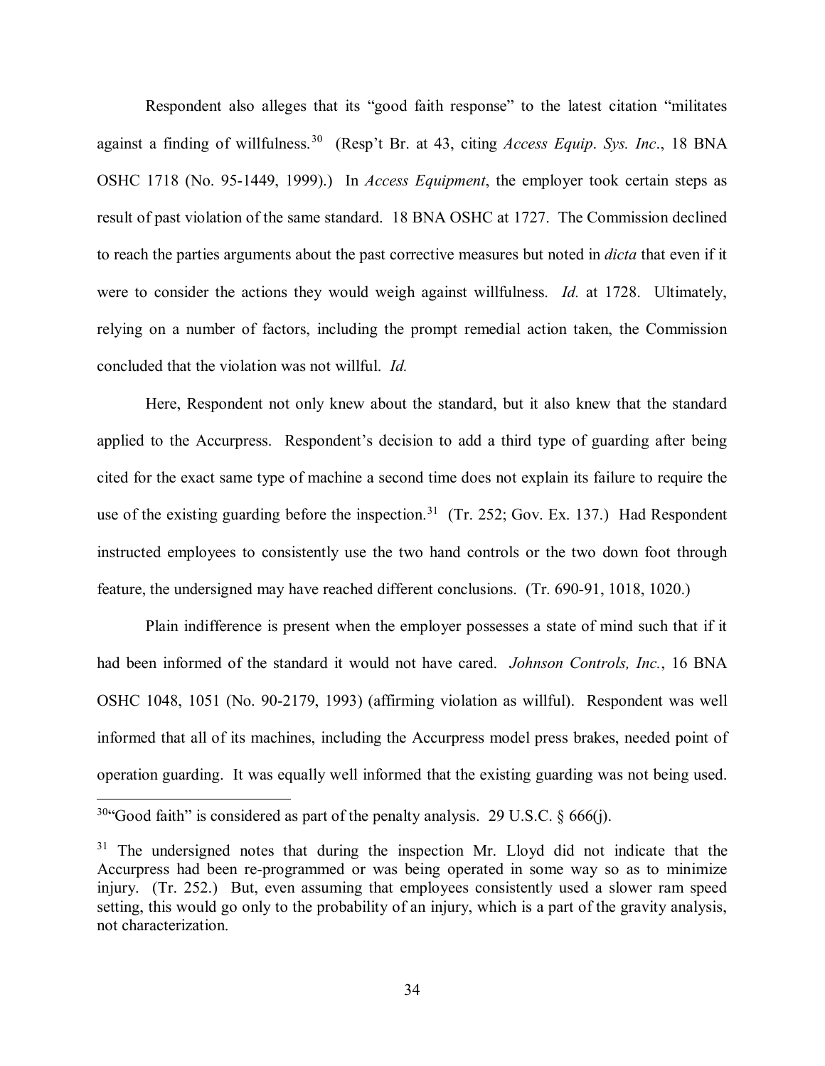Respondent also alleges that its "good faith response" to the latest citation "militates against a finding of willfulness.[30] (Resp't Br. at 43, citing *Access Equip. Sys. Inc.*, 18 BNA OSHC 1718 (No. 95-1449, 1999).) In *Access Equipment*, the employer took certain steps as result of past violation of the same standard. 18 BNA OSHC at 1727. The Commission declined to reach the parties arguments about the past corrective measures but noted in *dicta* that even if it were to consider the actions they would weigh against willfulness. *Id.* at 1728. Ultimately, relying on a number of factors, including the prompt remedial action taken, the Commission concluded that the violation was not willful. *Id.*

Here, Respondent not only knew about the standard, but it also knew that the standard applied to the Accurpress. Respondent's decision to add a third type of guarding after being cited for the exact same type of machine a second time does not explain its failure to require the use of the existing guarding before the inspection.[31] (Tr. 252; Gov. Ex. 137.) Had Respondent instructed employees to consistently use the two hand controls or the two down foot through feature, the undersigned may have reached different conclusions. (Tr. 690-91, 1018, 1020.)

Plain indifference is present when the employer possesses a state of mind such that if it had been informed of the standard it would not have cared. *Johnson Controls, Inc.*, 16 BNA OSHC 1048, 1051 (No. 90-2179, 1993) (affirming violation as willful). Respondent was well informed that all of its machines, including the Accurpress model press brakes, needed point of operation guarding. It was equally well informed that the existing guarding was not being used.

---

[30] "Good faith" is considered as part of the penalty analysis. 29 U.S.C. § 666(j).

[31] The undersigned notes that during the inspection Mr. Lloyd did not indicate that the Accurpress had been re-programmed or was being operated in some way so as to minimize injury. (Tr. 252.) But, even assuming that employees consistently used a slower ram speed setting, this would go only to the probability of an injury, which is a part of the gravity analysis, not characterization.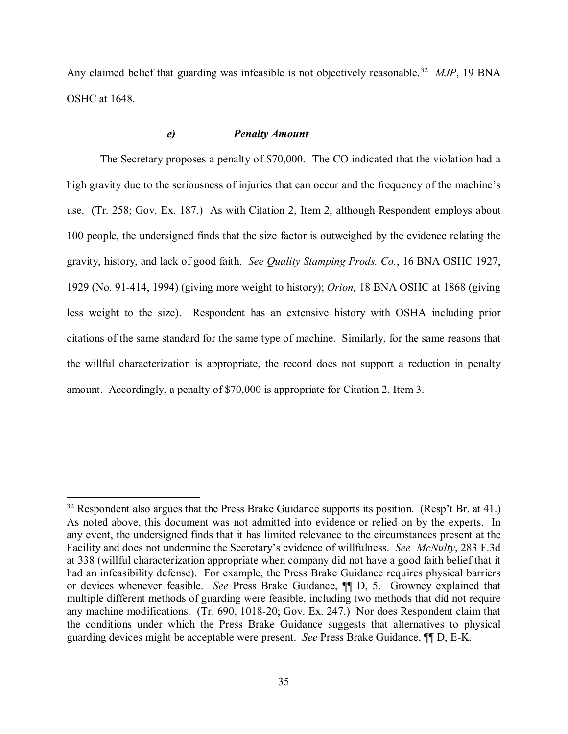Any claimed belief that guarding was infeasible is not objectively reasonable.[32] *MJP*, 19 BNA OSHC at 1648.

#### *e) Penalty Amount*

The Secretary proposes a penalty of $70,000. The CO indicated that the violation had a high gravity due to the seriousness of injuries that can occur and the frequency of the machine's use. (Tr. 258; Gov. Ex. 187.) As with Citation 2, Item 2, although Respondent employs about 100 people, the undersigned finds that the size factor is outweighed by the evidence relating the gravity, history, and lack of good faith. *See Quality Stamping Prods. Co.*, 16 BNA OSHC 1927, 1929 (No. 91-414, 1994) (giving more weight to history); *Orion,* 18 BNA OSHC at 1868 (giving less weight to the size). Respondent has an extensive history with OSHA including prior citations of the same standard for the same type of machine. Similarly, for the same reasons that the willful characterization is appropriate, the record does not support a reduction in penalty amount. Accordingly, a penalty of $70,000 is appropriate for Citation 2, Item 3.

---

[32] Respondent also argues that the Press Brake Guidance supports its position. (Resp't Br. at 41.) As noted above, this document was not admitted into evidence or relied on by the experts. In any event, the undersigned finds that it has limited relevance to the circumstances present at the Facility and does not undermine the Secretary's evidence of willfulness. *See McNulty*, 283 F.3d at 338 (willful characterization appropriate when company did not have a good faith belief that it had an infeasibility defense). For example, the Press Brake Guidance requires physical barriers or devices whenever feasible. *See* Press Brake Guidance, ¶¶ D, 5. Growney explained that multiple different methods of guarding were feasible, including two methods that did not require any machine modifications. (Tr. 690, 1018-20; Gov. Ex. 247.) Nor does Respondent claim that the conditions under which the Press Brake Guidance suggests that alternatives to physical guarding devices might be acceptable were present. *See* Press Brake Guidance, ¶¶ D, E-K.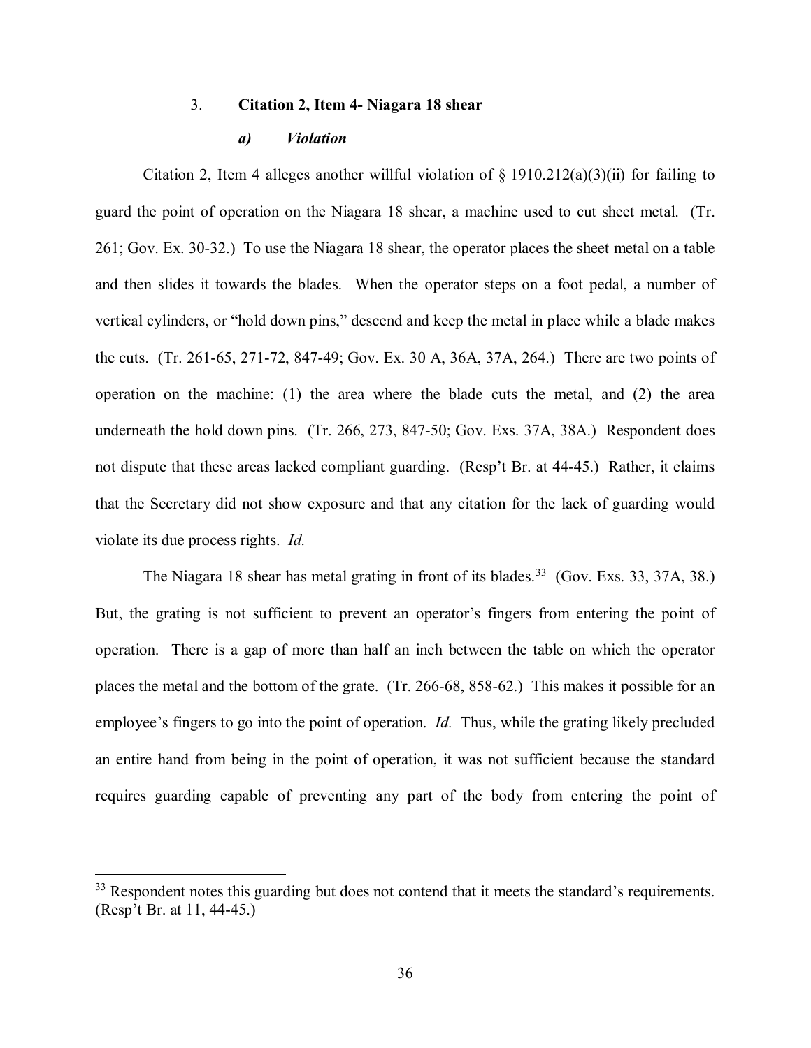### 3. **Citation 2, Item 4- Niagara 18 shear**

#### *a) Violation*

Citation 2, Item 4 alleges another willful violation of § 1910.212(a)(3)(ii) for failing to guard the point of operation on the Niagara 18 shear, a machine used to cut sheet metal. (Tr. 261; Gov. Ex. 30-32.) To use the Niagara 18 shear, the operator places the sheet metal on a table and then slides it towards the blades. When the operator steps on a foot pedal, a number of vertical cylinders, or "hold down pins," descend and keep the metal in place while a blade makes the cuts. (Tr. 261-65, 271-72, 847-49; Gov. Ex. 30 A, 36A, 37A, 264.) There are two points of operation on the machine: (1) the area where the blade cuts the metal, and (2) the area underneath the hold down pins. (Tr. 266, 273, 847-50; Gov. Exs. 37A, 38A.) Respondent does not dispute that these areas lacked compliant guarding. (Resp't Br. at 44-45.) Rather, it claims that the Secretary did not show exposure and that any citation for the lack of guarding would violate its due process rights. *Id.*

The Niagara 18 shear has metal grating in front of its blades.[33] (Gov. Exs. 33, 37A, 38.) But, the grating is not sufficient to prevent an operator's fingers from entering the point of operation. There is a gap of more than half an inch between the table on which the operator places the metal and the bottom of the grate. (Tr. 266-68, 858-62.) This makes it possible for an employee's fingers to go into the point of operation. *Id.* Thus, while the grating likely precluded an entire hand from being in the point of operation, it was not sufficient because the standard requires guarding capable of preventing any part of the body from entering the point of

---

[33] Respondent notes this guarding but does not contend that it meets the standard's requirements. (Resp't Br. at 11, 44-45.)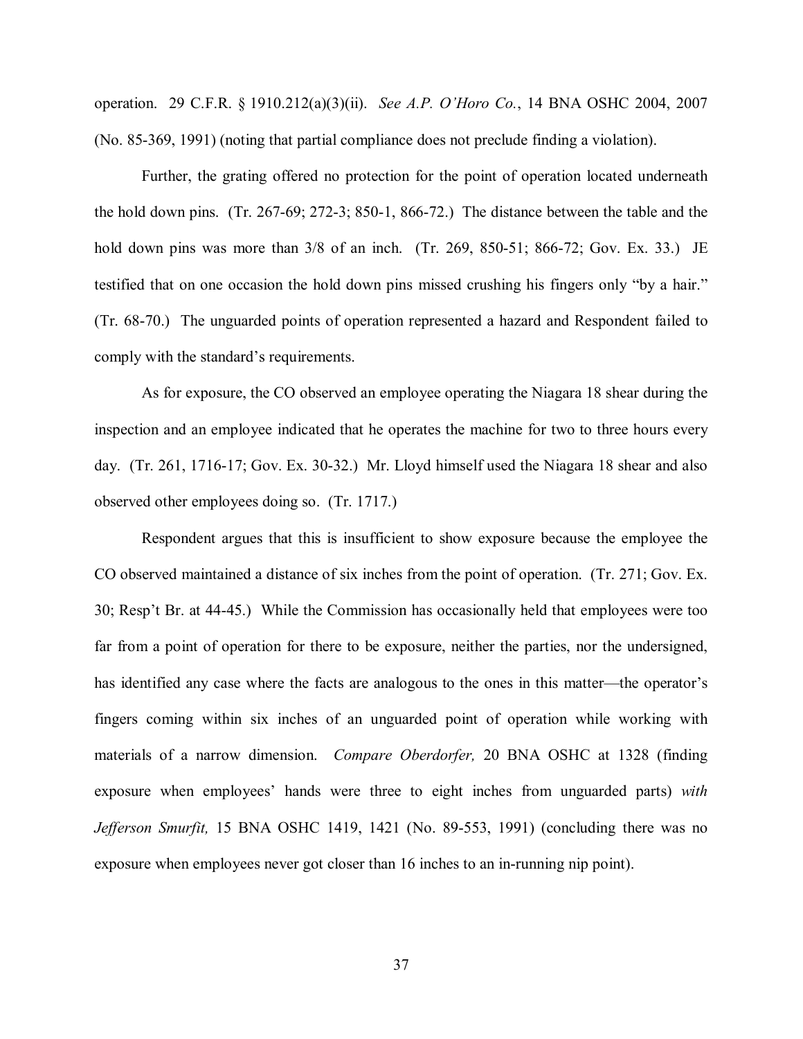operation. 29 C.F.R. § 1910.212(a)(3)(ii). *See A.P. O'Horo Co.*, 14 BNA OSHC 2004, 2007 (No. 85-369, 1991) (noting that partial compliance does not preclude finding a violation).

Further, the grating offered no protection for the point of operation located underneath the hold down pins. (Tr. 267-69; 272-3; 850-1, 866-72.) The distance between the table and the hold down pins was more than 3/8 of an inch. (Tr. 269, 850-51; 866-72; Gov. Ex. 33.) JE testified that on one occasion the hold down pins missed crushing his fingers only "by a hair." (Tr. 68-70.) The unguarded points of operation represented a hazard and Respondent failed to comply with the standard's requirements.

As for exposure, the CO observed an employee operating the Niagara 18 shear during the inspection and an employee indicated that he operates the machine for two to three hours every day. (Tr. 261, 1716-17; Gov. Ex. 30-32.) Mr. Lloyd himself used the Niagara 18 shear and also observed other employees doing so. (Tr. 1717.)

Respondent argues that this is insufficient to show exposure because the employee the CO observed maintained a distance of six inches from the point of operation. (Tr. 271; Gov. Ex. 30; Resp't Br. at 44-45.) While the Commission has occasionally held that employees were too far from a point of operation for there to be exposure, neither the parties, nor the undersigned, has identified any case where the facts are analogous to the ones in this matter—the operator's fingers coming within six inches of an unguarded point of operation while working with materials of a narrow dimension. *Compare Oberdorfer,* 20 BNA OSHC at 1328 (finding exposure when employees' hands were three to eight inches from unguarded parts) *with Jefferson Smurfit,* 15 BNA OSHC 1419, 1421 (No. 89-553, 1991) (concluding there was no exposure when employees never got closer than 16 inches to an in-running nip point).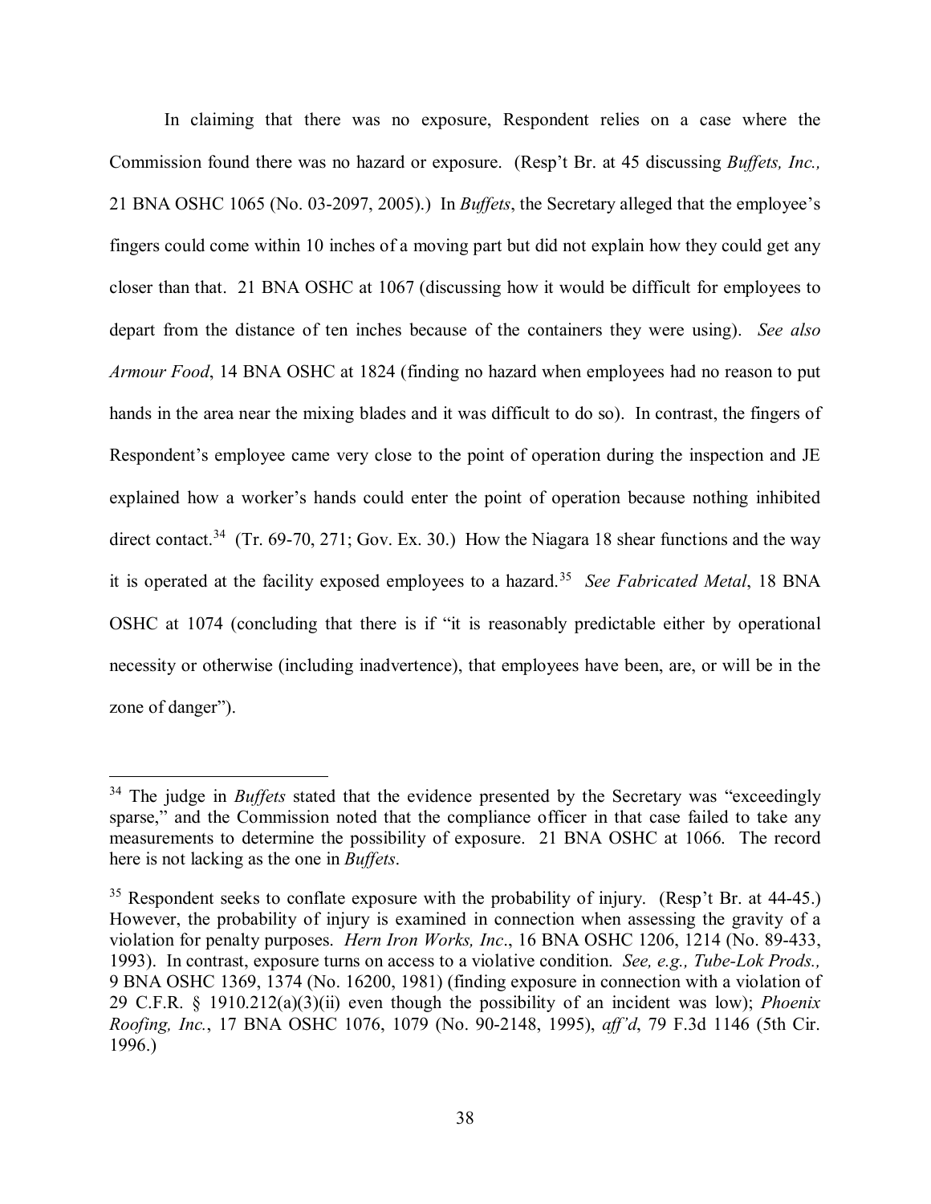In claiming that there was no exposure, Respondent relies on a case where the Commission found there was no hazard or exposure. (Resp't Br. at 45 discussing *Buffets, Inc.,* 21 BNA OSHC 1065 (No. 03-2097, 2005).) In *Buffets*, the Secretary alleged that the employee's fingers could come within 10 inches of a moving part but did not explain how they could get any closer than that. 21 BNA OSHC at 1067 (discussing how it would be difficult for employees to depart from the distance of ten inches because of the containers they were using). *See also Armour Food*, 14 BNA OSHC at 1824 (finding no hazard when employees had no reason to put hands in the area near the mixing blades and it was difficult to do so). In contrast, the fingers of Respondent's employee came very close to the point of operation during the inspection and JE explained how a worker's hands could enter the point of operation because nothing inhibited direct contact.[34] (Tr. 69-70, 271; Gov. Ex. 30.) How the Niagara 18 shear functions and the way it is operated at the facility exposed employees to a hazard.[35] *See Fabricated Metal*, 18 BNA OSHC at 1074 (concluding that there is if "it is reasonably predictable either by operational necessity or otherwise (including inadvertence), that employees have been, are, or will be in the zone of danger").

---

[34] The judge in *Buffets* stated that the evidence presented by the Secretary was "exceedingly sparse," and the Commission noted that the compliance officer in that case failed to take any measurements to determine the possibility of exposure. 21 BNA OSHC at 1066. The record here is not lacking as the one in *Buffets*.

[35] Respondent seeks to conflate exposure with the probability of injury. (Resp't Br. at 44-45.) However, the probability of injury is examined in connection when assessing the gravity of a violation for penalty purposes. *Hern Iron Works, Inc*., 16 BNA OSHC 1206, 1214 (No. 89-433, 1993). In contrast, exposure turns on access to a violative condition. *See, e.g., Tube-Lok Prods.,* 9 BNA OSHC 1369, 1374 (No. 16200, 1981) (finding exposure in connection with a violation of 29 C.F.R. § 1910.212(a)(3)(ii) even though the possibility of an incident was low); *Phoenix Roofing, Inc.*, 17 BNA OSHC 1076, 1079 (No. 90-2148, 1995), *aff'd*, 79 F.3d 1146 (5th Cir. 1996.)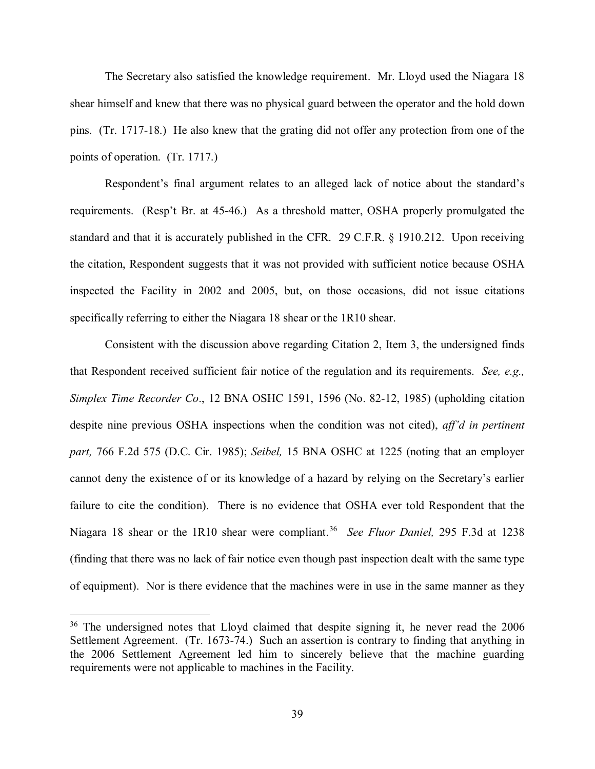The Secretary also satisfied the knowledge requirement. Mr. Lloyd used the Niagara 18 shear himself and knew that there was no physical guard between the operator and the hold down pins. (Tr. 1717-18.) He also knew that the grating did not offer any protection from one of the points of operation. (Tr. 1717.)

Respondent's final argument relates to an alleged lack of notice about the standard's requirements. (Resp't Br. at 45-46.) As a threshold matter, OSHA properly promulgated the standard and that it is accurately published in the CFR. 29 C.F.R. § 1910.212. Upon receiving the citation, Respondent suggests that it was not provided with sufficient notice because OSHA inspected the Facility in 2002 and 2005, but, on those occasions, did not issue citations specifically referring to either the Niagara 18 shear or the 1R10 shear.

Consistent with the discussion above regarding Citation 2, Item 3, the undersigned finds that Respondent received sufficient fair notice of the regulation and its requirements. *See, e.g., Simplex Time Recorder Co*., 12 BNA OSHC 1591, 1596 (No. 82-12, 1985) (upholding citation despite nine previous OSHA inspections when the condition was not cited), *aff'd in pertinent part,* 766 F.2d 575 (D.C. Cir. 1985); *Seibel,* 15 BNA OSHC at 1225 (noting that an employer cannot deny the existence of or its knowledge of a hazard by relying on the Secretary's earlier failure to cite the condition). There is no evidence that OSHA ever told Respondent that the Niagara 18 shear or the 1R10 shear were compliant.[36] *See Fluor Daniel,* 295 F.3d at 1238 (finding that there was no lack of fair notice even though past inspection dealt with the same type of equipment). Nor is there evidence that the machines were in use in the same manner as they

[36] The undersigned notes that Lloyd claimed that despite signing it, he never read the 2006 Settlement Agreement. (Tr. 1673-74.) Such an assertion is contrary to finding that anything in the 2006 Settlement Agreement led him to sincerely believe that the machine guarding requirements were not applicable to machines in the Facility.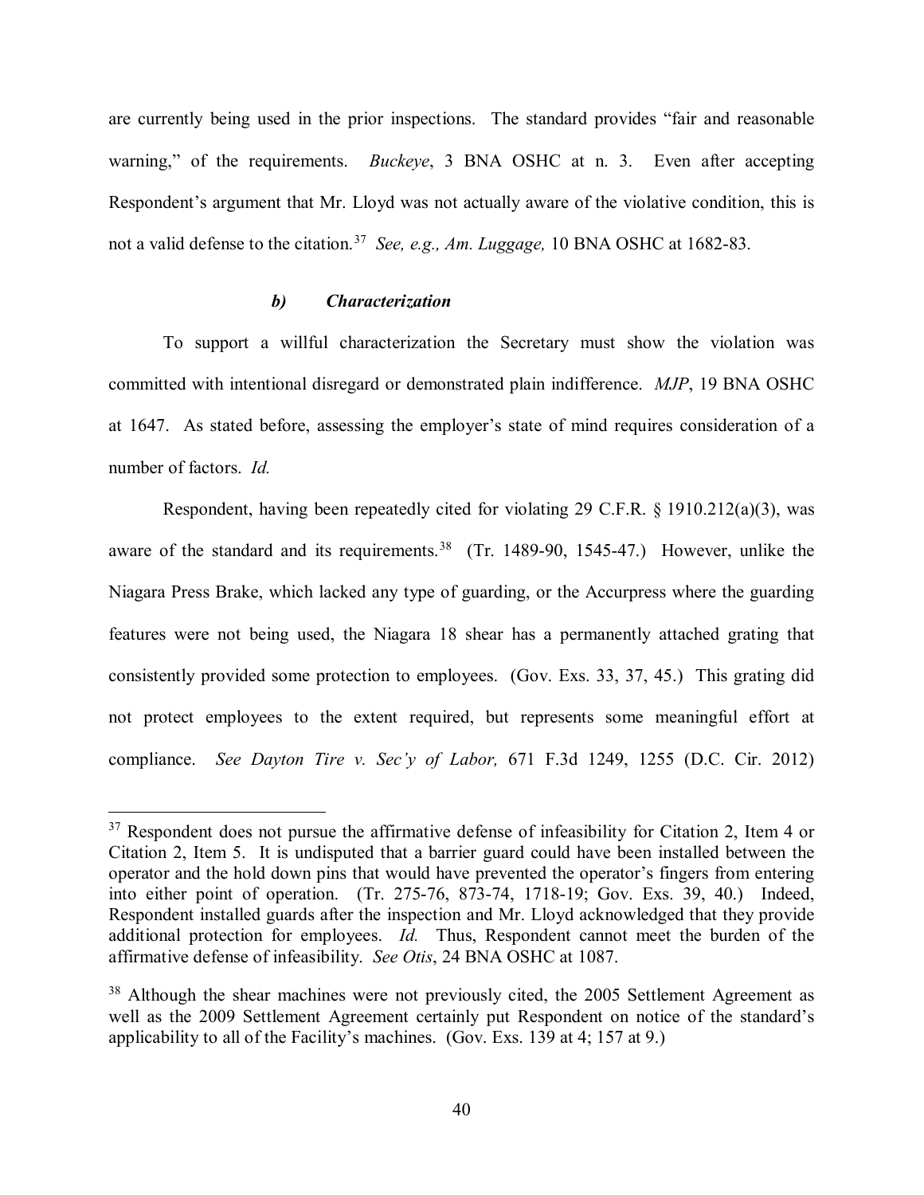are currently being used in the prior inspections. The standard provides "fair and reasonable warning," of the requirements. *Buckeye*, 3 BNA OSHC at n. 3. Even after accepting Respondent's argument that Mr. Lloyd was not actually aware of the violative condition, this is not a valid defense to the citation.[37] *See, e.g., Am. Luggage,* 10 BNA OSHC at 1682-83.

#### *b) Characterization*

To support a willful characterization the Secretary must show the violation was committed with intentional disregard or demonstrated plain indifference. *MJP*, 19 BNA OSHC at 1647. As stated before, assessing the employer's state of mind requires consideration of a number of factors. *Id.*

Respondent, having been repeatedly cited for violating 29 C.F.R. § 1910.212(a)(3), was aware of the standard and its requirements.[38] (Tr. 1489-90, 1545-47.) However, unlike the Niagara Press Brake, which lacked any type of guarding, or the Accurpress where the guarding features were not being used, the Niagara 18 shear has a permanently attached grating that consistently provided some protection to employees. (Gov. Exs. 33, 37, 45.) This grating did not protect employees to the extent required, but represents some meaningful effort at compliance. *See Dayton Tire v. Sec'y of Labor,* 671 F.3d 1249, 1255 (D.C. Cir. 2012)

---

[37] Respondent does not pursue the affirmative defense of infeasibility for Citation 2, Item 4 or Citation 2, Item 5. It is undisputed that a barrier guard could have been installed between the operator and the hold down pins that would have prevented the operator's fingers from entering into either point of operation. (Tr. 275-76, 873-74, 1718-19; Gov. Exs. 39, 40.) Indeed, Respondent installed guards after the inspection and Mr. Lloyd acknowledged that they provide additional protection for employees. *Id.* Thus, Respondent cannot meet the burden of the affirmative defense of infeasibility. *See Otis*, 24 BNA OSHC at 1087.

[38] Although the shear machines were not previously cited, the 2005 Settlement Agreement as well as the 2009 Settlement Agreement certainly put Respondent on notice of the standard's applicability to all of the Facility's machines. (Gov. Exs. 139 at 4; 157 at 9.)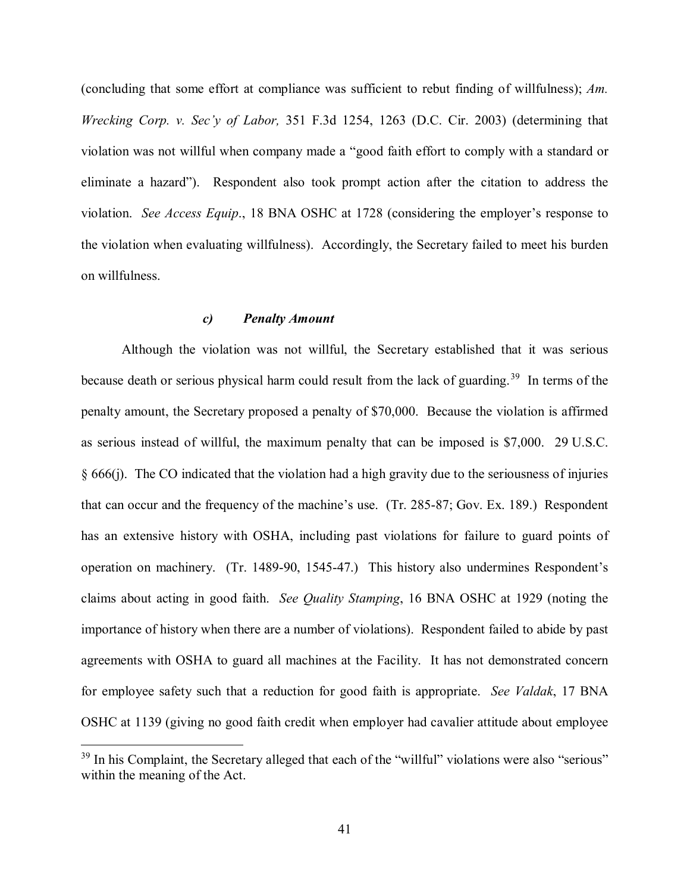(concluding that some effort at compliance was sufficient to rebut finding of willfulness); *Am. Wrecking Corp. v. Sec'y of Labor,* 351 F.3d 1254, 1263 (D.C. Cir. 2003) (determining that violation was not willful when company made a "good faith effort to comply with a standard or eliminate a hazard"). Respondent also took prompt action after the citation to address the violation. *See Access Equip*., 18 BNA OSHC at 1728 (considering the employer's response to the violation when evaluating willfulness). Accordingly, the Secretary failed to meet his burden on willfulness.

#### *c) Penalty Amount*

Although the violation was not willful, the Secretary established that it was serious because death or serious physical harm could result from the lack of guarding.[39] In terms of the penalty amount, the Secretary proposed a penalty of $70,000. Because the violation is affirmed as serious instead of willful, the maximum penalty that can be imposed is $7,000. 29 U.S.C. § 666(j). The CO indicated that the violation had a high gravity due to the seriousness of injuries that can occur and the frequency of the machine's use. (Tr. 285-87; Gov. Ex. 189.) Respondent has an extensive history with OSHA, including past violations for failure to guard points of operation on machinery. (Tr. 1489-90, 1545-47.) This history also undermines Respondent's claims about acting in good faith. *See Quality Stamping*, 16 BNA OSHC at 1929 (noting the importance of history when there are a number of violations). Respondent failed to abide by past agreements with OSHA to guard all machines at the Facility. It has not demonstrated concern for employee safety such that a reduction for good faith is appropriate. *See Valdak*, 17 BNA OSHC at 1139 (giving no good faith credit when employer had cavalier attitude about employee

[39] In his Complaint, the Secretary alleged that each of the "willful" violations were also "serious" within the meaning of the Act.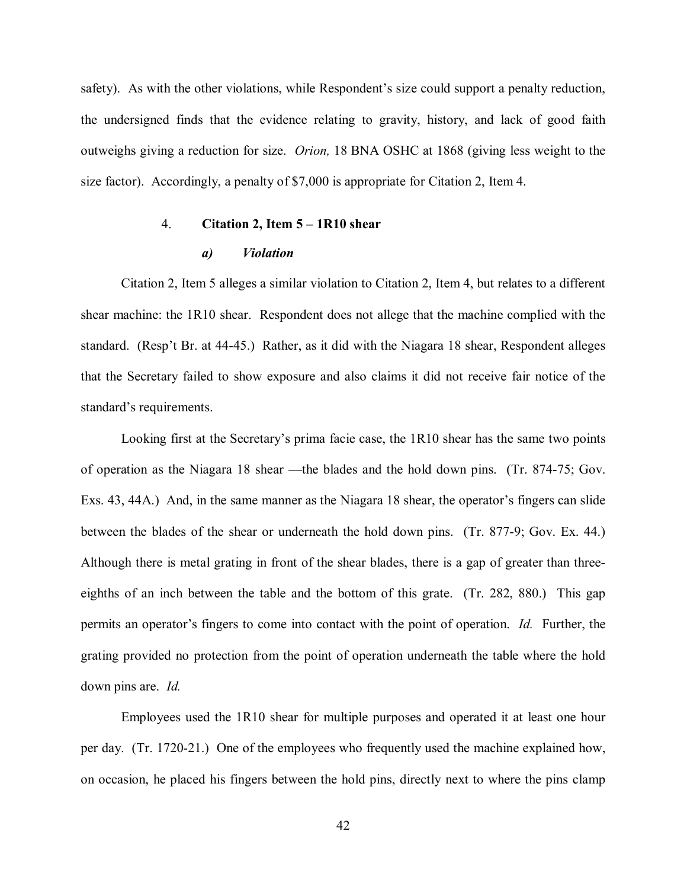safety). As with the other violations, while Respondent's size could support a penalty reduction, the undersigned finds that the evidence relating to gravity, history, and lack of good faith outweighs giving a reduction for size. *Orion,* 18 BNA OSHC at 1868 (giving less weight to the size factor). Accordingly, a penalty of $7,000 is appropriate for Citation 2, Item 4.

#### 4. **Citation 2, Item 5 – 1R10 shear**

##### *a) Violation*

Citation 2, Item 5 alleges a similar violation to Citation 2, Item 4, but relates to a different shear machine: the 1R10 shear. Respondent does not allege that the machine complied with the standard. (Resp't Br. at 44-45.) Rather, as it did with the Niagara 18 shear, Respondent alleges that the Secretary failed to show exposure and also claims it did not receive fair notice of the standard's requirements.

Looking first at the Secretary's prima facie case, the 1R10 shear has the same two points of operation as the Niagara 18 shear —the blades and the hold down pins. (Tr. 874-75; Gov. Exs. 43, 44A.) And, in the same manner as the Niagara 18 shear, the operator's fingers can slide between the blades of the shear or underneath the hold down pins. (Tr. 877-9; Gov. Ex. 44.) Although there is metal grating in front of the shear blades, there is a gap of greater than three-eighths of an inch between the table and the bottom of this grate. (Tr. 282, 880.) This gap permits an operator's fingers to come into contact with the point of operation. *Id.* Further, the grating provided no protection from the point of operation underneath the table where the hold down pins are. *Id.*

Employees used the 1R10 shear for multiple purposes and operated it at least one hour per day. (Tr. 1720-21.) One of the employees who frequently used the machine explained how, on occasion, he placed his fingers between the hold pins, directly next to where the pins clamp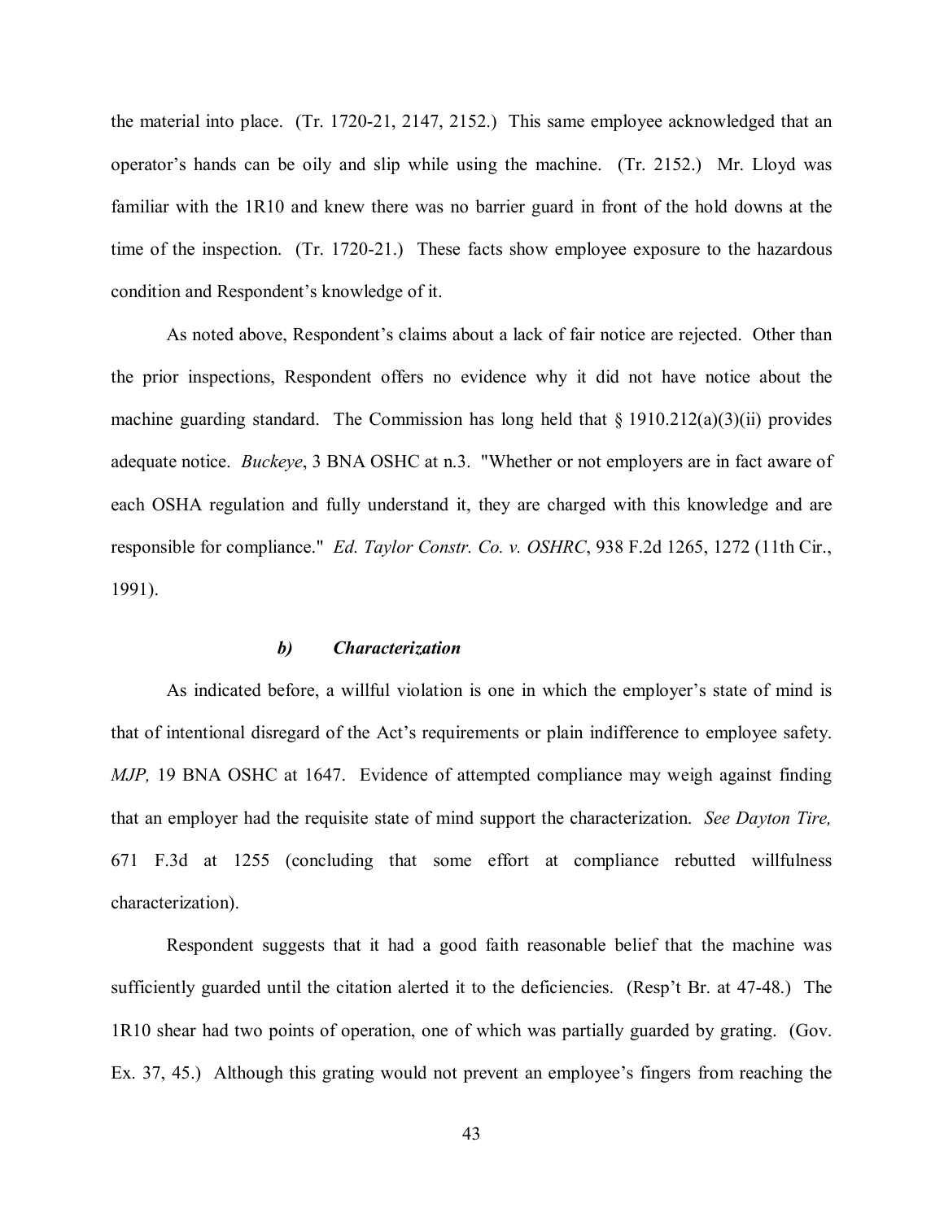the material into place. (Tr. 1720-21, 2147, 2152.) This same employee acknowledged that an operator's hands can be oily and slip while using the machine. (Tr. 2152.) Mr. Lloyd was familiar with the 1R10 and knew there was no barrier guard in front of the hold downs at the time of the inspection. (Tr. 1720-21.) These facts show employee exposure to the hazardous condition and Respondent's knowledge of it.

As noted above, Respondent's claims about a lack of fair notice are rejected. Other than the prior inspections, Respondent offers no evidence why it did not have notice about the machine guarding standard. The Commission has long held that § 1910.212(a)(3)(ii) provides adequate notice. *Buckeye*, 3 BNA OSHC at n.3. "Whether or not employers are in fact aware of each OSHA regulation and fully understand it, they are charged with this knowledge and are responsible for compliance." *Ed. Taylor Constr. Co. v. OSHRC*, 938 F.2d 1265, 1272 (11th Cir., 1991).

#### ***b) Characterization***

As indicated before, a willful violation is one in which the employer's state of mind is that of intentional disregard of the Act's requirements or plain indifference to employee safety. *MJP,* 19 BNA OSHC at 1647. Evidence of attempted compliance may weigh against finding that an employer had the requisite state of mind support the characterization. *See Dayton Tire,* 671 F.3d at 1255 (concluding that some effort at compliance rebutted willfulness characterization).

Respondent suggests that it had a good faith reasonable belief that the machine was sufficiently guarded until the citation alerted it to the deficiencies. (Resp't Br. at 47-48.) The 1R10 shear had two points of operation, one of which was partially guarded by grating. (Gov. Ex. 37, 45.) Although this grating would not prevent an employee's fingers from reaching the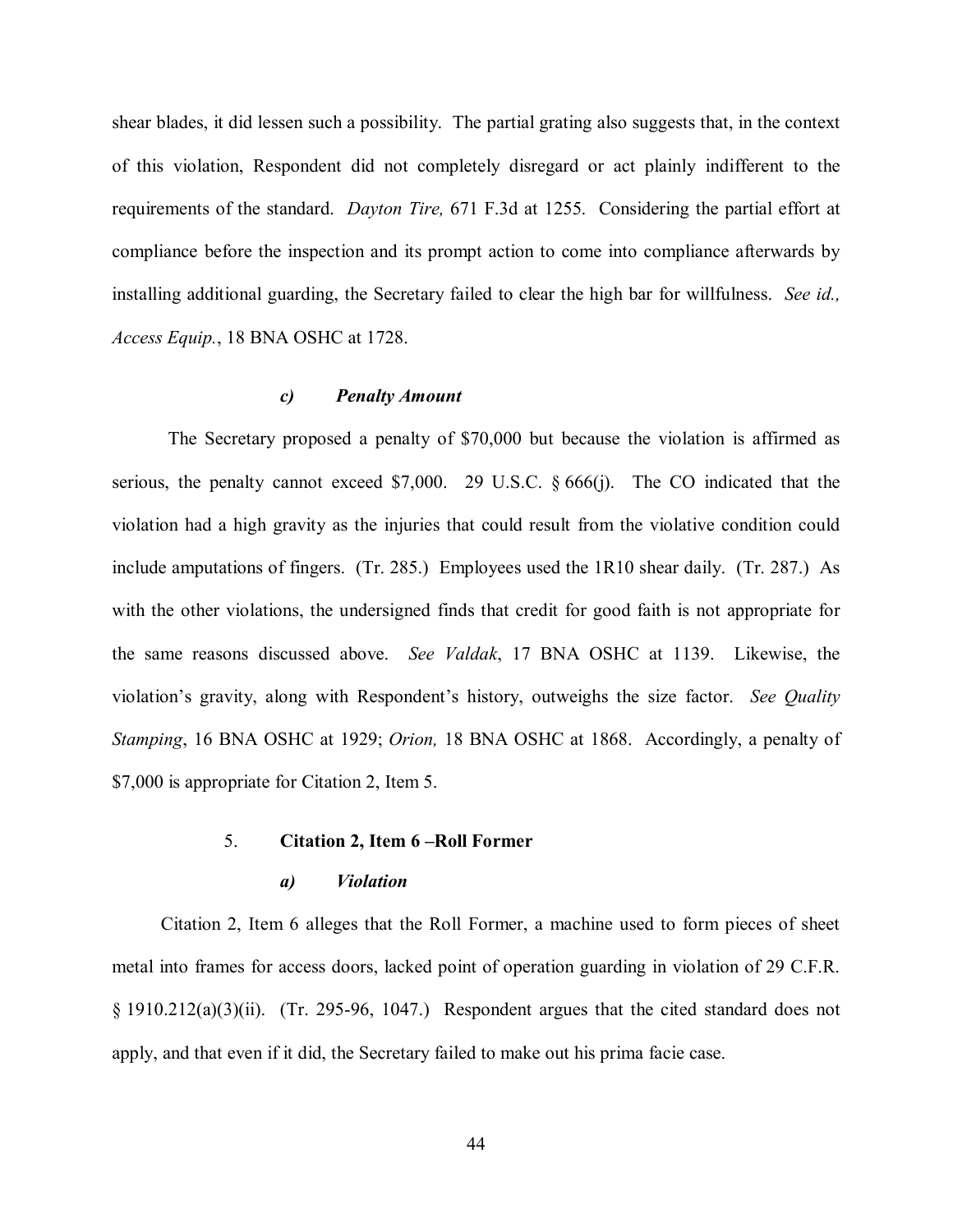shear blades, it did lessen such a possibility. The partial grating also suggests that, in the context of this violation, Respondent did not completely disregard or act plainly indifferent to the requirements of the standard. *Dayton Tire,* 671 F.3d at 1255. Considering the partial effort at compliance before the inspection and its prompt action to come into compliance afterwards by installing additional guarding, the Secretary failed to clear the high bar for willfulness. *See id., Access Equip.*, 18 BNA OSHC at 1728.

#### *c) Penalty Amount*

The Secretary proposed a penalty of $70,000 but because the violation is affirmed as serious, the penalty cannot exceed $7,000. 29 U.S.C. § 666(j). The CO indicated that the violation had a high gravity as the injuries that could result from the violative condition could include amputations of fingers. (Tr. 285.) Employees used the 1R10 shear daily. (Tr. 287.) As with the other violations, the undersigned finds that credit for good faith is not appropriate for the same reasons discussed above. *See Valdak*, 17 BNA OSHC at 1139. Likewise, the violation's gravity, along with Respondent's history, outweighs the size factor. *See Quality Stamping*, 16 BNA OSHC at 1929; *Orion,* 18 BNA OSHC at 1868. Accordingly, a penalty of $7,000 is appropriate for Citation 2, Item 5.

### 5. **Citation 2, Item 6 –Roll Former**

#### *a) Violation*

Citation 2, Item 6 alleges that the Roll Former, a machine used to form pieces of sheet metal into frames for access doors, lacked point of operation guarding in violation of 29 C.F.R. § 1910.212(a)(3)(ii). (Tr. 295-96, 1047.) Respondent argues that the cited standard does not apply, and that even if it did, the Secretary failed to make out his prima facie case.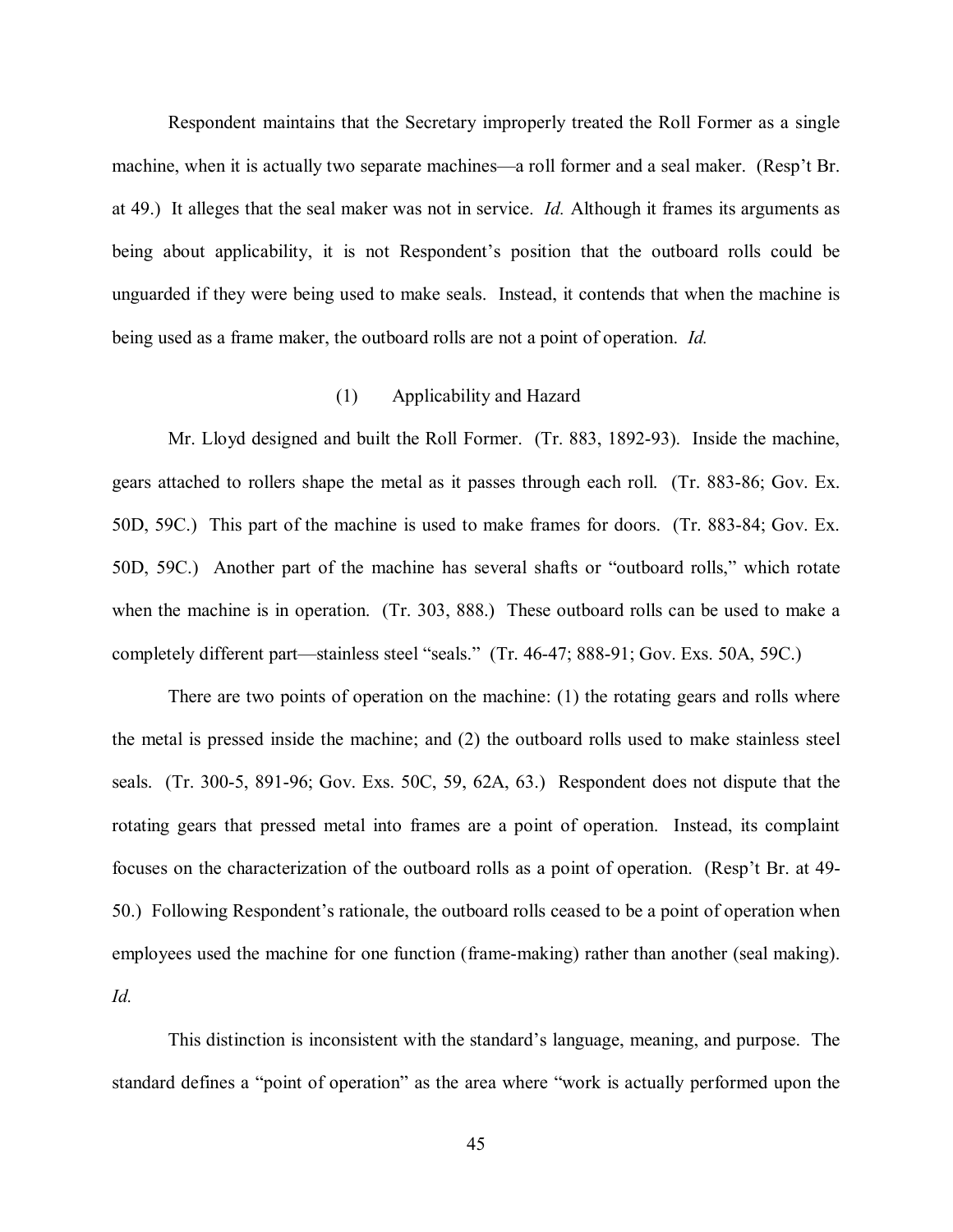Respondent maintains that the Secretary improperly treated the Roll Former as a single machine, when it is actually two separate machines—a roll former and a seal maker. (Resp't Br. at 49.) It alleges that the seal maker was not in service. *Id.* Although it frames its arguments as being about applicability, it is not Respondent's position that the outboard rolls could be unguarded if they were being used to make seals. Instead, it contends that when the machine is being used as a frame maker, the outboard rolls are not a point of operation. *Id.*

(1) Applicability and Hazard

Mr. Lloyd designed and built the Roll Former. (Tr. 883, 1892-93). Inside the machine, gears attached to rollers shape the metal as it passes through each roll. (Tr. 883-86; Gov. Ex. 50D, 59C.) This part of the machine is used to make frames for doors. (Tr. 883-84; Gov. Ex. 50D, 59C.) Another part of the machine has several shafts or "outboard rolls," which rotate when the machine is in operation. (Tr. 303, 888.) These outboard rolls can be used to make a completely different part—stainless steel "seals." (Tr. 46-47; 888-91; Gov. Exs. 50A, 59C.)

There are two points of operation on the machine: (1) the rotating gears and rolls where the metal is pressed inside the machine; and (2) the outboard rolls used to make stainless steel seals. (Tr. 300-5, 891-96; Gov. Exs. 50C, 59, 62A, 63.) Respondent does not dispute that the rotating gears that pressed metal into frames are a point of operation. Instead, its complaint focuses on the characterization of the outboard rolls as a point of operation. (Resp't Br. at 49-50.) Following Respondent's rationale, the outboard rolls ceased to be a point of operation when employees used the machine for one function (frame-making) rather than another (seal making). *Id.*

This distinction is inconsistent with the standard's language, meaning, and purpose. The standard defines a "point of operation" as the area where "work is actually performed upon the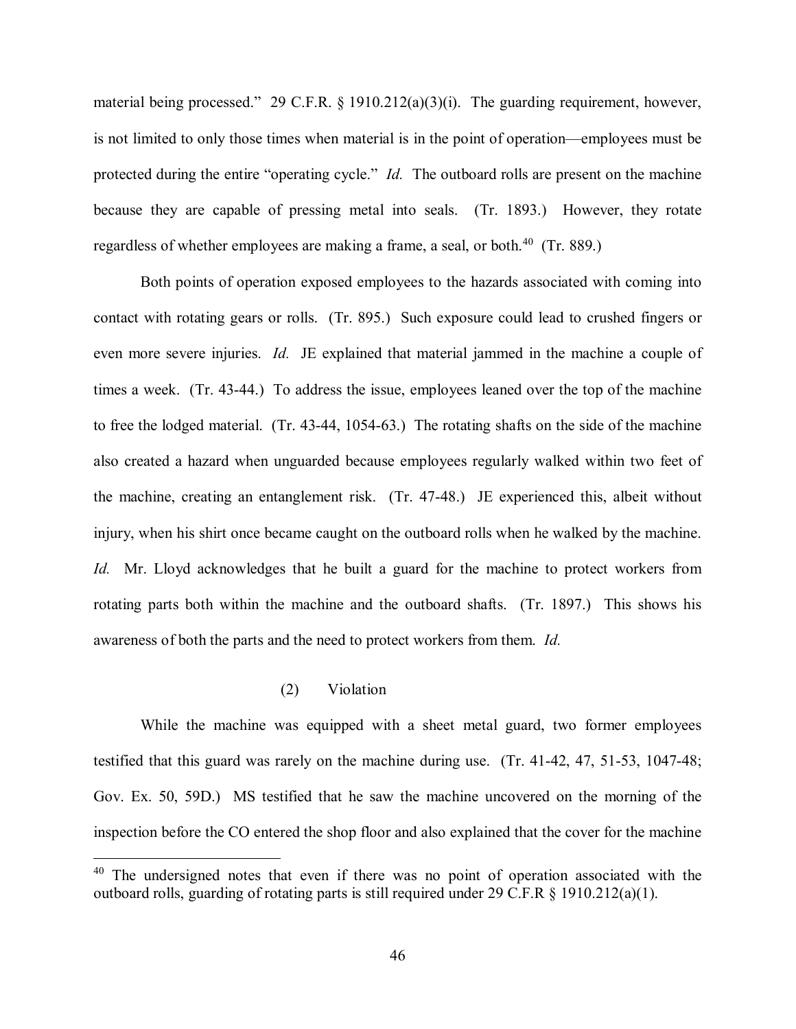material being processed." 29 C.F.R. § 1910.212(a)(3)(i). The guarding requirement, however, is not limited to only those times when material is in the point of operation—employees must be protected during the entire "operating cycle." *Id.* The outboard rolls are present on the machine because they are capable of pressing metal into seals. (Tr. 1893.) However, they rotate regardless of whether employees are making a frame, a seal, or both.[40] (Tr. 889.)

Both points of operation exposed employees to the hazards associated with coming into contact with rotating gears or rolls. (Tr. 895.) Such exposure could lead to crushed fingers or even more severe injuries. *Id.* JE explained that material jammed in the machine a couple of times a week. (Tr. 43-44.) To address the issue, employees leaned over the top of the machine to free the lodged material. (Tr. 43-44, 1054-63.) The rotating shafts on the side of the machine also created a hazard when unguarded because employees regularly walked within two feet of the machine, creating an entanglement risk. (Tr. 47-48.) JE experienced this, albeit without injury, when his shirt once became caught on the outboard rolls when he walked by the machine. *Id.* Mr. Lloyd acknowledges that he built a guard for the machine to protect workers from rotating parts both within the machine and the outboard shafts. (Tr. 1897.) This shows his awareness of both the parts and the need to protect workers from them. *Id.*

(2) Violation

While the machine was equipped with a sheet metal guard, two former employees testified that this guard was rarely on the machine during use. (Tr. 41-42, 47, 51-53, 1047-48; Gov. Ex. 50, 59D.) MS testified that he saw the machine uncovered on the morning of the inspection before the CO entered the shop floor and also explained that the cover for the machine

---

[40] The undersigned notes that even if there was no point of operation associated with the outboard rolls, guarding of rotating parts is still required under 29 C.F.R § 1910.212(a)(1).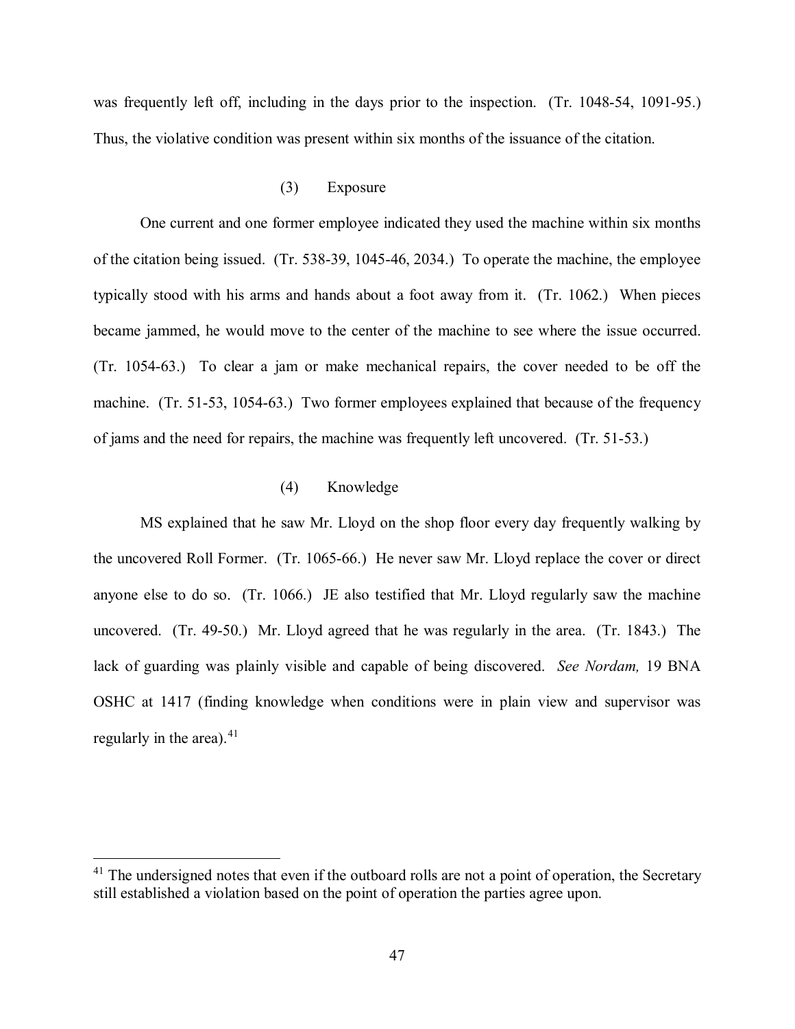was frequently left off, including in the days prior to the inspection. (Tr. 1048-54, 1091-95.) Thus, the violative condition was present within six months of the issuance of the citation.

### (3) Exposure

One current and one former employee indicated they used the machine within six months of the citation being issued. (Tr. 538-39, 1045-46, 2034.) To operate the machine, the employee typically stood with his arms and hands about a foot away from it. (Tr. 1062.) When pieces became jammed, he would move to the center of the machine to see where the issue occurred. (Tr. 1054-63.) To clear a jam or make mechanical repairs, the cover needed to be off the machine. (Tr. 51-53, 1054-63.) Two former employees explained that because of the frequency of jams and the need for repairs, the machine was frequently left uncovered. (Tr. 51-53.)

### (4) Knowledge

MS explained that he saw Mr. Lloyd on the shop floor every day frequently walking by the uncovered Roll Former. (Tr. 1065-66.) He never saw Mr. Lloyd replace the cover or direct anyone else to do so. (Tr. 1066.) JE also testified that Mr. Lloyd regularly saw the machine uncovered. (Tr. 49-50.) Mr. Lloyd agreed that he was regularly in the area. (Tr. 1843.) The lack of guarding was plainly visible and capable of being discovered. *See Nordam,* 19 BNA OSHC at 1417 (finding knowledge when conditions were in plain view and supervisor was regularly in the area).[41]

---

[41] The undersigned notes that even if the outboard rolls are not a point of operation, the Secretary still established a violation based on the point of operation the parties agree upon.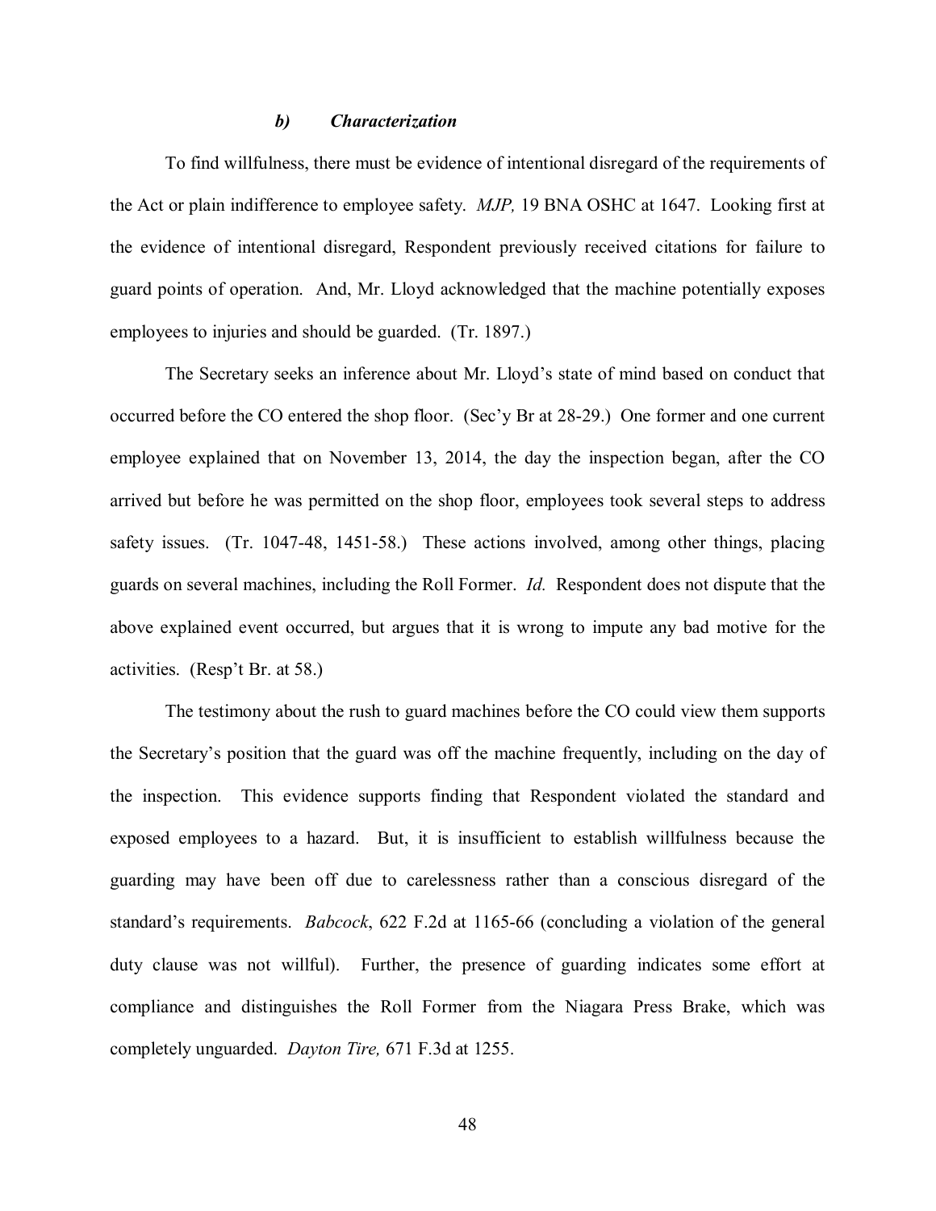#### *b) Characterization*

To find willfulness, there must be evidence of intentional disregard of the requirements of the Act or plain indifference to employee safety. *MJP,* 19 BNA OSHC at 1647. Looking first at the evidence of intentional disregard, Respondent previously received citations for failure to guard points of operation. And, Mr. Lloyd acknowledged that the machine potentially exposes employees to injuries and should be guarded. (Tr. 1897.)

The Secretary seeks an inference about Mr. Lloyd's state of mind based on conduct that occurred before the CO entered the shop floor. (Sec'y Br at 28-29.) One former and one current employee explained that on November 13, 2014, the day the inspection began, after the CO arrived but before he was permitted on the shop floor, employees took several steps to address safety issues. (Tr. 1047-48, 1451-58.) These actions involved, among other things, placing guards on several machines, including the Roll Former. *Id.* Respondent does not dispute that the above explained event occurred, but argues that it is wrong to impute any bad motive for the activities. (Resp't Br. at 58.)

The testimony about the rush to guard machines before the CO could view them supports the Secretary's position that the guard was off the machine frequently, including on the day of the inspection. This evidence supports finding that Respondent violated the standard and exposed employees to a hazard. But, it is insufficient to establish willfulness because the guarding may have been off due to carelessness rather than a conscious disregard of the standard's requirements. *Babcock*, 622 F.2d at 1165-66 (concluding a violation of the general duty clause was not willful). Further, the presence of guarding indicates some effort at compliance and distinguishes the Roll Former from the Niagara Press Brake, which was completely unguarded. *Dayton Tire,* 671 F.3d at 1255.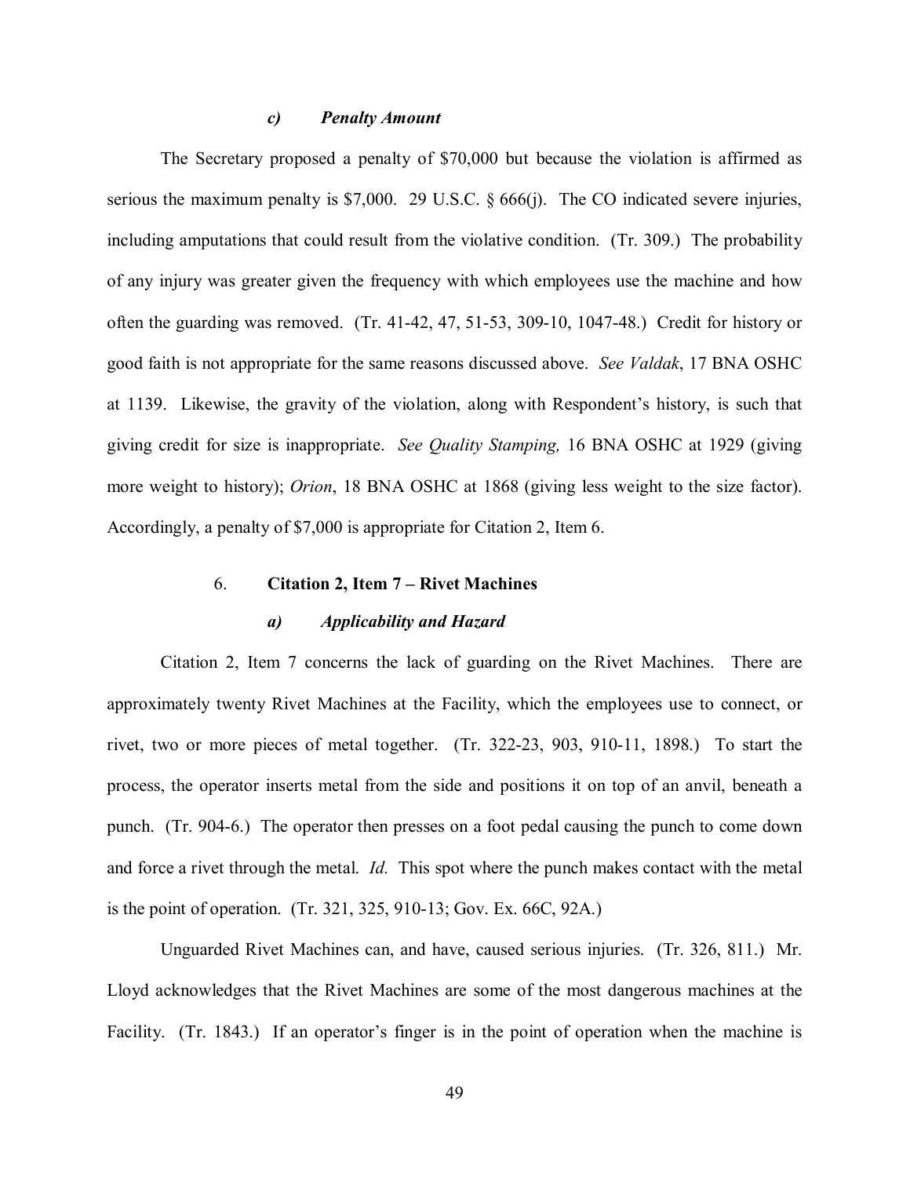#### *c) Penalty Amount*

The Secretary proposed a penalty of $70,000 but because the violation is affirmed as serious the maximum penalty is $7,000. 29 U.S.C. § 666(j). The CO indicated severe injuries, including amputations that could result from the violative condition. (Tr. 309.) The probability of any injury was greater given the frequency with which employees use the machine and how often the guarding was removed. (Tr. 41-42, 47, 51-53, 309-10, 1047-48.) Credit for history or good faith is not appropriate for the same reasons discussed above. *See Valdak*, 17 BNA OSHC at 1139. Likewise, the gravity of the violation, along with Respondent's history, is such that giving credit for size is inappropriate. *See Quality Stamping,* 16 BNA OSHC at 1929 (giving more weight to history); *Orion*, 18 BNA OSHC at 1868 (giving less weight to the size factor). Accordingly, a penalty of $7,000 is appropriate for Citation 2, Item 6.

### 6. **Citation 2, Item 7 – Rivet Machines**

#### *a) Applicability and Hazard*

Citation 2, Item 7 concerns the lack of guarding on the Rivet Machines. There are approximately twenty Rivet Machines at the Facility, which the employees use to connect, or rivet, two or more pieces of metal together. (Tr. 322-23, 903, 910-11, 1898.) To start the process, the operator inserts metal from the side and positions it on top of an anvil, beneath a punch. (Tr. 904-6.) The operator then presses on a foot pedal causing the punch to come down and force a rivet through the metal. *Id.* This spot where the punch makes contact with the metal is the point of operation. (Tr. 321, 325, 910-13; Gov. Ex. 66C, 92A.)

Unguarded Rivet Machines can, and have, caused serious injuries. (Tr. 326, 811.) Mr. Lloyd acknowledges that the Rivet Machines are some of the most dangerous machines at the Facility. (Tr. 1843.) If an operator's finger is in the point of operation when the machine is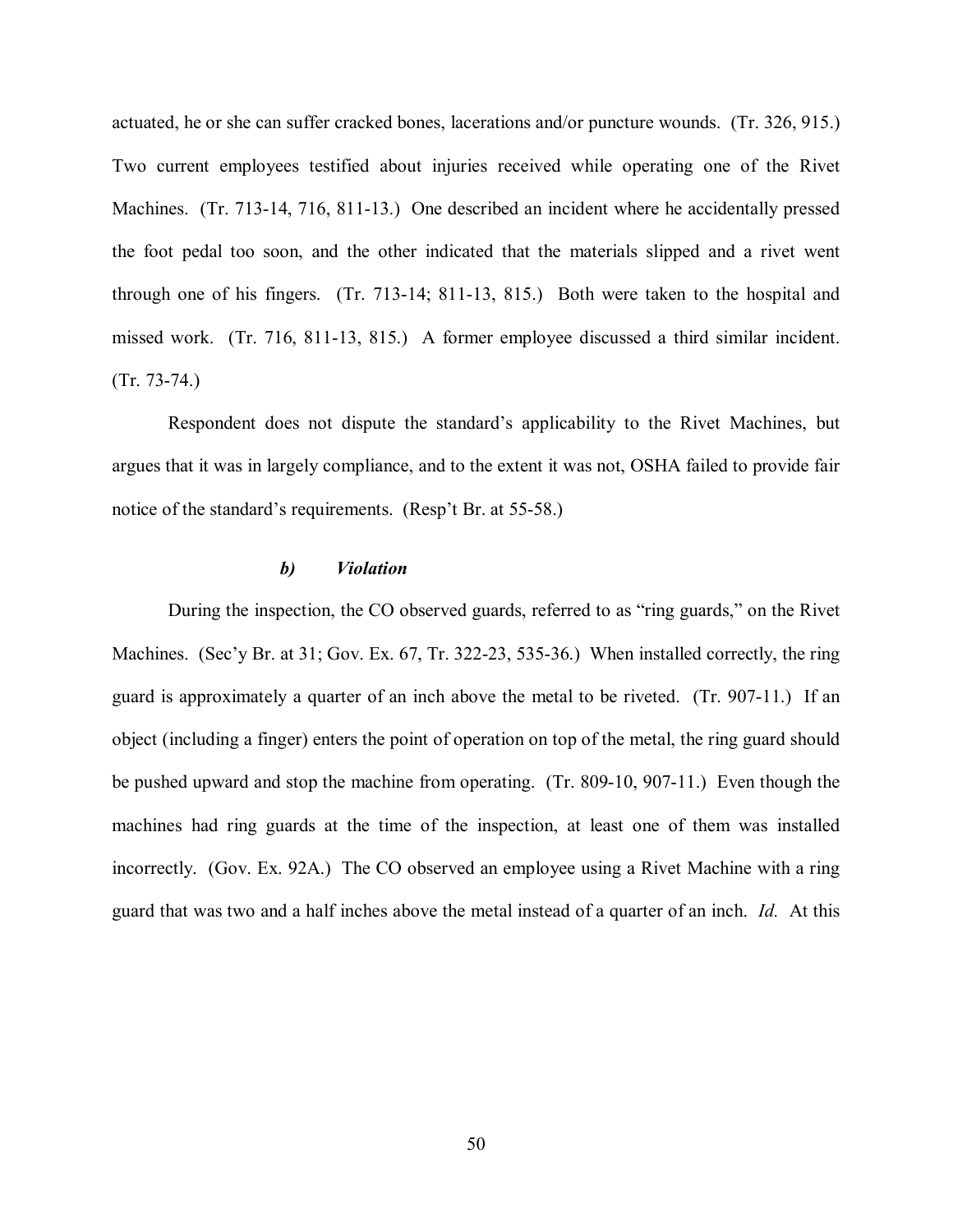actuated, he or she can suffer cracked bones, lacerations and/or puncture wounds. (Tr. 326, 915.) Two current employees testified about injuries received while operating one of the Rivet Machines. (Tr. 713-14, 716, 811-13.) One described an incident where he accidentally pressed the foot pedal too soon, and the other indicated that the materials slipped and a rivet went through one of his fingers. (Tr. 713-14; 811-13, 815.) Both were taken to the hospital and missed work. (Tr. 716, 811-13, 815.) A former employee discussed a third similar incident. (Tr. 73-74.)

Respondent does not dispute the standard's applicability to the Rivet Machines, but argues that it was in largely compliance, and to the extent it was not, OSHA failed to provide fair notice of the standard's requirements. (Resp't Br. at 55-58.)

#### ***b) Violation***

During the inspection, the CO observed guards, referred to as "ring guards," on the Rivet Machines. (Sec'y Br. at 31; Gov. Ex. 67, Tr. 322-23, 535-36.) When installed correctly, the ring guard is approximately a quarter of an inch above the metal to be riveted. (Tr. 907-11.) If an object (including a finger) enters the point of operation on top of the metal, the ring guard should be pushed upward and stop the machine from operating. (Tr. 809-10, 907-11.) Even though the machines had ring guards at the time of the inspection, at least one of them was installed incorrectly. (Gov. Ex. 92A.) The CO observed an employee using a Rivet Machine with a ring guard that was two and a half inches above the metal instead of a quarter of an inch. *Id.* At this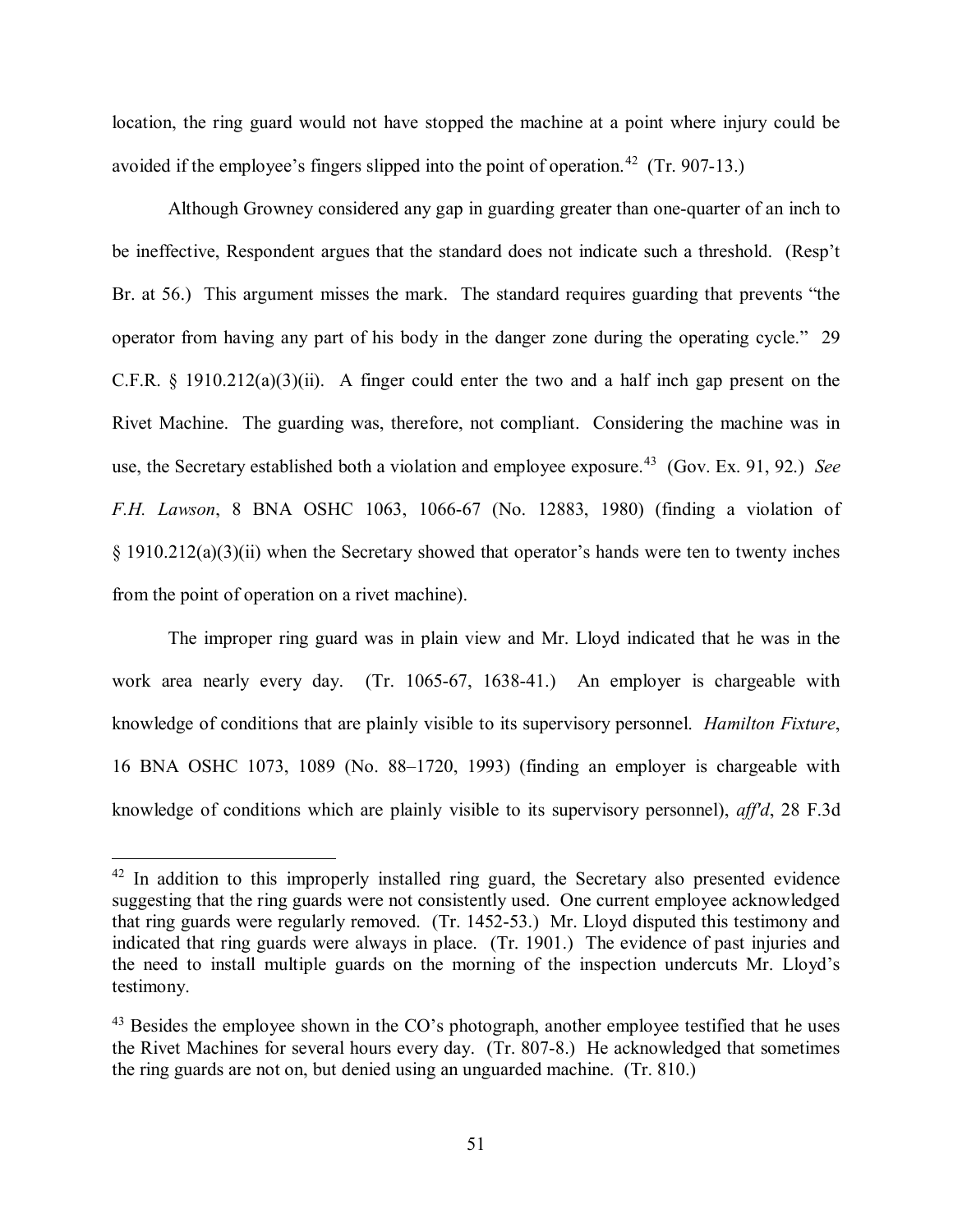location, the ring guard would not have stopped the machine at a point where injury could be avoided if the employee's fingers slipped into the point of operation.[42] (Tr. 907-13.)

Although Growney considered any gap in guarding greater than one-quarter of an inch to be ineffective, Respondent argues that the standard does not indicate such a threshold. (Resp't Br. at 56.) This argument misses the mark. The standard requires guarding that prevents "the operator from having any part of his body in the danger zone during the operating cycle." 29 C.F.R. § 1910.212(a)(3)(ii). A finger could enter the two and a half inch gap present on the Rivet Machine. The guarding was, therefore, not compliant. Considering the machine was in use, the Secretary established both a violation and employee exposure.[43] (Gov. Ex. 91, 92.) *See F.H. Lawson*, 8 BNA OSHC 1063, 1066-67 (No. 12883, 1980) (finding a violation of § 1910.212(a)(3)(ii) when the Secretary showed that operator's hands were ten to twenty inches from the point of operation on a rivet machine).

The improper ring guard was in plain view and Mr. Lloyd indicated that he was in the work area nearly every day. (Tr. 1065-67, 1638-41.) An employer is chargeable with knowledge of conditions that are plainly visible to its supervisory personnel. *Hamilton Fixture*, 16 BNA OSHC 1073, 1089 (No. 88–1720, 1993) (finding an employer is chargeable with knowledge of conditions which are plainly visible to its supervisory personnel), *aff'd*, 28 F.3d

---

[42] In addition to this improperly installed ring guard, the Secretary also presented evidence suggesting that the ring guards were not consistently used. One current employee acknowledged that ring guards were regularly removed. (Tr. 1452-53.) Mr. Lloyd disputed this testimony and indicated that ring guards were always in place. (Tr. 1901.) The evidence of past injuries and the need to install multiple guards on the morning of the inspection undercuts Mr. Lloyd's testimony.

[43] Besides the employee shown in the CO's photograph, another employee testified that he uses the Rivet Machines for several hours every day. (Tr. 807-8.) He acknowledged that sometimes the ring guards are not on, but denied using an unguarded machine. (Tr. 810.)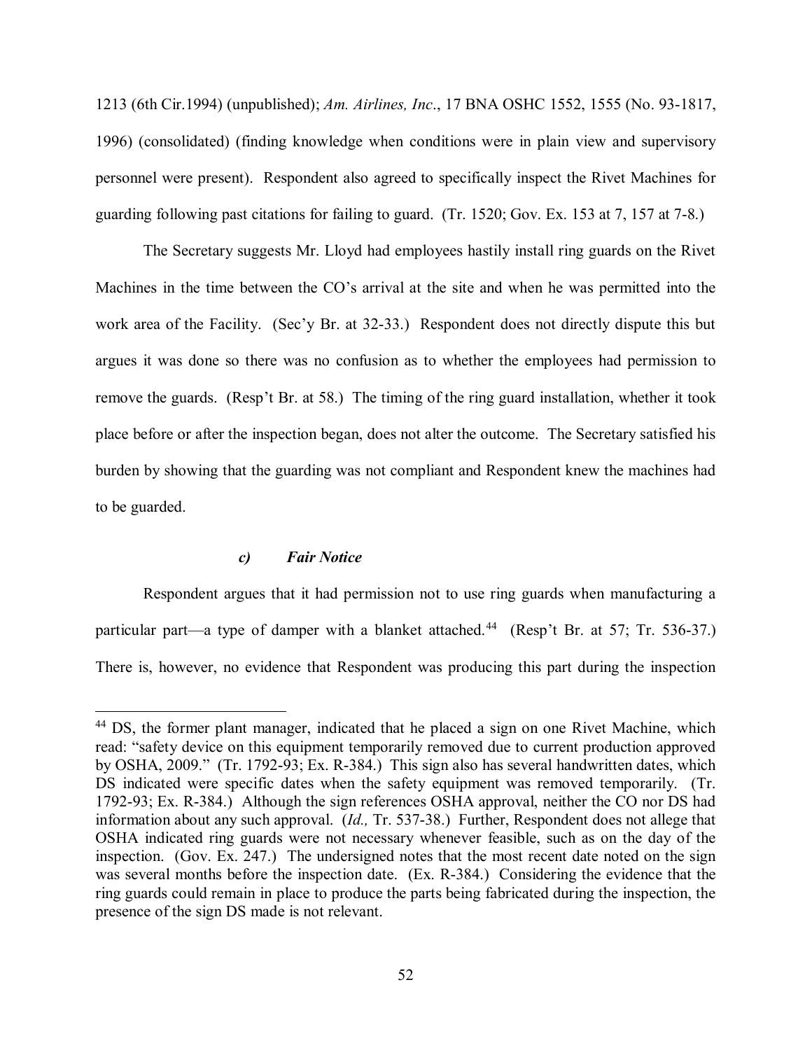1213 (6th Cir.1994) (unpublished); *Am. Airlines, Inc*., 17 BNA OSHC 1552, 1555 (No. 93-1817, 1996) (consolidated) (finding knowledge when conditions were in plain view and supervisory personnel were present). Respondent also agreed to specifically inspect the Rivet Machines for guarding following past citations for failing to guard. (Tr. 1520; Gov. Ex. 153 at 7, 157 at 7-8.)

The Secretary suggests Mr. Lloyd had employees hastily install ring guards on the Rivet Machines in the time between the CO's arrival at the site and when he was permitted into the work area of the Facility. (Sec'y Br. at 32-33.) Respondent does not directly dispute this but argues it was done so there was no confusion as to whether the employees had permission to remove the guards. (Resp't Br. at 58.) The timing of the ring guard installation, whether it took place before or after the inspection began, does not alter the outcome. The Secretary satisfied his burden by showing that the guarding was not compliant and Respondent knew the machines had to be guarded.

#### *c) Fair Notice*

Respondent argues that it had permission not to use ring guards when manufacturing a particular part—a type of damper with a blanket attached.[44] (Resp't Br. at 57; Tr. 536-37.) There is, however, no evidence that Respondent was producing this part during the inspection

[44] DS, the former plant manager, indicated that he placed a sign on one Rivet Machine, which read: "safety device on this equipment temporarily removed due to current production approved by OSHA, 2009." (Tr. 1792-93; Ex. R-384.) This sign also has several handwritten dates, which DS indicated were specific dates when the safety equipment was removed temporarily. (Tr. 1792-93; Ex. R-384.) Although the sign references OSHA approval, neither the CO nor DS had information about any such approval. (*Id.,* Tr. 537-38.) Further, Respondent does not allege that OSHA indicated ring guards were not necessary whenever feasible, such as on the day of the inspection. (Gov. Ex. 247.) The undersigned notes that the most recent date noted on the sign was several months before the inspection date. (Ex. R-384.) Considering the evidence that the ring guards could remain in place to produce the parts being fabricated during the inspection, the presence of the sign DS made is not relevant.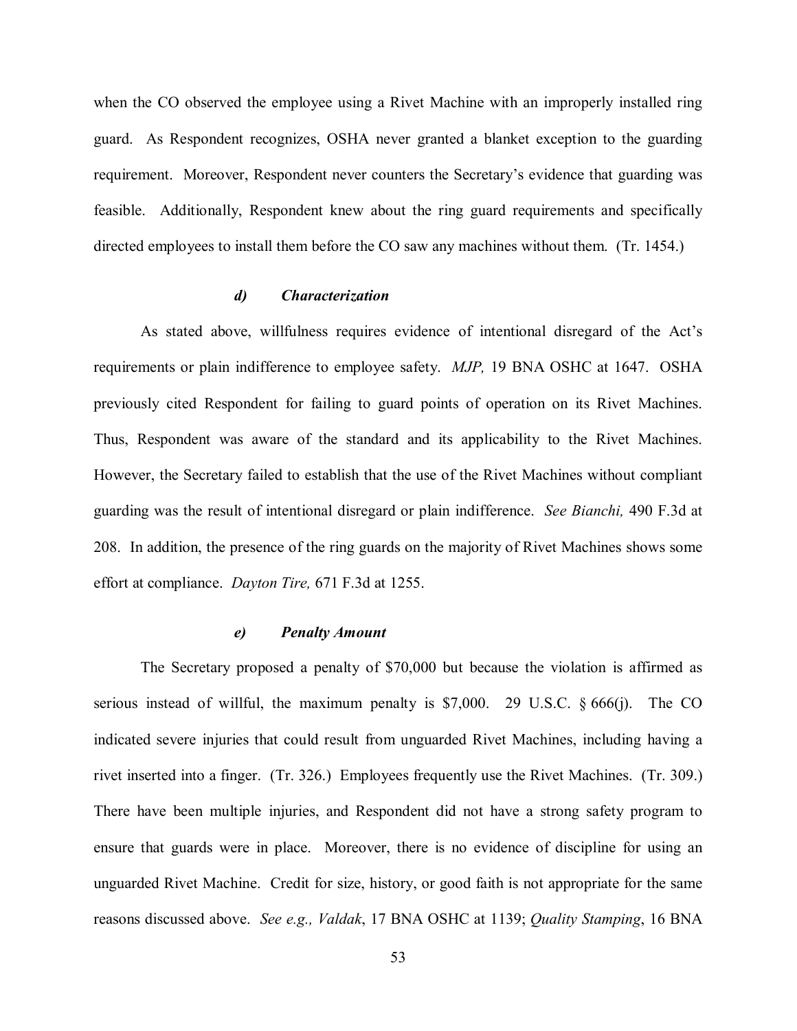when the CO observed the employee using a Rivet Machine with an improperly installed ring guard. As Respondent recognizes, OSHA never granted a blanket exception to the guarding requirement. Moreover, Respondent never counters the Secretary's evidence that guarding was feasible. Additionally, Respondent knew about the ring guard requirements and specifically directed employees to install them before the CO saw any machines without them. (Tr. 1454.)

#### *d) Characterization*

As stated above, willfulness requires evidence of intentional disregard of the Act's requirements or plain indifference to employee safety. *MJP,* 19 BNA OSHC at 1647. OSHA previously cited Respondent for failing to guard points of operation on its Rivet Machines. Thus, Respondent was aware of the standard and its applicability to the Rivet Machines. However, the Secretary failed to establish that the use of the Rivet Machines without compliant guarding was the result of intentional disregard or plain indifference. *See Bianchi,* 490 F.3d at 208. In addition, the presence of the ring guards on the majority of Rivet Machines shows some effort at compliance. *Dayton Tire,* 671 F.3d at 1255.

#### *e) Penalty Amount*

The Secretary proposed a penalty of $70,000 but because the violation is affirmed as serious instead of willful, the maximum penalty is $7,000. 29 U.S.C. § 666(j). The CO indicated severe injuries that could result from unguarded Rivet Machines, including having a rivet inserted into a finger. (Tr. 326.) Employees frequently use the Rivet Machines. (Tr. 309.) There have been multiple injuries, and Respondent did not have a strong safety program to ensure that guards were in place. Moreover, there is no evidence of discipline for using an unguarded Rivet Machine. Credit for size, history, or good faith is not appropriate for the same reasons discussed above. *See e.g., Valdak*, 17 BNA OSHC at 1139; *Quality Stamping*, 16 BNA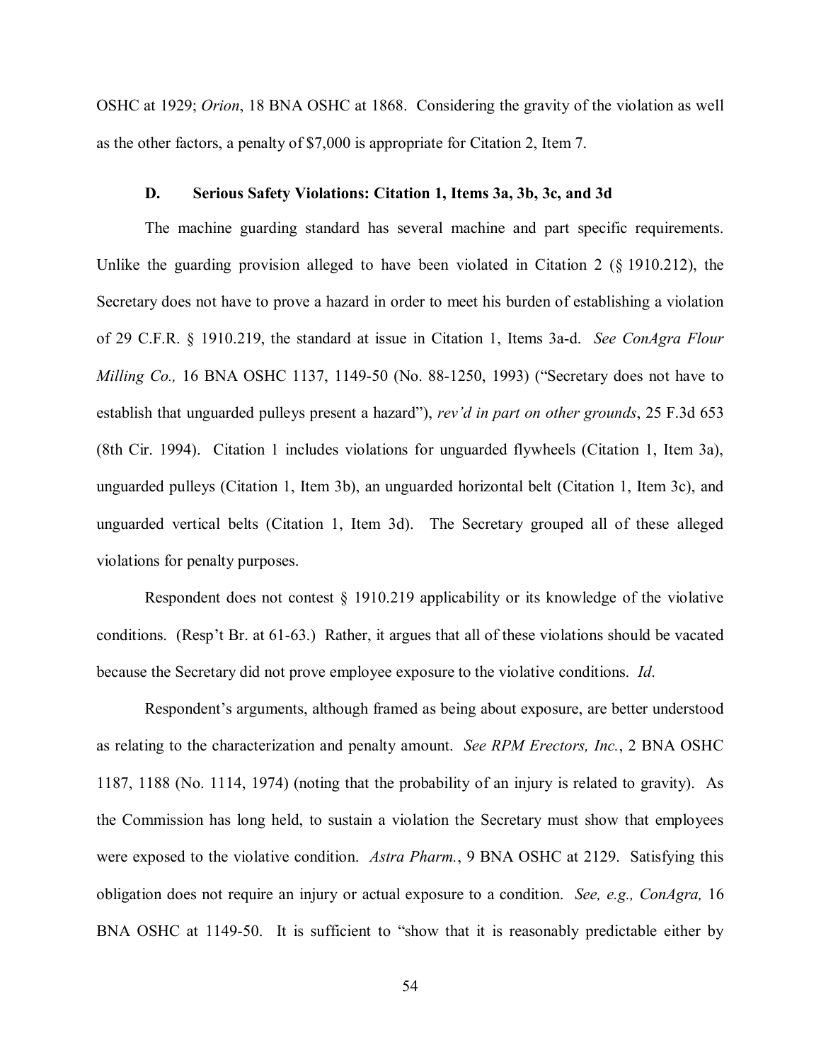OSHC at 1929; *Orion*, 18 BNA OSHC at 1868. Considering the gravity of the violation as well as the other factors, a penalty of $7,000 is appropriate for Citation 2, Item 7.

### D. Serious Safety Violations: Citation 1, Items 3a, 3b, 3c, and 3d

The machine guarding standard has several machine and part specific requirements. Unlike the guarding provision alleged to have been violated in Citation 2 (§ 1910.212), the Secretary does not have to prove a hazard in order to meet his burden of establishing a violation of 29 C.F.R. § 1910.219, the standard at issue in Citation 1, Items 3a-d. *See ConAgra Flour Milling Co.,* 16 BNA OSHC 1137, 1149-50 (No. 88-1250, 1993) ("Secretary does not have to establish that unguarded pulleys present a hazard"), *rev'd in part on other grounds*, 25 F.3d 653 (8th Cir. 1994). Citation 1 includes violations for unguarded flywheels (Citation 1, Item 3a), unguarded pulleys (Citation 1, Item 3b), an unguarded horizontal belt (Citation 1, Item 3c), and unguarded vertical belts (Citation 1, Item 3d). The Secretary grouped all of these alleged violations for penalty purposes.

Respondent does not contest § 1910.219 applicability or its knowledge of the violative conditions. (Resp't Br. at 61-63.) Rather, it argues that all of these violations should be vacated because the Secretary did not prove employee exposure to the violative conditions. *Id*.

Respondent's arguments, although framed as being about exposure, are better understood as relating to the characterization and penalty amount. *See RPM Erectors, Inc.*, 2 BNA OSHC 1187, 1188 (No. 1114, 1974) (noting that the probability of an injury is related to gravity). As the Commission has long held, to sustain a violation the Secretary must show that employees were exposed to the violative condition. *Astra Pharm.*, 9 BNA OSHC at 2129. Satisfying this obligation does not require an injury or actual exposure to a condition. *See, e.g., ConAgra,* 16 BNA OSHC at 1149-50. It is sufficient to "show that it is reasonably predictable either by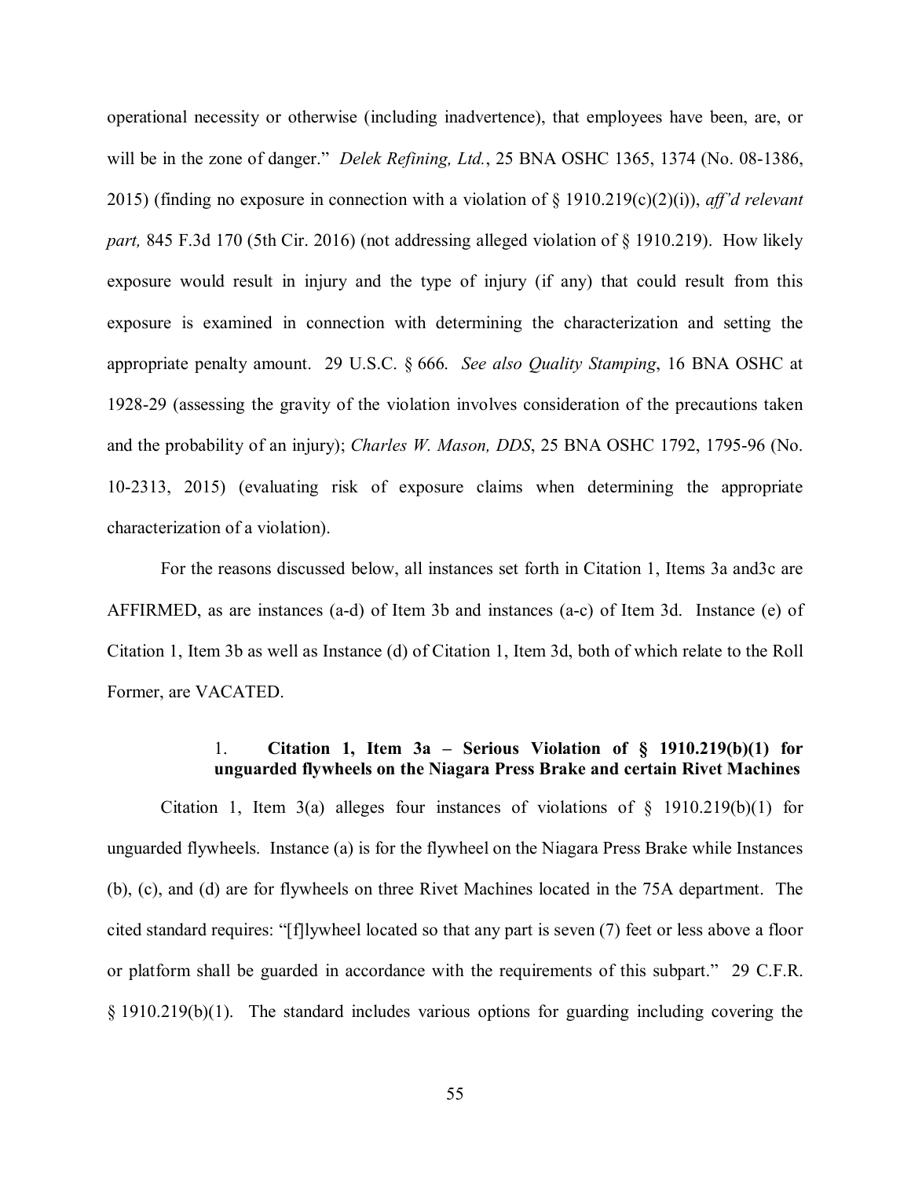operational necessity or otherwise (including inadvertence), that employees have been, are, or will be in the zone of danger." *Delek Refining, Ltd.*, 25 BNA OSHC 1365, 1374 (No. 08-1386, 2015) (finding no exposure in connection with a violation of § 1910.219(c)(2)(i)), *aff'd relevant part,* 845 F.3d 170 (5th Cir. 2016) (not addressing alleged violation of § 1910.219). How likely exposure would result in injury and the type of injury (if any) that could result from this exposure is examined in connection with determining the characterization and setting the appropriate penalty amount. 29 U.S.C. § 666. *See also Quality Stamping*, 16 BNA OSHC at 1928-29 (assessing the gravity of the violation involves consideration of the precautions taken and the probability of an injury); *Charles W. Mason, DDS*, 25 BNA OSHC 1792, 1795-96 (No. 10-2313, 2015) (evaluating risk of exposure claims when determining the appropriate characterization of a violation).

For the reasons discussed below, all instances set forth in Citation 1, Items 3a and3c are AFFIRMED, as are instances (a-d) of Item 3b and instances (a-c) of Item 3d. Instance (e) of Citation 1, Item 3b as well as Instance (d) of Citation 1, Item 3d, both of which relate to the Roll Former, are VACATED.

### 1. Citation 1, Item 3a – Serious Violation of § 1910.219(b)(1) for unguarded flywheels on the Niagara Press Brake and certain Rivet Machines

Citation 1, Item 3(a) alleges four instances of violations of § 1910.219(b)(1) for unguarded flywheels. Instance (a) is for the flywheel on the Niagara Press Brake while Instances (b), (c), and (d) are for flywheels on three Rivet Machines located in the 75A department. The cited standard requires: "[f]lywheel located so that any part is seven (7) feet or less above a floor or platform shall be guarded in accordance with the requirements of this subpart." 29 C.F.R. § 1910.219(b)(1). The standard includes various options for guarding including covering the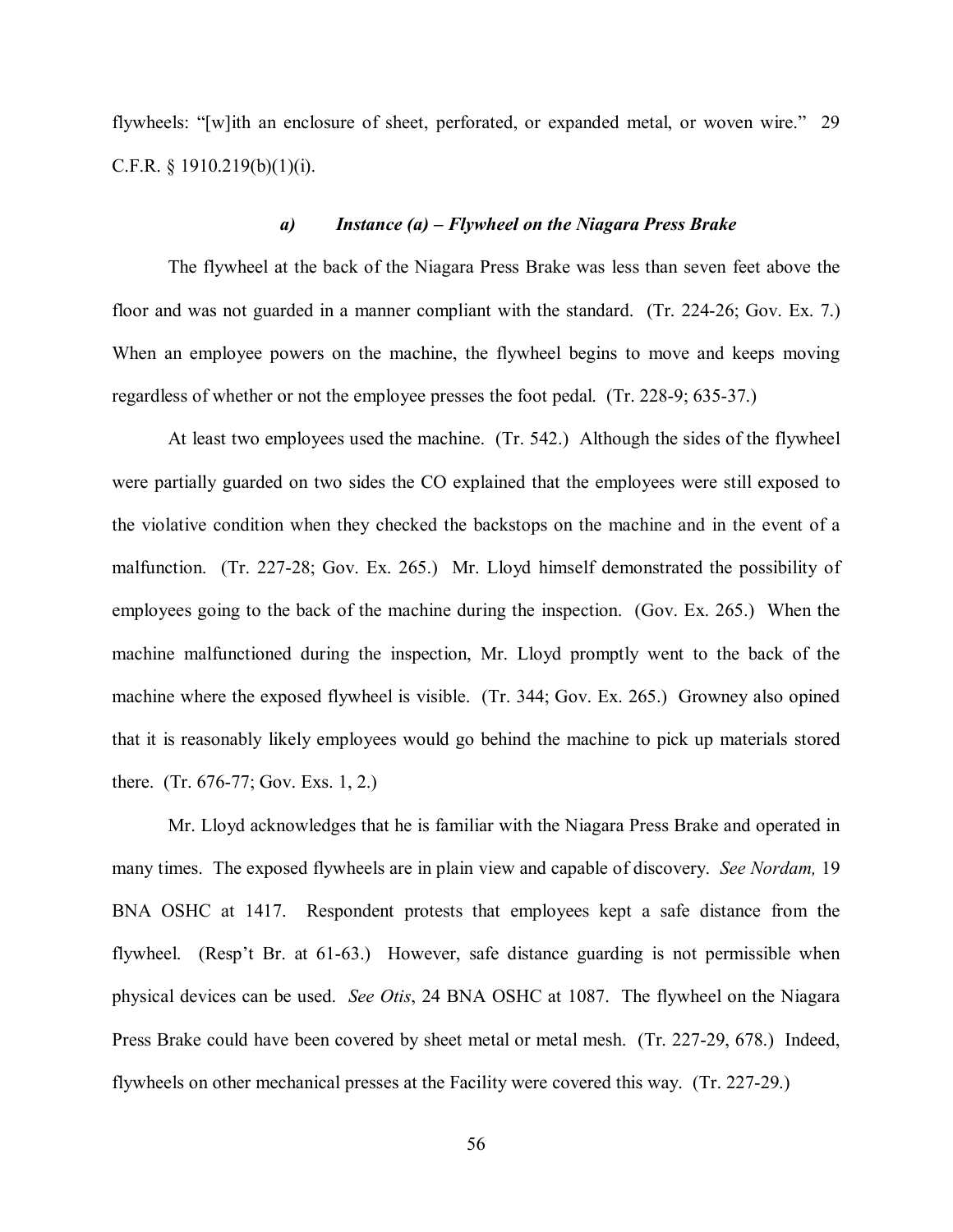flywheels: "[w]ith an enclosure of sheet, perforated, or expanded metal, or woven wire." 29 C.F.R. § 1910.219(b)(1)(i).

#### *a) Instance (a) – Flywheel on the Niagara Press Brake*

The flywheel at the back of the Niagara Press Brake was less than seven feet above the floor and was not guarded in a manner compliant with the standard. (Tr. 224-26; Gov. Ex. 7.) When an employee powers on the machine, the flywheel begins to move and keeps moving regardless of whether or not the employee presses the foot pedal. (Tr. 228-9; 635-37.)

At least two employees used the machine. (Tr. 542.) Although the sides of the flywheel were partially guarded on two sides the CO explained that the employees were still exposed to the violative condition when they checked the backstops on the machine and in the event of a malfunction. (Tr. 227-28; Gov. Ex. 265.) Mr. Lloyd himself demonstrated the possibility of employees going to the back of the machine during the inspection. (Gov. Ex. 265.) When the machine malfunctioned during the inspection, Mr. Lloyd promptly went to the back of the machine where the exposed flywheel is visible. (Tr. 344; Gov. Ex. 265.) Growney also opined that it is reasonably likely employees would go behind the machine to pick up materials stored there. (Tr. 676-77; Gov. Exs. 1, 2.)

Mr. Lloyd acknowledges that he is familiar with the Niagara Press Brake and operated in many times. The exposed flywheels are in plain view and capable of discovery. *See Nordam,* 19 BNA OSHC at 1417. Respondent protests that employees kept a safe distance from the flywheel. (Resp't Br. at 61-63.) However, safe distance guarding is not permissible when physical devices can be used. *See Otis*, 24 BNA OSHC at 1087. The flywheel on the Niagara Press Brake could have been covered by sheet metal or metal mesh. (Tr. 227-29, 678.) Indeed, flywheels on other mechanical presses at the Facility were covered this way. (Tr. 227-29.)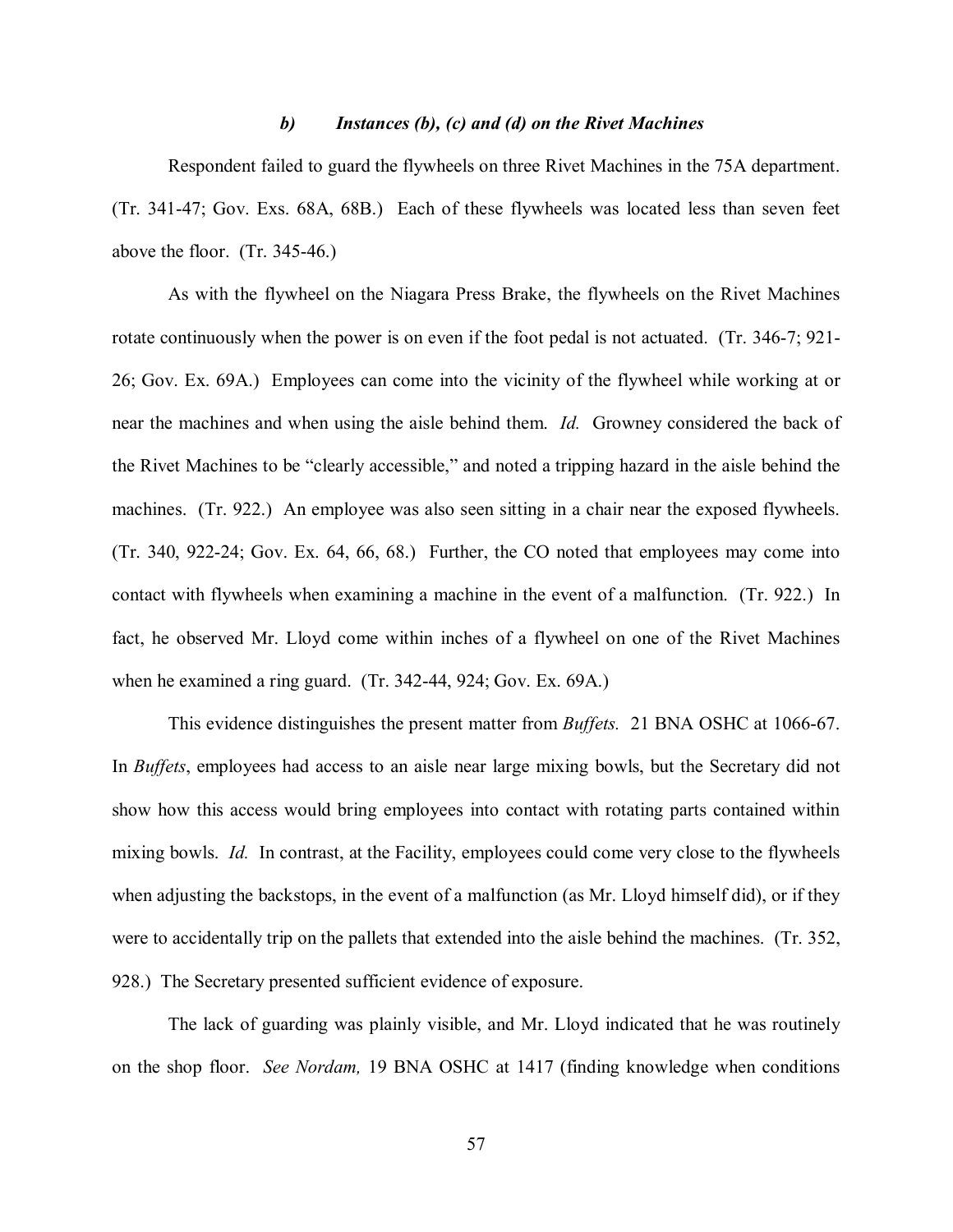### *b) Instances (b), (c) and (d) on the Rivet Machines*

Respondent failed to guard the flywheels on three Rivet Machines in the 75A department. (Tr. 341-47; Gov. Exs. 68A, 68B.) Each of these flywheels was located less than seven feet above the floor. (Tr. 345-46.)

As with the flywheel on the Niagara Press Brake, the flywheels on the Rivet Machines rotate continuously when the power is on even if the foot pedal is not actuated. (Tr. 346-7; 921-26; Gov. Ex. 69A.) Employees can come into the vicinity of the flywheel while working at or near the machines and when using the aisle behind them. *Id.* Growney considered the back of the Rivet Machines to be "clearly accessible," and noted a tripping hazard in the aisle behind the machines. (Tr. 922.) An employee was also seen sitting in a chair near the exposed flywheels. (Tr. 340, 922-24; Gov. Ex. 64, 66, 68.) Further, the CO noted that employees may come into contact with flywheels when examining a machine in the event of a malfunction. (Tr. 922.) In fact, he observed Mr. Lloyd come within inches of a flywheel on one of the Rivet Machines when he examined a ring guard. (Tr. 342-44, 924; Gov. Ex. 69A.)

This evidence distinguishes the present matter from *Buffets.* 21 BNA OSHC at 1066-67. In *Buffets*, employees had access to an aisle near large mixing bowls, but the Secretary did not show how this access would bring employees into contact with rotating parts contained within mixing bowls. *Id.* In contrast, at the Facility, employees could come very close to the flywheels when adjusting the backstops, in the event of a malfunction (as Mr. Lloyd himself did), or if they were to accidentally trip on the pallets that extended into the aisle behind the machines. (Tr. 352, 928.) The Secretary presented sufficient evidence of exposure.

The lack of guarding was plainly visible, and Mr. Lloyd indicated that he was routinely on the shop floor. *See Nordam,* 19 BNA OSHC at 1417 (finding knowledge when conditions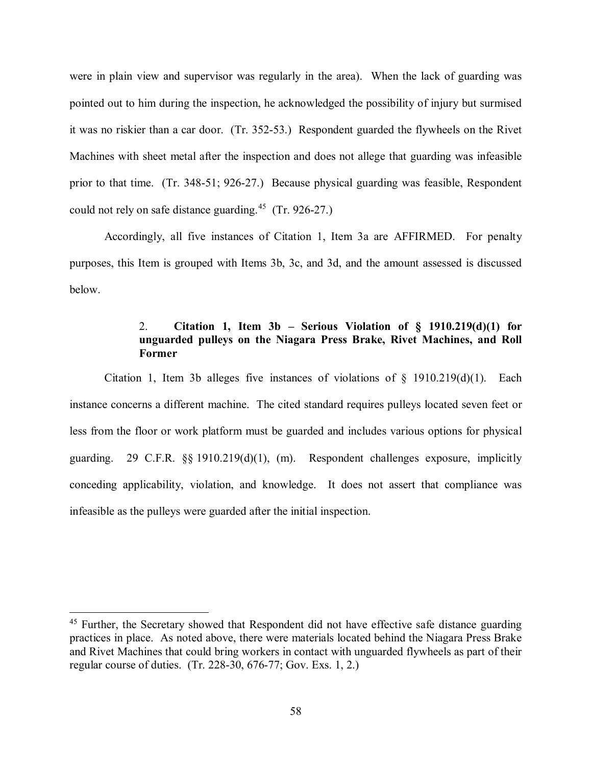were in plain view and supervisor was regularly in the area). When the lack of guarding was pointed out to him during the inspection, he acknowledged the possibility of injury but surmised it was no riskier than a car door. (Tr. 352-53.) Respondent guarded the flywheels on the Rivet Machines with sheet metal after the inspection and does not allege that guarding was infeasible prior to that time. (Tr. 348-51; 926-27.) Because physical guarding was feasible, Respondent could not rely on safe distance guarding.[45] (Tr. 926-27.)

Accordingly, all five instances of Citation 1, Item 3a are AFFIRMED. For penalty purposes, this Item is grouped with Items 3b, 3c, and 3d, and the amount assessed is discussed below.

#### 2. Citation 1, Item 3b – Serious Violation of § 1910.219(d)(1) for unguarded pulleys on the Niagara Press Brake, Rivet Machines, and Roll Former

Citation 1, Item 3b alleges five instances of violations of § 1910.219(d)(1). Each instance concerns a different machine. The cited standard requires pulleys located seven feet or less from the floor or work platform must be guarded and includes various options for physical guarding. 29 C.F.R. §§ 1910.219(d)(1), (m). Respondent challenges exposure, implicitly conceding applicability, violation, and knowledge. It does not assert that compliance was infeasible as the pulleys were guarded after the initial inspection.

---

[45] Further, the Secretary showed that Respondent did not have effective safe distance guarding practices in place. As noted above, there were materials located behind the Niagara Press Brake and Rivet Machines that could bring workers in contact with unguarded flywheels as part of their regular course of duties. (Tr. 228-30, 676-77; Gov. Exs. 1, 2.)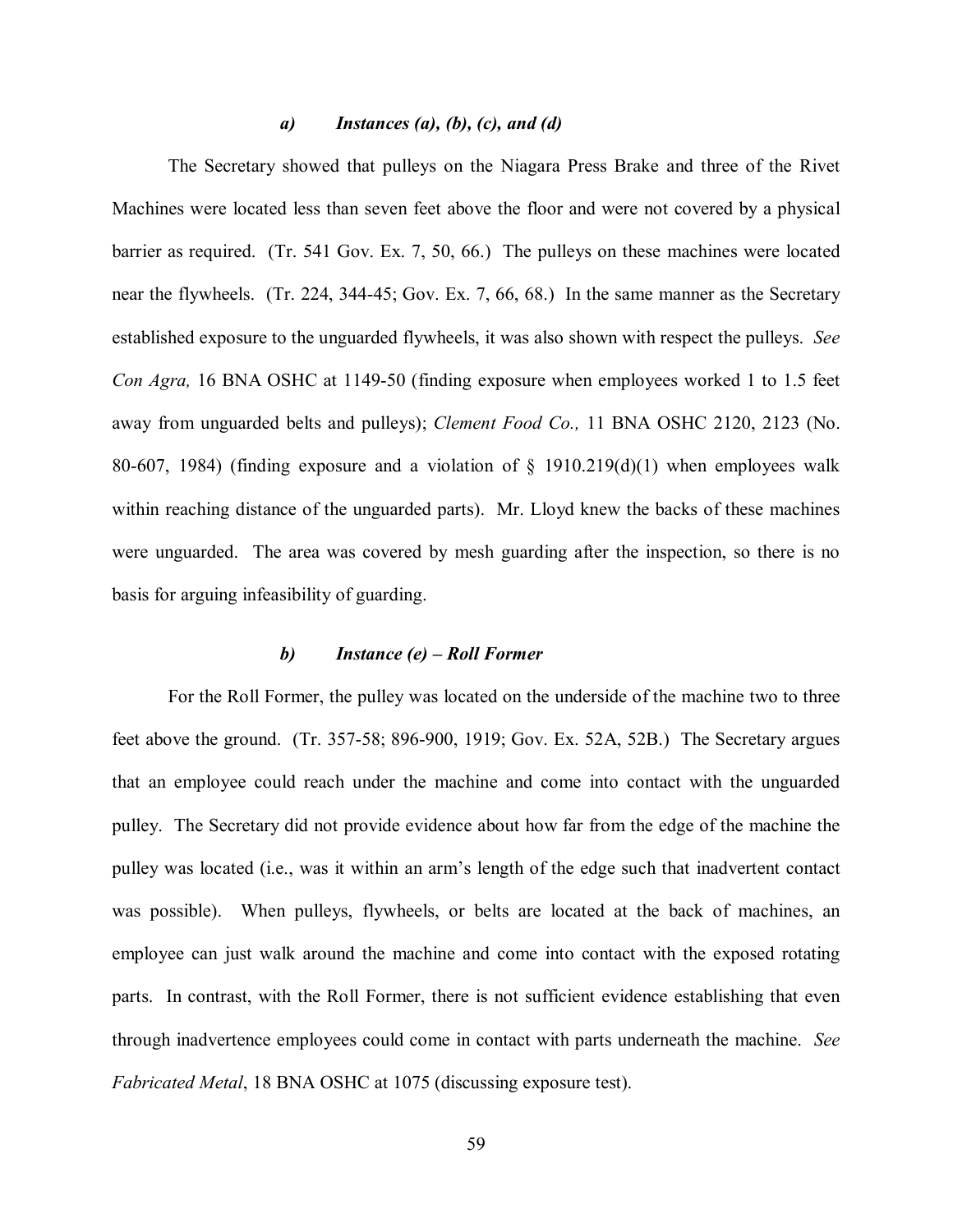#### *a) Instances (a), (b), (c), and (d)*

The Secretary showed that pulleys on the Niagara Press Brake and three of the Rivet Machines were located less than seven feet above the floor and were not covered by a physical barrier as required. (Tr. 541 Gov. Ex. 7, 50, 66.) The pulleys on these machines were located near the flywheels. (Tr. 224, 344-45; Gov. Ex. 7, 66, 68.) In the same manner as the Secretary established exposure to the unguarded flywheels, it was also shown with respect the pulleys. *See Con Agra,* 16 BNA OSHC at 1149-50 (finding exposure when employees worked 1 to 1.5 feet away from unguarded belts and pulleys); *Clement Food Co.,* 11 BNA OSHC 2120, 2123 (No. 80-607, 1984) (finding exposure and a violation of § 1910.219(d)(1) when employees walk within reaching distance of the unguarded parts). Mr. Lloyd knew the backs of these machines were unguarded. The area was covered by mesh guarding after the inspection, so there is no basis for arguing infeasibility of guarding.

#### *b) Instance (e) – Roll Former*

For the Roll Former, the pulley was located on the underside of the machine two to three feet above the ground. (Tr. 357-58; 896-900, 1919; Gov. Ex. 52A, 52B.) The Secretary argues that an employee could reach under the machine and come into contact with the unguarded pulley. The Secretary did not provide evidence about how far from the edge of the machine the pulley was located (i.e., was it within an arm's length of the edge such that inadvertent contact was possible). When pulleys, flywheels, or belts are located at the back of machines, an employee can just walk around the machine and come into contact with the exposed rotating parts. In contrast, with the Roll Former, there is not sufficient evidence establishing that even through inadvertence employees could come in contact with parts underneath the machine. *See Fabricated Metal*, 18 BNA OSHC at 1075 (discussing exposure test).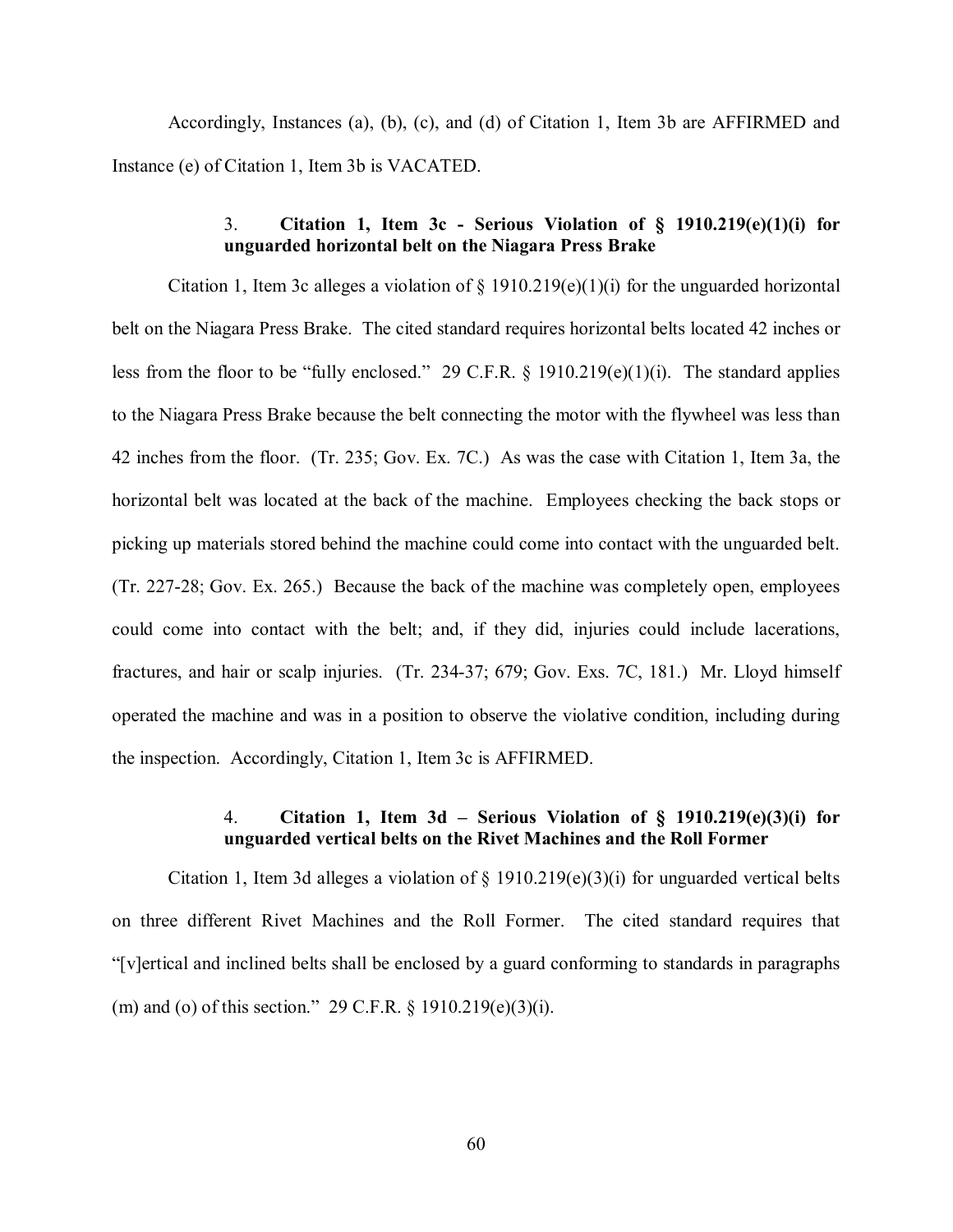Accordingly, Instances (a), (b), (c), and (d) of Citation 1, Item 3b are AFFIRMED and Instance (e) of Citation 1, Item 3b is VACATED.

### 3. Citation 1, Item 3c - Serious Violation of § 1910.219(e)(1)(i) for unguarded horizontal belt on the Niagara Press Brake

Citation 1, Item 3c alleges a violation of § 1910.219(e)(1)(i) for the unguarded horizontal belt on the Niagara Press Brake. The cited standard requires horizontal belts located 42 inches or less from the floor to be "fully enclosed." 29 C.F.R. § 1910.219(e)(1)(i). The standard applies to the Niagara Press Brake because the belt connecting the motor with the flywheel was less than 42 inches from the floor. (Tr. 235; Gov. Ex. 7C.) As was the case with Citation 1, Item 3a, the horizontal belt was located at the back of the machine. Employees checking the back stops or picking up materials stored behind the machine could come into contact with the unguarded belt. (Tr. 227-28; Gov. Ex. 265.) Because the back of the machine was completely open, employees could come into contact with the belt; and, if they did, injuries could include lacerations, fractures, and hair or scalp injuries. (Tr. 234-37; 679; Gov. Exs. 7C, 181.) Mr. Lloyd himself operated the machine and was in a position to observe the violative condition, including during the inspection. Accordingly, Citation 1, Item 3c is AFFIRMED.

### 4. Citation 1, Item 3d – Serious Violation of § 1910.219(e)(3)(i) for unguarded vertical belts on the Rivet Machines and the Roll Former

Citation 1, Item 3d alleges a violation of § 1910.219(e)(3)(i) for unguarded vertical belts on three different Rivet Machines and the Roll Former. The cited standard requires that "[v]ertical and inclined belts shall be enclosed by a guard conforming to standards in paragraphs (m) and (o) of this section." 29 C.F.R. § 1910.219(e)(3)(i).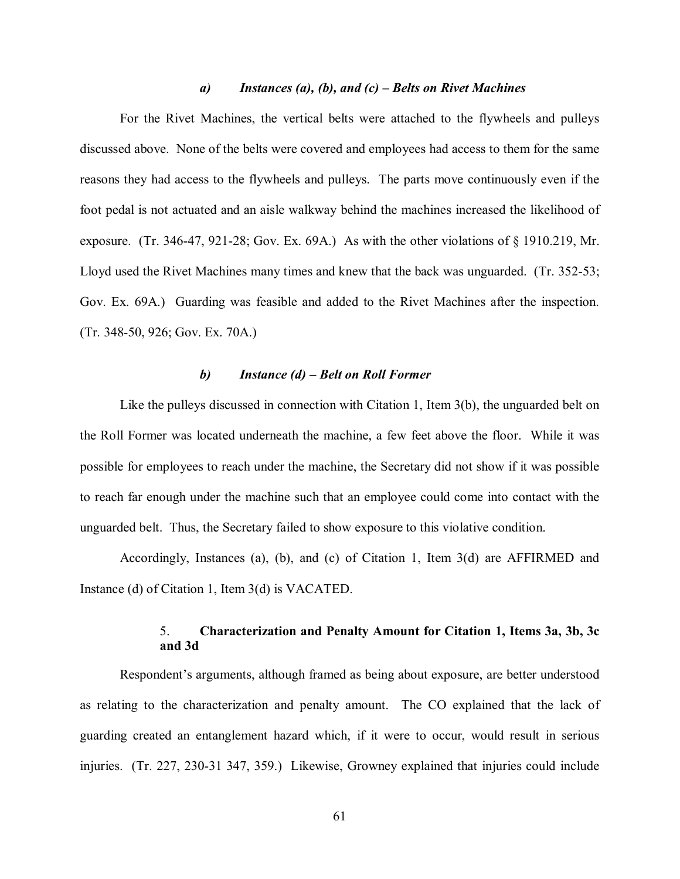#### *a) Instances (a), (b), and (c) – Belts on Rivet Machines*

For the Rivet Machines, the vertical belts were attached to the flywheels and pulleys discussed above. None of the belts were covered and employees had access to them for the same reasons they had access to the flywheels and pulleys. The parts move continuously even if the foot pedal is not actuated and an aisle walkway behind the machines increased the likelihood of exposure. (Tr. 346-47, 921-28; Gov. Ex. 69A.) As with the other violations of § 1910.219, Mr. Lloyd used the Rivet Machines many times and knew that the back was unguarded. (Tr. 352-53; Gov. Ex. 69A.) Guarding was feasible and added to the Rivet Machines after the inspection. (Tr. 348-50, 926; Gov. Ex. 70A.)

#### *b) Instance (d) – Belt on Roll Former*

Like the pulleys discussed in connection with Citation 1, Item 3(b), the unguarded belt on the Roll Former was located underneath the machine, a few feet above the floor. While it was possible for employees to reach under the machine, the Secretary did not show if it was possible to reach far enough under the machine such that an employee could come into contact with the unguarded belt. Thus, the Secretary failed to show exposure to this violative condition.

Accordingly, Instances (a), (b), and (c) of Citation 1, Item 3(d) are AFFIRMED and Instance (d) of Citation 1, Item 3(d) is VACATED.

### 5. **Characterization and Penalty Amount for Citation 1, Items 3a, 3b, 3c and 3d**

Respondent's arguments, although framed as being about exposure, are better understood as relating to the characterization and penalty amount. The CO explained that the lack of guarding created an entanglement hazard which, if it were to occur, would result in serious injuries. (Tr. 227, 230-31 347, 359.) Likewise, Growney explained that injuries could include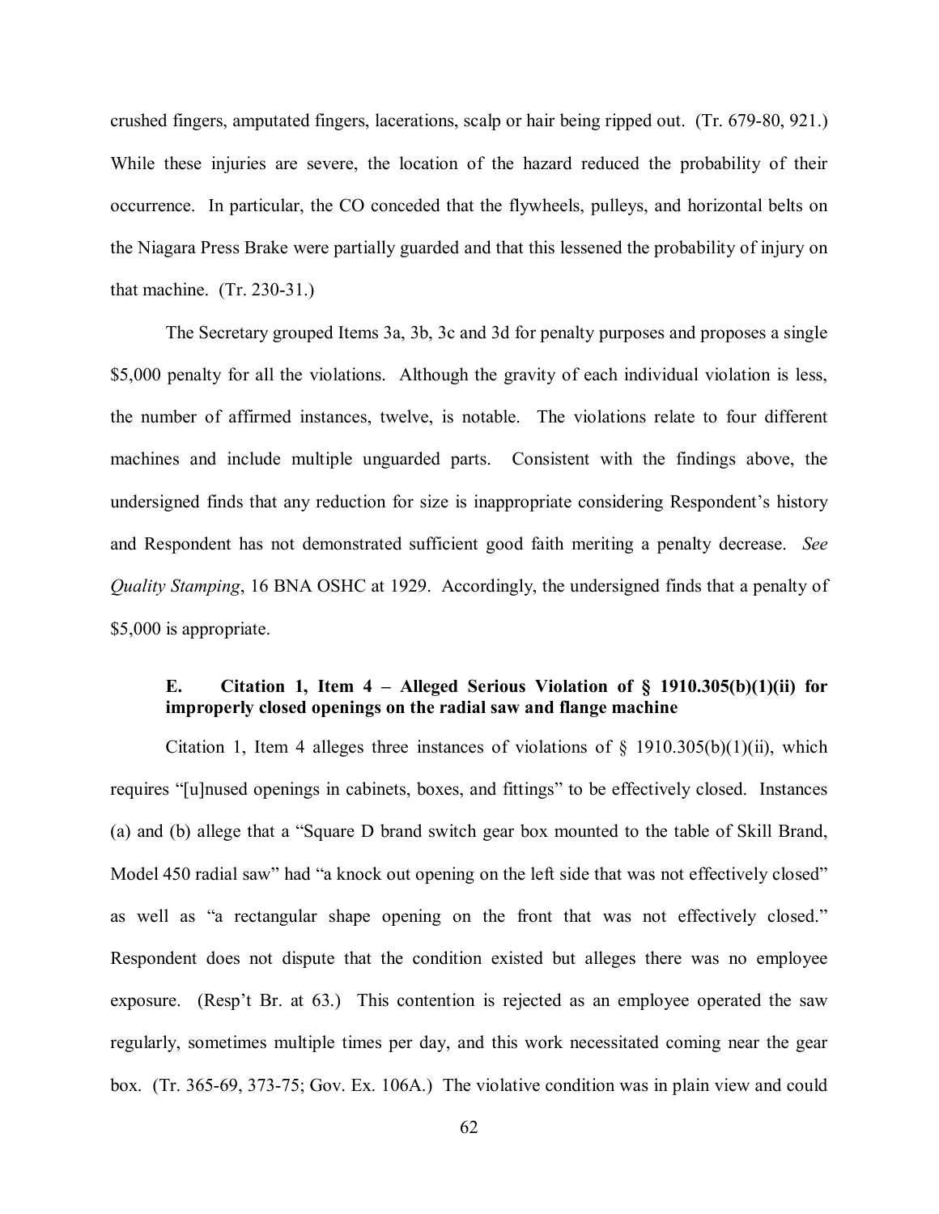crushed fingers, amputated fingers, lacerations, scalp or hair being ripped out. (Tr. 679-80, 921.) While these injuries are severe, the location of the hazard reduced the probability of their occurrence. In particular, the CO conceded that the flywheels, pulleys, and horizontal belts on the Niagara Press Brake were partially guarded and that this lessened the probability of injury on that machine. (Tr. 230-31.)

The Secretary grouped Items 3a, 3b, 3c and 3d for penalty purposes and proposes a single \$5,000 penalty for all the violations. Although the gravity of each individual violation is less, the number of affirmed instances, twelve, is notable. The violations relate to four different machines and include multiple unguarded parts. Consistent with the findings above, the undersigned finds that any reduction for size is inappropriate considering Respondent's history and Respondent has not demonstrated sufficient good faith meriting a penalty decrease. *See Quality Stamping*, 16 BNA OSHC at 1929. Accordingly, the undersigned finds that a penalty of \$5,000 is appropriate.

### E. Citation 1, Item 4 – Alleged Serious Violation of § 1910.305(b)(1)(ii) for improperly closed openings on the radial saw and flange machine

Citation 1, Item 4 alleges three instances of violations of § 1910.305(b)(1)(ii), which requires "[u]nused openings in cabinets, boxes, and fittings" to be effectively closed. Instances (a) and (b) allege that a "Square D brand switch gear box mounted to the table of Skill Brand, Model 450 radial saw" had "a knock out opening on the left side that was not effectively closed" as well as "a rectangular shape opening on the front that was not effectively closed." Respondent does not dispute that the condition existed but alleges there was no employee exposure. (Resp't Br. at 63.) This contention is rejected as an employee operated the saw regularly, sometimes multiple times per day, and this work necessitated coming near the gear box. (Tr. 365-69, 373-75; Gov. Ex. 106A.) The violative condition was in plain view and could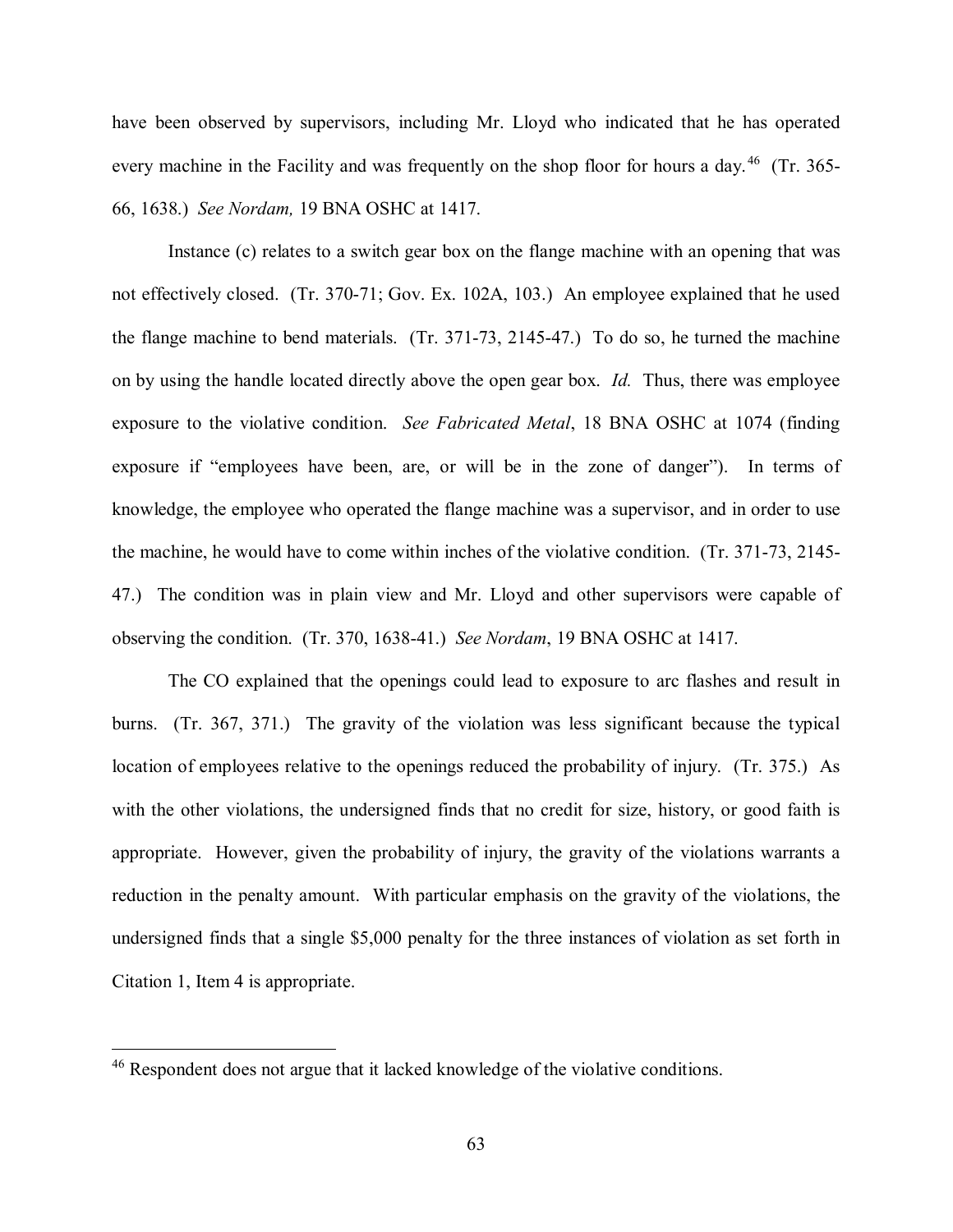have been observed by supervisors, including Mr. Lloyd who indicated that he has operated every machine in the Facility and was frequently on the shop floor for hours a day.[46] (Tr. 365-66, 1638.) *See Nordam,* 19 BNA OSHC at 1417.

Instance (c) relates to a switch gear box on the flange machine with an opening that was not effectively closed. (Tr. 370-71; Gov. Ex. 102A, 103.) An employee explained that he used the flange machine to bend materials. (Tr. 371-73, 2145-47.) To do so, he turned the machine on by using the handle located directly above the open gear box. *Id.* Thus, there was employee exposure to the violative condition. *See Fabricated Metal*, 18 BNA OSHC at 1074 (finding exposure if "employees have been, are, or will be in the zone of danger"). In terms of knowledge, the employee who operated the flange machine was a supervisor, and in order to use the machine, he would have to come within inches of the violative condition. (Tr. 371-73, 2145-47.) The condition was in plain view and Mr. Lloyd and other supervisors were capable of observing the condition. (Tr. 370, 1638-41.) *See Nordam*, 19 BNA OSHC at 1417.

The CO explained that the openings could lead to exposure to arc flashes and result in burns. (Tr. 367, 371.) The gravity of the violation was less significant because the typical location of employees relative to the openings reduced the probability of injury. (Tr. 375.) As with the other violations, the undersigned finds that no credit for size, history, or good faith is appropriate. However, given the probability of injury, the gravity of the violations warrants a reduction in the penalty amount. With particular emphasis on the gravity of the violations, the undersigned finds that a single $5,000 penalty for the three instances of violation as set forth in Citation 1, Item 4 is appropriate.

---

[46] Respondent does not argue that it lacked knowledge of the violative conditions.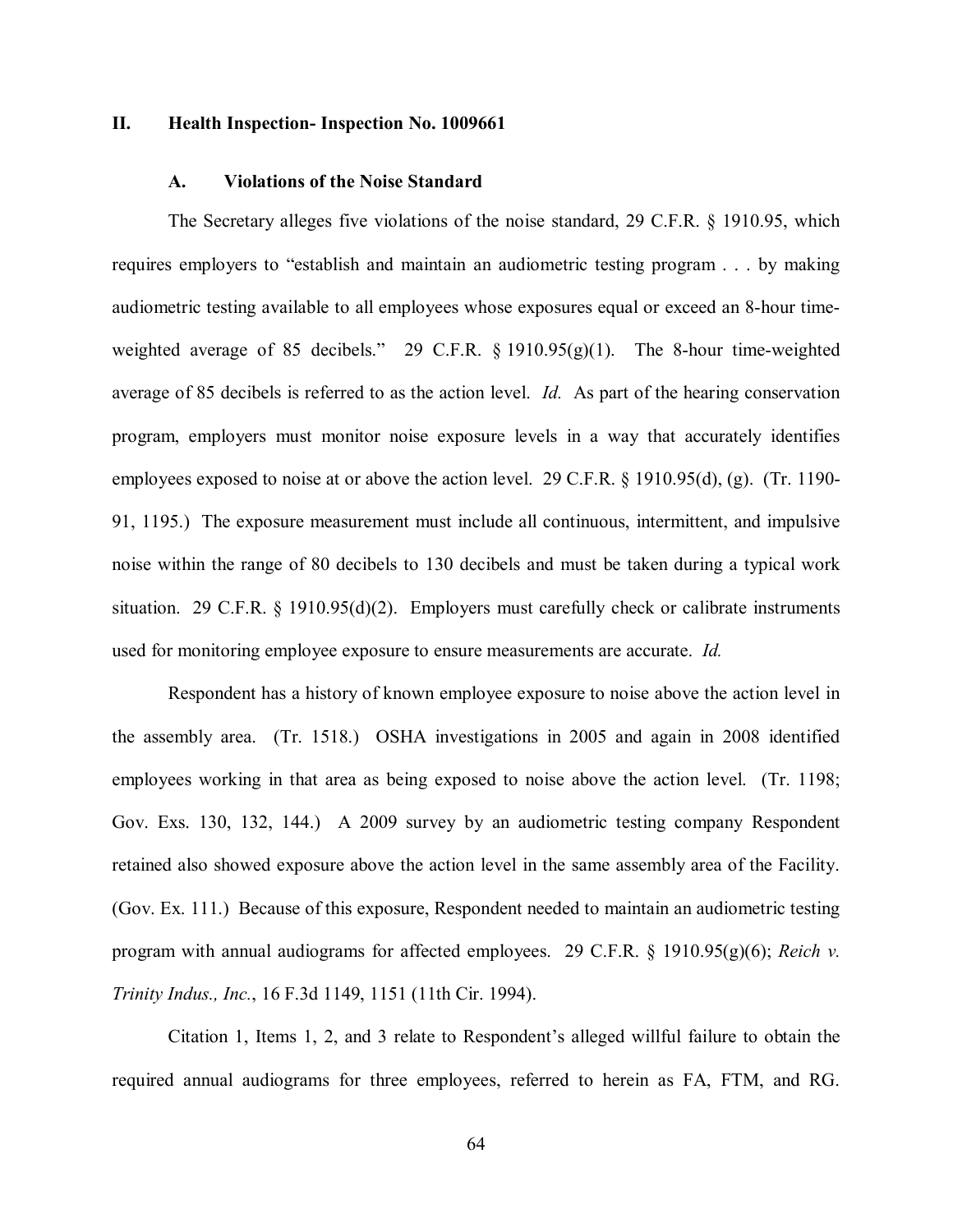## II. Health Inspection- Inspection No. 1009661

### A. Violations of the Noise Standard

The Secretary alleges five violations of the noise standard, 29 C.F.R. § 1910.95, which requires employers to "establish and maintain an audiometric testing program . . . by making audiometric testing available to all employees whose exposures equal or exceed an 8-hour time-weighted average of 85 decibels." 29 C.F.R. § 1910.95(g)(1). The 8-hour time-weighted average of 85 decibels is referred to as the action level. *Id.* As part of the hearing conservation program, employers must monitor noise exposure levels in a way that accurately identifies employees exposed to noise at or above the action level. 29 C.F.R. § 1910.95(d), (g). (Tr. 1190-91, 1195.) The exposure measurement must include all continuous, intermittent, and impulsive noise within the range of 80 decibels to 130 decibels and must be taken during a typical work situation. 29 C.F.R. § 1910.95(d)(2). Employers must carefully check or calibrate instruments used for monitoring employee exposure to ensure measurements are accurate. *Id.*

Respondent has a history of known employee exposure to noise above the action level in the assembly area. (Tr. 1518.) OSHA investigations in 2005 and again in 2008 identified employees working in that area as being exposed to noise above the action level. (Tr. 1198; Gov. Exs. 130, 132, 144.) A 2009 survey by an audiometric testing company Respondent retained also showed exposure above the action level in the same assembly area of the Facility. (Gov. Ex. 111.) Because of this exposure, Respondent needed to maintain an audiometric testing program with annual audiograms for affected employees. 29 C.F.R. § 1910.95(g)(6); *Reich v. Trinity Indus., Inc.*, 16 F.3d 1149, 1151 (11th Cir. 1994).

Citation 1, Items 1, 2, and 3 relate to Respondent's alleged willful failure to obtain the required annual audiograms for three employees, referred to herein as FA, FTM, and RG.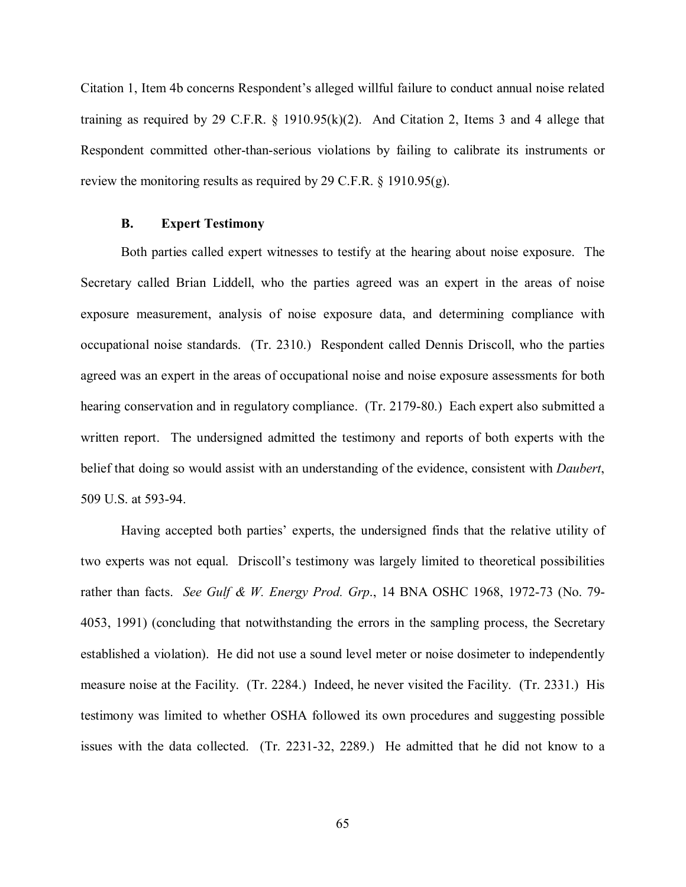Citation 1, Item 4b concerns Respondent's alleged willful failure to conduct annual noise related training as required by 29 C.F.R. § 1910.95(k)(2). And Citation 2, Items 3 and 4 allege that Respondent committed other-than-serious violations by failing to calibrate its instruments or review the monitoring results as required by 29 C.F.R. § 1910.95(g).

### B. Expert Testimony

Both parties called expert witnesses to testify at the hearing about noise exposure. The Secretary called Brian Liddell, who the parties agreed was an expert in the areas of noise exposure measurement, analysis of noise exposure data, and determining compliance with occupational noise standards. (Tr. 2310.) Respondent called Dennis Driscoll, who the parties agreed was an expert in the areas of occupational noise and noise exposure assessments for both hearing conservation and in regulatory compliance. (Tr. 2179-80.) Each expert also submitted a written report. The undersigned admitted the testimony and reports of both experts with the belief that doing so would assist with an understanding of the evidence, consistent with *Daubert*, 509 U.S. at 593-94.

Having accepted both parties' experts, the undersigned finds that the relative utility of two experts was not equal. Driscoll's testimony was largely limited to theoretical possibilities rather than facts. *See Gulf & W. Energy Prod. Grp*., 14 BNA OSHC 1968, 1972-73 (No. 79-4053, 1991) (concluding that notwithstanding the errors in the sampling process, the Secretary established a violation). He did not use a sound level meter or noise dosimeter to independently measure noise at the Facility. (Tr. 2284.) Indeed, he never visited the Facility. (Tr. 2331.) His testimony was limited to whether OSHA followed its own procedures and suggesting possible issues with the data collected. (Tr. 2231-32, 2289.) He admitted that he did not know to a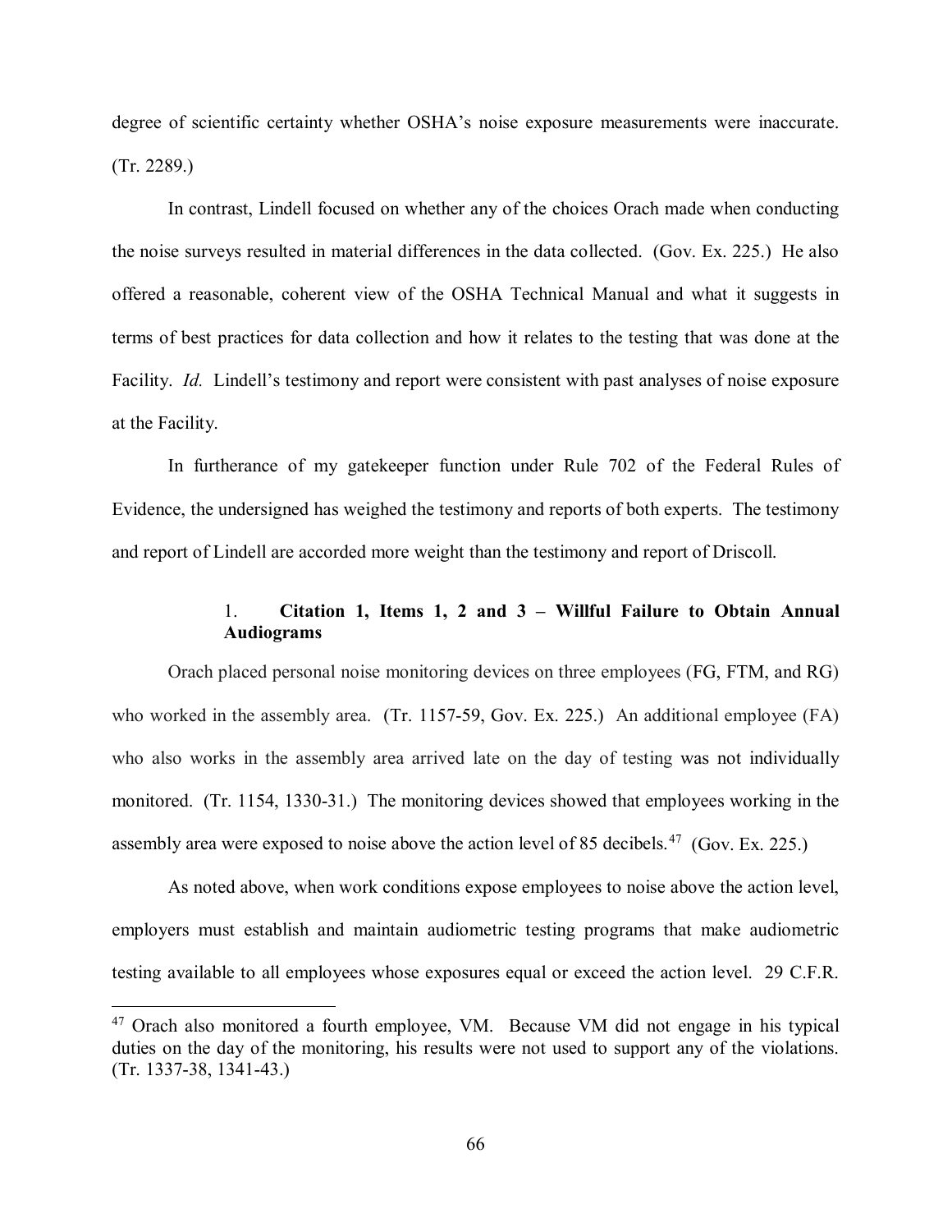degree of scientific certainty whether OSHA's noise exposure measurements were inaccurate. (Tr. 2289.)

In contrast, Lindell focused on whether any of the choices Orach made when conducting the noise surveys resulted in material differences in the data collected. (Gov. Ex. 225.) He also offered a reasonable, coherent view of the OSHA Technical Manual and what it suggests in terms of best practices for data collection and how it relates to the testing that was done at the Facility. *Id.* Lindell's testimony and report were consistent with past analyses of noise exposure at the Facility.

In furtherance of my gatekeeper function under Rule 702 of the Federal Rules of Evidence, the undersigned has weighed the testimony and reports of both experts. The testimony and report of Lindell are accorded more weight than the testimony and report of Driscoll.

#### 1. **Citation 1, Items 1, 2 and 3 – Willful Failure to Obtain Annual Audiograms**

Orach placed personal noise monitoring devices on three employees (FG, FTM, and RG) who worked in the assembly area. (Tr. 1157-59, Gov. Ex. 225.) An additional employee (FA) who also works in the assembly area arrived late on the day of testing was not individually monitored. (Tr. 1154, 1330-31.) The monitoring devices showed that employees working in the assembly area were exposed to noise above the action level of 85 decibels.[47] (Gov. Ex. 225.)

As noted above, when work conditions expose employees to noise above the action level, employers must establish and maintain audiometric testing programs that make audiometric testing available to all employees whose exposures equal or exceed the action level. 29 C.F.R.

[47] Orach also monitored a fourth employee, VM. Because VM did not engage in his typical duties on the day of the monitoring, his results were not used to support any of the violations. (Tr. 1337-38, 1341-43.)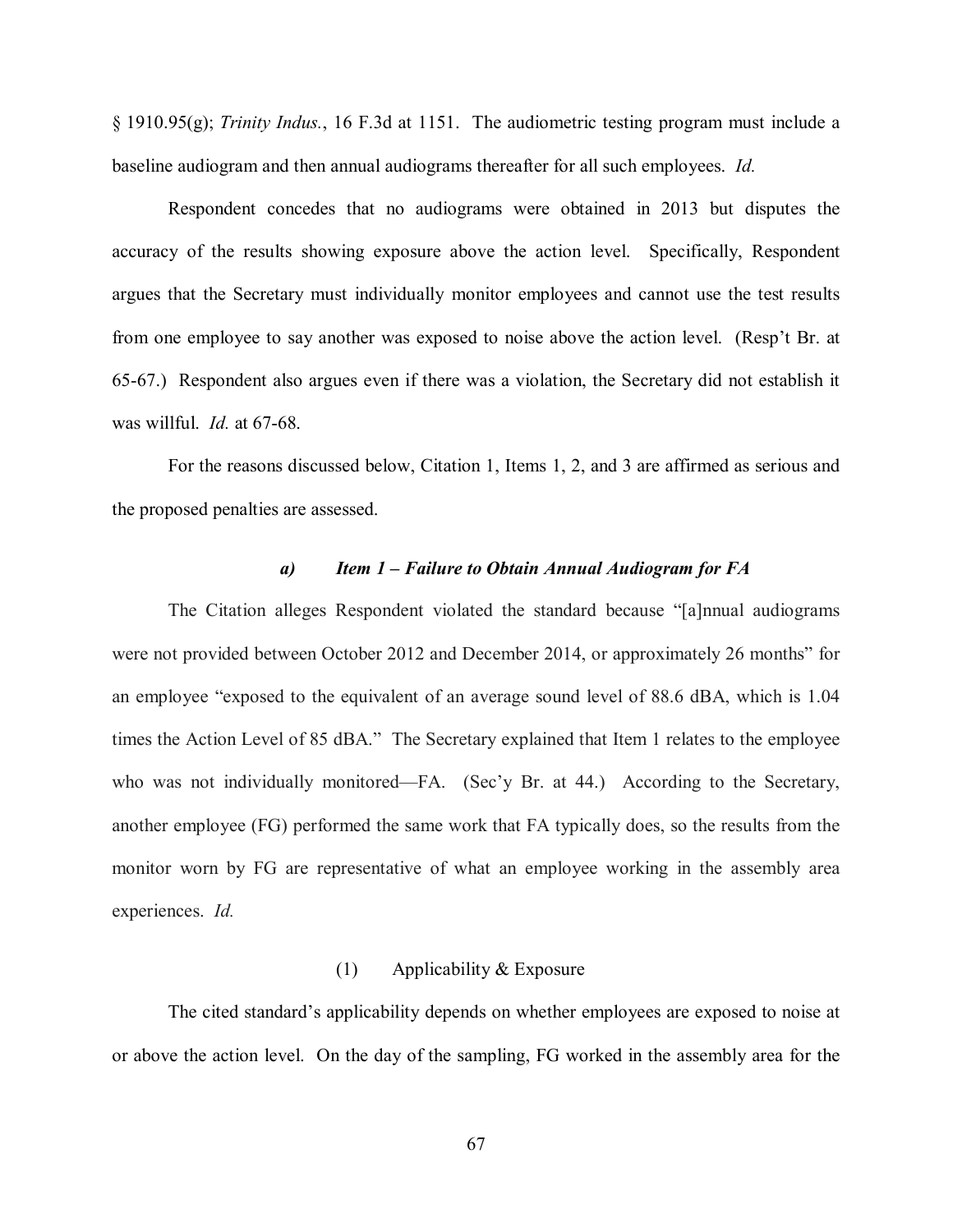§ 1910.95(g); *Trinity Indus.*, 16 F.3d at 1151. The audiometric testing program must include a baseline audiogram and then annual audiograms thereafter for all such employees. *Id.*

Respondent concedes that no audiograms were obtained in 2013 but disputes the accuracy of the results showing exposure above the action level. Specifically, Respondent argues that the Secretary must individually monitor employees and cannot use the test results from one employee to say another was exposed to noise above the action level. (Resp't Br. at 65-67.) Respondent also argues even if there was a violation, the Secretary did not establish it was willful. *Id.* at 67-68.

For the reasons discussed below, Citation 1, Items 1, 2, and 3 are affirmed as serious and the proposed penalties are assessed.

#### *a) Item 1 – Failure to Obtain Annual Audiogram for FA*

The Citation alleges Respondent violated the standard because "[a]nnual audiograms were not provided between October 2012 and December 2014, or approximately 26 months" for an employee "exposed to the equivalent of an average sound level of 88.6 dBA, which is 1.04 times the Action Level of 85 dBA." The Secretary explained that Item 1 relates to the employee who was not individually monitored—FA. (Sec'y Br. at 44.) According to the Secretary, another employee (FG) performed the same work that FA typically does, so the results from the monitor worn by FG are representative of what an employee working in the assembly area experiences. *Id.*

##### (1) Applicability & Exposure

The cited standard's applicability depends on whether employees are exposed to noise at or above the action level. On the day of the sampling, FG worked in the assembly area for the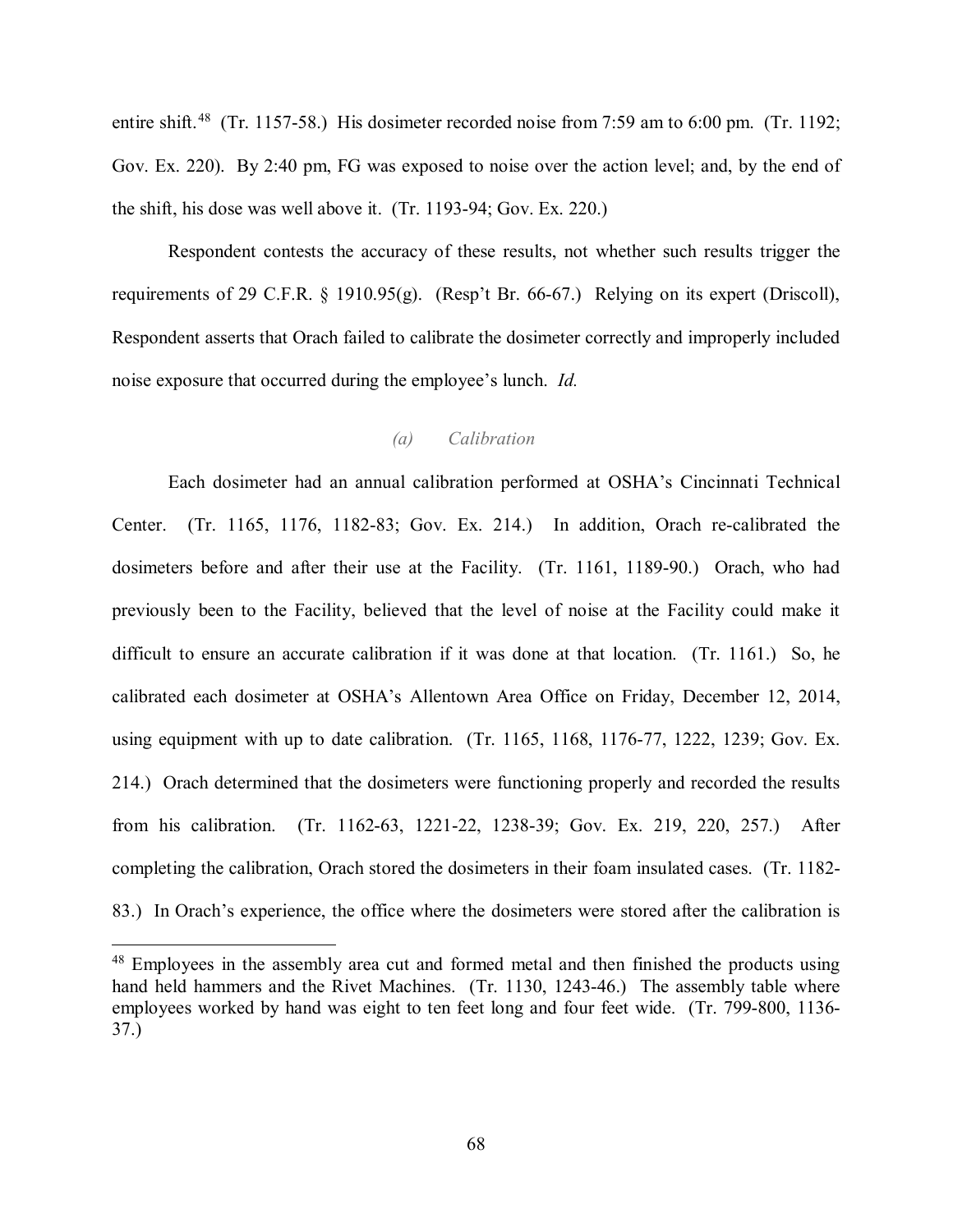entire shift.[48] (Tr. 1157-58.) His dosimeter recorded noise from 7:59 am to 6:00 pm. (Tr. 1192; Gov. Ex. 220). By 2:40 pm, FG was exposed to noise over the action level; and, by the end of the shift, his dose was well above it. (Tr. 1193-94; Gov. Ex. 220.)

Respondent contests the accuracy of these results, not whether such results trigger the requirements of 29 C.F.R. § 1910.95(g). (Resp't Br. 66-67.) Relying on its expert (Driscoll), Respondent asserts that Orach failed to calibrate the dosimeter correctly and improperly included noise exposure that occurred during the employee's lunch. *Id.*

*(a) Calibration*

Each dosimeter had an annual calibration performed at OSHA's Cincinnati Technical Center. (Tr. 1165, 1176, 1182-83; Gov. Ex. 214.) In addition, Orach re-calibrated the dosimeters before and after their use at the Facility. (Tr. 1161, 1189-90.) Orach, who had previously been to the Facility, believed that the level of noise at the Facility could make it difficult to ensure an accurate calibration if it was done at that location. (Tr. 1161.) So, he calibrated each dosimeter at OSHA's Allentown Area Office on Friday, December 12, 2014, using equipment with up to date calibration. (Tr. 1165, 1168, 1176-77, 1222, 1239; Gov. Ex. 214.) Orach determined that the dosimeters were functioning properly and recorded the results from his calibration. (Tr. 1162-63, 1221-22, 1238-39; Gov. Ex. 219, 220, 257.) After completing the calibration, Orach stored the dosimeters in their foam insulated cases. (Tr. 1182-83.) In Orach's experience, the office where the dosimeters were stored after the calibration is

[48] Employees in the assembly area cut and formed metal and then finished the products using hand held hammers and the Rivet Machines. (Tr. 1130, 1243-46.) The assembly table where employees worked by hand was eight to ten feet long and four feet wide. (Tr. 799-800, 1136-37.)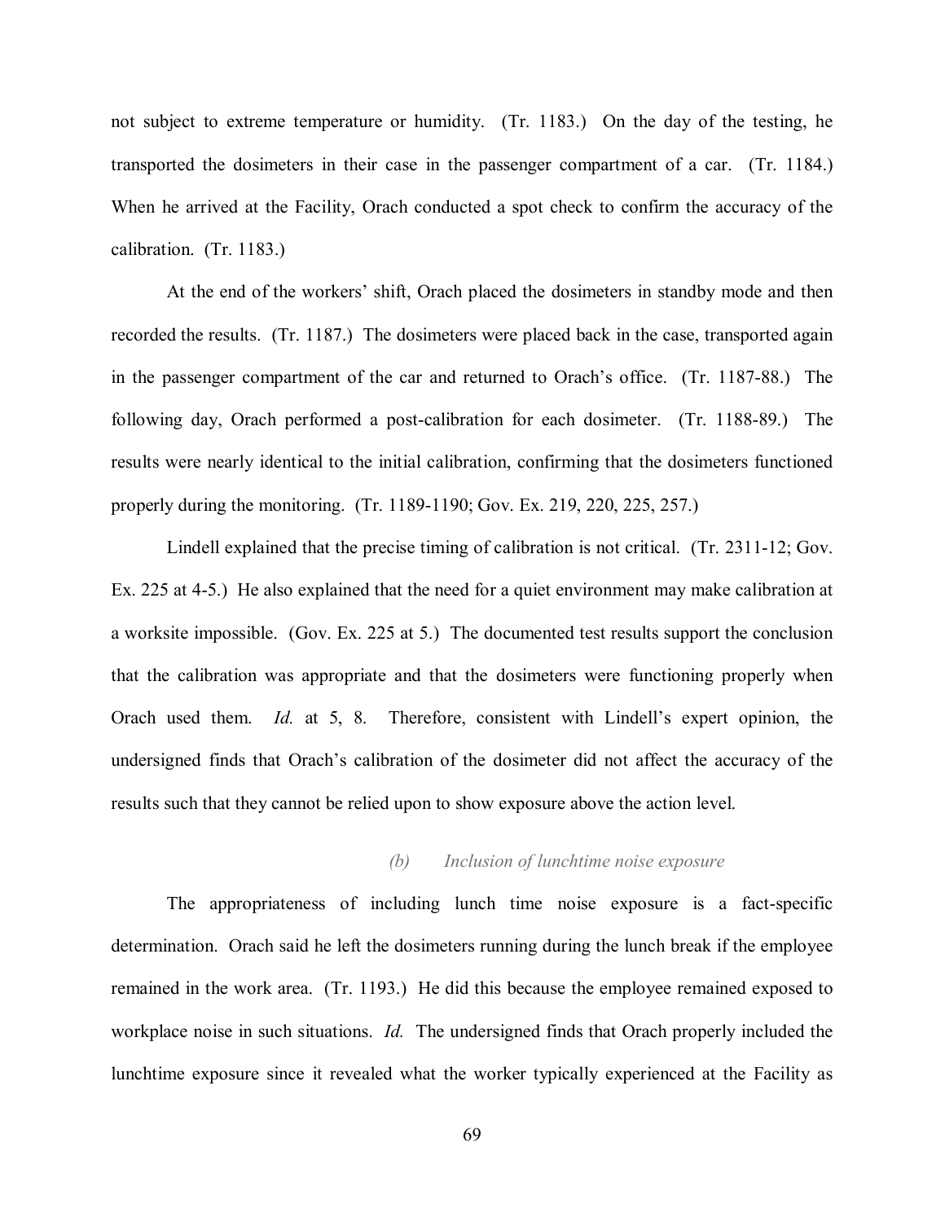not subject to extreme temperature or humidity. (Tr. 1183.) On the day of the testing, he transported the dosimeters in their case in the passenger compartment of a car. (Tr. 1184.) When he arrived at the Facility, Orach conducted a spot check to confirm the accuracy of the calibration. (Tr. 1183.)

At the end of the workers' shift, Orach placed the dosimeters in standby mode and then recorded the results. (Tr. 1187.) The dosimeters were placed back in the case, transported again in the passenger compartment of the car and returned to Orach's office. (Tr. 1187-88.) The following day, Orach performed a post-calibration for each dosimeter. (Tr. 1188-89.) The results were nearly identical to the initial calibration, confirming that the dosimeters functioned properly during the monitoring. (Tr. 1189-1190; Gov. Ex. 219, 220, 225, 257.)

Lindell explained that the precise timing of calibration is not critical. (Tr. 2311-12; Gov. Ex. 225 at 4-5.) He also explained that the need for a quiet environment may make calibration at a worksite impossible. (Gov. Ex. 225 at 5.) The documented test results support the conclusion that the calibration was appropriate and that the dosimeters were functioning properly when Orach used them. *Id.* at 5, 8. Therefore, consistent with Lindell's expert opinion, the undersigned finds that Orach's calibration of the dosimeter did not affect the accuracy of the results such that they cannot be relied upon to show exposure above the action level.

*(b) Inclusion of lunchtime noise exposure*

The appropriateness of including lunch time noise exposure is a fact-specific determination. Orach said he left the dosimeters running during the lunch break if the employee remained in the work area. (Tr. 1193.) He did this because the employee remained exposed to workplace noise in such situations. *Id.* The undersigned finds that Orach properly included the lunchtime exposure since it revealed what the worker typically experienced at the Facility as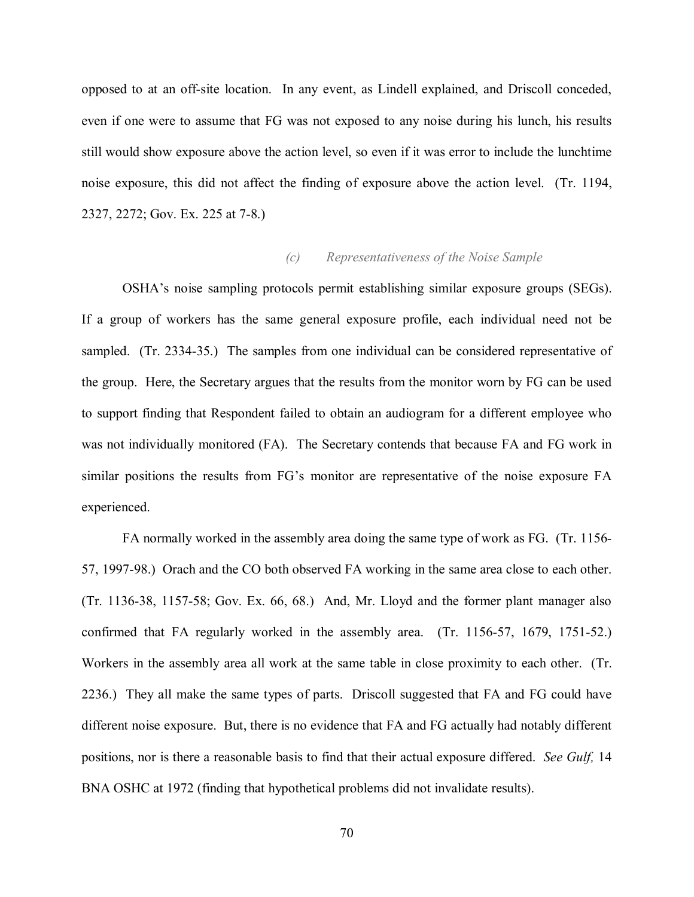opposed to at an off-site location. In any event, as Lindell explained, and Driscoll conceded, even if one were to assume that FG was not exposed to any noise during his lunch, his results still would show exposure above the action level, so even if it was error to include the lunchtime noise exposure, this did not affect the finding of exposure above the action level. (Tr. 1194, 2327, 2272; Gov. Ex. 225 at 7-8.)

#### *(c) Representativeness of the Noise Sample*

OSHA's noise sampling protocols permit establishing similar exposure groups (SEGs). If a group of workers has the same general exposure profile, each individual need not be sampled. (Tr. 2334-35.) The samples from one individual can be considered representative of the group. Here, the Secretary argues that the results from the monitor worn by FG can be used to support finding that Respondent failed to obtain an audiogram for a different employee who was not individually monitored (FA). The Secretary contends that because FA and FG work in similar positions the results from FG's monitor are representative of the noise exposure FA experienced.

FA normally worked in the assembly area doing the same type of work as FG. (Tr. 1156-57, 1997-98.) Orach and the CO both observed FA working in the same area close to each other. (Tr. 1136-38, 1157-58; Gov. Ex. 66, 68.) And, Mr. Lloyd and the former plant manager also confirmed that FA regularly worked in the assembly area. (Tr. 1156-57, 1679, 1751-52.) Workers in the assembly area all work at the same table in close proximity to each other. (Tr. 2236.) They all make the same types of parts. Driscoll suggested that FA and FG could have different noise exposure. But, there is no evidence that FA and FG actually had notably different positions, nor is there a reasonable basis to find that their actual exposure differed. *See Gulf,* 14 BNA OSHC at 1972 (finding that hypothetical problems did not invalidate results).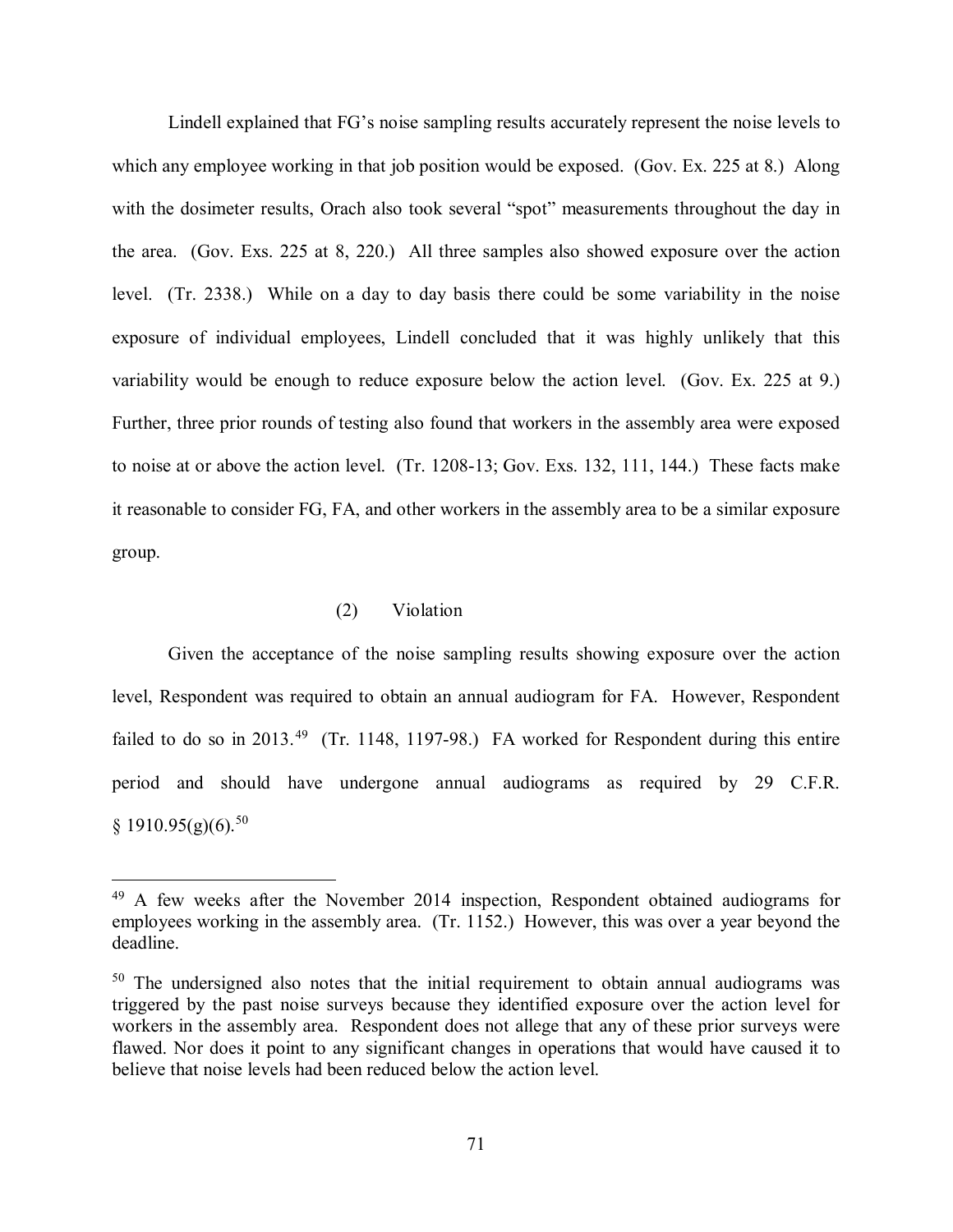Lindell explained that FG's noise sampling results accurately represent the noise levels to which any employee working in that job position would be exposed. (Gov. Ex. 225 at 8.) Along with the dosimeter results, Orach also took several "spot" measurements throughout the day in the area. (Gov. Exs. 225 at 8, 220.) All three samples also showed exposure over the action level. (Tr. 2338.) While on a day to day basis there could be some variability in the noise exposure of individual employees, Lindell concluded that it was highly unlikely that this variability would be enough to reduce exposure below the action level. (Gov. Ex. 225 at 9.) Further, three prior rounds of testing also found that workers in the assembly area were exposed to noise at or above the action level. (Tr. 1208-13; Gov. Exs. 132, 111, 144.) These facts make it reasonable to consider FG, FA, and other workers in the assembly area to be a similar exposure group.

(2) Violation

Given the acceptance of the noise sampling results showing exposure over the action level, Respondent was required to obtain an annual audiogram for FA. However, Respondent failed to do so in 2013.[49] (Tr. 1148, 1197-98.) FA worked for Respondent during this entire period and should have undergone annual audiograms as required by 29 C.F.R. § 1910.95(g)(6).[50]

---

[49] A few weeks after the November 2014 inspection, Respondent obtained audiograms for employees working in the assembly area. (Tr. 1152.) However, this was over a year beyond the deadline.

[50] The undersigned also notes that the initial requirement to obtain annual audiograms was triggered by the past noise surveys because they identified exposure over the action level for workers in the assembly area. Respondent does not allege that any of these prior surveys were flawed. Nor does it point to any significant changes in operations that would have caused it to believe that noise levels had been reduced below the action level.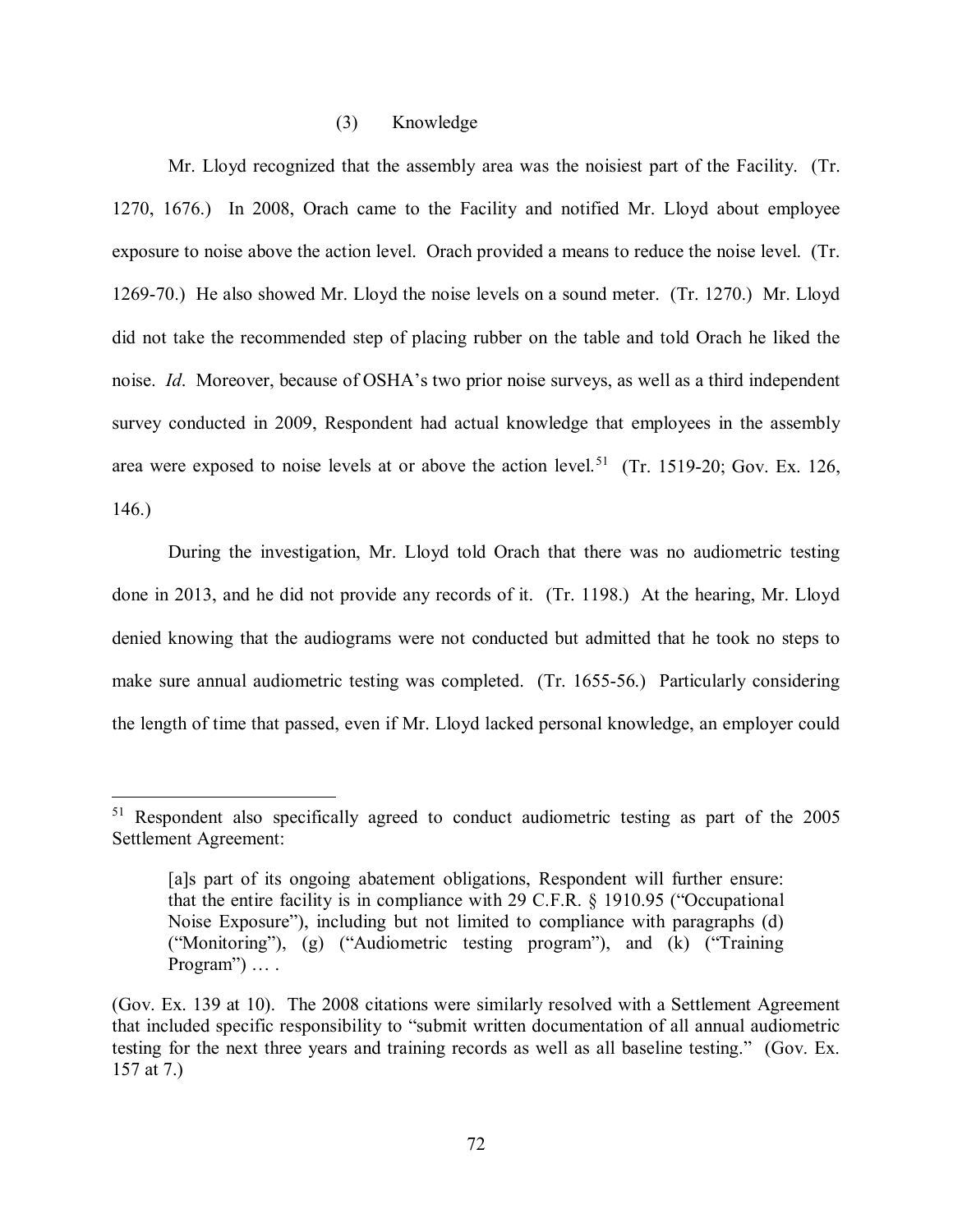(3) Knowledge

Mr. Lloyd recognized that the assembly area was the noisiest part of the Facility. (Tr. 1270, 1676.) In 2008, Orach came to the Facility and notified Mr. Lloyd about employee exposure to noise above the action level. Orach provided a means to reduce the noise level. (Tr. 1269-70.) He also showed Mr. Lloyd the noise levels on a sound meter. (Tr. 1270.) Mr. Lloyd did not take the recommended step of placing rubber on the table and told Orach he liked the noise. *Id*. Moreover, because of OSHA's two prior noise surveys, as well as a third independent survey conducted in 2009, Respondent had actual knowledge that employees in the assembly area were exposed to noise levels at or above the action level.[51] (Tr. 1519-20; Gov. Ex. 126, 146.)

During the investigation, Mr. Lloyd told Orach that there was no audiometric testing done in 2013, and he did not provide any records of it. (Tr. 1198.) At the hearing, Mr. Lloyd denied knowing that the audiograms were not conducted but admitted that he took no steps to make sure annual audiometric testing was completed. (Tr. 1655-56.) Particularly considering the length of time that passed, even if Mr. Lloyd lacked personal knowledge, an employer could

---

[51] Respondent also specifically agreed to conduct audiometric testing as part of the 2005 Settlement Agreement:

> [a]s part of its ongoing abatement obligations, Respondent will further ensure: that the entire facility is in compliance with 29 C.F.R. § 1910.95 ("Occupational Noise Exposure"), including but not limited to compliance with paragraphs (d) ("Monitoring"), (g) ("Audiometric testing program"), and (k) ("Training Program") … .

(Gov. Ex. 139 at 10). The 2008 citations were similarly resolved with a Settlement Agreement that included specific responsibility to "submit written documentation of all annual audiometric testing for the next three years and training records as well as all baseline testing." (Gov. Ex. 157 at 7.)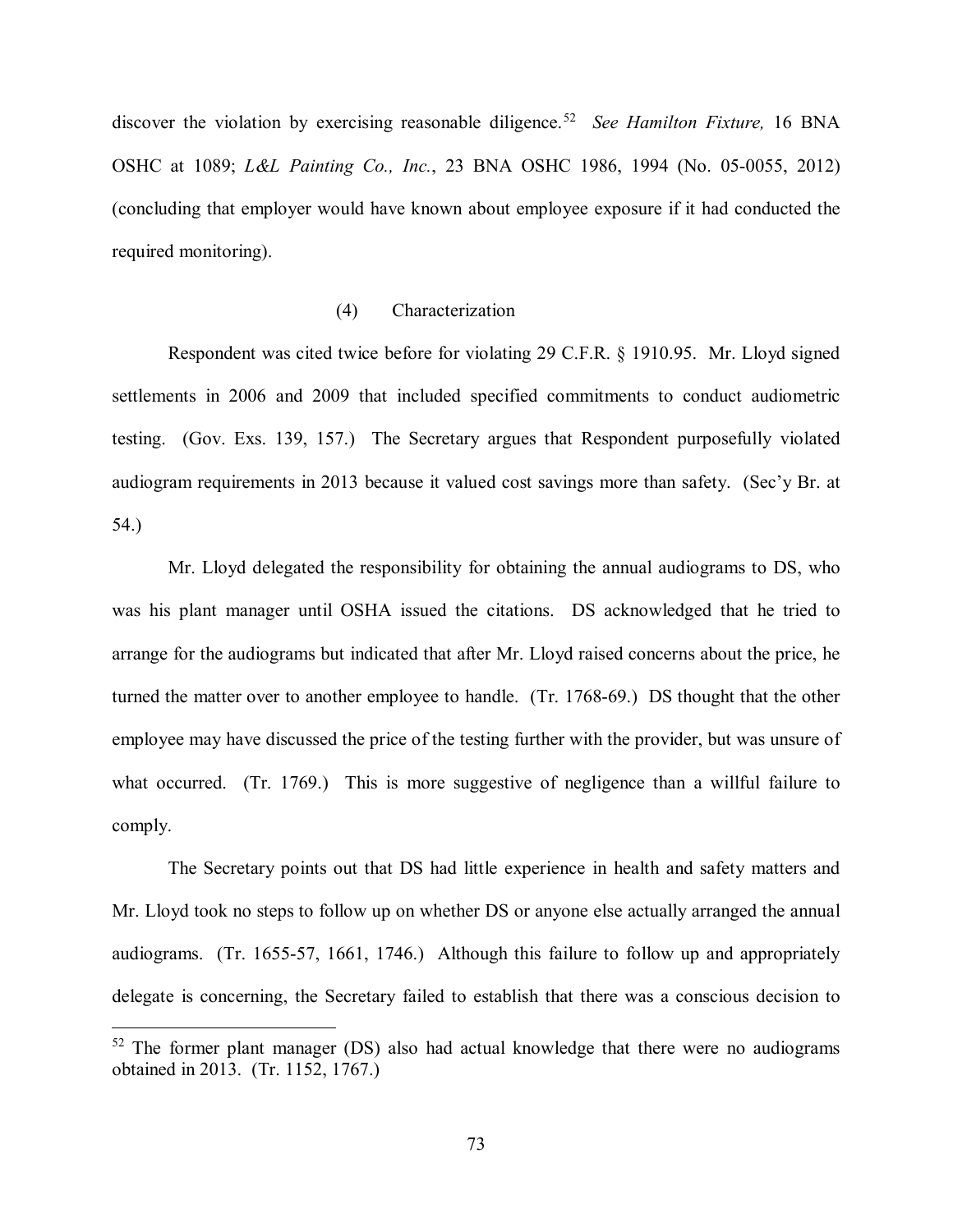discover the violation by exercising reasonable diligence.[52] *See Hamilton Fixture,* 16 BNA OSHC at 1089; *L&L Painting Co., Inc.*, 23 BNA OSHC 1986, 1994 (No. 05-0055, 2012) (concluding that employer would have known about employee exposure if it had conducted the required monitoring).

(4) Characterization

Respondent was cited twice before for violating 29 C.F.R. § 1910.95. Mr. Lloyd signed settlements in 2006 and 2009 that included specified commitments to conduct audiometric testing. (Gov. Exs. 139, 157.) The Secretary argues that Respondent purposefully violated audiogram requirements in 2013 because it valued cost savings more than safety. (Sec'y Br. at 54.)

Mr. Lloyd delegated the responsibility for obtaining the annual audiograms to DS, who was his plant manager until OSHA issued the citations. DS acknowledged that he tried to arrange for the audiograms but indicated that after Mr. Lloyd raised concerns about the price, he turned the matter over to another employee to handle. (Tr. 1768-69.) DS thought that the other employee may have discussed the price of the testing further with the provider, but was unsure of what occurred. (Tr. 1769.) This is more suggestive of negligence than a willful failure to comply.

The Secretary points out that DS had little experience in health and safety matters and Mr. Lloyd took no steps to follow up on whether DS or anyone else actually arranged the annual audiograms. (Tr. 1655-57, 1661, 1746.) Although this failure to follow up and appropriately delegate is concerning, the Secretary failed to establish that there was a conscious decision to

---

[52] The former plant manager (DS) also had actual knowledge that there were no audiograms obtained in 2013. (Tr. 1152, 1767.)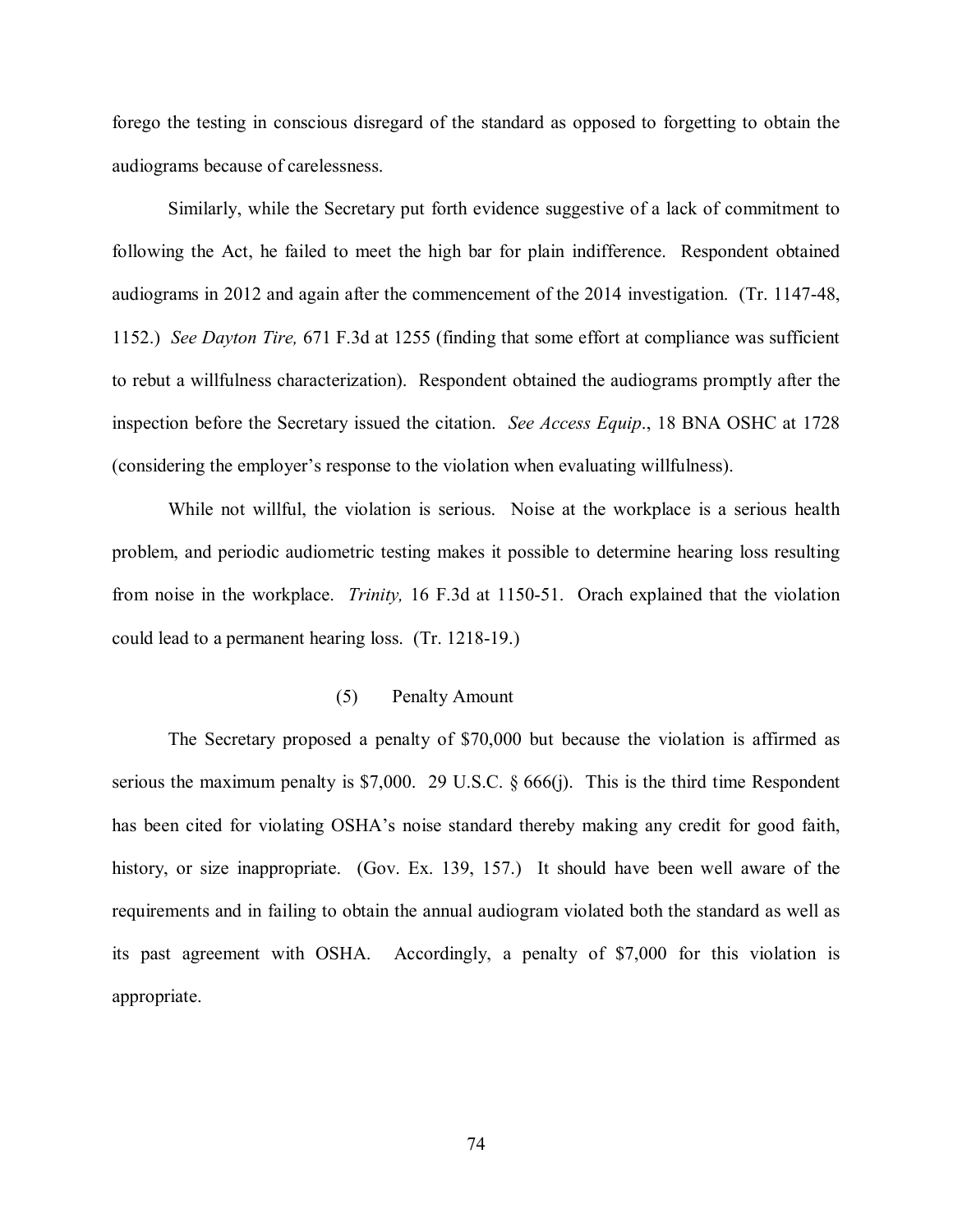forego the testing in conscious disregard of the standard as opposed to forgetting to obtain the audiograms because of carelessness.

Similarly, while the Secretary put forth evidence suggestive of a lack of commitment to following the Act, he failed to meet the high bar for plain indifference. Respondent obtained audiograms in 2012 and again after the commencement of the 2014 investigation. (Tr. 1147-48, 1152.) *See Dayton Tire,* 671 F.3d at 1255 (finding that some effort at compliance was sufficient to rebut a willfulness characterization). Respondent obtained the audiograms promptly after the inspection before the Secretary issued the citation. *See Access Equip*., 18 BNA OSHC at 1728 (considering the employer's response to the violation when evaluating willfulness).

While not willful, the violation is serious. Noise at the workplace is a serious health problem, and periodic audiometric testing makes it possible to determine hearing loss resulting from noise in the workplace. *Trinity,* 16 F.3d at 1150-51. Orach explained that the violation could lead to a permanent hearing loss. (Tr. 1218-19.)

(5) Penalty Amount

The Secretary proposed a penalty of $70,000 but because the violation is affirmed as serious the maximum penalty is $7,000. 29 U.S.C. § 666(j). This is the third time Respondent has been cited for violating OSHA's noise standard thereby making any credit for good faith, history, or size inappropriate. (Gov. Ex. 139, 157.) It should have been well aware of the requirements and in failing to obtain the annual audiogram violated both the standard as well as its past agreement with OSHA. Accordingly, a penalty of $7,000 for this violation is appropriate.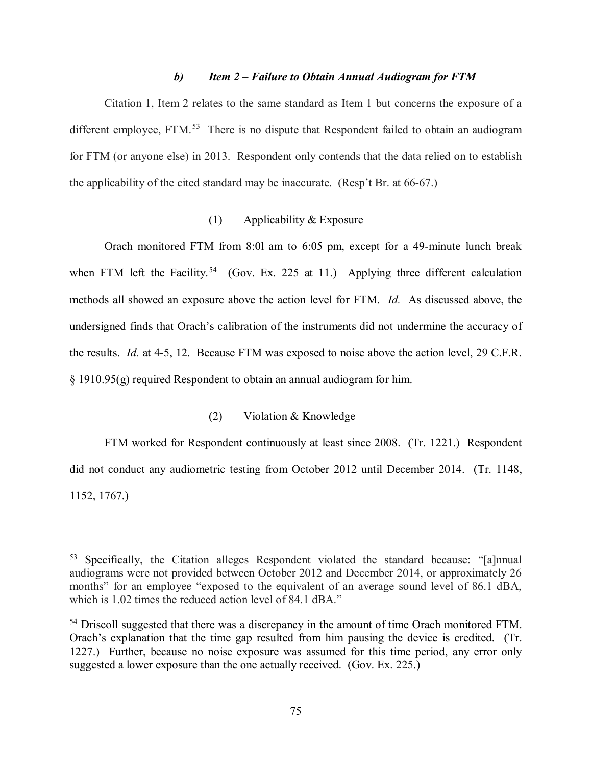### *b) Item 2 – Failure to Obtain Annual Audiogram for FTM*

Citation 1, Item 2 relates to the same standard as Item 1 but concerns the exposure of a different employee, FTM.[53] There is no dispute that Respondent failed to obtain an audiogram for FTM (or anyone else) in 2013. Respondent only contends that the data relied on to establish the applicability of the cited standard may be inaccurate. (Resp't Br. at 66-67.)

#### (1) Applicability & Exposure

Orach monitored FTM from 8:0l am to 6:05 pm, except for a 49-minute lunch break when FTM left the Facility.[54] (Gov. Ex. 225 at 11.) Applying three different calculation methods all showed an exposure above the action level for FTM. *Id.* As discussed above, the undersigned finds that Orach's calibration of the instruments did not undermine the accuracy of the results. *Id.* at 4-5, 12. Because FTM was exposed to noise above the action level, 29 C.F.R. § 1910.95(g) required Respondent to obtain an annual audiogram for him.

#### (2) Violation & Knowledge

FTM worked for Respondent continuously at least since 2008. (Tr. 1221.) Respondent did not conduct any audiometric testing from October 2012 until December 2014. (Tr. 1148, 1152, 1767.)

---

[53] Specifically, the Citation alleges Respondent violated the standard because: "[a]nnual audiograms were not provided between October 2012 and December 2014, or approximately 26 months" for an employee "exposed to the equivalent of an average sound level of 86.1 dBA, which is 1.02 times the reduced action level of 84.1 dBA."

[54] Driscoll suggested that there was a discrepancy in the amount of time Orach monitored FTM. Orach's explanation that the time gap resulted from him pausing the device is credited. (Tr. 1227.) Further, because no noise exposure was assumed for this time period, any error only suggested a lower exposure than the one actually received. (Gov. Ex. 225.)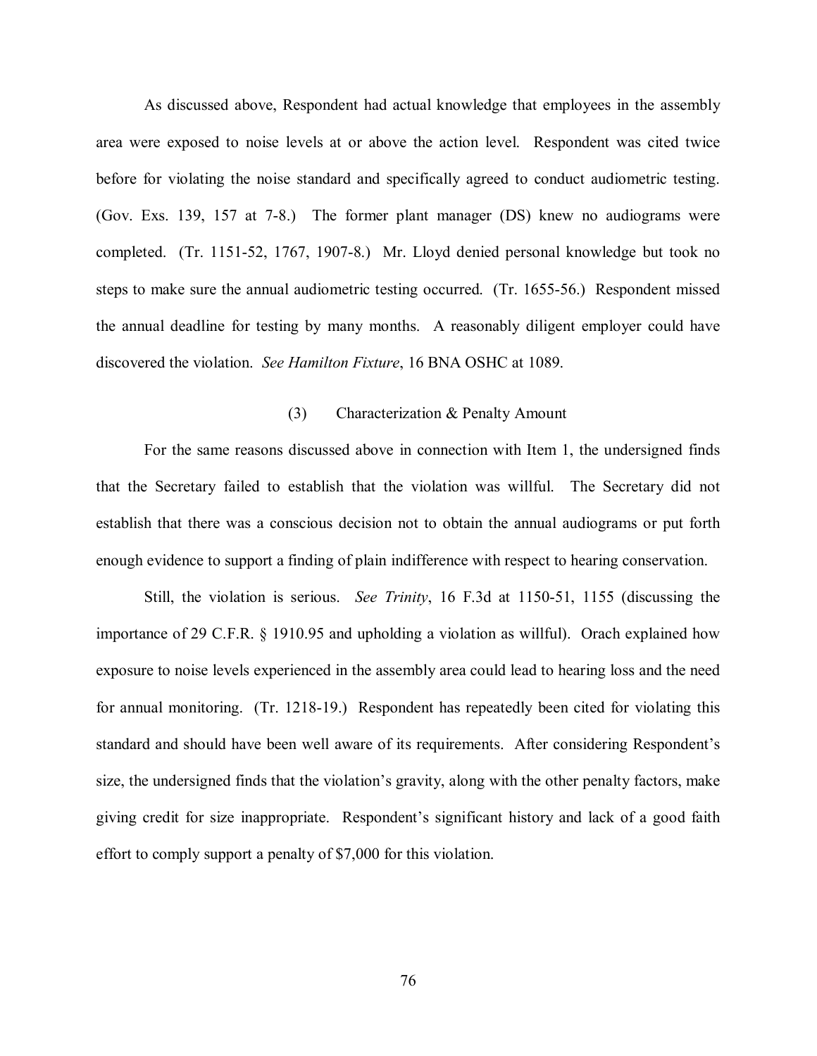As discussed above, Respondent had actual knowledge that employees in the assembly area were exposed to noise levels at or above the action level. Respondent was cited twice before for violating the noise standard and specifically agreed to conduct audiometric testing. (Gov. Exs. 139, 157 at 7-8.) The former plant manager (DS) knew no audiograms were completed. (Tr. 1151-52, 1767, 1907-8.) Mr. Lloyd denied personal knowledge but took no steps to make sure the annual audiometric testing occurred. (Tr. 1655-56.) Respondent missed the annual deadline for testing by many months. A reasonably diligent employer could have discovered the violation. *See Hamilton Fixture*, 16 BNA OSHC at 1089.

### (3) Characterization & Penalty Amount

For the same reasons discussed above in connection with Item 1, the undersigned finds that the Secretary failed to establish that the violation was willful. The Secretary did not establish that there was a conscious decision not to obtain the annual audiograms or put forth enough evidence to support a finding of plain indifference with respect to hearing conservation.

Still, the violation is serious. *See Trinity*, 16 F.3d at 1150-51, 1155 (discussing the importance of 29 C.F.R. § 1910.95 and upholding a violation as willful). Orach explained how exposure to noise levels experienced in the assembly area could lead to hearing loss and the need for annual monitoring. (Tr. 1218-19.) Respondent has repeatedly been cited for violating this standard and should have been well aware of its requirements. After considering Respondent's size, the undersigned finds that the violation's gravity, along with the other penalty factors, make giving credit for size inappropriate. Respondent's significant history and lack of a good faith effort to comply support a penalty of $7,000 for this violation.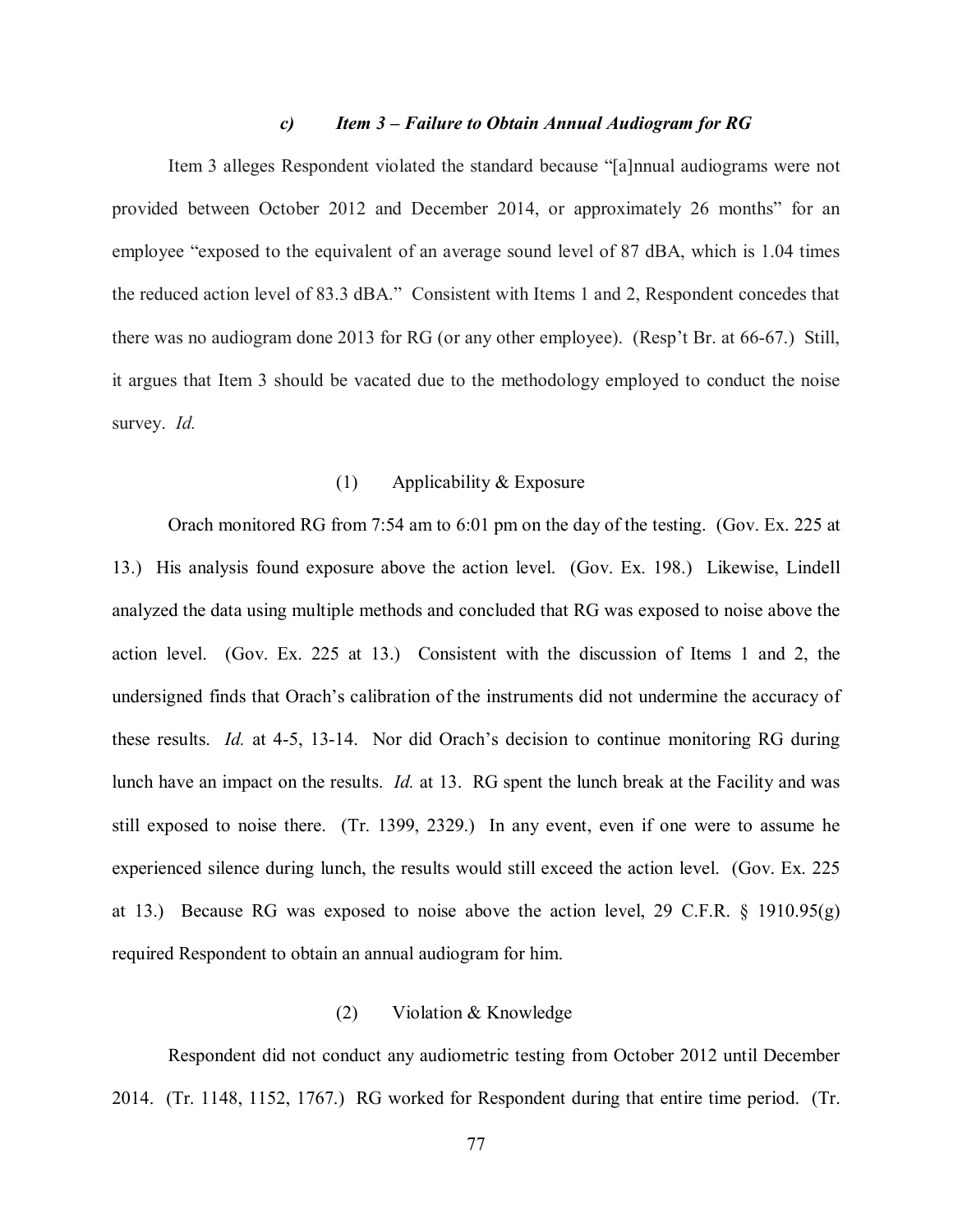### *c) Item 3 – Failure to Obtain Annual Audiogram for RG*

Item 3 alleges Respondent violated the standard because "[a]nnual audiograms were not provided between October 2012 and December 2014, or approximately 26 months" for an employee "exposed to the equivalent of an average sound level of 87 dBA, which is 1.04 times the reduced action level of 83.3 dBA." Consistent with Items 1 and 2, Respondent concedes that there was no audiogram done 2013 for RG (or any other employee). (Resp't Br. at 66-67.) Still, it argues that Item 3 should be vacated due to the methodology employed to conduct the noise survey. *Id.*

#### (1) Applicability & Exposure

Orach monitored RG from 7:54 am to 6:01 pm on the day of the testing. (Gov. Ex. 225 at 13.) His analysis found exposure above the action level. (Gov. Ex. 198.) Likewise, Lindell analyzed the data using multiple methods and concluded that RG was exposed to noise above the action level. (Gov. Ex. 225 at 13.) Consistent with the discussion of Items 1 and 2, the undersigned finds that Orach's calibration of the instruments did not undermine the accuracy of these results. *Id.* at 4-5, 13-14. Nor did Orach's decision to continue monitoring RG during lunch have an impact on the results. *Id.* at 13. RG spent the lunch break at the Facility and was still exposed to noise there. (Tr. 1399, 2329.) In any event, even if one were to assume he experienced silence during lunch, the results would still exceed the action level. (Gov. Ex. 225 at 13.) Because RG was exposed to noise above the action level, 29 C.F.R. § 1910.95(g) required Respondent to obtain an annual audiogram for him.

#### (2) Violation & Knowledge

Respondent did not conduct any audiometric testing from October 2012 until December 2014. (Tr. 1148, 1152, 1767.) RG worked for Respondent during that entire time period. (Tr.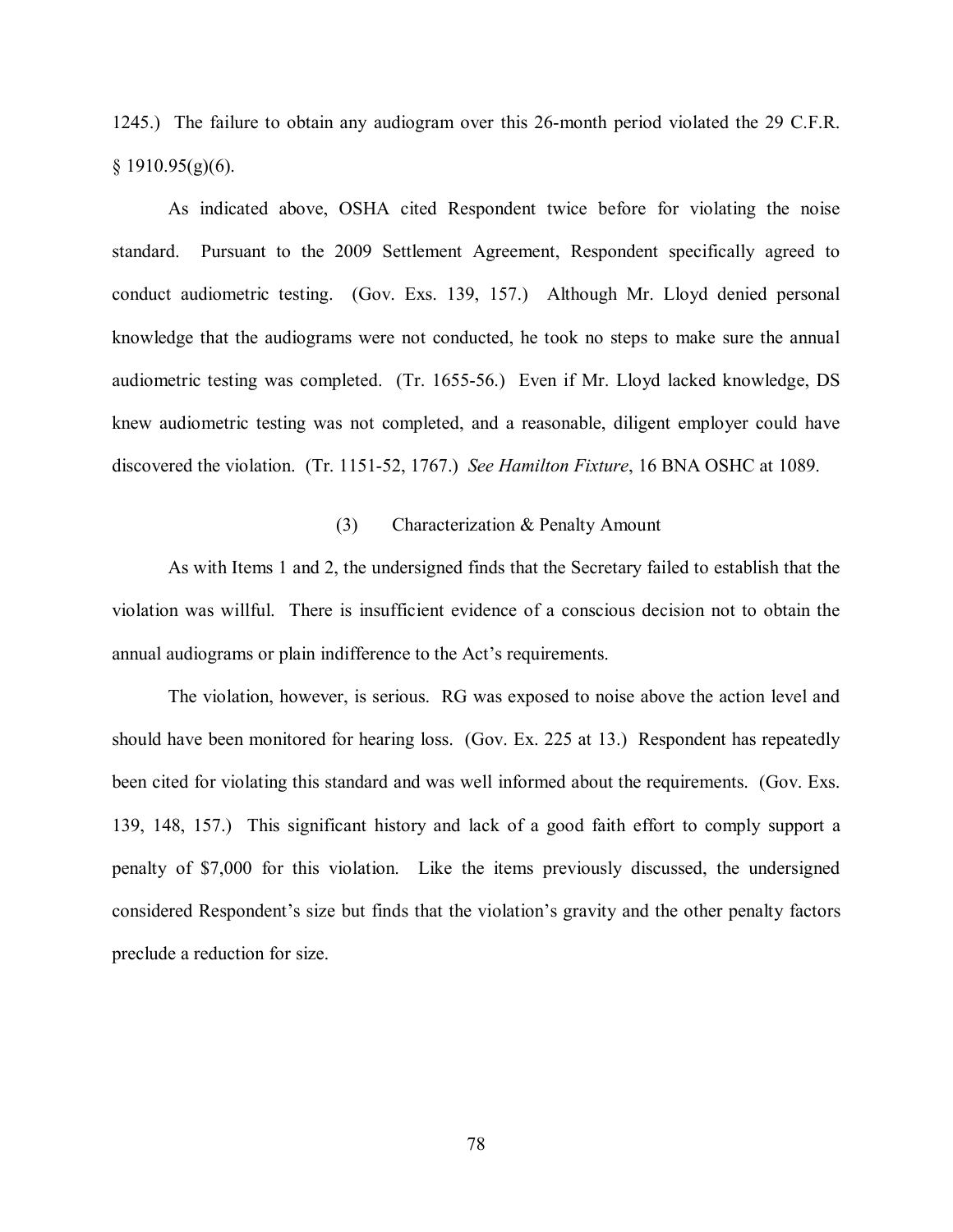1245.) The failure to obtain any audiogram over this 26-month period violated the 29 C.F.R. § 1910.95(g)(6).

As indicated above, OSHA cited Respondent twice before for violating the noise standard. Pursuant to the 2009 Settlement Agreement, Respondent specifically agreed to conduct audiometric testing. (Gov. Exs. 139, 157.) Although Mr. Lloyd denied personal knowledge that the audiograms were not conducted, he took no steps to make sure the annual audiometric testing was completed. (Tr. 1655-56.) Even if Mr. Lloyd lacked knowledge, DS knew audiometric testing was not completed, and a reasonable, diligent employer could have discovered the violation. (Tr. 1151-52, 1767.) *See Hamilton Fixture*, 16 BNA OSHC at 1089.

(3) Characterization & Penalty Amount

As with Items 1 and 2, the undersigned finds that the Secretary failed to establish that the violation was willful. There is insufficient evidence of a conscious decision not to obtain the annual audiograms or plain indifference to the Act's requirements.

The violation, however, is serious. RG was exposed to noise above the action level and should have been monitored for hearing loss. (Gov. Ex. 225 at 13.) Respondent has repeatedly been cited for violating this standard and was well informed about the requirements. (Gov. Exs. 139, 148, 157.) This significant history and lack of a good faith effort to comply support a penalty of $7,000 for this violation. Like the items previously discussed, the undersigned considered Respondent's size but finds that the violation's gravity and the other penalty factors preclude a reduction for size.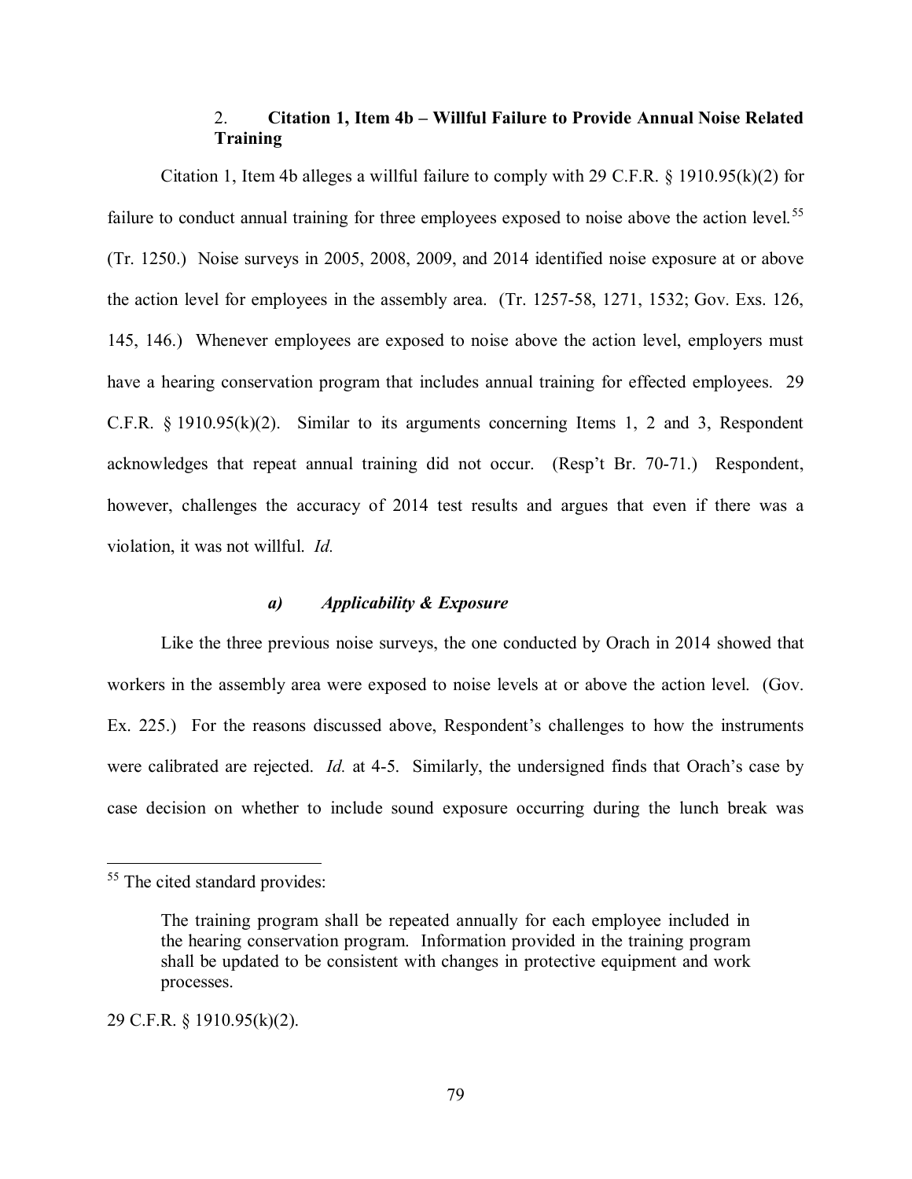### 2. Citation 1, Item 4b – Willful Failure to Provide Annual Noise Related Training

Citation 1, Item 4b alleges a willful failure to comply with 29 C.F.R. § 1910.95(k)(2) for failure to conduct annual training for three employees exposed to noise above the action level.[55] (Tr. 1250.) Noise surveys in 2005, 2008, 2009, and 2014 identified noise exposure at or above the action level for employees in the assembly area. (Tr. 1257-58, 1271, 1532; Gov. Exs. 126, 145, 146.) Whenever employees are exposed to noise above the action level, employers must have a hearing conservation program that includes annual training for effected employees. 29 C.F.R. § 1910.95(k)(2). Similar to its arguments concerning Items 1, 2 and 3, Respondent acknowledges that repeat annual training did not occur. (Resp't Br. 70-71.) Respondent, however, challenges the accuracy of 2014 test results and argues that even if there was a violation, it was not willful. *Id.*

#### *a) Applicability & Exposure*

Like the three previous noise surveys, the one conducted by Orach in 2014 showed that workers in the assembly area were exposed to noise levels at or above the action level. (Gov. Ex. 225.) For the reasons discussed above, Respondent's challenges to how the instruments were calibrated are rejected. *Id.* at 4-5. Similarly, the undersigned finds that Orach's case by case decision on whether to include sound exposure occurring during the lunch break was

---

[55] The cited standard provides:

> The training program shall be repeated annually for each employee included in the hearing conservation program. Information provided in the training program shall be updated to be consistent with changes in protective equipment and work processes.

29 C.F.R. § 1910.95(k)(2).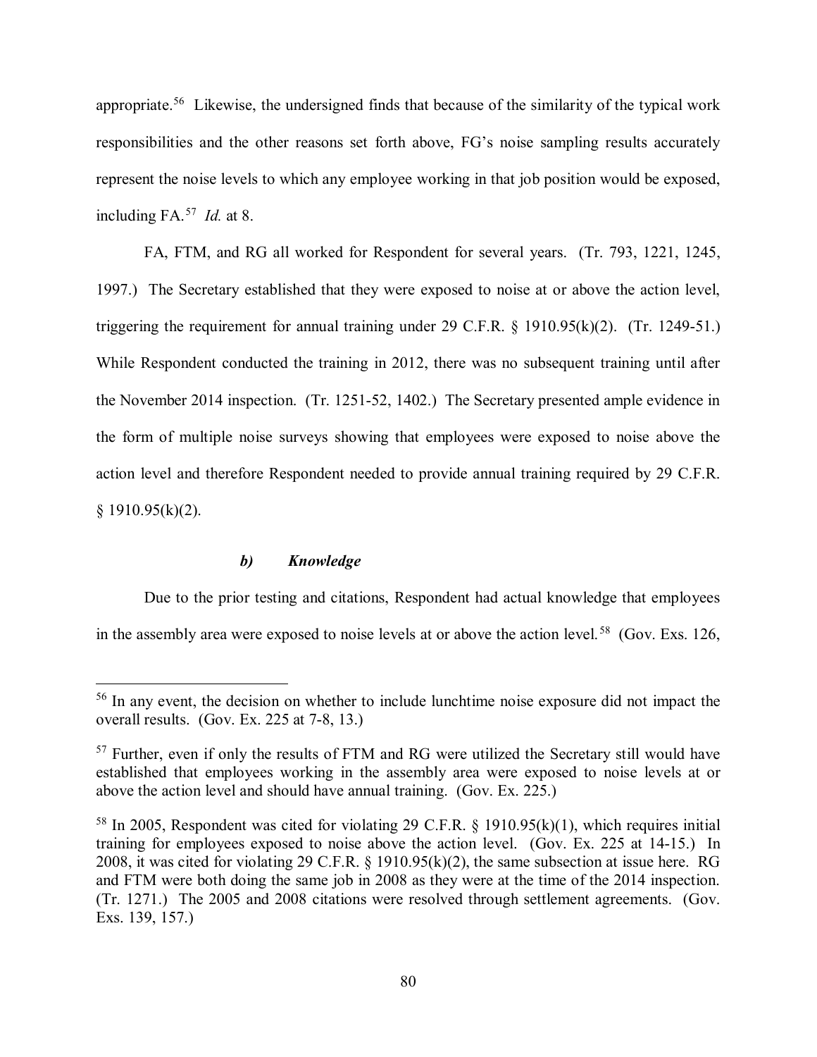appropriate.[56] Likewise, the undersigned finds that because of the similarity of the typical work responsibilities and the other reasons set forth above, FG's noise sampling results accurately represent the noise levels to which any employee working in that job position would be exposed, including FA.[57] *Id.* at 8.

FA, FTM, and RG all worked for Respondent for several years. (Tr. 793, 1221, 1245, 1997.) The Secretary established that they were exposed to noise at or above the action level, triggering the requirement for annual training under 29 C.F.R. § 1910.95(k)(2). (Tr. 1249-51.) While Respondent conducted the training in 2012, there was no subsequent training until after the November 2014 inspection. (Tr. 1251-52, 1402.) The Secretary presented ample evidence in the form of multiple noise surveys showing that employees were exposed to noise above the action level and therefore Respondent needed to provide annual training required by 29 C.F.R. § 1910.95(k)(2).

#### *b) Knowledge*

Due to the prior testing and citations, Respondent had actual knowledge that employees in the assembly area were exposed to noise levels at or above the action level.[58] (Gov. Exs. 126,

---

[56] In any event, the decision on whether to include lunchtime noise exposure did not impact the overall results. (Gov. Ex. 225 at 7-8, 13.)

[57] Further, even if only the results of FTM and RG were utilized the Secretary still would have established that employees working in the assembly area were exposed to noise levels at or above the action level and should have annual training. (Gov. Ex. 225.)

[58] In 2005, Respondent was cited for violating 29 C.F.R. § 1910.95(k)(1), which requires initial training for employees exposed to noise above the action level. (Gov. Ex. 225 at 14-15.) In 2008, it was cited for violating 29 C.F.R. § 1910.95(k)(2), the same subsection at issue here. RG and FTM were both doing the same job in 2008 as they were at the time of the 2014 inspection. (Tr. 1271.) The 2005 and 2008 citations were resolved through settlement agreements. (Gov. Exs. 139, 157.)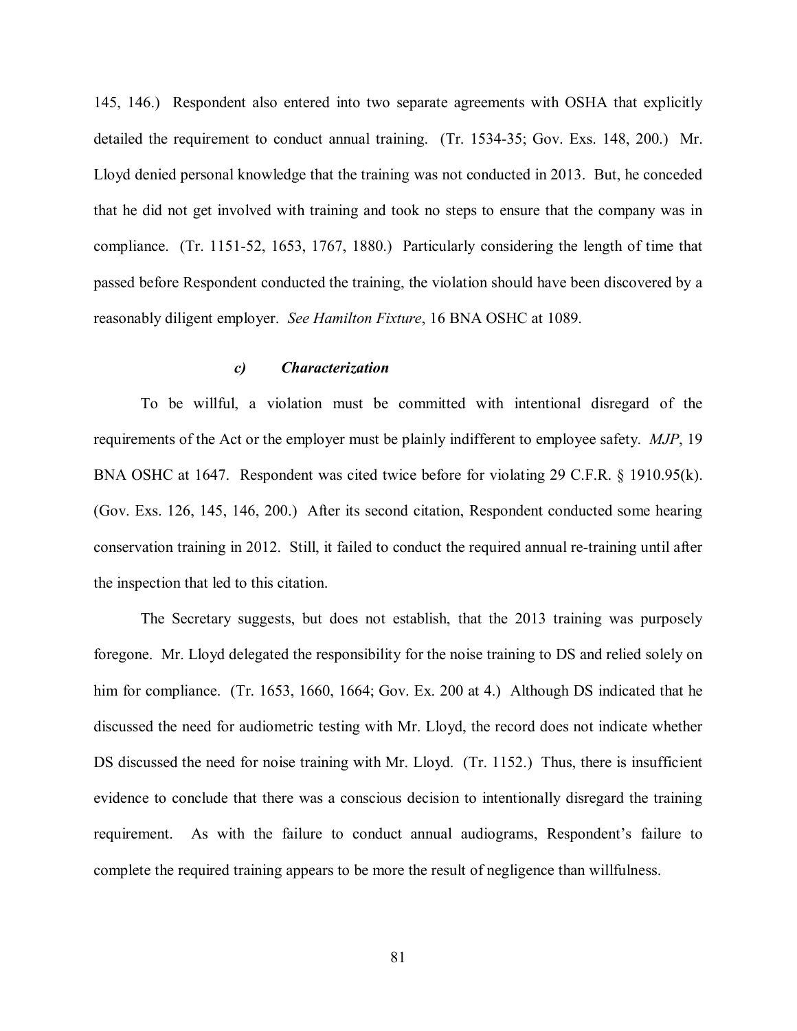145, 146.) Respondent also entered into two separate agreements with OSHA that explicitly detailed the requirement to conduct annual training. (Tr. 1534-35; Gov. Exs. 148, 200.) Mr. Lloyd denied personal knowledge that the training was not conducted in 2013. But, he conceded that he did not get involved with training and took no steps to ensure that the company was in compliance. (Tr. 1151-52, 1653, 1767, 1880.) Particularly considering the length of time that passed before Respondent conducted the training, the violation should have been discovered by a reasonably diligent employer. *See Hamilton Fixture*, 16 BNA OSHC at 1089.

#### *c) Characterization*

To be willful, a violation must be committed with intentional disregard of the requirements of the Act or the employer must be plainly indifferent to employee safety. *MJP*, 19 BNA OSHC at 1647. Respondent was cited twice before for violating 29 C.F.R. § 1910.95(k). (Gov. Exs. 126, 145, 146, 200.) After its second citation, Respondent conducted some hearing conservation training in 2012. Still, it failed to conduct the required annual re-training until after the inspection that led to this citation.

The Secretary suggests, but does not establish, that the 2013 training was purposely foregone. Mr. Lloyd delegated the responsibility for the noise training to DS and relied solely on him for compliance. (Tr. 1653, 1660, 1664; Gov. Ex. 200 at 4.) Although DS indicated that he discussed the need for audiometric testing with Mr. Lloyd, the record does not indicate whether DS discussed the need for noise training with Mr. Lloyd. (Tr. 1152.) Thus, there is insufficient evidence to conclude that there was a conscious decision to intentionally disregard the training requirement. As with the failure to conduct annual audiograms, Respondent's failure to complete the required training appears to be more the result of negligence than willfulness.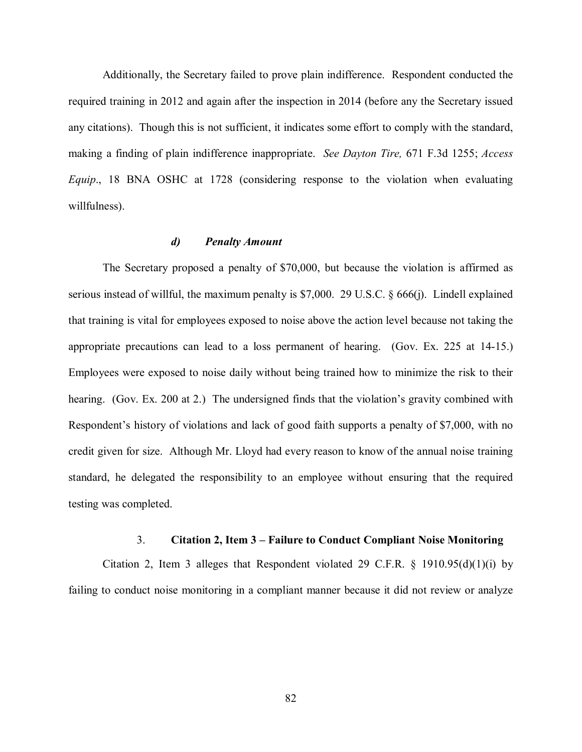Additionally, the Secretary failed to prove plain indifference. Respondent conducted the required training in 2012 and again after the inspection in 2014 (before any the Secretary issued any citations). Though this is not sufficient, it indicates some effort to comply with the standard, making a finding of plain indifference inappropriate. *See Dayton Tire,* 671 F.3d 1255; *Access Equip*., 18 BNA OSHC at 1728 (considering response to the violation when evaluating willfulness).

#### ***d) Penalty Amount***

The Secretary proposed a penalty of $70,000, but because the violation is affirmed as serious instead of willful, the maximum penalty is $7,000. 29 U.S.C. § 666(j). Lindell explained that training is vital for employees exposed to noise above the action level because not taking the appropriate precautions can lead to a loss permanent of hearing. (Gov. Ex. 225 at 14-15.) Employees were exposed to noise daily without being trained how to minimize the risk to their hearing. (Gov. Ex. 200 at 2.) The undersigned finds that the violation's gravity combined with Respondent's history of violations and lack of good faith supports a penalty of $7,000, with no credit given for size. Although Mr. Lloyd had every reason to know of the annual noise training standard, he delegated the responsibility to an employee without ensuring that the required testing was completed.

### 3. **Citation 2, Item 3 – Failure to Conduct Compliant Noise Monitoring**

Citation 2, Item 3 alleges that Respondent violated 29 C.F.R. § 1910.95(d)(1)(i) by failing to conduct noise monitoring in a compliant manner because it did not review or analyze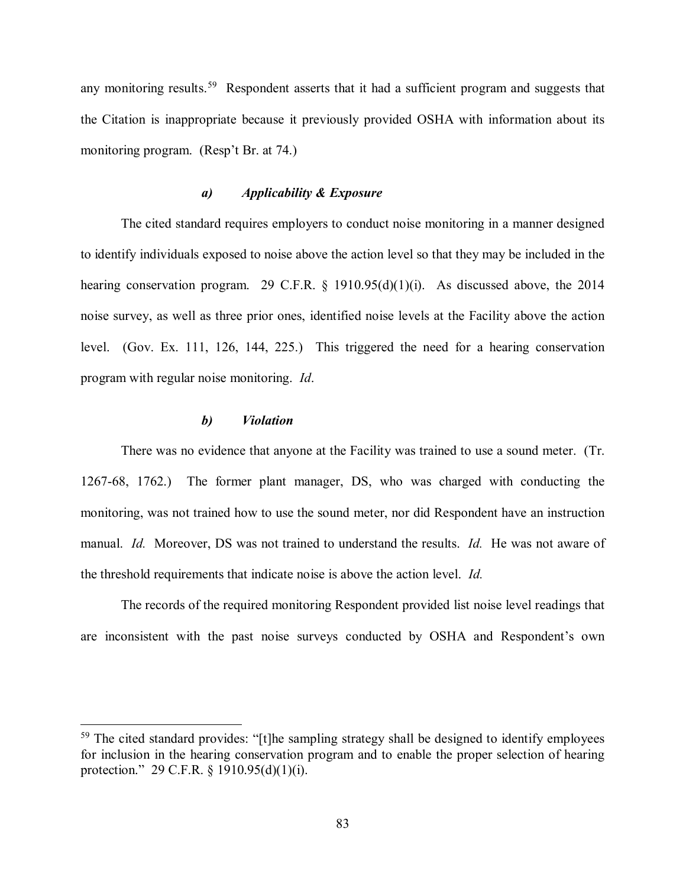any monitoring results.[59] Respondent asserts that it had a sufficient program and suggests that the Citation is inappropriate because it previously provided OSHA with information about its monitoring program. (Resp't Br. at 74.)

#### *a) Applicability & Exposure*

The cited standard requires employers to conduct noise monitoring in a manner designed to identify individuals exposed to noise above the action level so that they may be included in the hearing conservation program. 29 C.F.R. § 1910.95(d)(1)(i). As discussed above, the 2014 noise survey, as well as three prior ones, identified noise levels at the Facility above the action level. (Gov. Ex. 111, 126, 144, 225.) This triggered the need for a hearing conservation program with regular noise monitoring. *Id*.

#### *b) Violation*

There was no evidence that anyone at the Facility was trained to use a sound meter. (Tr. 1267-68, 1762.) The former plant manager, DS, who was charged with conducting the monitoring, was not trained how to use the sound meter, nor did Respondent have an instruction manual. *Id.* Moreover, DS was not trained to understand the results. *Id.* He was not aware of the threshold requirements that indicate noise is above the action level. *Id.*

The records of the required monitoring Respondent provided list noise level readings that are inconsistent with the past noise surveys conducted by OSHA and Respondent's own

---

[59] The cited standard provides: "[t]he sampling strategy shall be designed to identify employees for inclusion in the hearing conservation program and to enable the proper selection of hearing protection." 29 C.F.R. § 1910.95(d)(1)(i).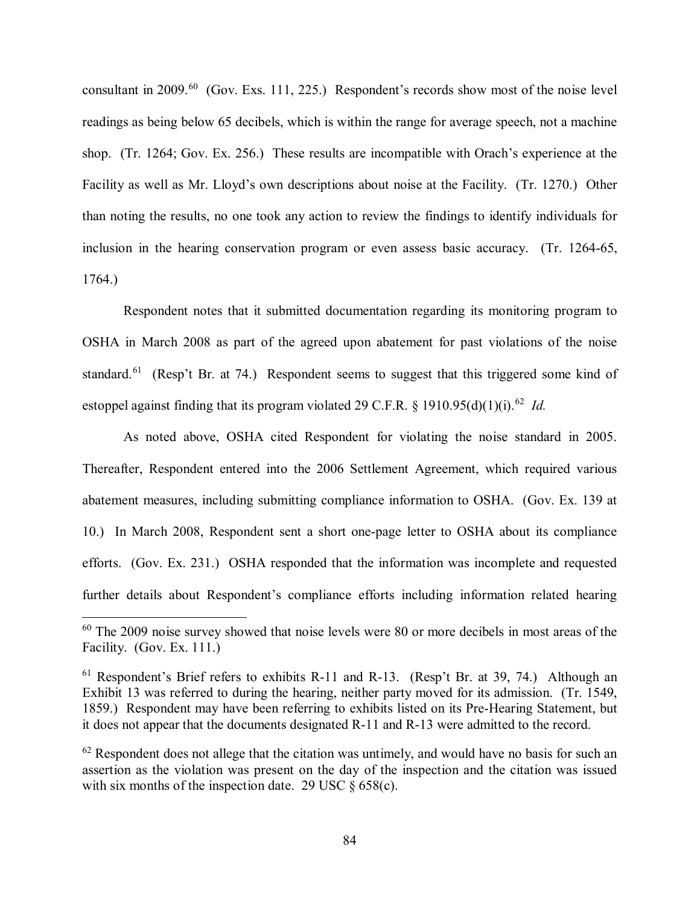consultant in 2009.[60] (Gov. Exs. 111, 225.) Respondent's records show most of the noise level readings as being below 65 decibels, which is within the range for average speech, not a machine shop. (Tr. 1264; Gov. Ex. 256.) These results are incompatible with Orach's experience at the Facility as well as Mr. Lloyd's own descriptions about noise at the Facility. (Tr. 1270.) Other than noting the results, no one took any action to review the findings to identify individuals for inclusion in the hearing conservation program or even assess basic accuracy. (Tr. 1264-65, 1764.)

Respondent notes that it submitted documentation regarding its monitoring program to OSHA in March 2008 as part of the agreed upon abatement for past violations of the noise standard.[61] (Resp't Br. at 74.) Respondent seems to suggest that this triggered some kind of estoppel against finding that its program violated 29 C.F.R. § 1910.95(d)(1)(i).[62] *Id.*

As noted above, OSHA cited Respondent for violating the noise standard in 2005. Thereafter, Respondent entered into the 2006 Settlement Agreement, which required various abatement measures, including submitting compliance information to OSHA. (Gov. Ex. 139 at 10.) In March 2008, Respondent sent a short one-page letter to OSHA about its compliance efforts. (Gov. Ex. 231.) OSHA responded that the information was incomplete and requested further details about Respondent's compliance efforts including information related hearing

---

[60] The 2009 noise survey showed that noise levels were 80 or more decibels in most areas of the Facility. (Gov. Ex. 111.)

[61] Respondent's Brief refers to exhibits R-11 and R-13. (Resp't Br. at 39, 74.) Although an Exhibit 13 was referred to during the hearing, neither party moved for its admission. (Tr. 1549, 1859.) Respondent may have been referring to exhibits listed on its Pre-Hearing Statement, but it does not appear that the documents designated R-11 and R-13 were admitted to the record.

[62] Respondent does not allege that the citation was untimely, and would have no basis for such an assertion as the violation was present on the day of the inspection and the citation was issued with six months of the inspection date. 29 USC § 658(c).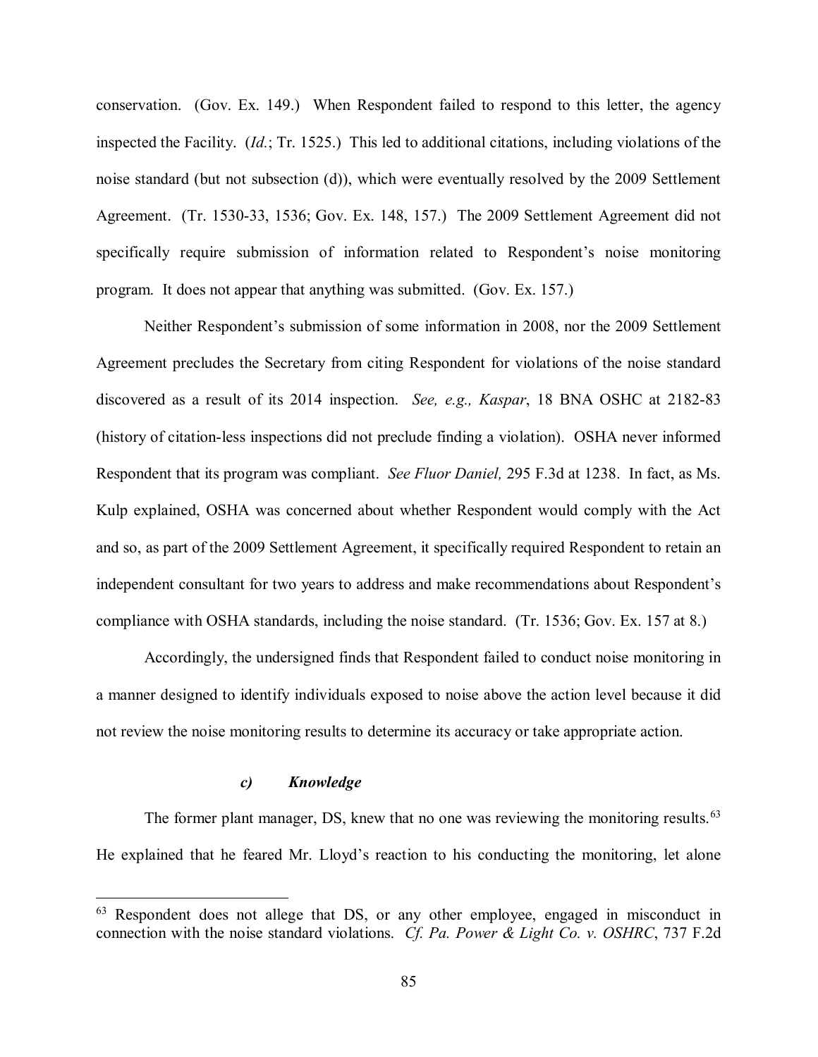conservation. (Gov. Ex. 149.) When Respondent failed to respond to this letter, the agency inspected the Facility. (*Id.*; Tr. 1525.) This led to additional citations, including violations of the noise standard (but not subsection (d)), which were eventually resolved by the 2009 Settlement Agreement. (Tr. 1530-33, 1536; Gov. Ex. 148, 157.) The 2009 Settlement Agreement did not specifically require submission of information related to Respondent's noise monitoring program. It does not appear that anything was submitted. (Gov. Ex. 157.)

Neither Respondent's submission of some information in 2008, nor the 2009 Settlement Agreement precludes the Secretary from citing Respondent for violations of the noise standard discovered as a result of its 2014 inspection. *See, e.g., Kaspar*, 18 BNA OSHC at 2182-83 (history of citation-less inspections did not preclude finding a violation). OSHA never informed Respondent that its program was compliant. *See Fluor Daniel,* 295 F.3d at 1238. In fact, as Ms. Kulp explained, OSHA was concerned about whether Respondent would comply with the Act and so, as part of the 2009 Settlement Agreement, it specifically required Respondent to retain an independent consultant for two years to address and make recommendations about Respondent's compliance with OSHA standards, including the noise standard. (Tr. 1536; Gov. Ex. 157 at 8.)

Accordingly, the undersigned finds that Respondent failed to conduct noise monitoring in a manner designed to identify individuals exposed to noise above the action level because it did not review the noise monitoring results to determine its accuracy or take appropriate action.

#### *c) Knowledge*

The former plant manager, DS, knew that no one was reviewing the monitoring results.[63] He explained that he feared Mr. Lloyd's reaction to his conducting the monitoring, let alone

---

[63] Respondent does not allege that DS, or any other employee, engaged in misconduct in connection with the noise standard violations. *Cf. Pa. Power & Light Co. v. OSHRC*, 737 F.2d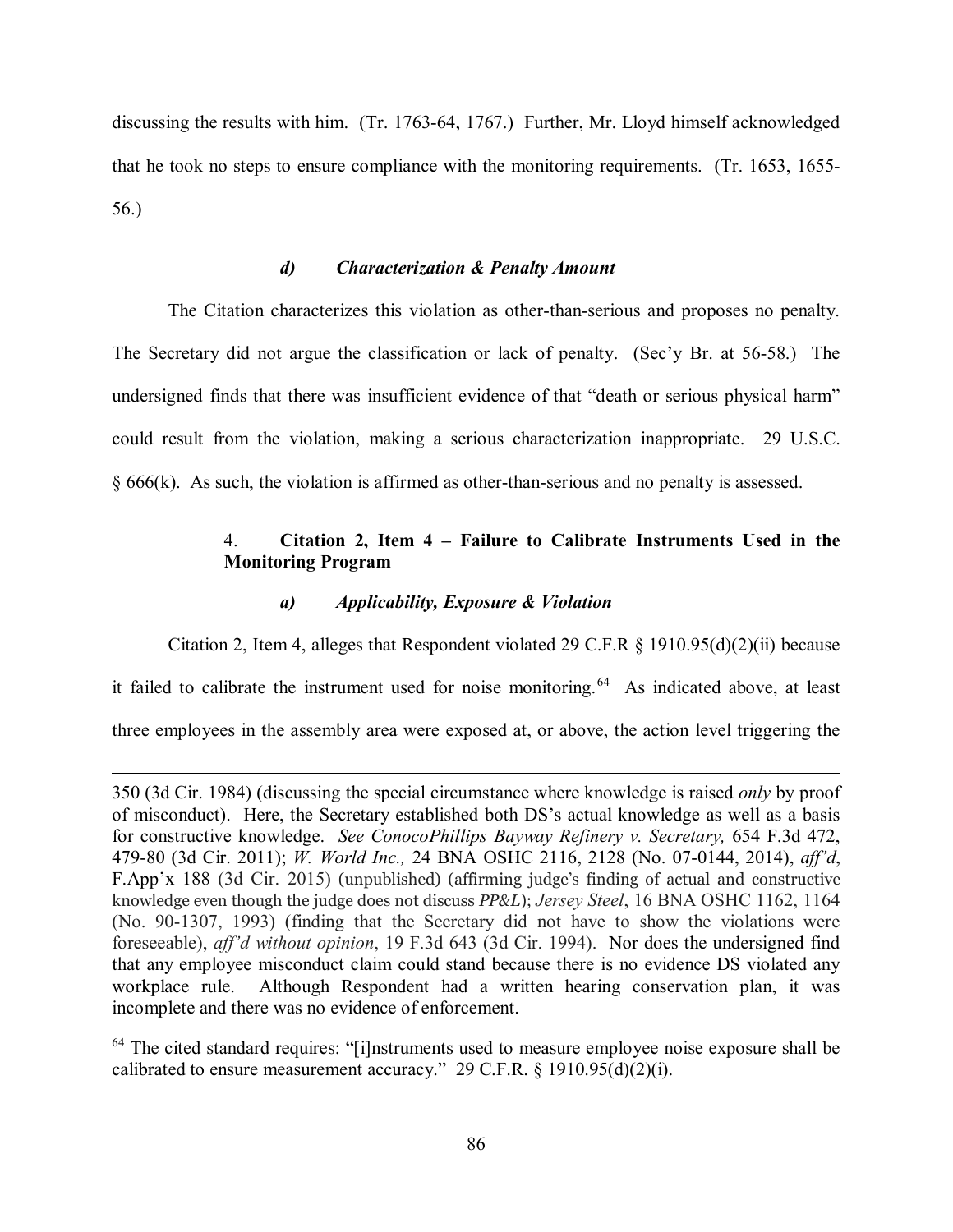discussing the results with him. (Tr. 1763-64, 1767.) Further, Mr. Lloyd himself acknowledged that he took no steps to ensure compliance with the monitoring requirements. (Tr. 1653, 1655-56.)

#### *d) Characterization & Penalty Amount*

The Citation characterizes this violation as other-than-serious and proposes no penalty. The Secretary did not argue the classification or lack of penalty. (Sec'y Br. at 56-58.) The undersigned finds that there was insufficient evidence of that "death or serious physical harm" could result from the violation, making a serious characterization inappropriate. 29 U.S.C. § 666(k). As such, the violation is affirmed as other-than-serious and no penalty is assessed.

### 4. **Citation 2, Item 4 – Failure to Calibrate Instruments Used in the Monitoring Program**

#### *a) Applicability, Exposure & Violation*

Citation 2, Item 4, alleges that Respondent violated 29 C.F.R § 1910.95(d)(2)(ii) because it failed to calibrate the instrument used for noise monitoring.[64] As indicated above, at least three employees in the assembly area were exposed at, or above, the action level triggering the

---

350 (3d Cir. 1984) (discussing the special circumstance where knowledge is raised *only* by proof of misconduct). Here, the Secretary established both DS's actual knowledge as well as a basis for constructive knowledge. *See ConocoPhillips Bayway Refinery v. Secretary,* 654 F.3d 472, 479-80 (3d Cir. 2011); *W. World Inc.,* 24 BNA OSHC 2116, 2128 (No. 07-0144, 2014), *aff'd*, F.App'x 188 (3d Cir. 2015) (unpublished) (affirming judge's finding of actual and constructive knowledge even though the judge does not discuss *PP&L*); *Jersey Steel*, 16 BNA OSHC 1162, 1164 (No. 90-1307, 1993) (finding that the Secretary did not have to show the violations were foreseeable), *aff'd without opinion*, 19 F.3d 643 (3d Cir. 1994). Nor does the undersigned find that any employee misconduct claim could stand because there is no evidence DS violated any workplace rule. Although Respondent had a written hearing conservation plan, it was incomplete and there was no evidence of enforcement.

[64] The cited standard requires: "[i]nstruments used to measure employee noise exposure shall be calibrated to ensure measurement accuracy." 29 C.F.R. § 1910.95(d)(2)(i).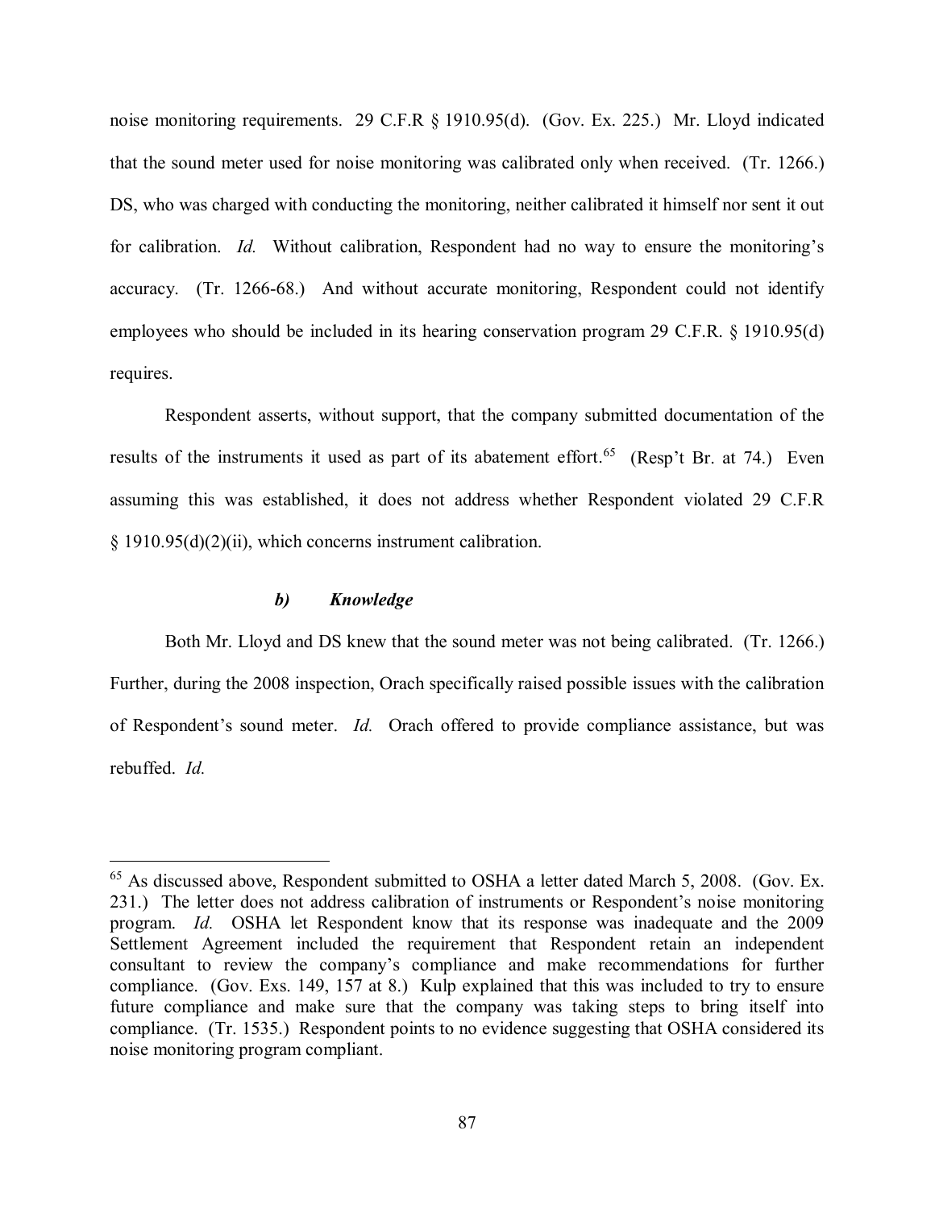noise monitoring requirements. 29 C.F.R § 1910.95(d). (Gov. Ex. 225.) Mr. Lloyd indicated that the sound meter used for noise monitoring was calibrated only when received. (Tr. 1266.) DS, who was charged with conducting the monitoring, neither calibrated it himself nor sent it out for calibration. *Id.* Without calibration, Respondent had no way to ensure the monitoring's accuracy. (Tr. 1266-68.) And without accurate monitoring, Respondent could not identify employees who should be included in its hearing conservation program 29 C.F.R. § 1910.95(d) requires.

Respondent asserts, without support, that the company submitted documentation of the results of the instruments it used as part of its abatement effort.[65] (Resp't Br. at 74.) Even assuming this was established, it does not address whether Respondent violated 29 C.F.R § 1910.95(d)(2)(ii), which concerns instrument calibration.

#### *b) Knowledge*

Both Mr. Lloyd and DS knew that the sound meter was not being calibrated. (Tr. 1266.) Further, during the 2008 inspection, Orach specifically raised possible issues with the calibration of Respondent's sound meter. *Id.* Orach offered to provide compliance assistance, but was rebuffed. *Id.*

---

[65] As discussed above, Respondent submitted to OSHA a letter dated March 5, 2008. (Gov. Ex. 231.) The letter does not address calibration of instruments or Respondent's noise monitoring program. *Id.* OSHA let Respondent know that its response was inadequate and the 2009 Settlement Agreement included the requirement that Respondent retain an independent consultant to review the company's compliance and make recommendations for further compliance. (Gov. Exs. 149, 157 at 8.) Kulp explained that this was included to try to ensure future compliance and make sure that the company was taking steps to bring itself into compliance. (Tr. 1535.) Respondent points to no evidence suggesting that OSHA considered its noise monitoring program compliant.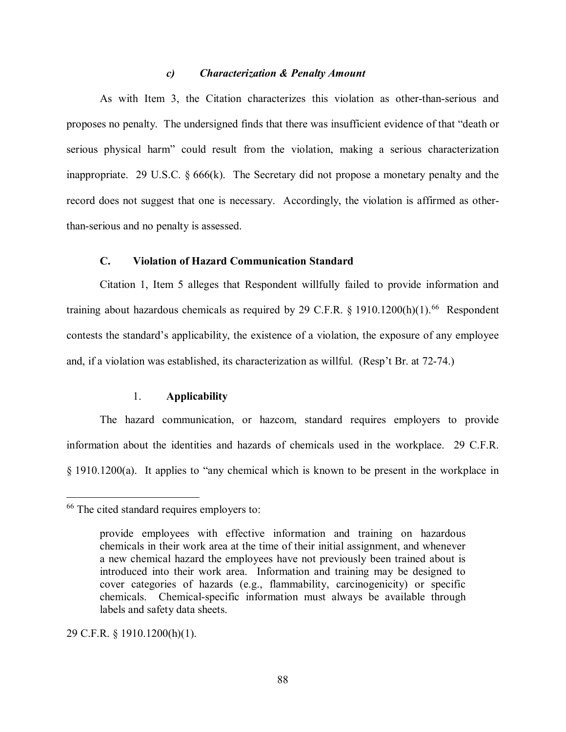### *c) Characterization & Penalty Amount*

As with Item 3, the Citation characterizes this violation as other-than-serious and proposes no penalty. The undersigned finds that there was insufficient evidence of that "death or serious physical harm" could result from the violation, making a serious characterization inappropriate. 29 U.S.C. § 666(k). The Secretary did not propose a monetary penalty and the record does not suggest that one is necessary. Accordingly, the violation is affirmed as other-than-serious and no penalty is assessed.

## C. Violation of Hazard Communication Standard

Citation 1, Item 5 alleges that Respondent willfully failed to provide information and training about hazardous chemicals as required by 29 C.F.R. § 1910.1200(h)(1).[66] Respondent contests the standard's applicability, the existence of a violation, the exposure of any employee and, if a violation was established, its characterization as willful. (Resp't Br. at 72-74.)

### 1. **Applicability**

The hazard communication, or hazcom, standard requires employers to provide information about the identities and hazards of chemicals used in the workplace. 29 C.F.R. § 1910.1200(a). It applies to "any chemical which is known to be present in the workplace in

---

[66] The cited standard requires employers to:

> provide employees with effective information and training on hazardous chemicals in their work area at the time of their initial assignment, and whenever a new chemical hazard the employees have not previously been trained about is introduced into their work area. Information and training may be designed to cover categories of hazards (e.g., flammability, carcinogenicity) or specific chemicals. Chemical-specific information must always be available through labels and safety data sheets.

29 C.F.R. § 1910.1200(h)(1).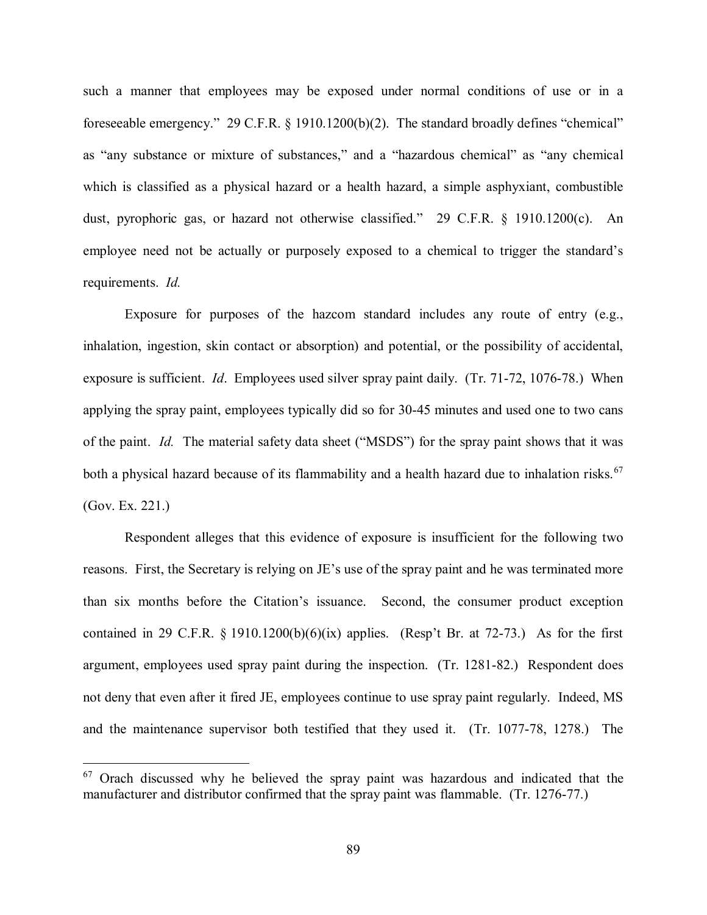such a manner that employees may be exposed under normal conditions of use or in a foreseeable emergency." 29 C.F.R. § 1910.1200(b)(2). The standard broadly defines "chemical" as "any substance or mixture of substances," and a "hazardous chemical" as "any chemical which is classified as a physical hazard or a health hazard, a simple asphyxiant, combustible dust, pyrophoric gas, or hazard not otherwise classified." 29 C.F.R. § 1910.1200(c). An employee need not be actually or purposely exposed to a chemical to trigger the standard's requirements. *Id.*

Exposure for purposes of the hazcom standard includes any route of entry (e.g., inhalation, ingestion, skin contact or absorption) and potential, or the possibility of accidental, exposure is sufficient. *Id*. Employees used silver spray paint daily. (Tr. 71-72, 1076-78.) When applying the spray paint, employees typically did so for 30-45 minutes and used one to two cans of the paint. *Id.* The material safety data sheet ("MSDS") for the spray paint shows that it was both a physical hazard because of its flammability and a health hazard due to inhalation risks.[67] (Gov. Ex. 221.)

Respondent alleges that this evidence of exposure is insufficient for the following two reasons. First, the Secretary is relying on JE's use of the spray paint and he was terminated more than six months before the Citation's issuance. Second, the consumer product exception contained in 29 C.F.R. § 1910.1200(b)(6)(ix) applies. (Resp't Br. at 72-73.) As for the first argument, employees used spray paint during the inspection. (Tr. 1281-82.) Respondent does not deny that even after it fired JE, employees continue to use spray paint regularly. Indeed, MS and the maintenance supervisor both testified that they used it. (Tr. 1077-78, 1278.) The

[67] Orach discussed why he believed the spray paint was hazardous and indicated that the manufacturer and distributor confirmed that the spray paint was flammable. (Tr. 1276-77.)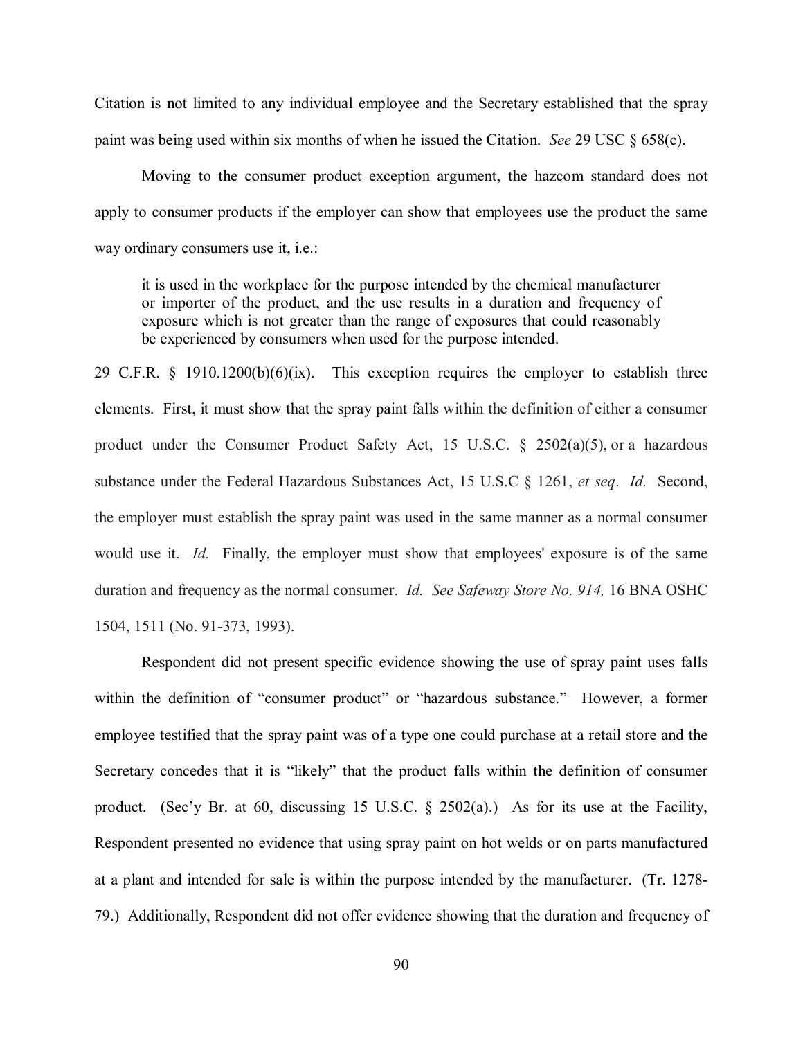Citation is not limited to any individual employee and the Secretary established that the spray paint was being used within six months of when he issued the Citation. *See* 29 USC § 658(c).

Moving to the consumer product exception argument, the hazcom standard does not apply to consumer products if the employer can show that employees use the product the same way ordinary consumers use it, i.e.:

> it is used in the workplace for the purpose intended by the chemical manufacturer or importer of the product, and the use results in a duration and frequency of exposure which is not greater than the range of exposures that could reasonably be experienced by consumers when used for the purpose intended.

29 C.F.R. § 1910.1200(b)(6)(ix). This exception requires the employer to establish three elements. First, it must show that the spray paint falls within the definition of either a consumer product under the Consumer Product Safety Act, 15 U.S.C. § 2502(a)(5), or a hazardous substance under the Federal Hazardous Substances Act, 15 U.S.C § 1261, *et seq*. *Id.* Second, the employer must establish the spray paint was used in the same manner as a normal consumer would use it. *Id.* Finally, the employer must show that employees' exposure is of the same duration and frequency as the normal consumer. *Id. See Safeway Store No. 914,* 16 BNA OSHC 1504, 1511 (No. 91-373, 1993).

Respondent did not present specific evidence showing the use of spray paint uses falls within the definition of "consumer product" or "hazardous substance." However, a former employee testified that the spray paint was of a type one could purchase at a retail store and the Secretary concedes that it is "likely" that the product falls within the definition of consumer product. (Sec'y Br. at 60, discussing 15 U.S.C. § 2502(a).) As for its use at the Facility, Respondent presented no evidence that using spray paint on hot welds or on parts manufactured at a plant and intended for sale is within the purpose intended by the manufacturer. (Tr. 1278-79.) Additionally, Respondent did not offer evidence showing that the duration and frequency of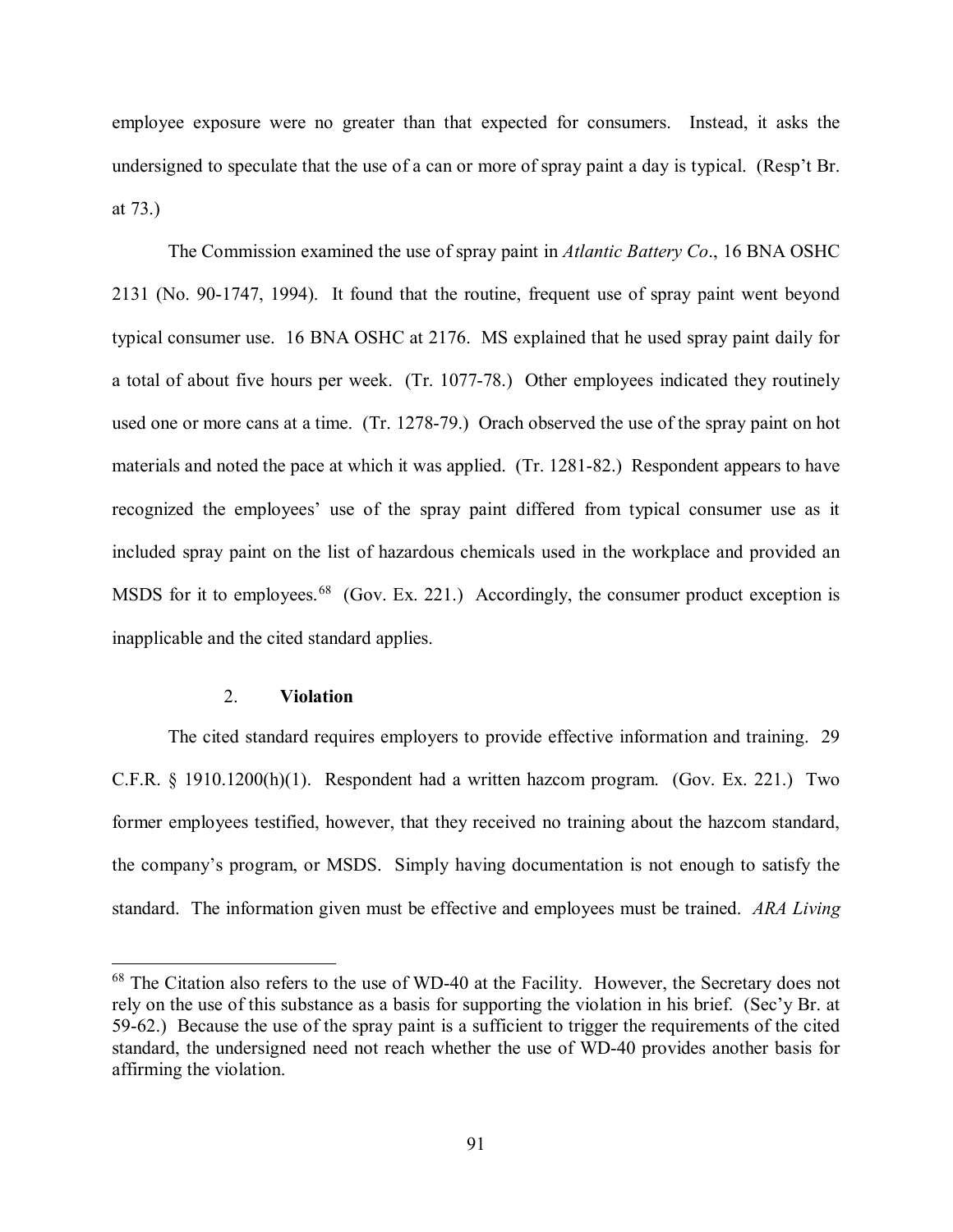employee exposure were no greater than that expected for consumers. Instead, it asks the undersigned to speculate that the use of a can or more of spray paint a day is typical. (Resp't Br. at 73.)

The Commission examined the use of spray paint in *Atlantic Battery Co*., 16 BNA OSHC 2131 (No. 90-1747, 1994). It found that the routine, frequent use of spray paint went beyond typical consumer use. 16 BNA OSHC at 2176. MS explained that he used spray paint daily for a total of about five hours per week. (Tr. 1077-78.) Other employees indicated they routinely used one or more cans at a time. (Tr. 1278-79.) Orach observed the use of the spray paint on hot materials and noted the pace at which it was applied. (Tr. 1281-82.) Respondent appears to have recognized the employees' use of the spray paint differed from typical consumer use as it included spray paint on the list of hazardous chemicals used in the workplace and provided an MSDS for it to employees.[68] (Gov. Ex. 221.) Accordingly, the consumer product exception is inapplicable and the cited standard applies.

### 2. **Violation**

The cited standard requires employers to provide effective information and training. 29 C.F.R. § 1910.1200(h)(1). Respondent had a written hazcom program. (Gov. Ex. 221.) Two former employees testified, however, that they received no training about the hazcom standard, the company's program, or MSDS. Simply having documentation is not enough to satisfy the standard. The information given must be effective and employees must be trained. *ARA Living*

---

[68] The Citation also refers to the use of WD-40 at the Facility. However, the Secretary does not rely on the use of this substance as a basis for supporting the violation in his brief. (Sec'y Br. at 59-62.) Because the use of the spray paint is a sufficient to trigger the requirements of the cited standard, the undersigned need not reach whether the use of WD-40 provides another basis for affirming the violation.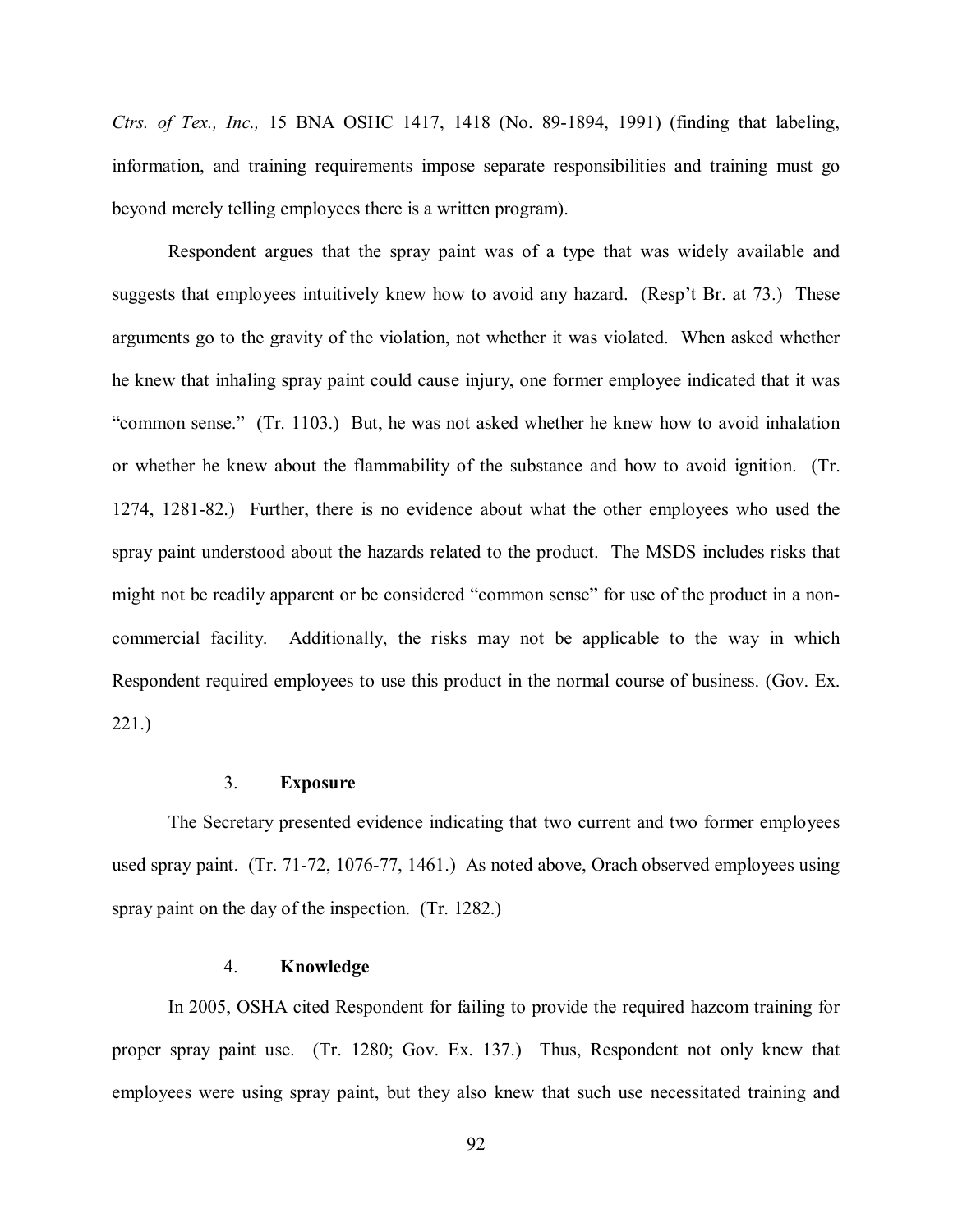*Ctrs. of Tex., Inc.,* 15 BNA OSHC 1417, 1418 (No. 89-1894, 1991) (finding that labeling, information, and training requirements impose separate responsibilities and training must go beyond merely telling employees there is a written program).

Respondent argues that the spray paint was of a type that was widely available and suggests that employees intuitively knew how to avoid any hazard. (Resp't Br. at 73.) These arguments go to the gravity of the violation, not whether it was violated. When asked whether he knew that inhaling spray paint could cause injury, one former employee indicated that it was "common sense." (Tr. 1103.) But, he was not asked whether he knew how to avoid inhalation or whether he knew about the flammability of the substance and how to avoid ignition. (Tr. 1274, 1281-82.) Further, there is no evidence about what the other employees who used the spray paint understood about the hazards related to the product. The MSDS includes risks that might not be readily apparent or be considered "common sense" for use of the product in a non-commercial facility. Additionally, the risks may not be applicable to the way in which Respondent required employees to use this product in the normal course of business. (Gov. Ex. 221.)

#### 3. **Exposure**

The Secretary presented evidence indicating that two current and two former employees used spray paint. (Tr. 71-72, 1076-77, 1461.) As noted above, Orach observed employees using spray paint on the day of the inspection. (Tr. 1282.)

#### 4. **Knowledge**

In 2005, OSHA cited Respondent for failing to provide the required hazcom training for proper spray paint use. (Tr. 1280; Gov. Ex. 137.) Thus, Respondent not only knew that employees were using spray paint, but they also knew that such use necessitated training and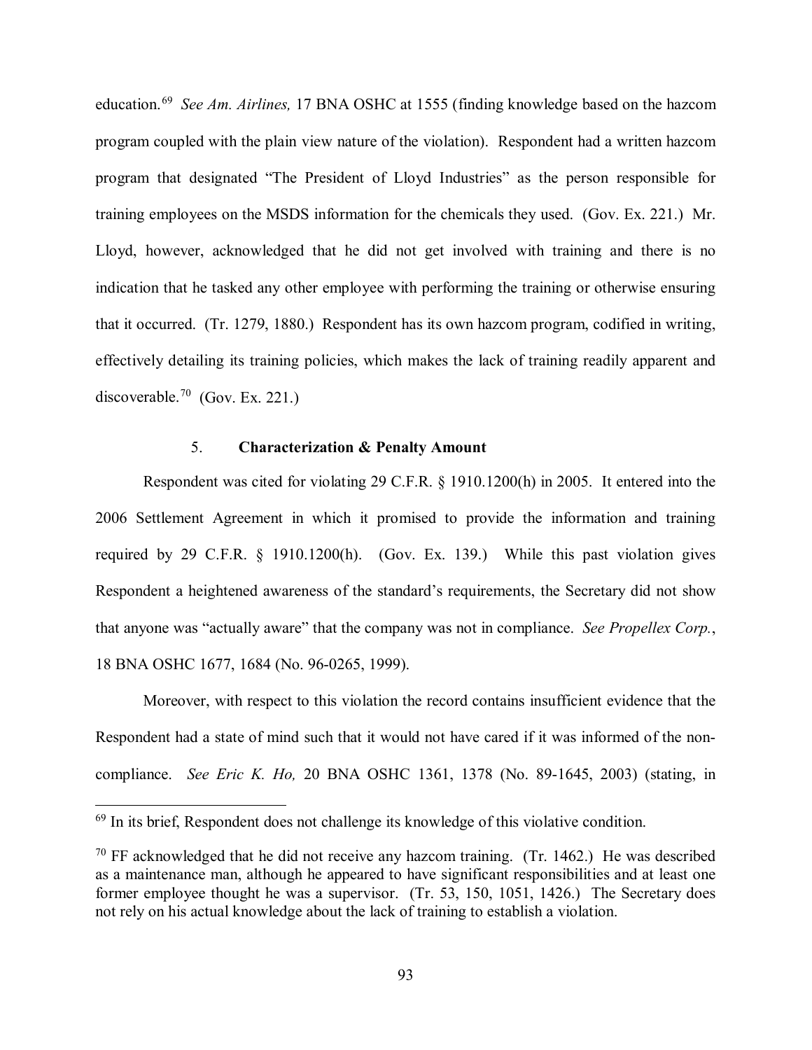education.[69] *See Am. Airlines,* 17 BNA OSHC at 1555 (finding knowledge based on the hazcom program coupled with the plain view nature of the violation). Respondent had a written hazcom program that designated "The President of Lloyd Industries" as the person responsible for training employees on the MSDS information for the chemicals they used. (Gov. Ex. 221.) Mr. Lloyd, however, acknowledged that he did not get involved with training and there is no indication that he tasked any other employee with performing the training or otherwise ensuring that it occurred. (Tr. 1279, 1880.) Respondent has its own hazcom program, codified in writing, effectively detailing its training policies, which makes the lack of training readily apparent and discoverable.[70] (Gov. Ex. 221.)

### 5. **Characterization & Penalty Amount**

Respondent was cited for violating 29 C.F.R. § 1910.1200(h) in 2005. It entered into the 2006 Settlement Agreement in which it promised to provide the information and training required by 29 C.F.R. § 1910.1200(h). (Gov. Ex. 139.) While this past violation gives Respondent a heightened awareness of the standard's requirements, the Secretary did not show that anyone was "actually aware" that the company was not in compliance. *See Propellex Corp.*, 18 BNA OSHC 1677, 1684 (No. 96-0265, 1999).

Moreover, with respect to this violation the record contains insufficient evidence that the Respondent had a state of mind such that it would not have cared if it was informed of the non-compliance. *See Eric K. Ho,* 20 BNA OSHC 1361, 1378 (No. 89-1645, 2003) (stating, in

---

[69] In its brief, Respondent does not challenge its knowledge of this violative condition.

[70] FF acknowledged that he did not receive any hazcom training. (Tr. 1462.) He was described as a maintenance man, although he appeared to have significant responsibilities and at least one former employee thought he was a supervisor. (Tr. 53, 150, 1051, 1426.) The Secretary does not rely on his actual knowledge about the lack of training to establish a violation.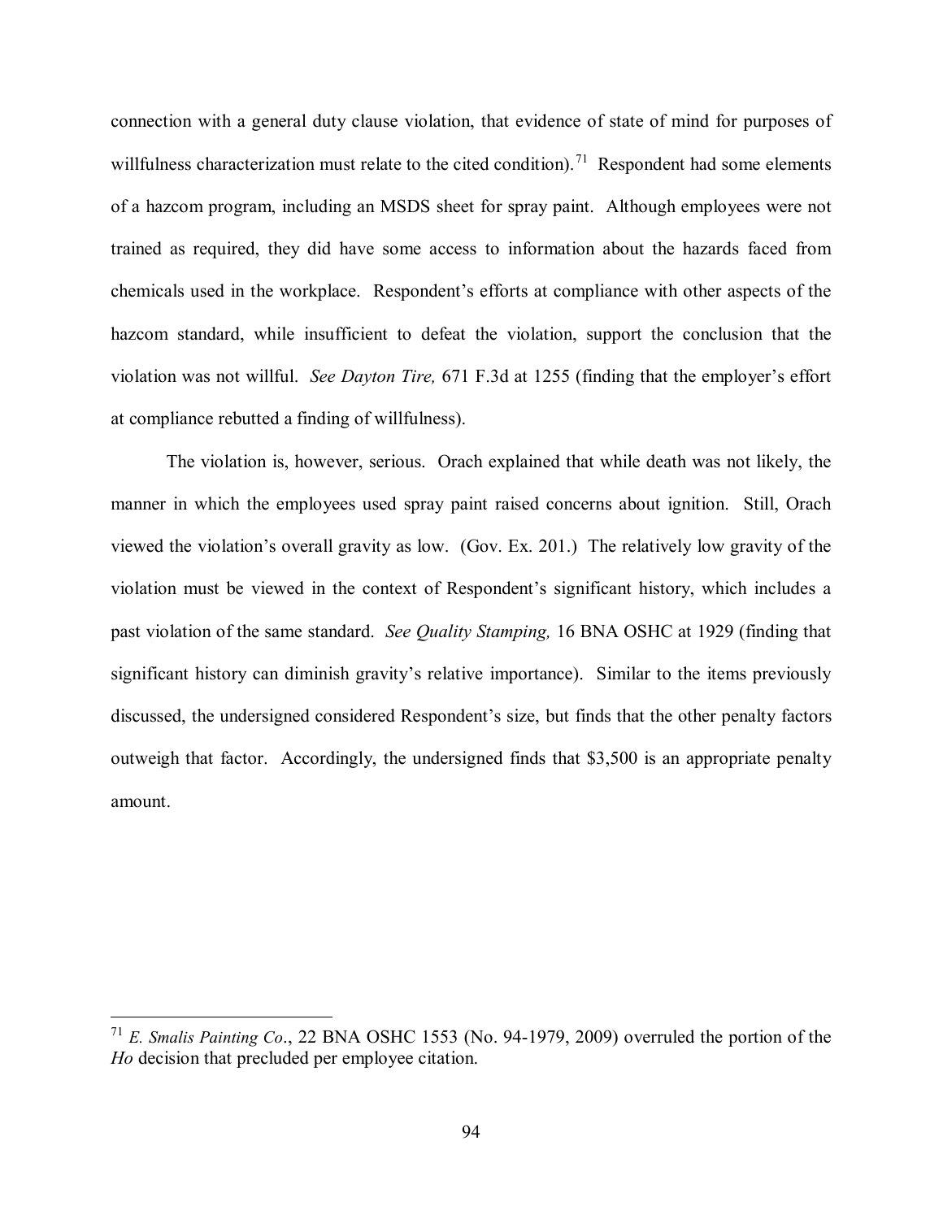connection with a general duty clause violation, that evidence of state of mind for purposes of willfulness characterization must relate to the cited condition).[71] Respondent had some elements of a hazcom program, including an MSDS sheet for spray paint. Although employees were not trained as required, they did have some access to information about the hazards faced from chemicals used in the workplace. Respondent's efforts at compliance with other aspects of the hazcom standard, while insufficient to defeat the violation, support the conclusion that the violation was not willful. *See Dayton Tire,* 671 F.3d at 1255 (finding that the employer's effort at compliance rebutted a finding of willfulness).

The violation is, however, serious. Orach explained that while death was not likely, the manner in which the employees used spray paint raised concerns about ignition. Still, Orach viewed the violation's overall gravity as low. (Gov. Ex. 201.) The relatively low gravity of the violation must be viewed in the context of Respondent's significant history, which includes a past violation of the same standard. *See Quality Stamping,* 16 BNA OSHC at 1929 (finding that significant history can diminish gravity's relative importance). Similar to the items previously discussed, the undersigned considered Respondent's size, but finds that the other penalty factors outweigh that factor. Accordingly, the undersigned finds that $3,500 is an appropriate penalty amount.

---

[71] *E. Smalis Painting Co*., 22 BNA OSHC 1553 (No. 94-1979, 2009) overruled the portion of the *Ho* decision that precluded per employee citation.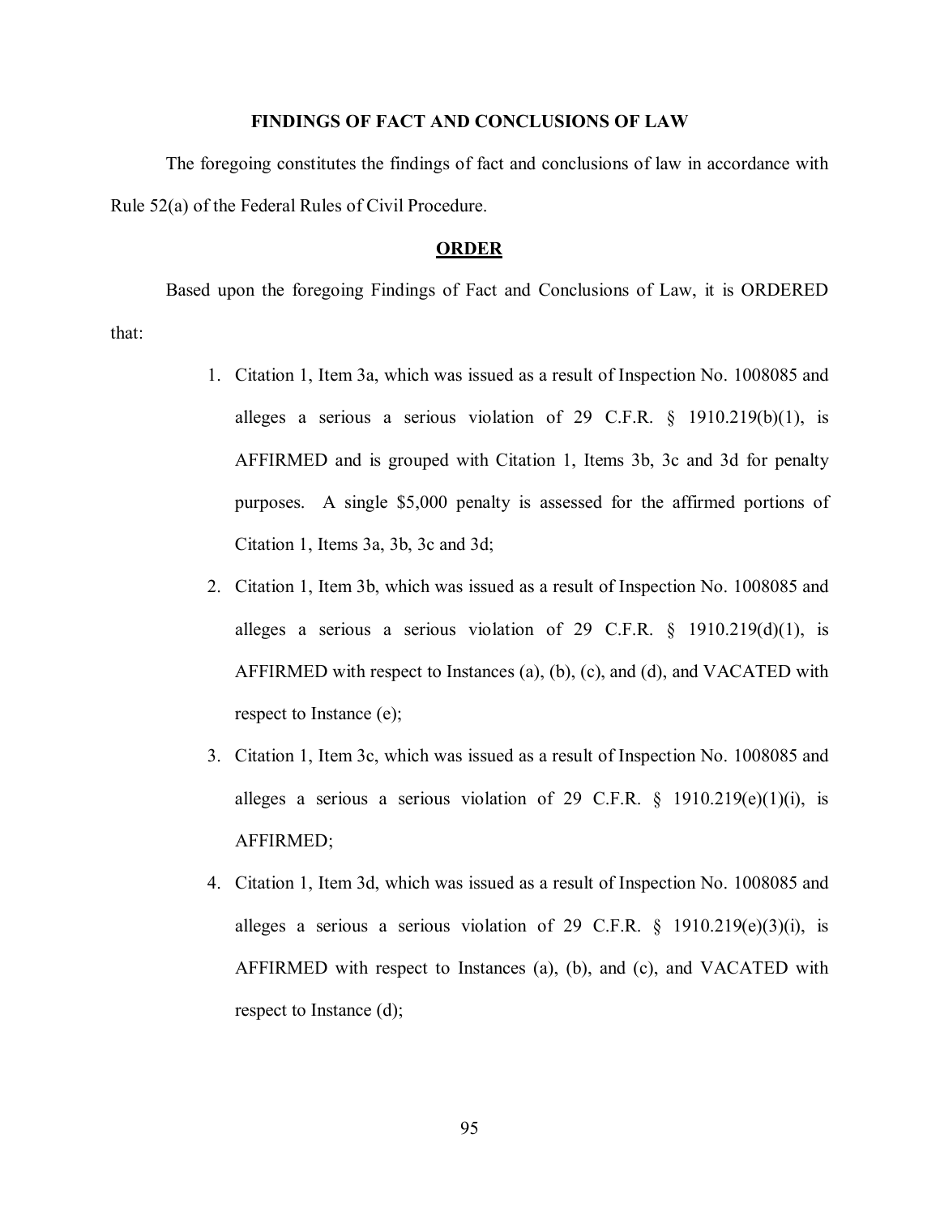**FINDINGS OF FACT AND CONCLUSIONS OF LAW**

The foregoing constitutes the findings of fact and conclusions of law in accordance with Rule 52(a) of the Federal Rules of Civil Procedure.

**ORDER**

Based upon the foregoing Findings of Fact and Conclusions of Law, it is ORDERED that:

1. Citation 1, Item 3a, which was issued as a result of Inspection No. 1008085 and alleges a serious a serious violation of 29 C.F.R. § 1910.219(b)(1), is AFFIRMED and is grouped with Citation 1, Items 3b, 3c and 3d for penalty purposes. A single $5,000 penalty is assessed for the affirmed portions of Citation 1, Items 3a, 3b, 3c and 3d;
2. Citation 1, Item 3b, which was issued as a result of Inspection No. 1008085 and alleges a serious a serious violation of 29 C.F.R. § 1910.219(d)(1), is AFFIRMED with respect to Instances (a), (b), (c), and (d), and VACATED with respect to Instance (e);
3. Citation 1, Item 3c, which was issued as a result of Inspection No. 1008085 and alleges a serious a serious violation of 29 C.F.R. § 1910.219(e)(1)(i), is AFFIRMED;
4. Citation 1, Item 3d, which was issued as a result of Inspection No. 1008085 and alleges a serious a serious violation of 29 C.F.R. § 1910.219(e)(3)(i), is AFFIRMED with respect to Instances (a), (b), and (c), and VACATED with respect to Instance (d);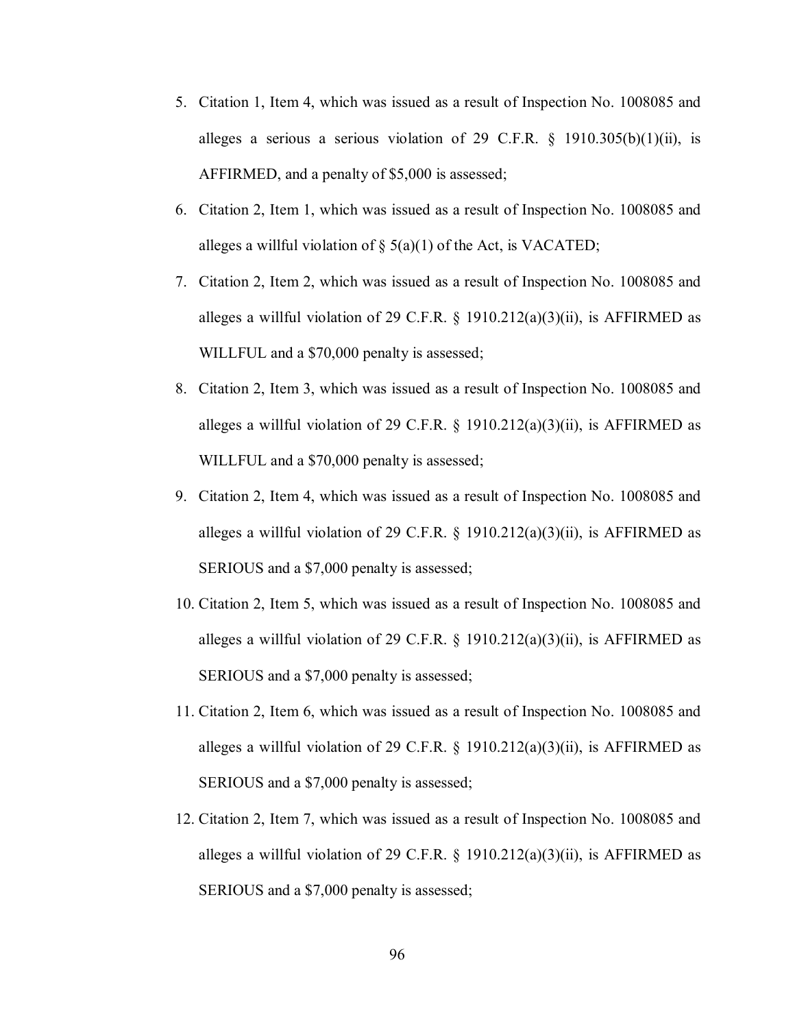5. Citation 1, Item 4, which was issued as a result of Inspection No. 1008085 and alleges a serious a serious violation of 29 C.F.R. § 1910.305(b)(1)(ii), is AFFIRMED, and a penalty of $5,000 is assessed;
6. Citation 2, Item 1, which was issued as a result of Inspection No. 1008085 and alleges a willful violation of § 5(a)(1) of the Act, is VACATED;
7. Citation 2, Item 2, which was issued as a result of Inspection No. 1008085 and alleges a willful violation of 29 C.F.R. § 1910.212(a)(3)(ii), is AFFIRMED as WILLFUL and a $70,000 penalty is assessed;
8. Citation 2, Item 3, which was issued as a result of Inspection No. 1008085 and alleges a willful violation of 29 C.F.R. § 1910.212(a)(3)(ii), is AFFIRMED as WILLFUL and a $70,000 penalty is assessed;
9. Citation 2, Item 4, which was issued as a result of Inspection No. 1008085 and alleges a willful violation of 29 C.F.R. § 1910.212(a)(3)(ii), is AFFIRMED as SERIOUS and a $7,000 penalty is assessed;
10. Citation 2, Item 5, which was issued as a result of Inspection No. 1008085 and alleges a willful violation of 29 C.F.R. § 1910.212(a)(3)(ii), is AFFIRMED as SERIOUS and a $7,000 penalty is assessed;
11. Citation 2, Item 6, which was issued as a result of Inspection No. 1008085 and alleges a willful violation of 29 C.F.R. § 1910.212(a)(3)(ii), is AFFIRMED as SERIOUS and a $7,000 penalty is assessed;
12. Citation 2, Item 7, which was issued as a result of Inspection No. 1008085 and alleges a willful violation of 29 C.F.R. § 1910.212(a)(3)(ii), is AFFIRMED as SERIOUS and a $7,000 penalty is assessed;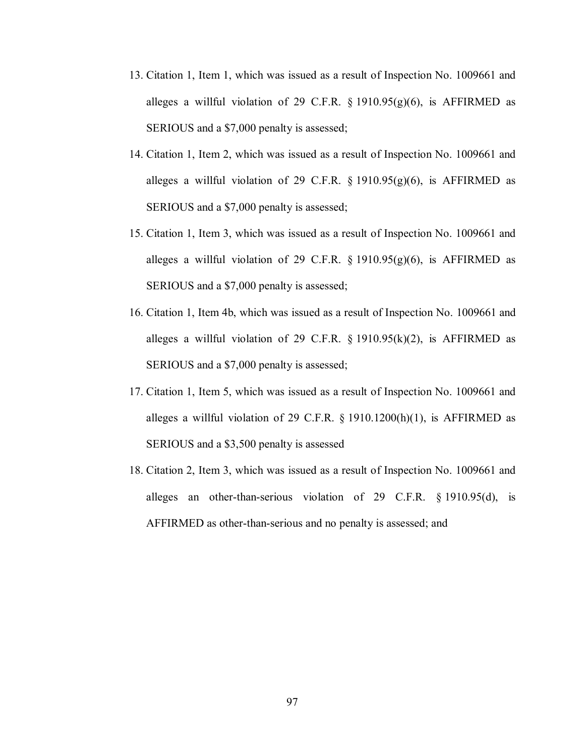13. Citation 1, Item 1, which was issued as a result of Inspection No. 1009661 and alleges a willful violation of 29 C.F.R. § 1910.95(g)(6), is AFFIRMED as SERIOUS and a $7,000 penalty is assessed;
14. Citation 1, Item 2, which was issued as a result of Inspection No. 1009661 and alleges a willful violation of 29 C.F.R. § 1910.95(g)(6), is AFFIRMED as SERIOUS and a $7,000 penalty is assessed;
15. Citation 1, Item 3, which was issued as a result of Inspection No. 1009661 and alleges a willful violation of 29 C.F.R. § 1910.95(g)(6), is AFFIRMED as SERIOUS and a $7,000 penalty is assessed;
16. Citation 1, Item 4b, which was issued as a result of Inspection No. 1009661 and alleges a willful violation of 29 C.F.R. § 1910.95(k)(2), is AFFIRMED as SERIOUS and a $7,000 penalty is assessed;
17. Citation 1, Item 5, which was issued as a result of Inspection No. 1009661 and alleges a willful violation of 29 C.F.R. § 1910.1200(h)(1), is AFFIRMED as SERIOUS and a $3,500 penalty is assessed
18. Citation 2, Item 3, which was issued as a result of Inspection No. 1009661 and alleges an other-than-serious violation of 29 C.F.R. § 1910.95(d), is AFFIRMED as other-than-serious and no penalty is assessed; and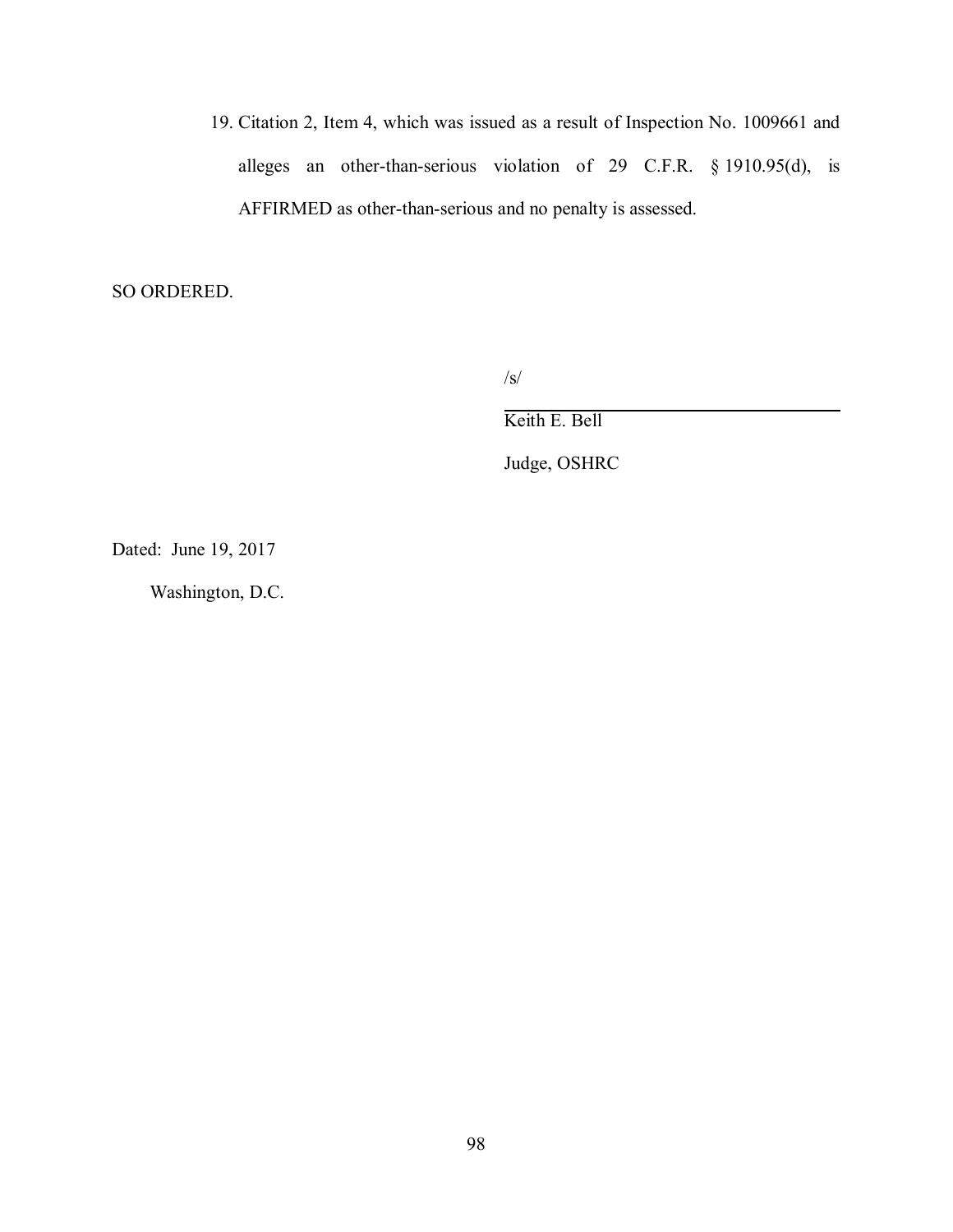19. Citation 2, Item 4, which was issued as a result of Inspection No. 1009661 and alleges an other-than-serious violation of 29 C.F.R. § 1910.95(d), is AFFIRMED as other-than-serious and no penalty is assessed.

SO ORDERED.

/s/

Keith E. Bell

Judge, OSHRC

Dated: June 19, 2017

Washington, D.C.